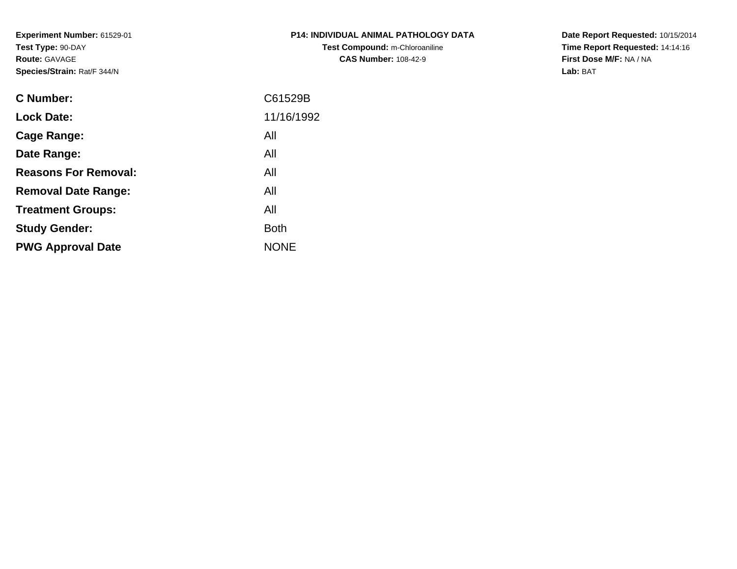**Experiment Number:** 61529-01
**Test Type:** 90-DAY
**Route:** GAVAGE
**Species/Strain:** Rat/F 344/N

**P14: INDIVIDUAL ANIMAL PATHOLOGY DATA**
**Test Compound:** m-Chloroaniline
**CAS Number:** 108-42-9

**Date Report Requested:** 10/15/2014
**Time Report Requested:** 14:14:16
**First Dose M/F:** NA / NA
**Lab:** BAT

| | |
|---|---|
| **C Number:** | C61529B |
| **Lock Date:** | 11/16/1992 |
| **Cage Range:** | All |
| **Date Range:** | All |
| **Reasons For Removal:** | All |
| **Removal Date Range:** | All |
| **Treatment Groups:** | All |
| **Study Gender:** | Both |
| **PWG Approval Date** | NONE |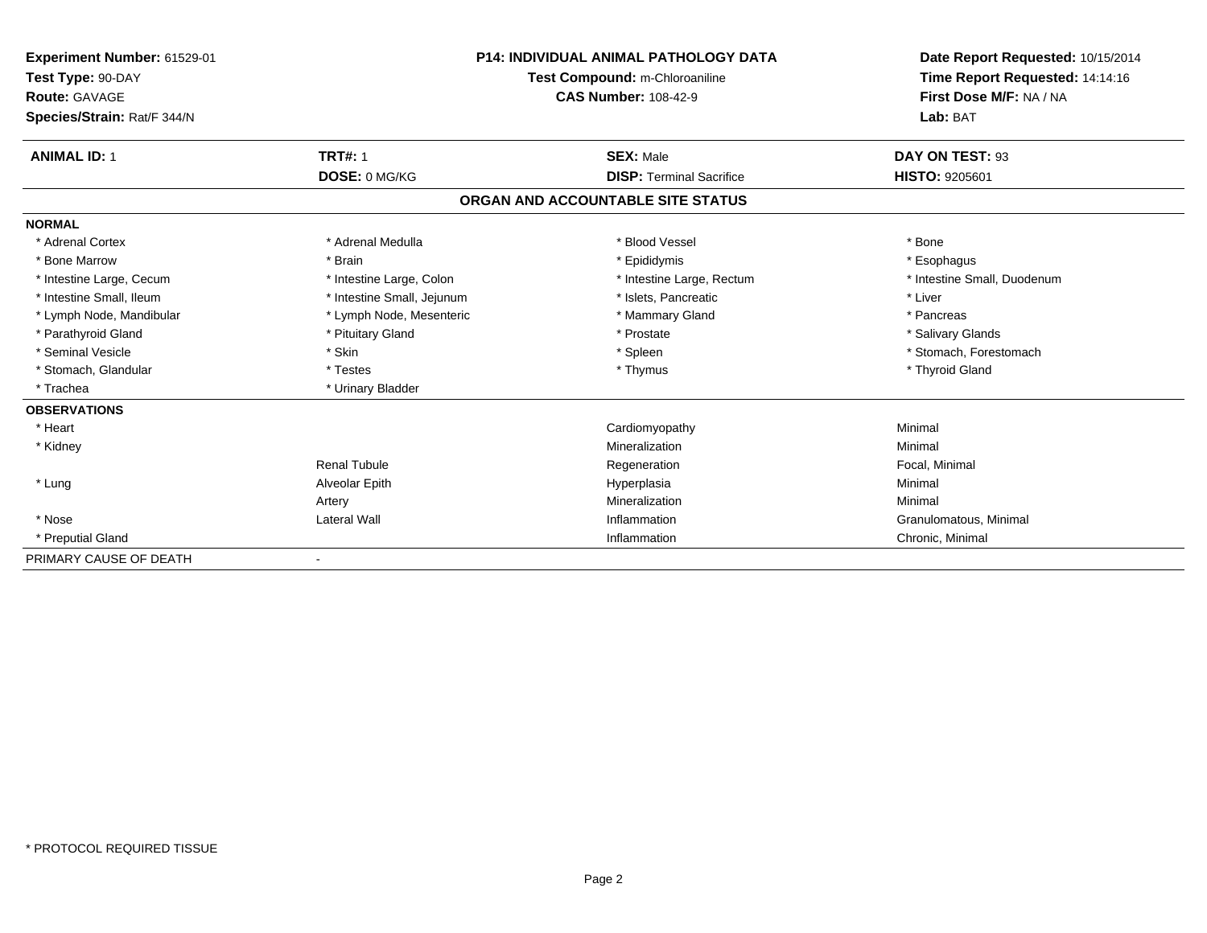**Experiment Number:** 61529-01
**Test Type:** 90-DAY
**Route:** GAVAGE
**Species/Strain:** Rat/F 344/N

**P14: INDIVIDUAL ANIMAL PATHOLOGY DATA**
**Test Compound:** m-Chloroaniline
**CAS Number:** 108-42-9

**Date Report Requested:** 10/15/2014
**Time Report Requested:** 14:14:16
**First Dose M/F:** NA / NA
**Lab:** BAT

| **ANIMAL ID:** 1 | **TRT#:** 1 | **SEX:** Male | **DAY ON TEST:** 93 |
|---|---|---|---|
| | **DOSE:** 0 MG/KG | **DISP:** Terminal Sacrifice | **HISTO:** 9205601 |

## ORGAN AND ACCOUNTABLE SITE STATUS

**NORMAL**

| | | | |
|---|---|---|---|
| * Adrenal Cortex | * Adrenal Medulla | * Blood Vessel | * Bone |
| * Bone Marrow | * Brain | * Epididymis | * Esophagus |
| * Intestine Large, Cecum | * Intestine Large, Colon | * Intestine Large, Rectum | * Intestine Small, Duodenum |
| * Intestine Small, Ileum | * Intestine Small, Jejunum | * Islets, Pancreatic | * Liver |
| * Lymph Node, Mandibular | * Lymph Node, Mesenteric | * Mammary Gland | * Pancreas |
| * Parathyroid Gland | * Pituitary Gland | * Prostate | * Salivary Glands |
| * Seminal Vesicle | * Skin | * Spleen | * Stomach, Forestomach |
| * Stomach, Glandular | * Testes | * Thymus | * Thyroid Gland |
| * Trachea | * Urinary Bladder | | |

**OBSERVATIONS**

| | | | |
|---|---|---|---|
| * Heart | | Cardiomyopathy | Minimal |
| * Kidney | | Mineralization | Minimal |
| | Renal Tubule | Regeneration | Focal, Minimal |
| * Lung | Alveolar Epith | Hyperplasia | Minimal |
| | Artery | Mineralization | Minimal |
| * Nose | Lateral Wall | Inflammation | Granulomatous, Minimal |
| * Preputial Gland | | Inflammation | Chronic, Minimal |

PRIMARY CAUSE OF DEATH -

* PROTOCOL REQUIRED TISSUE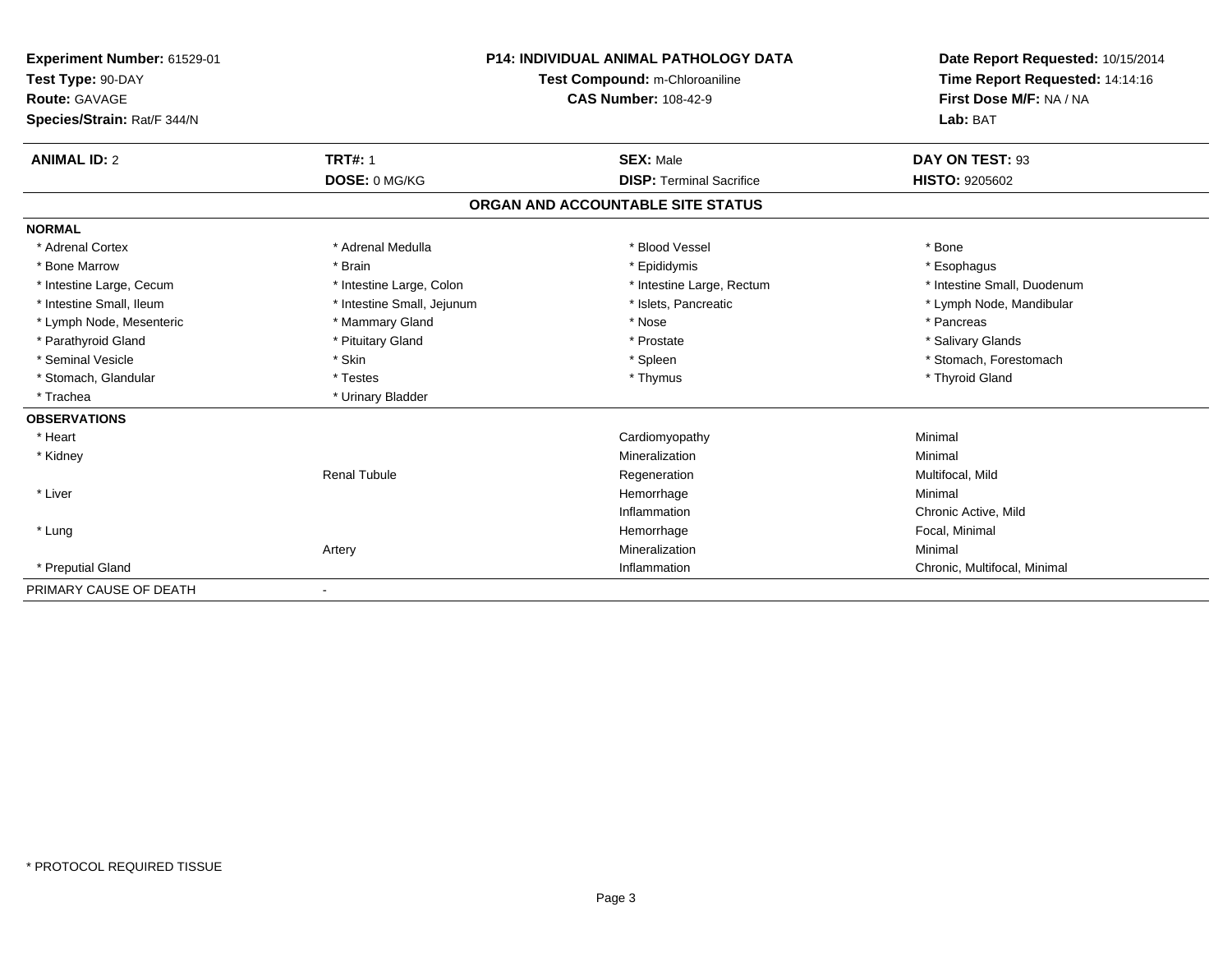**Experiment Number:** 61529-01
**Test Type:** 90-DAY
**Route:** GAVAGE
**Species/Strain:** Rat/F 344/N

**P14: INDIVIDUAL ANIMAL PATHOLOGY DATA**
**Test Compound:** m-Chloroaniline
**CAS Number:** 108-42-9

**Date Report Requested:** 10/15/2014
**Time Report Requested:** 14:14:16
**First Dose M/F:** NA / NA
**Lab:** BAT

| **ANIMAL ID:** 2 | **TRT#:** 1 | **SEX:** Male | **DAY ON TEST:** 93 |
|---|---|---|---|
| | **DOSE:** 0 MG/KG | **DISP:** Terminal Sacrifice | **HISTO:** 9205602 |

## ORGAN AND ACCOUNTABLE SITE STATUS

**NORMAL**

| | | | |
|---|---|---|---|
| * Adrenal Cortex | * Adrenal Medulla | * Blood Vessel | * Bone |
| * Bone Marrow | * Brain | * Epididymis | * Esophagus |
| * Intestine Large, Cecum | * Intestine Large, Colon | * Intestine Large, Rectum | * Intestine Small, Duodenum |
| * Intestine Small, Ileum | * Intestine Small, Jejunum | * Islets, Pancreatic | * Lymph Node, Mandibular |
| * Lymph Node, Mesenteric | * Mammary Gland | * Nose | * Pancreas |
| * Parathyroid Gland | * Pituitary Gland | * Prostate | * Salivary Glands |
| * Seminal Vesicle | * Skin | * Spleen | * Stomach, Forestomach |
| * Stomach, Glandular | * Testes | * Thymus | * Thyroid Gland |
| * Trachea | * Urinary Bladder | | |

**OBSERVATIONS**

| | | | |
|---|---|---|---|
| * Heart | | Cardiomyopathy | Minimal |
| * Kidney | | Mineralization | Minimal |
| | Renal Tubule | Regeneration | Multifocal, Mild |
| * Liver | | Hemorrhage | Minimal |
| | | Inflammation | Chronic Active, Mild |
| * Lung | | Hemorrhage | Focal, Minimal |
| | Artery | Mineralization | Minimal |
| * Preputial Gland | | Inflammation | Chronic, Multifocal, Minimal |

PRIMARY CAUSE OF DEATH -

* PROTOCOL REQUIRED TISSUE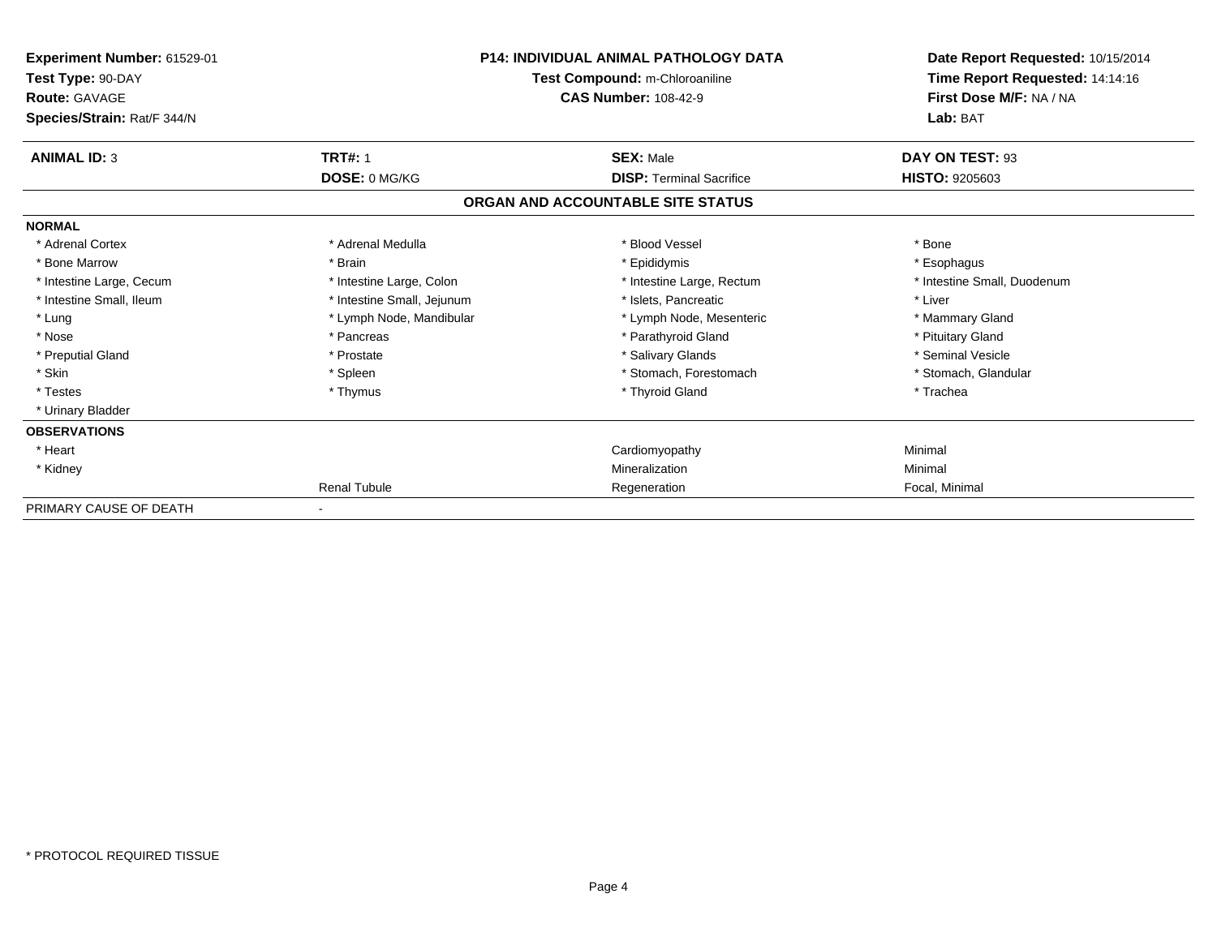**Experiment Number:** 61529-01
**Test Type:** 90-DAY
**Route:** GAVAGE
**Species/Strain:** Rat/F 344/N

**P14: INDIVIDUAL ANIMAL PATHOLOGY DATA**
**Test Compound:** m-Chloroaniline
**CAS Number:** 108-42-9

**Date Report Requested:** 10/15/2014
**Time Report Requested:** 14:14:16
**First Dose M/F:** NA / NA
**Lab:** BAT

| **ANIMAL ID:** 3 | **TRT#:** 1 | **SEX:** Male | **DAY ON TEST:** 93 |
|---|---|---|---|
| | **DOSE:** 0 MG/KG | **DISP:** Terminal Sacrifice | **HISTO:** 9205603 |

## ORGAN AND ACCOUNTABLE SITE STATUS

| | | | |
|---|---|---|---|
| **NORMAL** | | | |
| * Adrenal Cortex | * Adrenal Medulla | * Blood Vessel | * Bone |
| * Bone Marrow | * Brain | * Epididymis | * Esophagus |
| * Intestine Large, Cecum | * Intestine Large, Colon | * Intestine Large, Rectum | * Intestine Small, Duodenum |
| * Intestine Small, Ileum | * Intestine Small, Jejunum | * Islets, Pancreatic | * Liver |
| * Lung | * Lymph Node, Mandibular | * Lymph Node, Mesenteric | * Mammary Gland |
| * Nose | * Pancreas | * Parathyroid Gland | * Pituitary Gland |
| * Preputial Gland | * Prostate | * Salivary Glands | * Seminal Vesicle |
| * Skin | * Spleen | * Stomach, Forestomach | * Stomach, Glandular |
| * Testes | * Thymus | * Thyroid Gland | * Trachea |
| * Urinary Bladder | | | |
| **OBSERVATIONS** | | | |
| * Heart | | Cardiomyopathy | Minimal |
| * Kidney | | Mineralization | Minimal |
| | Renal Tubule | Regeneration | Focal, Minimal |
| PRIMARY CAUSE OF DEATH | - | | |

* PROTOCOL REQUIRED TISSUE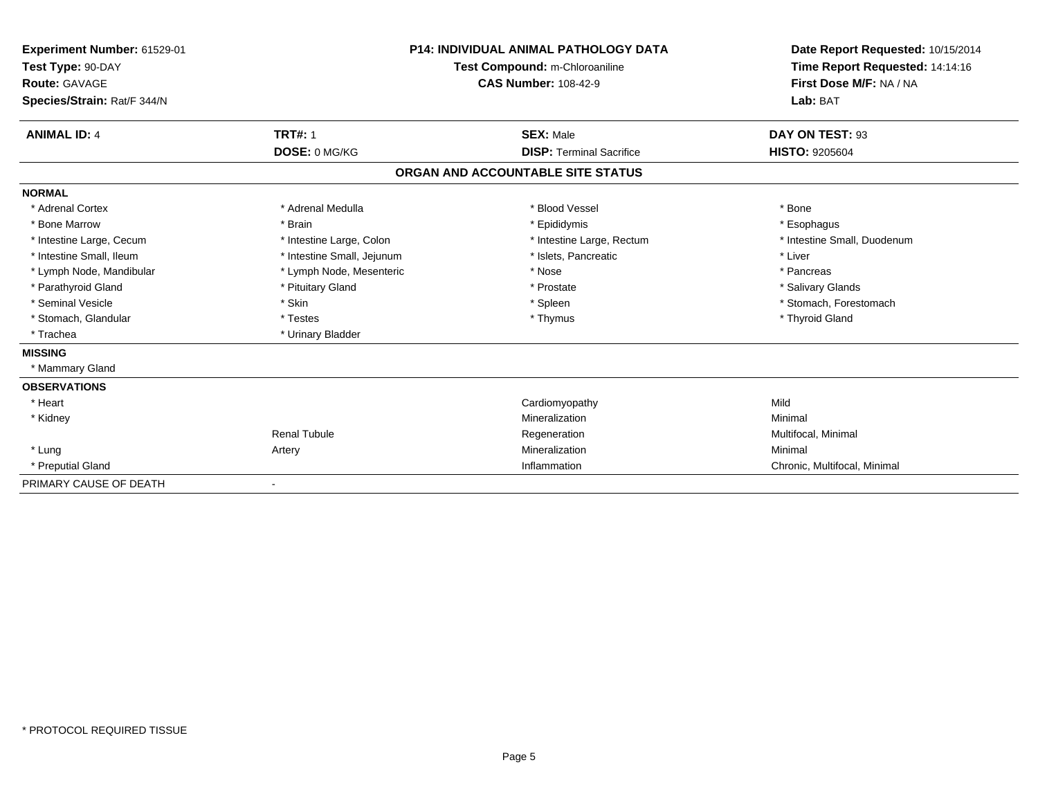**Experiment Number:** 61529-01
**Test Type:** 90-DAY
**Route:** GAVAGE
**Species/Strain:** Rat/F 344/N

**P14: INDIVIDUAL ANIMAL PATHOLOGY DATA**
**Test Compound:** m-Chloroaniline
**CAS Number:** 108-42-9

**Date Report Requested:** 10/15/2014
**Time Report Requested:** 14:14:16
**First Dose M/F:** NA / NA
**Lab:** BAT

| **ANIMAL ID:** 4 | **TRT#:** 1 | **SEX:** Male | **DAY ON TEST:** 93 |
|---|---|---|---|
| | **DOSE:** 0 MG/KG | **DISP:** Terminal Sacrifice | **HISTO:** 9205604 |

## ORGAN AND ACCOUNTABLE SITE STATUS

| | | | |
|---|---|---|---|
| **NORMAL** | | | |
| * Adrenal Cortex | * Adrenal Medulla | * Blood Vessel | * Bone |
| * Bone Marrow | * Brain | * Epididymis | * Esophagus |
| * Intestine Large, Cecum | * Intestine Large, Colon | * Intestine Large, Rectum | * Intestine Small, Duodenum |
| * Intestine Small, Ileum | * Intestine Small, Jejunum | * Islets, Pancreatic | * Liver |
| * Lymph Node, Mandibular | * Lymph Node, Mesenteric | * Nose | * Pancreas |
| * Parathyroid Gland | * Pituitary Gland | * Prostate | * Salivary Glands |
| * Seminal Vesicle | * Skin | * Spleen | * Stomach, Forestomach |
| * Stomach, Glandular | * Testes | * Thymus | * Thyroid Gland |
| * Trachea | * Urinary Bladder | | |
| **MISSING** | | | |
| * Mammary Gland | | | |
| **OBSERVATIONS** | | | |
| * Heart | | Cardiomyopathy | Mild |
| * Kidney | | Mineralization | Minimal |
| | Renal Tubule | Regeneration | Multifocal, Minimal |
| * Lung | Artery | Mineralization | Minimal |
| * Preputial Gland | | Inflammation | Chronic, Multifocal, Minimal |
| PRIMARY CAUSE OF DEATH | - | | |

\* PROTOCOL REQUIRED TISSUE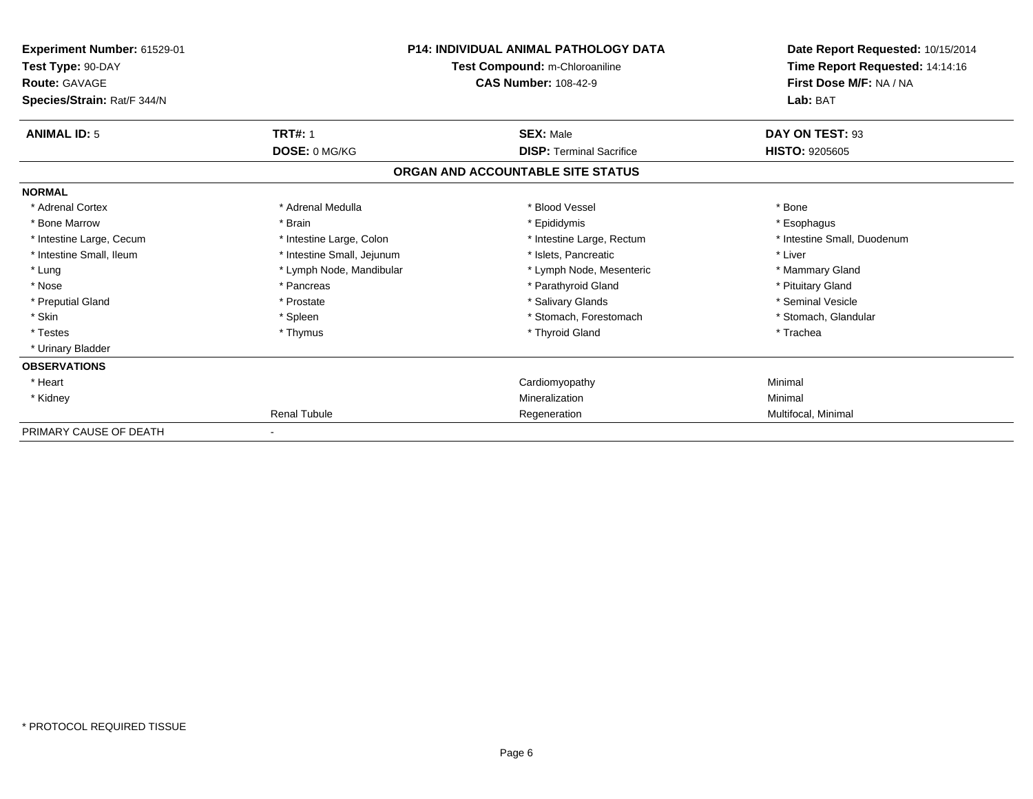**Experiment Number:** 61529-01
**Test Type:** 90-DAY
**Route:** GAVAGE
**Species/Strain:** Rat/F 344/N

**P14: INDIVIDUAL ANIMAL PATHOLOGY DATA**
**Test Compound:** m-Chloroaniline
**CAS Number:** 108-42-9

**Date Report Requested:** 10/15/2014
**Time Report Requested:** 14:14:16
**First Dose M/F:** NA / NA
**Lab:** BAT

| **ANIMAL ID:** 5 | **TRT#:** 1 | **SEX:** Male | **DAY ON TEST:** 93 |
|---|---|---|---|
| | **DOSE:** 0 MG/KG | **DISP:** Terminal Sacrifice | **HISTO:** 9205605 |

## ORGAN AND ACCOUNTABLE SITE STATUS

| | | | |
|---|---|---|---|
| **NORMAL** | | | |
| * Adrenal Cortex | * Adrenal Medulla | * Blood Vessel | * Bone |
| * Bone Marrow | * Brain | * Epididymis | * Esophagus |
| * Intestine Large, Cecum | * Intestine Large, Colon | * Intestine Large, Rectum | * Intestine Small, Duodenum |
| * Intestine Small, Ileum | * Intestine Small, Jejunum | * Islets, Pancreatic | * Liver |
| * Lung | * Lymph Node, Mandibular | * Lymph Node, Mesenteric | * Mammary Gland |
| * Nose | * Pancreas | * Parathyroid Gland | * Pituitary Gland |
| * Preputial Gland | * Prostate | * Salivary Glands | * Seminal Vesicle |
| * Skin | * Spleen | * Stomach, Forestomach | * Stomach, Glandular |
| * Testes | * Thymus | * Thyroid Gland | * Trachea |
| * Urinary Bladder | | | |
| **OBSERVATIONS** | | | |
| * Heart | | Cardiomyopathy | Minimal |
| * Kidney | | Mineralization | Minimal |
| | Renal Tubule | Regeneration | Multifocal, Minimal |
| PRIMARY CAUSE OF DEATH | - | | |

* PROTOCOL REQUIRED TISSUE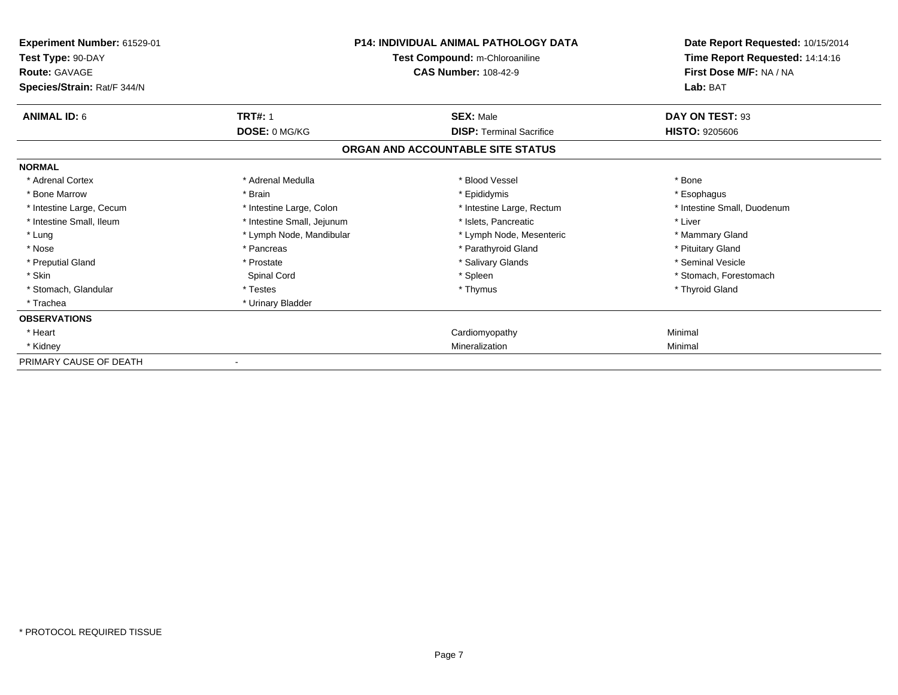**Experiment Number:** 61529-01
**Test Type:** 90-DAY
**Route:** GAVAGE
**Species/Strain:** Rat/F 344/N

**P14: INDIVIDUAL ANIMAL PATHOLOGY DATA**
**Test Compound:** m-Chloroaniline
**CAS Number:** 108-42-9

**Date Report Requested:** 10/15/2014
**Time Report Requested:** 14:14:16
**First Dose M/F:** NA / NA
**Lab:** BAT

| **ANIMAL ID:** 6 | **TRT#:** 1 | **SEX:** Male | **DAY ON TEST:** 93 |
|---|---|---|---|
| | **DOSE:** 0 MG/KG | **DISP:** Terminal Sacrifice | **HISTO:** 9205606 |

## ORGAN AND ACCOUNTABLE SITE STATUS

**NORMAL**

| | | | |
|---|---|---|---|
| * Adrenal Cortex | * Adrenal Medulla | * Blood Vessel | * Bone |
| * Bone Marrow | * Brain | * Epididymis | * Esophagus |
| * Intestine Large, Cecum | * Intestine Large, Colon | * Intestine Large, Rectum | * Intestine Small, Duodenum |
| * Intestine Small, Ileum | * Intestine Small, Jejunum | * Islets, Pancreatic | * Liver |
| * Lung | * Lymph Node, Mandibular | * Lymph Node, Mesenteric | * Mammary Gland |
| * Nose | * Pancreas | * Parathyroid Gland | * Pituitary Gland |
| * Preputial Gland | * Prostate | * Salivary Glands | * Seminal Vesicle |
| * Skin | Spinal Cord | * Spleen | * Stomach, Forestomach |
| * Stomach, Glandular | * Testes | * Thymus | * Thyroid Gland |
| * Trachea | * Urinary Bladder | | |

**OBSERVATIONS**

| | | | |
|---|---|---|---|
| * Heart | | Cardiomyopathy | Minimal |
| * Kidney | | Mineralization | Minimal |

PRIMARY CAUSE OF DEATH -

* PROTOCOL REQUIRED TISSUE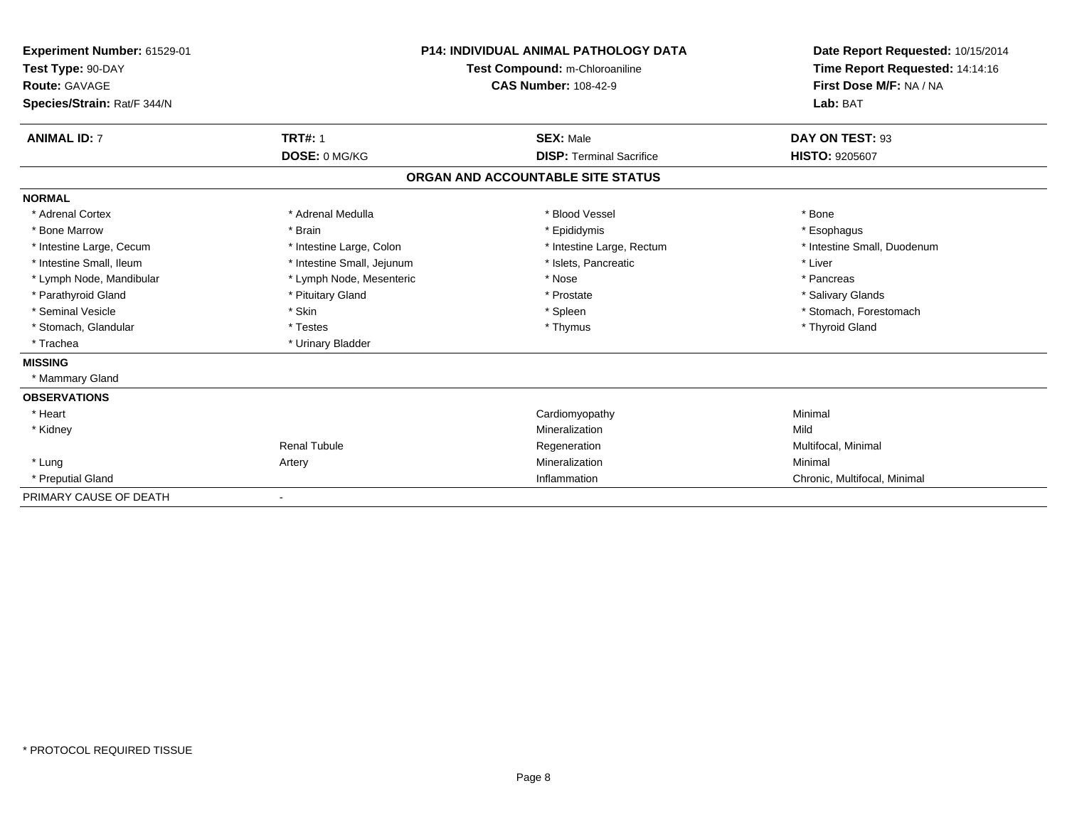**Experiment Number:** 61529-01
**Test Type:** 90-DAY
**Route:** GAVAGE
**Species/Strain:** Rat/F 344/N

**P14: INDIVIDUAL ANIMAL PATHOLOGY DATA**
**Test Compound:** m-Chloroaniline
**CAS Number:** 108-42-9

**Date Report Requested:** 10/15/2014
**Time Report Requested:** 14:14:16
**First Dose M/F:** NA / NA
**Lab:** BAT

| **ANIMAL ID:** 7 | **TRT#:** 1 | **SEX:** Male | **DAY ON TEST:** 93 |
|---|---|---|---|
| | **DOSE:** 0 MG/KG | **DISP:** Terminal Sacrifice | **HISTO:** 9205607 |

## ORGAN AND ACCOUNTABLE SITE STATUS

**NORMAL**

| | | | |
|---|---|---|---|
| * Adrenal Cortex | * Adrenal Medulla | * Blood Vessel | * Bone |
| * Bone Marrow | * Brain | * Epididymis | * Esophagus |
| * Intestine Large, Cecum | * Intestine Large, Colon | * Intestine Large, Rectum | * Intestine Small, Duodenum |
| * Intestine Small, Ileum | * Intestine Small, Jejunum | * Islets, Pancreatic | * Liver |
| * Lymph Node, Mandibular | * Lymph Node, Mesenteric | * Nose | * Pancreas |
| * Parathyroid Gland | * Pituitary Gland | * Prostate | * Salivary Glands |
| * Seminal Vesicle | * Skin | * Spleen | * Stomach, Forestomach |
| * Stomach, Glandular | * Testes | * Thymus | * Thyroid Gland |
| * Trachea | * Urinary Bladder | | |

**MISSING**

* Mammary Gland

**OBSERVATIONS**

| | | | |
|---|---|---|---|
| * Heart | | Cardiomyopathy | Minimal |
| * Kidney | | Mineralization | Mild |
| | Renal Tubule | Regeneration | Multifocal, Minimal |
| * Lung | Artery | Mineralization | Minimal |
| * Preputial Gland | | Inflammation | Chronic, Multifocal, Minimal |

PRIMARY CAUSE OF DEATH -

* PROTOCOL REQUIRED TISSUE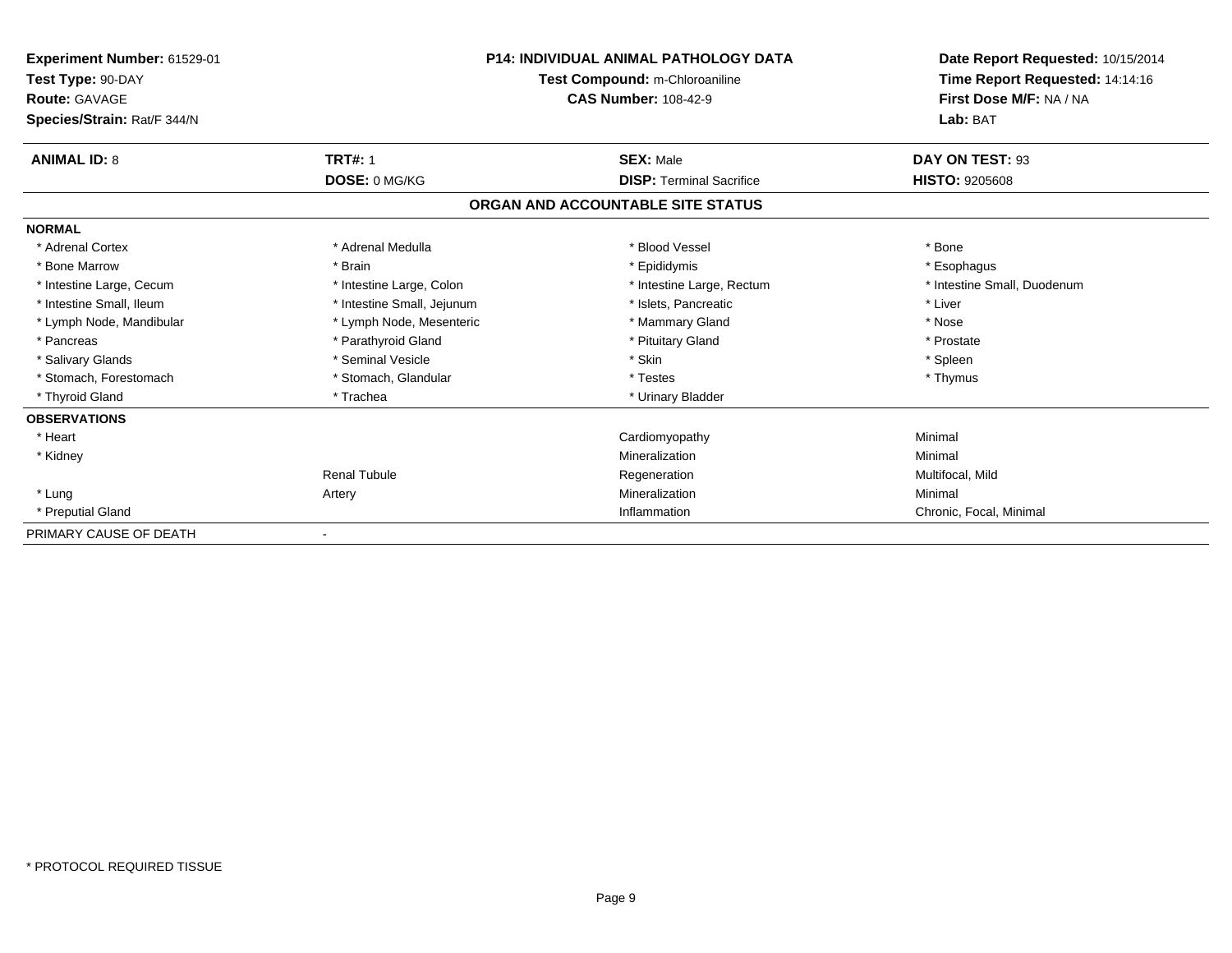**Experiment Number:** 61529-01
**Test Type:** 90-DAY
**Route:** GAVAGE
**Species/Strain:** Rat/F 344/N

**P14: INDIVIDUAL ANIMAL PATHOLOGY DATA**
**Test Compound:** m-Chloroaniline
**CAS Number:** 108-42-9

**Date Report Requested:** 10/15/2014
**Time Report Requested:** 14:14:16
**First Dose M/F:** NA / NA
**Lab:** BAT

| **ANIMAL ID:** 8 | **TRT#:** 1 | **SEX:** Male | **DAY ON TEST:** 93 |
|---|---|---|---|
| | **DOSE:** 0 MG/KG | **DISP:** Terminal Sacrifice | **HISTO:** 9205608 |

## ORGAN AND ACCOUNTABLE SITE STATUS

**NORMAL**

| | | | |
|---|---|---|---|
| * Adrenal Cortex | * Adrenal Medulla | * Blood Vessel | * Bone |
| * Bone Marrow | * Brain | * Epididymis | * Esophagus |
| * Intestine Large, Cecum | * Intestine Large, Colon | * Intestine Large, Rectum | * Intestine Small, Duodenum |
| * Intestine Small, Ileum | * Intestine Small, Jejunum | * Islets, Pancreatic | * Liver |
| * Lymph Node, Mandibular | * Lymph Node, Mesenteric | * Mammary Gland | * Nose |
| * Pancreas | * Parathyroid Gland | * Pituitary Gland | * Prostate |
| * Salivary Glands | * Seminal Vesicle | * Skin | * Spleen |
| * Stomach, Forestomach | * Stomach, Glandular | * Testes | * Thymus |
| * Thyroid Gland | * Trachea | * Urinary Bladder | |

**OBSERVATIONS**

| | | | |
|---|---|---|---|
| * Heart | | Cardiomyopathy | Minimal |
| * Kidney | | Mineralization | Minimal |
| | Renal Tubule | Regeneration | Multifocal, Mild |
| * Lung | Artery | Mineralization | Minimal |
| * Preputial Gland | | Inflammation | Chronic, Focal, Minimal |

PRIMARY CAUSE OF DEATH -

* PROTOCOL REQUIRED TISSUE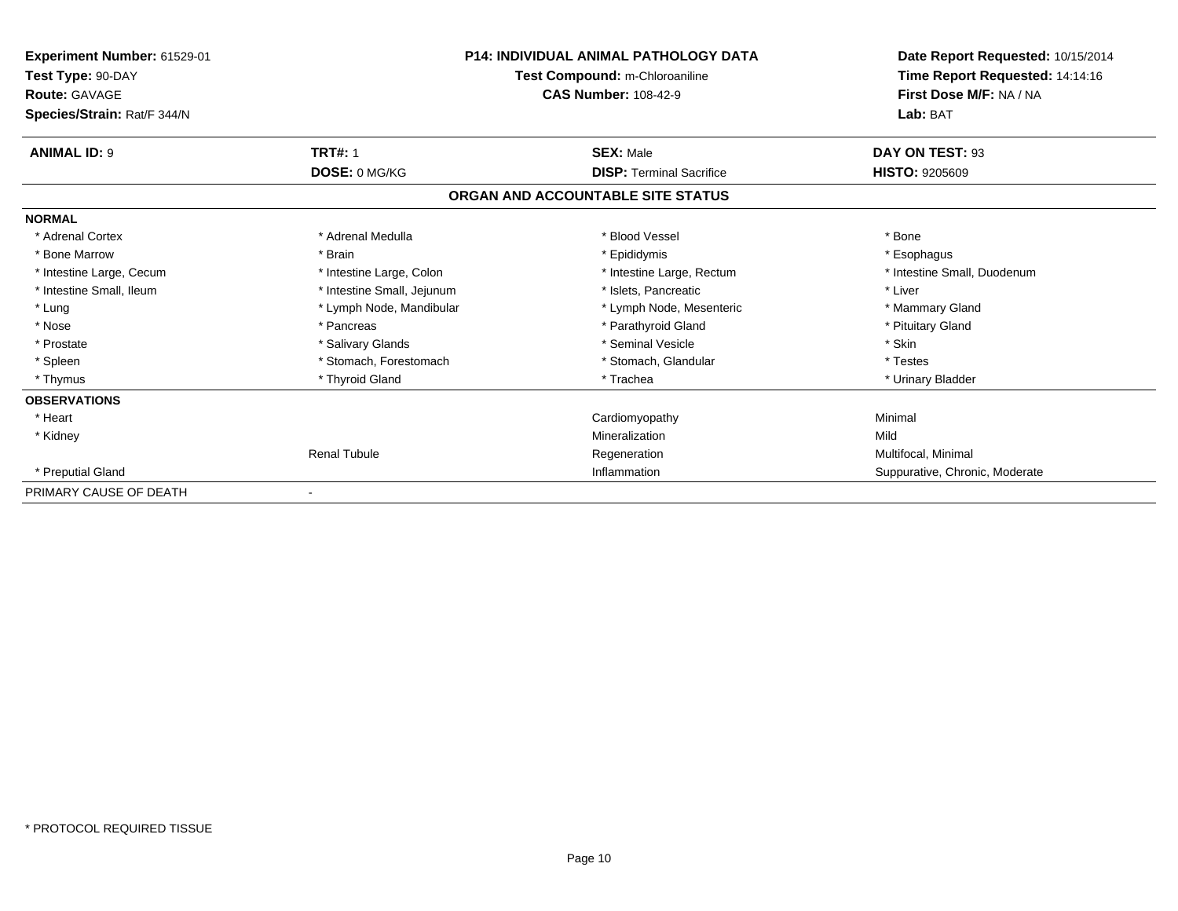**Experiment Number:** 61529-01
**Test Type:** 90-DAY
**Route:** GAVAGE
**Species/Strain:** Rat/F 344/N

**P14: INDIVIDUAL ANIMAL PATHOLOGY DATA**
**Test Compound:** m-Chloroaniline
**CAS Number:** 108-42-9

**Date Report Requested:** 10/15/2014
**Time Report Requested:** 14:14:16
**First Dose M/F:** NA / NA
**Lab:** BAT

| **ANIMAL ID:** 9 | **TRT#:** 1 | **SEX:** Male | **DAY ON TEST:** 93 |
|---|---|---|---|
| | **DOSE:** 0 MG/KG | **DISP:** Terminal Sacrifice | **HISTO:** 9205609 |

## ORGAN AND ACCOUNTABLE SITE STATUS

**NORMAL**

| | | | |
|---|---|---|---|
| * Adrenal Cortex | * Adrenal Medulla | * Blood Vessel | * Bone |
| * Bone Marrow | * Brain | * Epididymis | * Esophagus |
| * Intestine Large, Cecum | * Intestine Large, Colon | * Intestine Large, Rectum | * Intestine Small, Duodenum |
| * Intestine Small, Ileum | * Intestine Small, Jejunum | * Islets, Pancreatic | * Liver |
| * Lung | * Lymph Node, Mandibular | * Lymph Node, Mesenteric | * Mammary Gland |
| * Nose | * Pancreas | * Parathyroid Gland | * Pituitary Gland |
| * Prostate | * Salivary Glands | * Seminal Vesicle | * Skin |
| * Spleen | * Stomach, Forestomach | * Stomach, Glandular | * Testes |
| * Thymus | * Thyroid Gland | * Trachea | * Urinary Bladder |

**OBSERVATIONS**

| | | | |
|---|---|---|---|
| * Heart | | Cardiomyopathy | Minimal |
| * Kidney | | Mineralization | Mild |
| | Renal Tubule | Regeneration | Multifocal, Minimal |
| * Preputial Gland | | Inflammation | Suppurative, Chronic, Moderate |

PRIMARY CAUSE OF DEATH -

* PROTOCOL REQUIRED TISSUE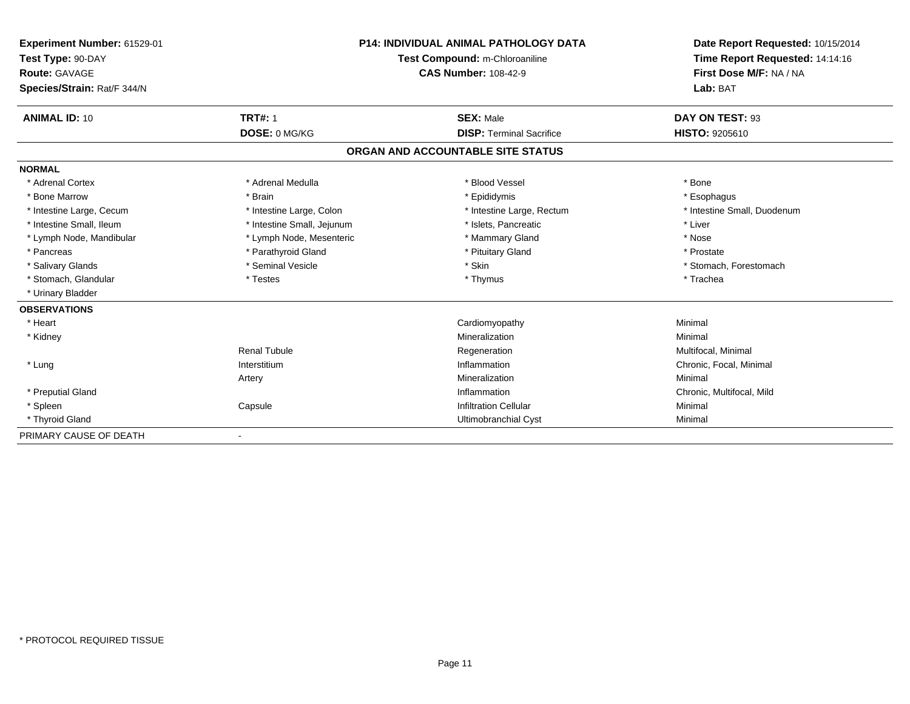**Experiment Number:** 61529-01
**Test Type:** 90-DAY
**Route:** GAVAGE
**Species/Strain:** Rat/F 344/N

**P14: INDIVIDUAL ANIMAL PATHOLOGY DATA**
**Test Compound:** m-Chloroaniline
**CAS Number:** 108-42-9

**Date Report Requested:** 10/15/2014
**Time Report Requested:** 14:14:16
**First Dose M/F:** NA / NA
**Lab:** BAT

| **ANIMAL ID:** 10 | **TRT#:** 1 | **SEX:** Male | **DAY ON TEST:** 93 |
|---|---|---|---|
| | **DOSE:** 0 MG/KG | **DISP:** Terminal Sacrifice | **HISTO:** 9205610 |

## ORGAN AND ACCOUNTABLE SITE STATUS

**NORMAL**

| | | | |
|---|---|---|---|
| * Adrenal Cortex | * Adrenal Medulla | * Blood Vessel | * Bone |
| * Bone Marrow | * Brain | * Epididymis | * Esophagus |
| * Intestine Large, Cecum | * Intestine Large, Colon | * Intestine Large, Rectum | * Intestine Small, Duodenum |
| * Intestine Small, Ileum | * Intestine Small, Jejunum | * Islets, Pancreatic | * Liver |
| * Lymph Node, Mandibular | * Lymph Node, Mesenteric | * Mammary Gland | * Nose |
| * Pancreas | * Parathyroid Gland | * Pituitary Gland | * Prostate |
| * Salivary Glands | * Seminal Vesicle | * Skin | * Stomach, Forestomach |
| * Stomach, Glandular | * Testes | * Thymus | * Trachea |
| * Urinary Bladder | | | |

**OBSERVATIONS**

| | | | |
|---|---|---|---|
| * Heart | | Cardiomyopathy | Minimal |
| * Kidney | | Mineralization | Minimal |
| | Renal Tubule | Regeneration | Multifocal, Minimal |
| * Lung | Interstitium | Inflammation | Chronic, Focal, Minimal |
| | Artery | Mineralization | Minimal |
| * Preputial Gland | | Inflammation | Chronic, Multifocal, Mild |
| * Spleen | Capsule | Infiltration Cellular | Minimal |
| * Thyroid Gland | | Ultimobranchial Cyst | Minimal |

PRIMARY CAUSE OF DEATH -

\* PROTOCOL REQUIRED TISSUE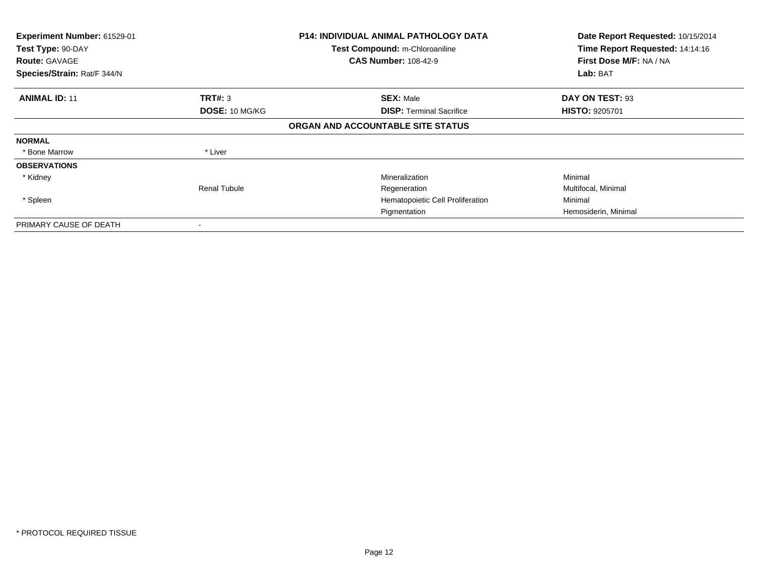**Experiment Number:** 61529-01
**Test Type:** 90-DAY
**Route:** GAVAGE
**Species/Strain:** Rat/F 344/N

**P14: INDIVIDUAL ANIMAL PATHOLOGY DATA**
**Test Compound:** m-Chloroaniline
**CAS Number:** 108-42-9

**Date Report Requested:** 10/15/2014
**Time Report Requested:** 14:14:16
**First Dose M/F:** NA / NA
**Lab:** BAT

| **ANIMAL ID:** 11 | **TRT#:** 3 | **SEX:** Male | **DAY ON TEST:** 93 |
|---|---|---|---|
| | **DOSE:** 10 MG/KG | **DISP:** Terminal Sacrifice | **HISTO:** 9205701 |

**ORGAN AND ACCOUNTABLE SITE STATUS**

| | | | |
|---|---|---|---|
| **NORMAL** | | | |
| * Bone Marrow | * Liver | | |
| **OBSERVATIONS** | | | |
| * Kidney | | Mineralization | Minimal |
| | Renal Tubule | Regeneration | Multifocal, Minimal |
| * Spleen | | Hematopoietic Cell Proliferation | Minimal |
| | | Pigmentation | Hemosiderin, Minimal |
| PRIMARY CAUSE OF DEATH | - | | |

* PROTOCOL REQUIRED TISSUE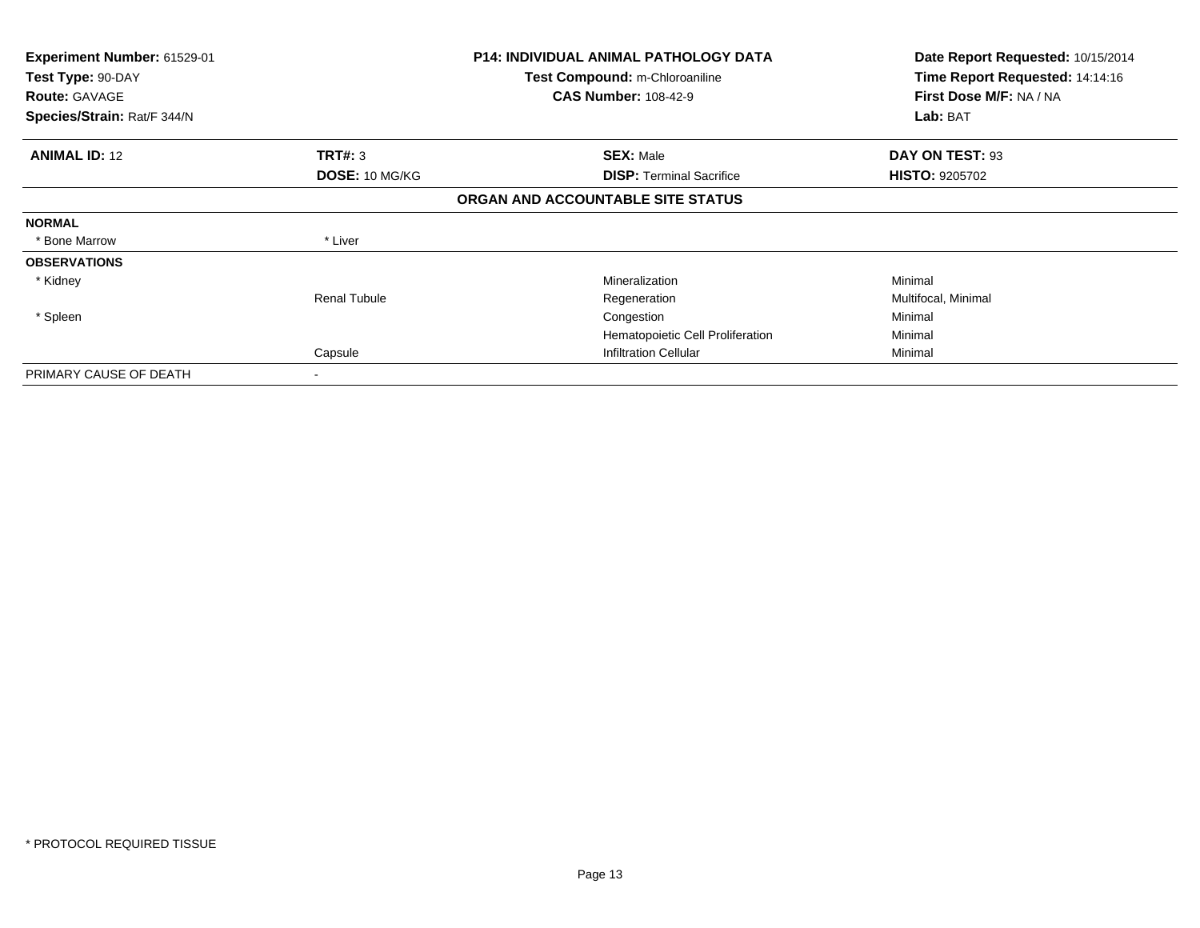**Experiment Number:** 61529-01
**Test Type:** 90-DAY
**Route:** GAVAGE
**Species/Strain:** Rat/F 344/N

**P14: INDIVIDUAL ANIMAL PATHOLOGY DATA**
**Test Compound:** m-Chloroaniline
**CAS Number:** 108-42-9

**Date Report Requested:** 10/15/2014
**Time Report Requested:** 14:14:16
**First Dose M/F:** NA / NA
**Lab:** BAT

| **ANIMAL ID:** 12 | **TRT#:** 3 | **SEX:** Male | **DAY ON TEST:** 93 |
|---|---|---|---|
| | **DOSE:** 10 MG/KG | **DISP:** Terminal Sacrifice | **HISTO:** 9205702 |

**ORGAN AND ACCOUNTABLE SITE STATUS**

| | | | |
|---|---|---|---|
| **NORMAL** | | | |
| * Bone Marrow | * Liver | | |
| **OBSERVATIONS** | | | |
| * Kidney | | Mineralization | Minimal |
| | Renal Tubule | Regeneration | Multifocal, Minimal |
| * Spleen | | Congestion | Minimal |
| | | Hematopoietic Cell Proliferation | Minimal |
| | Capsule | Infiltration Cellular | Minimal |
| PRIMARY CAUSE OF DEATH | - | | |

* PROTOCOL REQUIRED TISSUE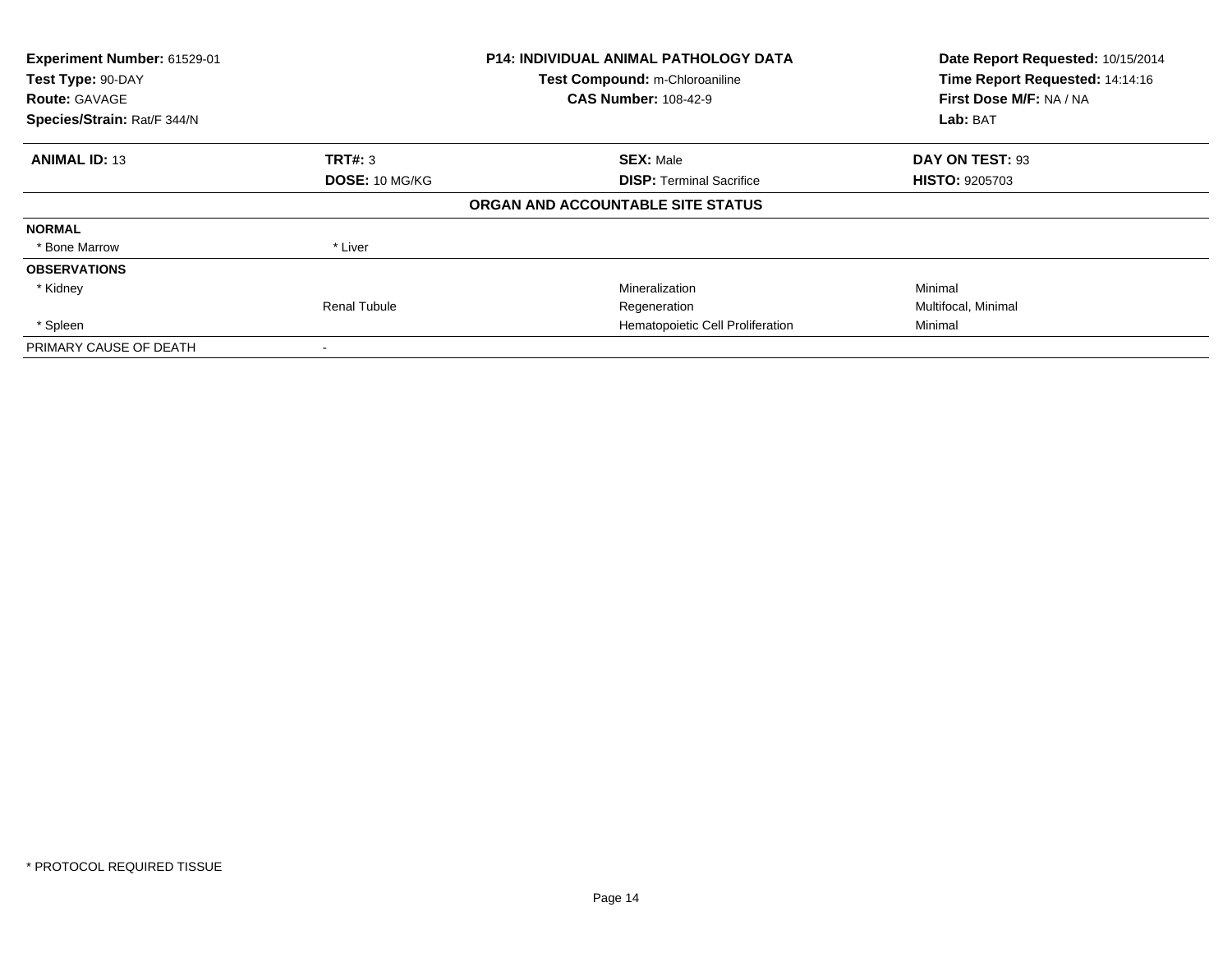| Experiment Number: 61529-01 | P14: INDIVIDUAL ANIMAL PATHOLOGY DATA | Date Report Requested: 10/15/2014 |
|---|---|---|
| Test Type: 90-DAY | Test Compound: m-Chloroaniline | Time Report Requested: 14:14:16 |
| Route: GAVAGE | CAS Number: 108-42-9 | First Dose M/F: NA / NA |
| Species/Strain: Rat/F 344/N | | Lab: BAT |

| ANIMAL ID: 13 | TRT#: 3 | SEX: Male | DAY ON TEST: 93 |
|---|---|---|---|
| | DOSE: 10 MG/KG | DISP: Terminal Sacrifice | HISTO: 9205703 |

**ORGAN AND ACCOUNTABLE SITE STATUS**

| | | | |
|---|---|---|---|
| **NORMAL** | | | |
| * Bone Marrow | * Liver | | |
| **OBSERVATIONS** | | | |
| * Kidney | | Mineralization | Minimal |
| | Renal Tubule | Regeneration | Multifocal, Minimal |
| * Spleen | | Hematopoietic Cell Proliferation | Minimal |
| PRIMARY CAUSE OF DEATH | - | | |

* PROTOCOL REQUIRED TISSUE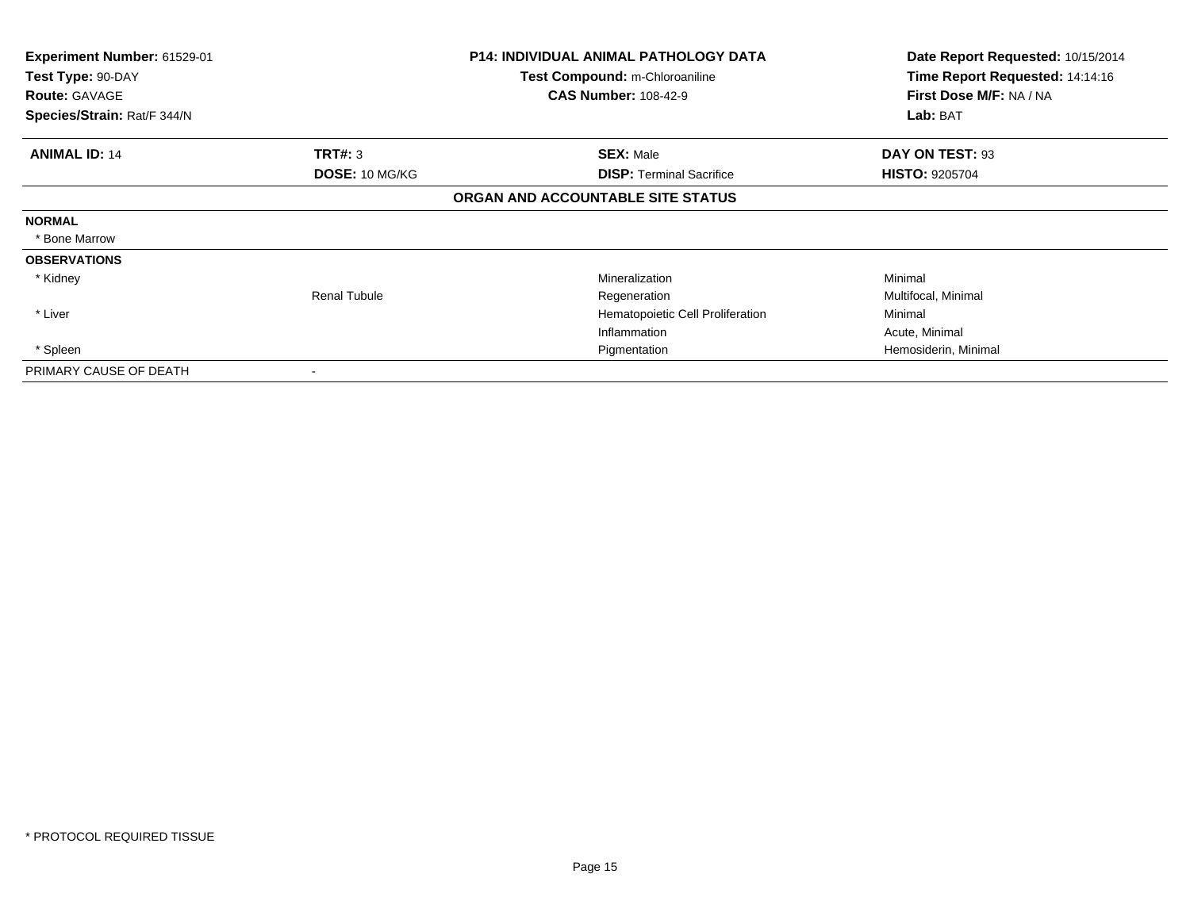**Experiment Number:** 61529-01
**Test Type:** 90-DAY
**Route:** GAVAGE
**Species/Strain:** Rat/F 344/N

**P14: INDIVIDUAL ANIMAL PATHOLOGY DATA**
**Test Compound:** m-Chloroaniline
**CAS Number:** 108-42-9

**Date Report Requested:** 10/15/2014
**Time Report Requested:** 14:14:16
**First Dose M/F:** NA / NA
**Lab:** BAT

| **ANIMAL ID:** 14 | **TRT#:** 3 | **SEX:** Male | **DAY ON TEST:** 93 |
|---|---|---|---|
| | **DOSE:** 10 MG/KG | **DISP:** Terminal Sacrifice | **HISTO:** 9205704 |

**ORGAN AND ACCOUNTABLE SITE STATUS**

| | | | |
|---|---|---|---|
| **NORMAL** | | | |
| * Bone Marrow | | | |
| **OBSERVATIONS** | | | |
| * Kidney | | Mineralization | Minimal |
| | Renal Tubule | Regeneration | Multifocal, Minimal |
| * Liver | | Hematopoietic Cell Proliferation | Minimal |
| | | Inflammation | Acute, Minimal |
| * Spleen | | Pigmentation | Hemosiderin, Minimal |
| PRIMARY CAUSE OF DEATH | - | | |

* PROTOCOL REQUIRED TISSUE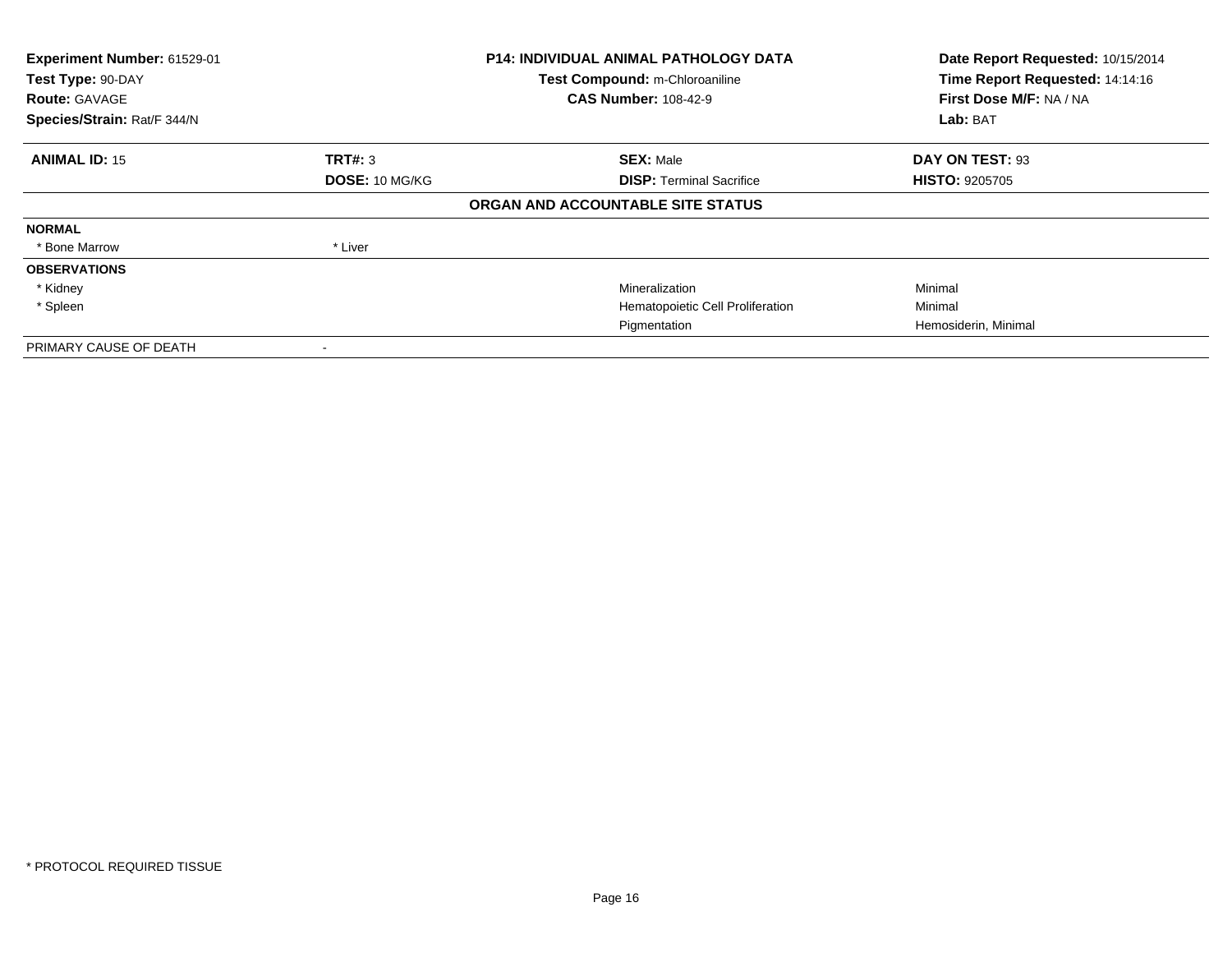**Experiment Number:** 61529-01
**Test Type:** 90-DAY
**Route:** GAVAGE
**Species/Strain:** Rat/F 344/N

**P14: INDIVIDUAL ANIMAL PATHOLOGY DATA**
**Test Compound:** m-Chloroaniline
**CAS Number:** 108-42-9

**Date Report Requested:** 10/15/2014
**Time Report Requested:** 14:14:16
**First Dose M/F:** NA / NA
**Lab:** BAT

| **ANIMAL ID:** 15 | **TRT#:** 3 | **SEX:** Male | **DAY ON TEST:** 93 |
|---|---|---|---|
| | **DOSE:** 10 MG/KG | **DISP:** Terminal Sacrifice | **HISTO:** 9205705 |

**ORGAN AND ACCOUNTABLE SITE STATUS**

| | | | |
|---|---|---|---|
| **NORMAL** | | | |
| * Bone Marrow | * Liver | | |
| **OBSERVATIONS** | | | |
| * Kidney | | Mineralization | Minimal |
| * Spleen | | Hematopoietic Cell Proliferation | Minimal |
| | | Pigmentation | Hemosiderin, Minimal |
| PRIMARY CAUSE OF DEATH | - | | |

* PROTOCOL REQUIRED TISSUE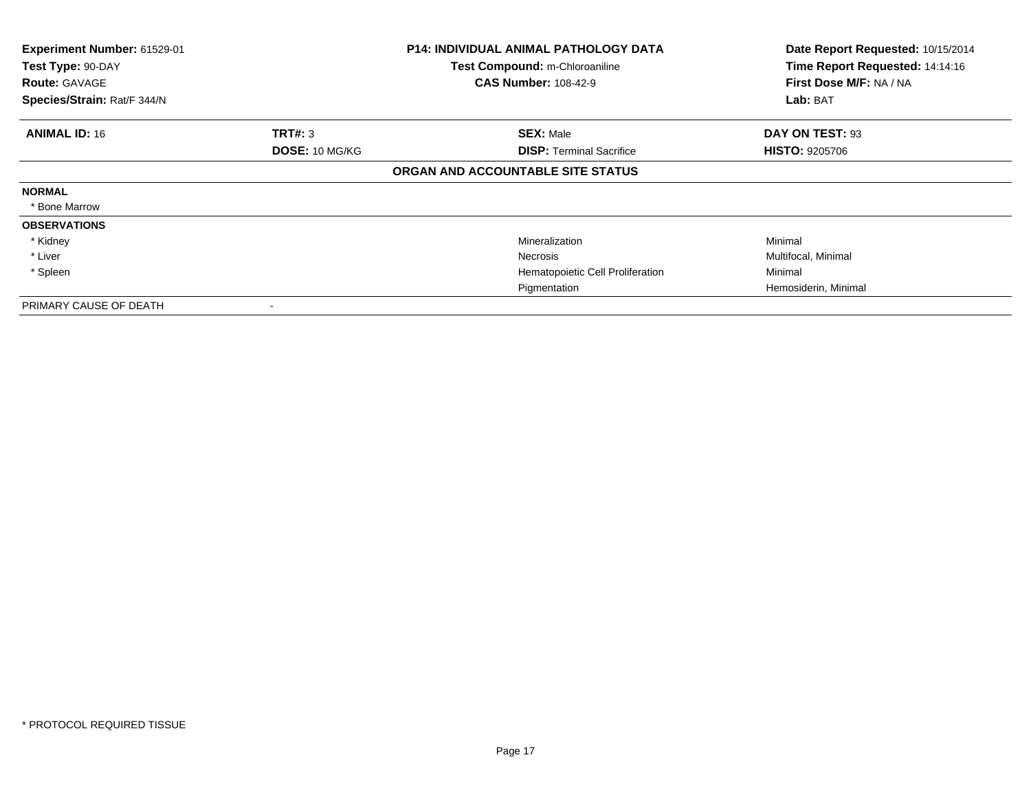| **Experiment Number:** 61529-01 | **P14: INDIVIDUAL ANIMAL PATHOLOGY DATA** | **Date Report Requested:** 10/15/2014 |
|---|---|---|
| **Test Type:** 90-DAY | **Test Compound:** m-Chloroaniline | **Time Report Requested:** 14:14:16 |
| **Route:** GAVAGE | **CAS Number:** 108-42-9 | **First Dose M/F:** NA / NA |
| **Species/Strain:** Rat/F 344/N | | **Lab:** BAT |

| **ANIMAL ID:** 16 | **TRT#:** 3 | **SEX:** Male | **DAY ON TEST:** 93 |
|---|---|---|---|
| | **DOSE:** 10 MG/KG | **DISP:** Terminal Sacrifice | **HISTO:** 9205706 |

**ORGAN AND ACCOUNTABLE SITE STATUS**

| | | | |
|---|---|---|---|
| **NORMAL** | | | |
| * Bone Marrow | | | |
| **OBSERVATIONS** | | | |
| * Kidney | | Mineralization | Minimal |
| * Liver | | Necrosis | Multifocal, Minimal |
| * Spleen | | Hematopoietic Cell Proliferation | Minimal |
| | | Pigmentation | Hemosiderin, Minimal |
| PRIMARY CAUSE OF DEATH | - | | |

\* PROTOCOL REQUIRED TISSUE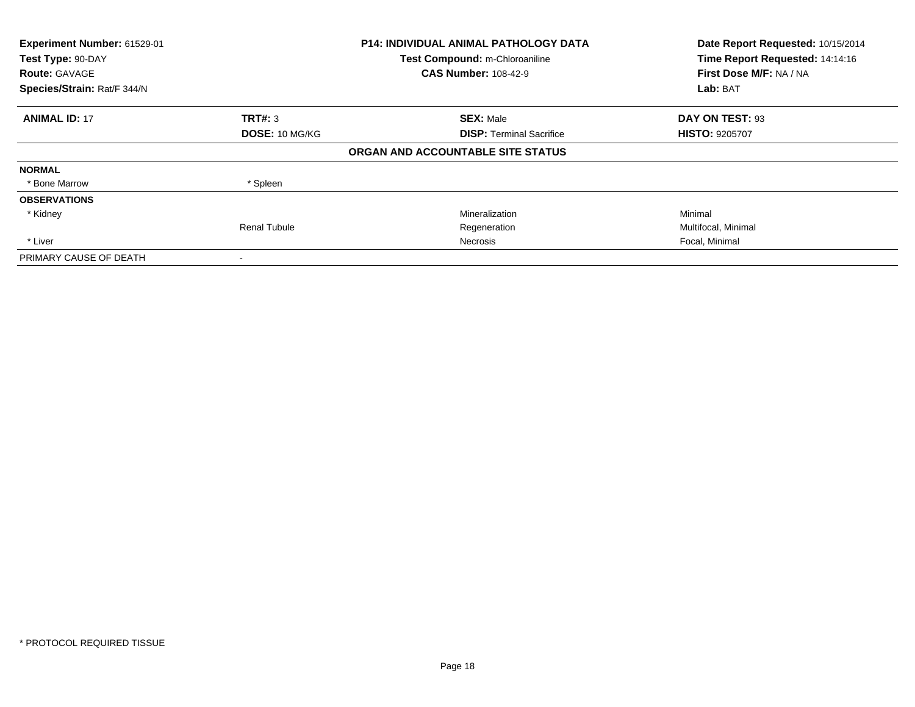**Experiment Number:** 61529-01
**Test Type:** 90-DAY
**Route:** GAVAGE
**Species/Strain:** Rat/F 344/N

**P14: INDIVIDUAL ANIMAL PATHOLOGY DATA**
**Test Compound:** m-Chloroaniline
**CAS Number:** 108-42-9

**Date Report Requested:** 10/15/2014
**Time Report Requested:** 14:14:16
**First Dose M/F:** NA / NA
**Lab:** BAT

| **ANIMAL ID:** 17 | **TRT#:** 3 | **SEX:** Male | **DAY ON TEST:** 93 |
|---|---|---|---|
| | **DOSE:** 10 MG/KG | **DISP:** Terminal Sacrifice | **HISTO:** 9205707 |

**ORGAN AND ACCOUNTABLE SITE STATUS**

| | | | |
|---|---|---|---|
| **NORMAL** | | | |
| * Bone Marrow | * Spleen | | |
| **OBSERVATIONS** | | | |
| * Kidney | | Mineralization | Minimal |
| | Renal Tubule | Regeneration | Multifocal, Minimal |
| * Liver | | Necrosis | Focal, Minimal |
| PRIMARY CAUSE OF DEATH | - | | |

* PROTOCOL REQUIRED TISSUE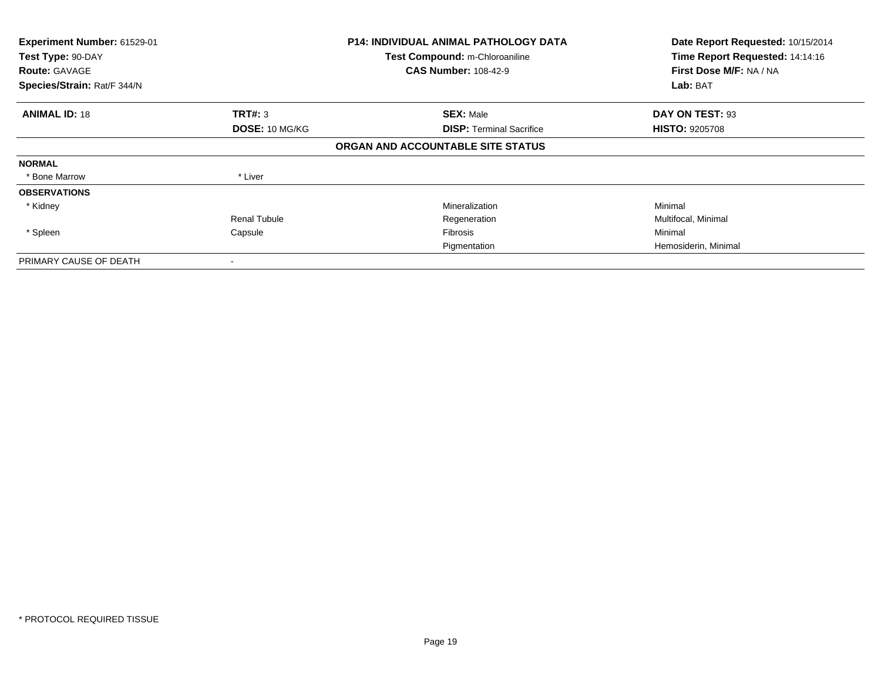| **Experiment Number:** 61529-01 | **P14: INDIVIDUAL ANIMAL PATHOLOGY DATA** | **Date Report Requested:** 10/15/2014 |
|---|---|---|
| **Test Type:** 90-DAY | **Test Compound:** m-Chloroaniline | **Time Report Requested:** 14:14:16 |
| **Route:** GAVAGE | **CAS Number:** 108-42-9 | **First Dose M/F:** NA / NA |
| **Species/Strain:** Rat/F 344/N | | **Lab:** BAT |

| **ANIMAL ID:** 18 | **TRT#:** 3 | **SEX:** Male | **DAY ON TEST:** 93 |
|---|---|---|---|
| | **DOSE:** 10 MG/KG | **DISP:** Terminal Sacrifice | **HISTO:** 9205708 |

**ORGAN AND ACCOUNTABLE SITE STATUS**

| | | | |
|---|---|---|---|
| **NORMAL** | | | |
| * Bone Marrow | * Liver | | |
| **OBSERVATIONS** | | | |
| * Kidney | | Mineralization | Minimal |
| | Renal Tubule | Regeneration | Multifocal, Minimal |
| * Spleen | Capsule | Fibrosis | Minimal |
| | | Pigmentation | Hemosiderin, Minimal |
| PRIMARY CAUSE OF DEATH | - | | |

* PROTOCOL REQUIRED TISSUE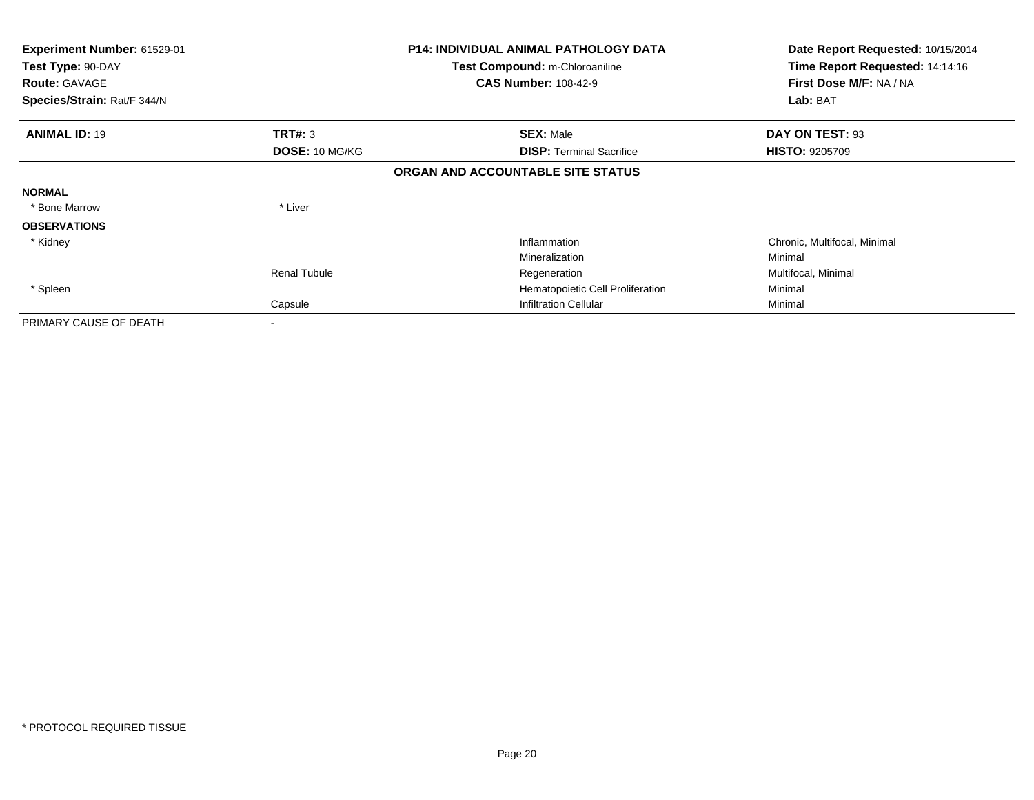**Experiment Number:** 61529-01
**Test Type:** 90-DAY
**Route:** GAVAGE
**Species/Strain:** Rat/F 344/N

**P14: INDIVIDUAL ANIMAL PATHOLOGY DATA**
**Test Compound:** m-Chloroaniline
**CAS Number:** 108-42-9

**Date Report Requested:** 10/15/2014
**Time Report Requested:** 14:14:16
**First Dose M/F:** NA / NA
**Lab:** BAT

| **ANIMAL ID:** 19 | **TRT#:** 3 | **SEX:** Male | **DAY ON TEST:** 93 |
|---|---|---|---|
| | **DOSE:** 10 MG/KG | **DISP:** Terminal Sacrifice | **HISTO:** 9205709 |

**ORGAN AND ACCOUNTABLE SITE STATUS**

| | | | |
|---|---|---|---|
| **NORMAL** | | | |
| * Bone Marrow | * Liver | | |
| **OBSERVATIONS** | | | |
| * Kidney | | Inflammation | Chronic, Multifocal, Minimal |
| | | Mineralization | Minimal |
| | Renal Tubule | Regeneration | Multifocal, Minimal |
| * Spleen | | Hematopoietic Cell Proliferation | Minimal |
| | Capsule | Infiltration Cellular | Minimal |
| PRIMARY CAUSE OF DEATH | - | | |

* PROTOCOL REQUIRED TISSUE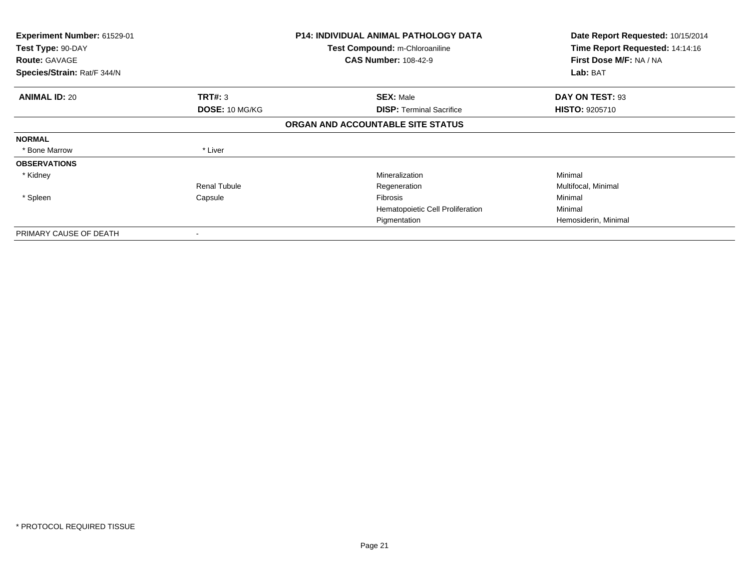**Experiment Number:** 61529-01
**Test Type:** 90-DAY
**Route:** GAVAGE
**Species/Strain:** Rat/F 344/N

**P14: INDIVIDUAL ANIMAL PATHOLOGY DATA**
**Test Compound:** m-Chloroaniline
**CAS Number:** 108-42-9

**Date Report Requested:** 10/15/2014
**Time Report Requested:** 14:14:16
**First Dose M/F:** NA / NA
**Lab:** BAT

| **ANIMAL ID:** 20 | **TRT#:** 3 | **SEX:** Male | **DAY ON TEST:** 93 |
|---|---|---|---|
| | **DOSE:** 10 MG/KG | **DISP:** Terminal Sacrifice | **HISTO:** 9205710 |

**ORGAN AND ACCOUNTABLE SITE STATUS**

| | | | |
|---|---|---|---|
| **NORMAL** | | | |
| * Bone Marrow | * Liver | | |
| **OBSERVATIONS** | | | |
| * Kidney | | Mineralization | Minimal |
| | Renal Tubule | Regeneration | Multifocal, Minimal |
| * Spleen | Capsule | Fibrosis | Minimal |
| | | Hematopoietic Cell Proliferation | Minimal |
| | | Pigmentation | Hemosiderin, Minimal |
| PRIMARY CAUSE OF DEATH | - | | |

\* PROTOCOL REQUIRED TISSUE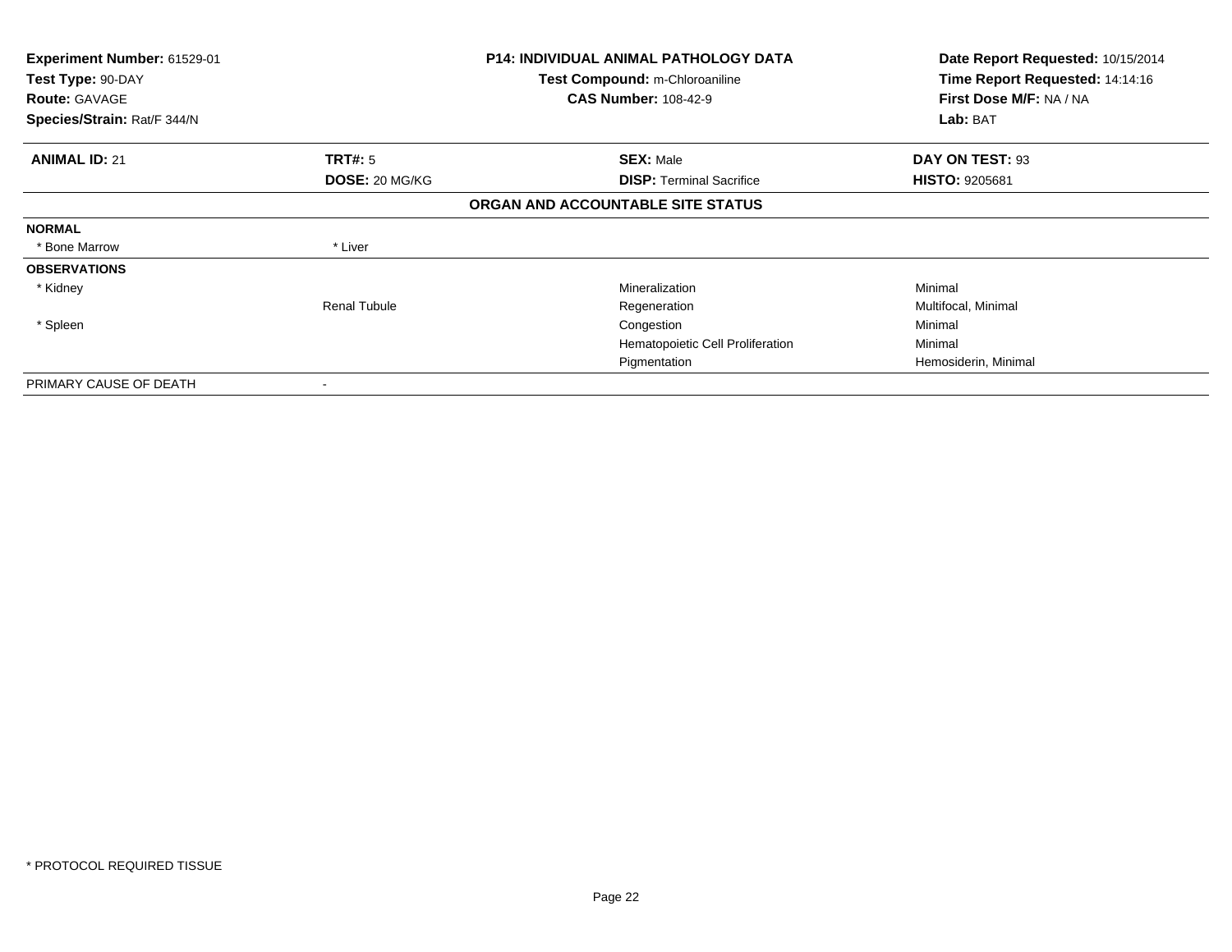**Experiment Number:** 61529-01
**Test Type:** 90-DAY
**Route:** GAVAGE
**Species/Strain:** Rat/F 344/N

**P14: INDIVIDUAL ANIMAL PATHOLOGY DATA**
**Test Compound:** m-Chloroaniline
**CAS Number:** 108-42-9

**Date Report Requested:** 10/15/2014
**Time Report Requested:** 14:14:16
**First Dose M/F:** NA / NA
**Lab:** BAT

| **ANIMAL ID:** 21 | **TRT#:** 5 | **SEX:** Male | **DAY ON TEST:** 93 |
|---|---|---|---|
| | **DOSE:** 20 MG/KG | **DISP:** Terminal Sacrifice | **HISTO:** 9205681 |

**ORGAN AND ACCOUNTABLE SITE STATUS**

| | | | |
|---|---|---|---|
| **NORMAL** | | | |
| * Bone Marrow | * Liver | | |
| **OBSERVATIONS** | | | |
| * Kidney | | Mineralization | Minimal |
| | Renal Tubule | Regeneration | Multifocal, Minimal |
| * Spleen | | Congestion | Minimal |
| | | Hematopoietic Cell Proliferation | Minimal |
| | | Pigmentation | Hemosiderin, Minimal |
| PRIMARY CAUSE OF DEATH | - | | |

* PROTOCOL REQUIRED TISSUE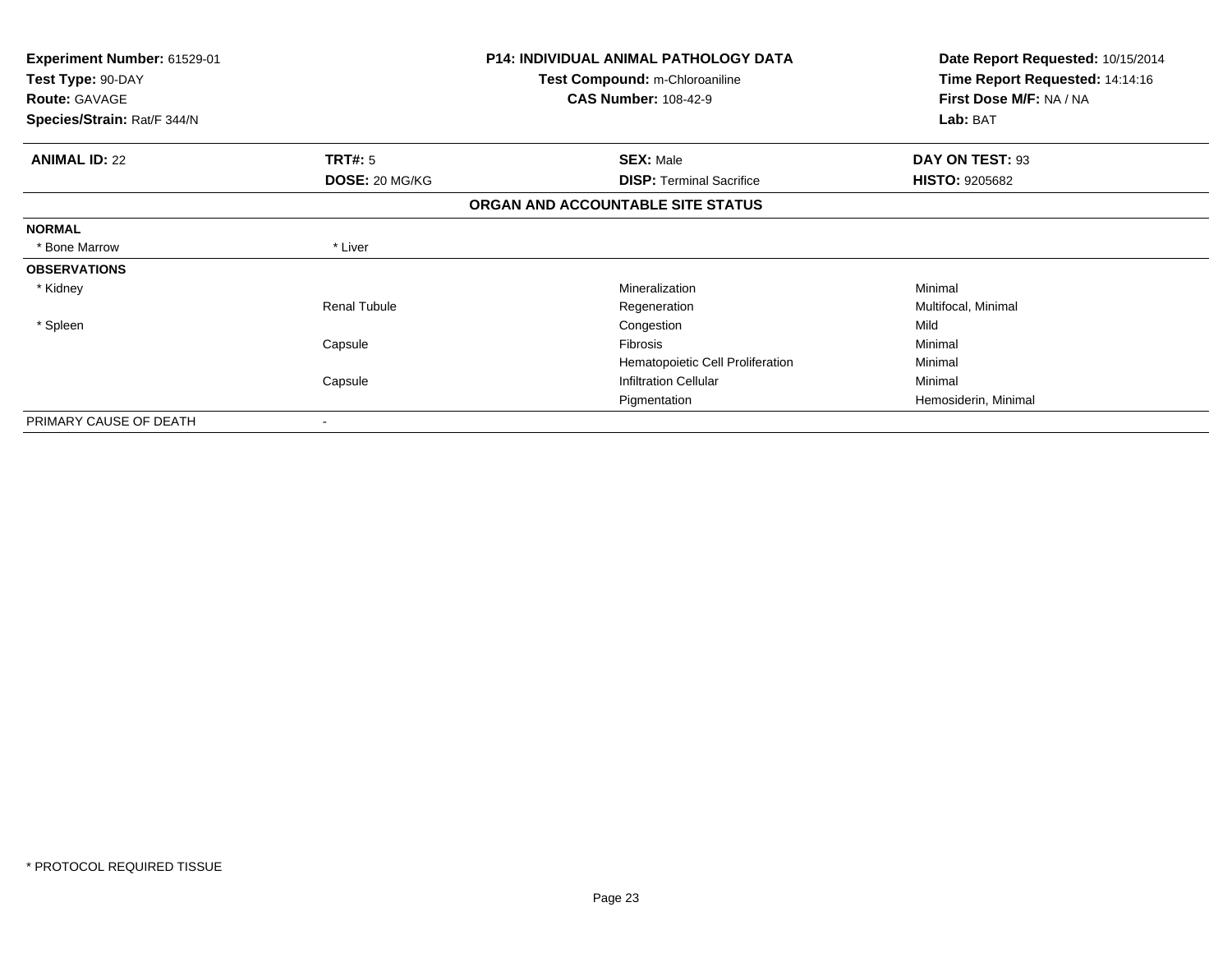**Experiment Number:** 61529-01
**Test Type:** 90-DAY
**Route:** GAVAGE
**Species/Strain:** Rat/F 344/N

**P14: INDIVIDUAL ANIMAL PATHOLOGY DATA**
**Test Compound:** m-Chloroaniline
**CAS Number:** 108-42-9

**Date Report Requested:** 10/15/2014
**Time Report Requested:** 14:14:16
**First Dose M/F:** NA / NA
**Lab:** BAT

| **ANIMAL ID:** 22 | **TRT#:** 5 | **SEX:** Male | **DAY ON TEST:** 93 |
|---|---|---|---|
| | **DOSE:** 20 MG/KG | **DISP:** Terminal Sacrifice | **HISTO:** 9205682 |

**ORGAN AND ACCOUNTABLE SITE STATUS**

| | | | |
|---|---|---|---|
| **NORMAL** | | | |
| * Bone Marrow | * Liver | | |
| **OBSERVATIONS** | | | |
| * Kidney | | Mineralization | Minimal |
| | Renal Tubule | Regeneration | Multifocal, Minimal |
| * Spleen | | Congestion | Mild |
| | Capsule | Fibrosis | Minimal |
| | | Hematopoietic Cell Proliferation | Minimal |
| | Capsule | Infiltration Cellular | Minimal |
| | | Pigmentation | Hemosiderin, Minimal |
| PRIMARY CAUSE OF DEATH | - | | |

* PROTOCOL REQUIRED TISSUE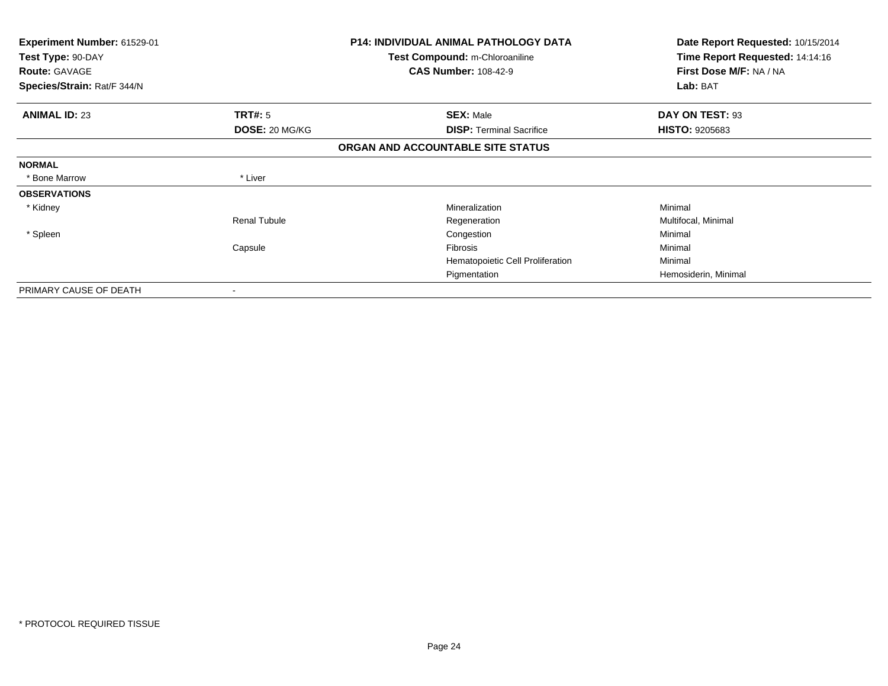**Experiment Number:** 61529-01
**Test Type:** 90-DAY
**Route:** GAVAGE
**Species/Strain:** Rat/F 344/N

**P14: INDIVIDUAL ANIMAL PATHOLOGY DATA**
**Test Compound:** m-Chloroaniline
**CAS Number:** 108-42-9

**Date Report Requested:** 10/15/2014
**Time Report Requested:** 14:14:16
**First Dose M/F:** NA / NA
**Lab:** BAT

| **ANIMAL ID:** 23 | **TRT#:** 5 | **SEX:** Male | **DAY ON TEST:** 93 |
|---|---|---|---|
| | **DOSE:** 20 MG/KG | **DISP:** Terminal Sacrifice | **HISTO:** 9205683 |

**ORGAN AND ACCOUNTABLE SITE STATUS**

| | | | |
|---|---|---|---|
| **NORMAL** | | | |
| * Bone Marrow | * Liver | | |
| **OBSERVATIONS** | | | |
| * Kidney | | Mineralization | Minimal |
| | Renal Tubule | Regeneration | Multifocal, Minimal |
| * Spleen | | Congestion | Minimal |
| | Capsule | Fibrosis | Minimal |
| | | Hematopoietic Cell Proliferation | Minimal |
| | | Pigmentation | Hemosiderin, Minimal |
| PRIMARY CAUSE OF DEATH | - | | |

* PROTOCOL REQUIRED TISSUE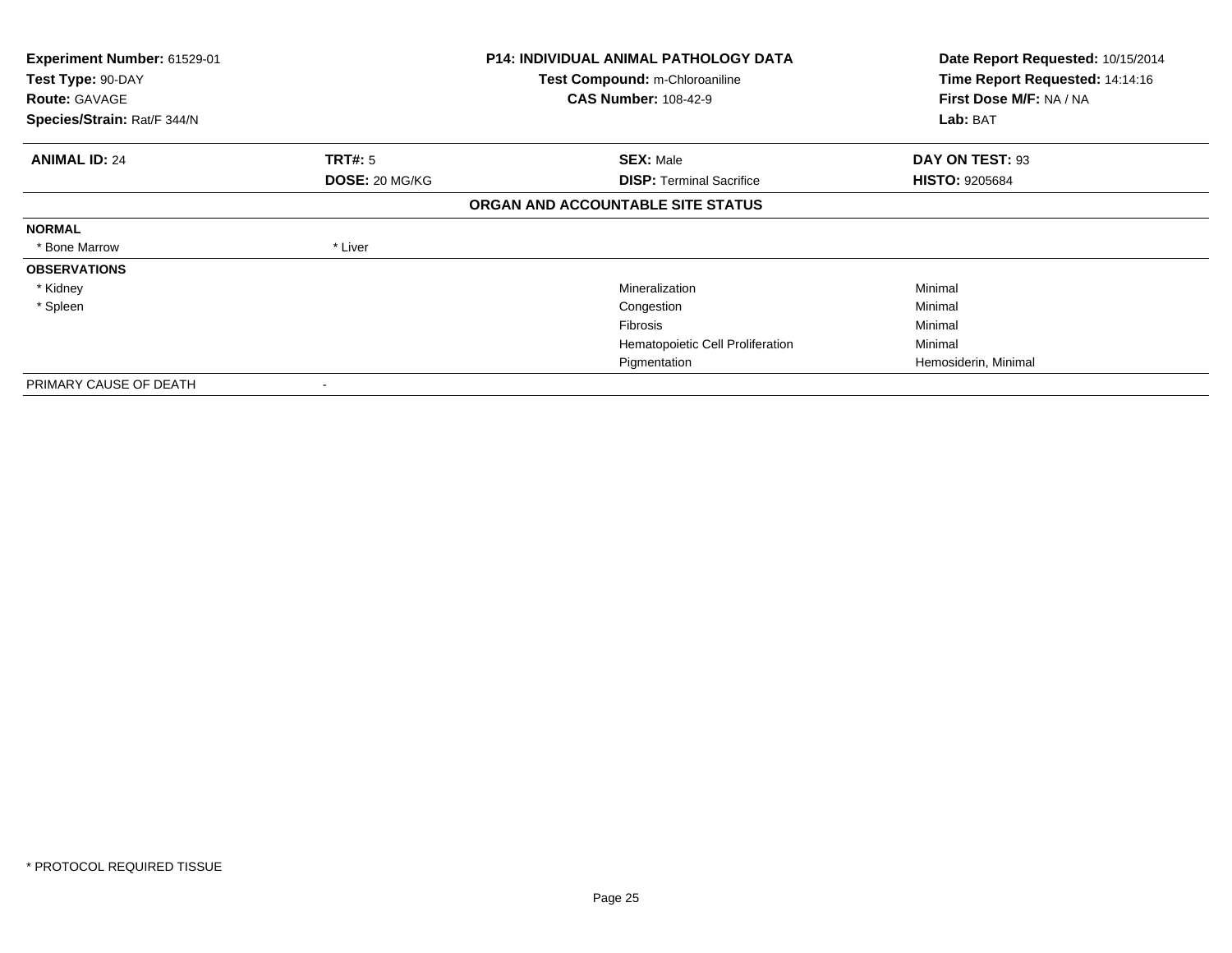**Experiment Number:** 61529-01
**Test Type:** 90-DAY
**Route:** GAVAGE
**Species/Strain:** Rat/F 344/N

**P14: INDIVIDUAL ANIMAL PATHOLOGY DATA**
**Test Compound:** m-Chloroaniline
**CAS Number:** 108-42-9

**Date Report Requested:** 10/15/2014
**Time Report Requested:** 14:14:16
**First Dose M/F:** NA / NA
**Lab:** BAT

| **ANIMAL ID:** 24 | **TRT#:** 5 | **SEX:** Male | **DAY ON TEST:** 93 |
|---|---|---|---|
| | **DOSE:** 20 MG/KG | **DISP:** Terminal Sacrifice | **HISTO:** 9205684 |

**ORGAN AND ACCOUNTABLE SITE STATUS**

| | | | |
|---|---|---|---|
| **NORMAL** | | | |
| * Bone Marrow | * Liver | | |
| **OBSERVATIONS** | | | |
| * Kidney | | Mineralization | Minimal |
| * Spleen | | Congestion | Minimal |
| | | Fibrosis | Minimal |
| | | Hematopoietic Cell Proliferation | Minimal |
| | | Pigmentation | Hemosiderin, Minimal |
| PRIMARY CAUSE OF DEATH | - | | |

* PROTOCOL REQUIRED TISSUE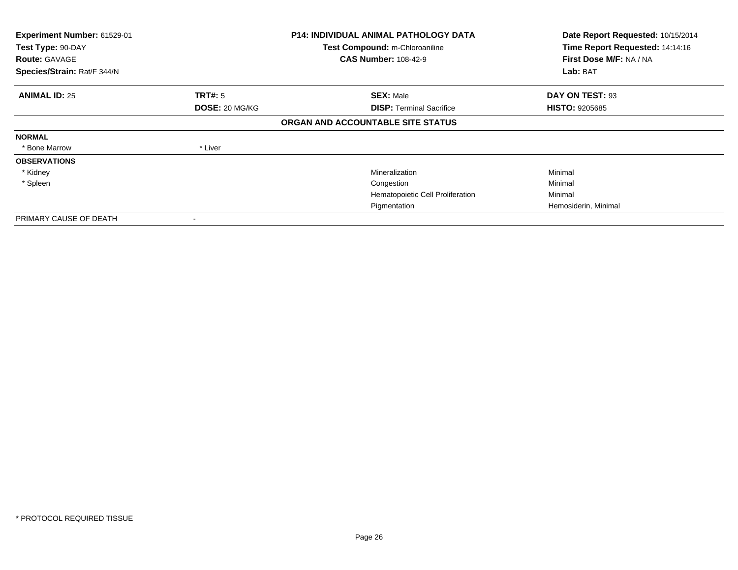| Experiment Number: 61529-01 | P14: INDIVIDUAL ANIMAL PATHOLOGY DATA | Date Report Requested: 10/15/2014 |
|---|---|---|
| Test Type: 90-DAY | Test Compound: m-Chloroaniline | Time Report Requested: 14:14:16 |
| Route: GAVAGE | CAS Number: 108-42-9 | First Dose M/F: NA / NA |
| Species/Strain: Rat/F 344/N | | Lab: BAT |

| ANIMAL ID: 25 | TRT#: 5 | SEX: Male | DAY ON TEST: 93 |
|---|---|---|---|
| | DOSE: 20 MG/KG | DISP: Terminal Sacrifice | HISTO: 9205685 |

**ORGAN AND ACCOUNTABLE SITE STATUS**

| | | | |
|---|---|---|---|
| **NORMAL** | | | |
| * Bone Marrow | * Liver | | |
| **OBSERVATIONS** | | | |
| * Kidney | | Mineralization | Minimal |
| * Spleen | | Congestion | Minimal |
| | | Hematopoietic Cell Proliferation | Minimal |
| | | Pigmentation | Hemosiderin, Minimal |
| PRIMARY CAUSE OF DEATH | - | | |

* PROTOCOL REQUIRED TISSUE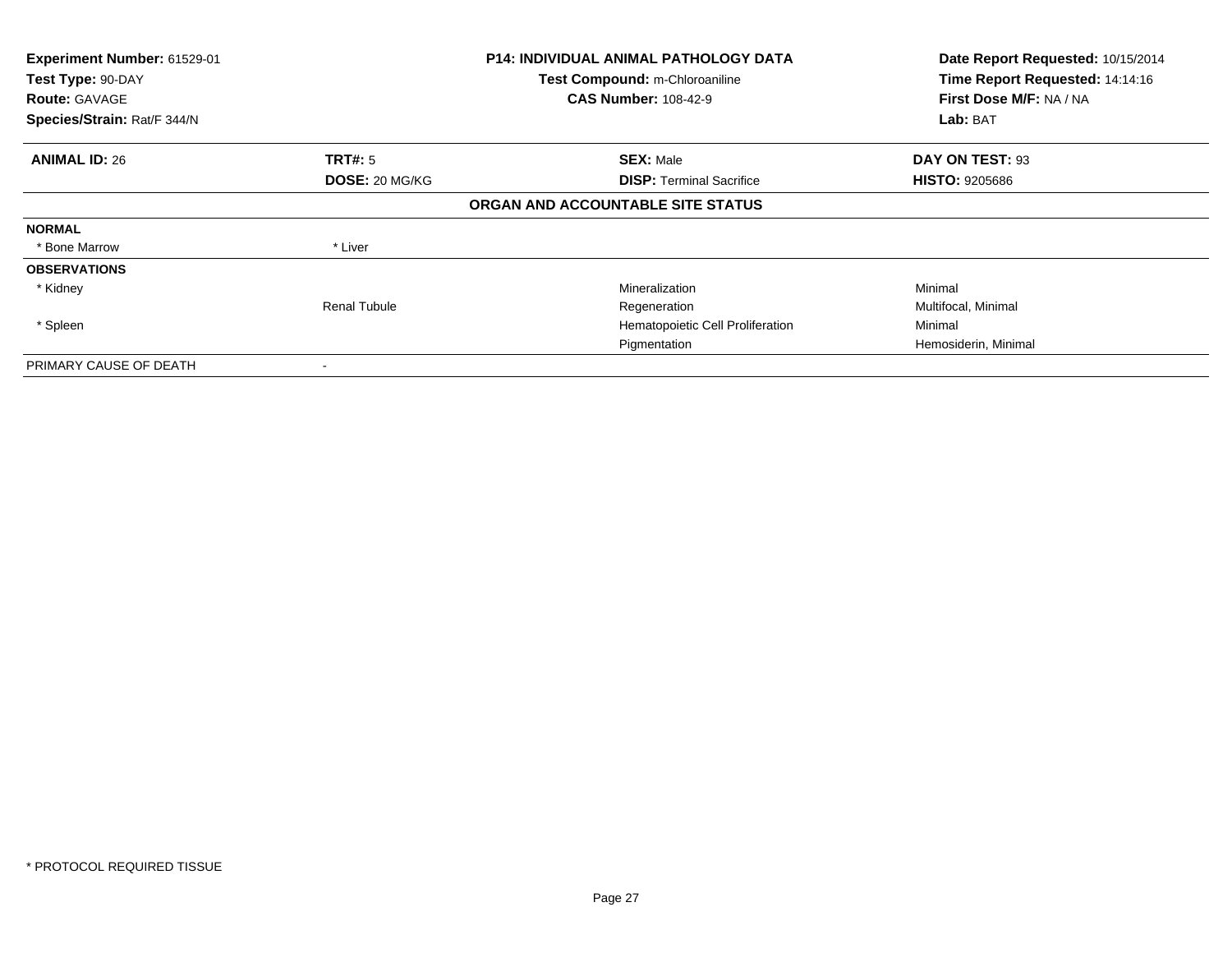**Experiment Number:** 61529-01
**Test Type:** 90-DAY
**Route:** GAVAGE
**Species/Strain:** Rat/F 344/N

**P14: INDIVIDUAL ANIMAL PATHOLOGY DATA**
**Test Compound:** m-Chloroaniline
**CAS Number:** 108-42-9

**Date Report Requested:** 10/15/2014
**Time Report Requested:** 14:14:16
**First Dose M/F:** NA / NA
**Lab:** BAT

| **ANIMAL ID:** 26 | **TRT#:** 5 | **SEX:** Male | **DAY ON TEST:** 93 |
|---|---|---|---|
| | **DOSE:** 20 MG/KG | **DISP:** Terminal Sacrifice | **HISTO:** 9205686 |

## ORGAN AND ACCOUNTABLE SITE STATUS

| | | | |
|---|---|---|---|
| **NORMAL** | | | |
| * Bone Marrow | * Liver | | |
| **OBSERVATIONS** | | | |
| * Kidney | | Mineralization | Minimal |
| | Renal Tubule | Regeneration | Multifocal, Minimal |
| * Spleen | | Hematopoietic Cell Proliferation | Minimal |
| | | Pigmentation | Hemosiderin, Minimal |
| PRIMARY CAUSE OF DEATH | - | | |

* PROTOCOL REQUIRED TISSUE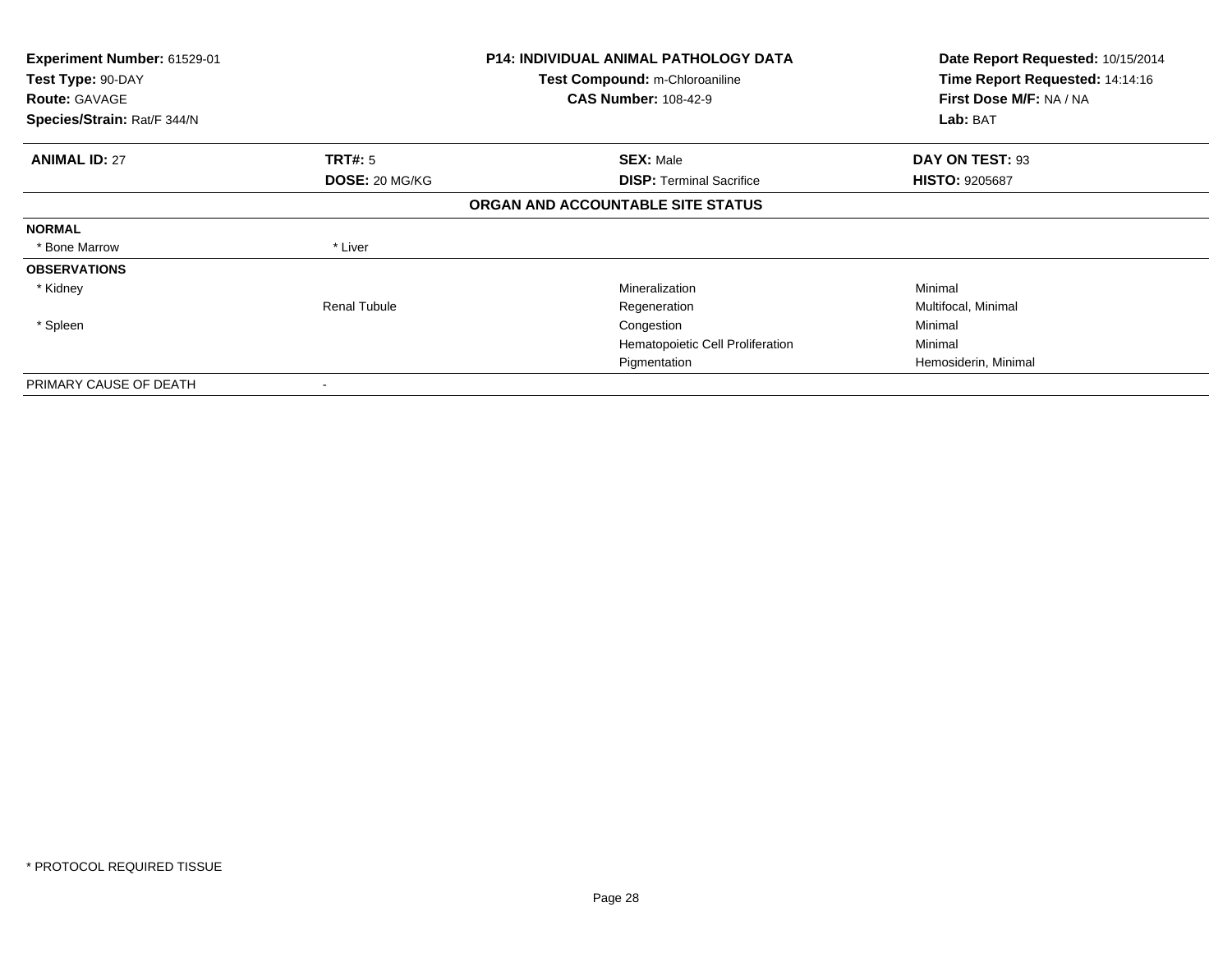**Experiment Number:** 61529-01
**Test Type:** 90-DAY
**Route:** GAVAGE
**Species/Strain:** Rat/F 344/N

**P14: INDIVIDUAL ANIMAL PATHOLOGY DATA**
**Test Compound:** m-Chloroaniline
**CAS Number:** 108-42-9

**Date Report Requested:** 10/15/2014
**Time Report Requested:** 14:14:16
**First Dose M/F:** NA / NA
**Lab:** BAT

| **ANIMAL ID:** 27 | **TRT#:** 5 | **SEX:** Male | **DAY ON TEST:** 93 |
|---|---|---|---|
| | **DOSE:** 20 MG/KG | **DISP:** Terminal Sacrifice | **HISTO:** 9205687 |

## ORGAN AND ACCOUNTABLE SITE STATUS

| | | | |
|---|---|---|---|
| **NORMAL** | | | |
| * Bone Marrow | * Liver | | |
| **OBSERVATIONS** | | | |
| * Kidney | | Mineralization | Minimal |
| | Renal Tubule | Regeneration | Multifocal, Minimal |
| * Spleen | | Congestion | Minimal |
| | | Hematopoietic Cell Proliferation | Minimal |
| | | Pigmentation | Hemosiderin, Minimal |
| PRIMARY CAUSE OF DEATH | - | | |

* PROTOCOL REQUIRED TISSUE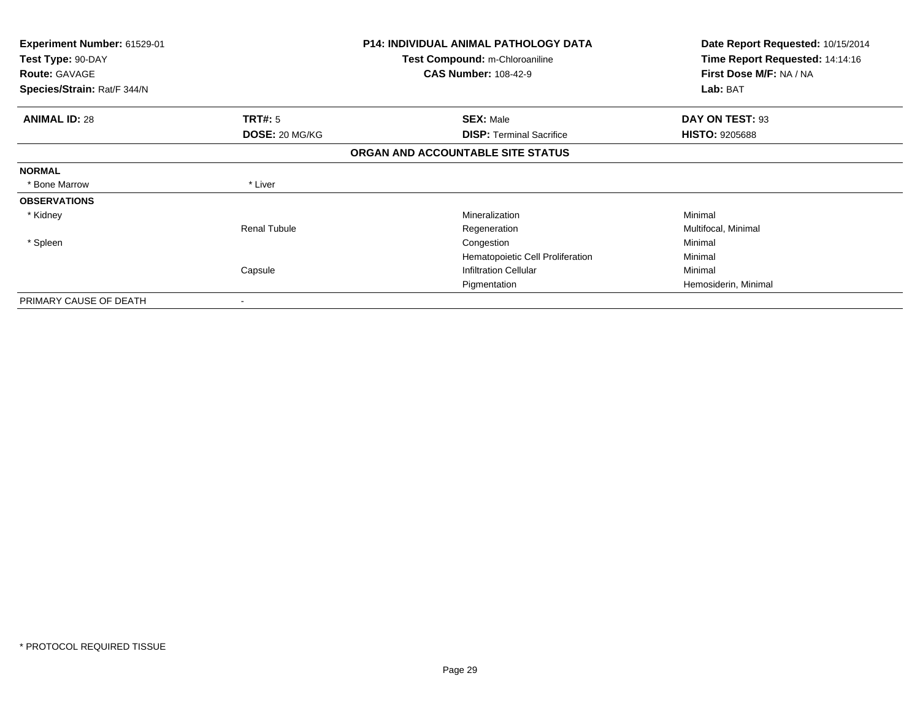**Experiment Number:** 61529-01
**Test Type:** 90-DAY
**Route:** GAVAGE
**Species/Strain:** Rat/F 344/N

**P14: INDIVIDUAL ANIMAL PATHOLOGY DATA**
**Test Compound:** m-Chloroaniline
**CAS Number:** 108-42-9

**Date Report Requested:** 10/15/2014
**Time Report Requested:** 14:14:16
**First Dose M/F:** NA / NA
**Lab:** BAT

| **ANIMAL ID:** 28 | **TRT#:** 5 | **SEX:** Male | **DAY ON TEST:** 93 |
|---|---|---|---|
| | **DOSE:** 20 MG/KG | **DISP:** Terminal Sacrifice | **HISTO:** 9205688 |

**ORGAN AND ACCOUNTABLE SITE STATUS**

| | | | |
|---|---|---|---|
| **NORMAL** | | | |
| * Bone Marrow | * Liver | | |
| **OBSERVATIONS** | | | |
| * Kidney | | Mineralization | Minimal |
| | Renal Tubule | Regeneration | Multifocal, Minimal |
| * Spleen | | Congestion | Minimal |
| | | Hematopoietic Cell Proliferation | Minimal |
| | Capsule | Infiltration Cellular | Minimal |
| | | Pigmentation | Hemosiderin, Minimal |
| PRIMARY CAUSE OF DEATH | - | | |

* PROTOCOL REQUIRED TISSUE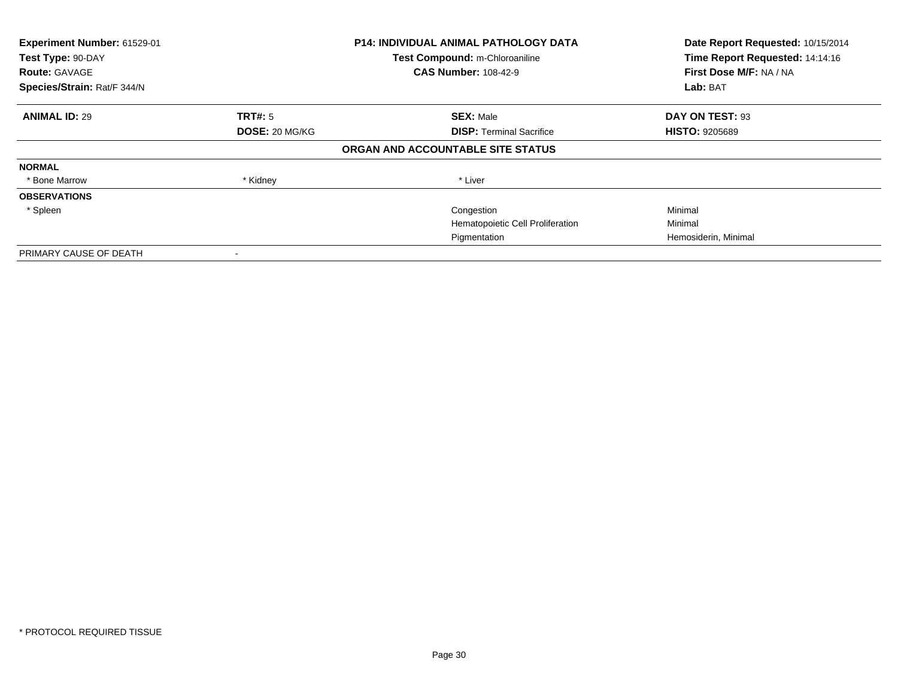**Experiment Number:** 61529-01
**Test Type:** 90-DAY
**Route:** GAVAGE
**Species/Strain:** Rat/F 344/N

**P14: INDIVIDUAL ANIMAL PATHOLOGY DATA**
**Test Compound:** m-Chloroaniline
**CAS Number:** 108-42-9

**Date Report Requested:** 10/15/2014
**Time Report Requested:** 14:14:16
**First Dose M/F:** NA / NA
**Lab:** BAT

| **ANIMAL ID:** 29 | **TRT#:** 5 | **SEX:** Male | **DAY ON TEST:** 93 |
|---|---|---|---|
| | **DOSE:** 20 MG/KG | **DISP:** Terminal Sacrifice | **HISTO:** 9205689 |

**ORGAN AND ACCOUNTABLE SITE STATUS**

| | | | |
|---|---|---|---|
| **NORMAL** | | | |
| * Bone Marrow | * Kidney | * Liver | |
| **OBSERVATIONS** | | | |
| * Spleen | | Congestion | Minimal |
| | | Hematopoietic Cell Proliferation | Minimal |
| | | Pigmentation | Hemosiderin, Minimal |
| PRIMARY CAUSE OF DEATH | - | | |

* PROTOCOL REQUIRED TISSUE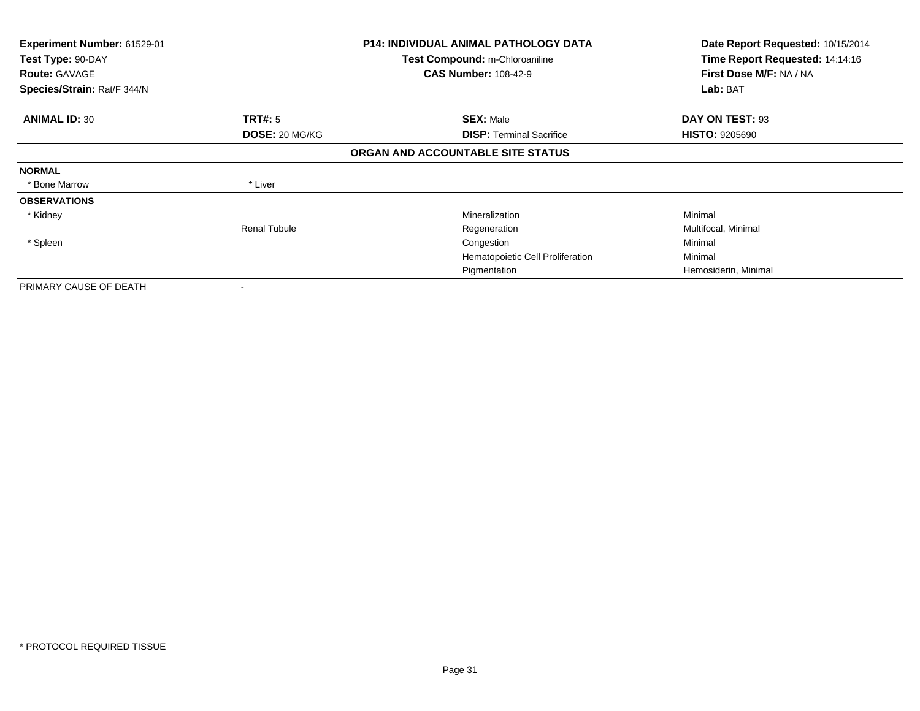| | | | |
|---|---|---|---|
| **Experiment Number:** 61529-01 | | **P14: INDIVIDUAL ANIMAL PATHOLOGY DATA** | **Date Report Requested:** 10/15/2014 |
| **Test Type:** 90-DAY | | **Test Compound:** m-Chloroaniline | **Time Report Requested:** 14:14:16 |
| **Route:** GAVAGE | | **CAS Number:** 108-42-9 | **First Dose M/F:** NA / NA |
| **Species/Strain:** Rat/F 344/N | | | **Lab:** BAT |

| | | | |
|---|---|---|---|
| **ANIMAL ID:** 30 | **TRT#:** 5 | **SEX:** Male | **DAY ON TEST:** 93 |
| | **DOSE:** 20 MG/KG | **DISP:** Terminal Sacrifice | **HISTO:** 9205690 |

**ORGAN AND ACCOUNTABLE SITE STATUS**

| | | | |
|---|---|---|---|
| **NORMAL** | | | |
| * Bone Marrow | * Liver | | |
| **OBSERVATIONS** | | | |
| * Kidney | | Mineralization | Minimal |
| | Renal Tubule | Regeneration | Multifocal, Minimal |
| * Spleen | | Congestion | Minimal |
| | | Hematopoietic Cell Proliferation | Minimal |
| | | Pigmentation | Hemosiderin, Minimal |
| PRIMARY CAUSE OF DEATH | - | | |

* PROTOCOL REQUIRED TISSUE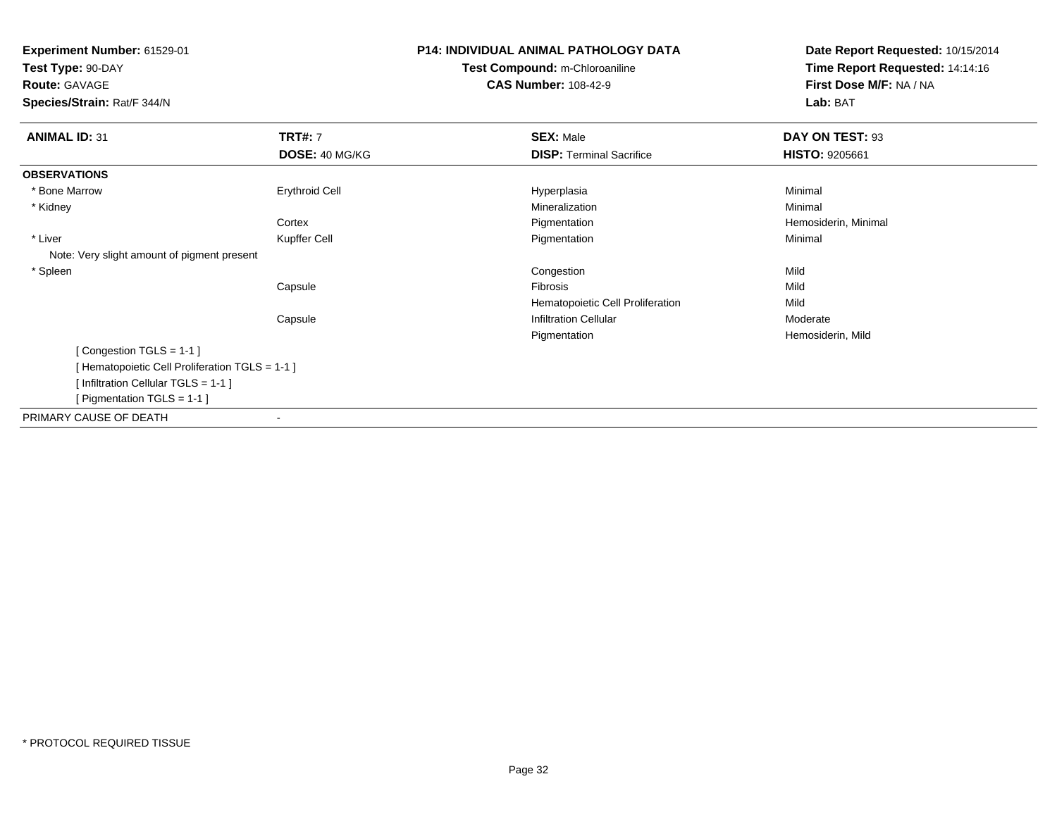**Experiment Number:** 61529-01
**Test Type:** 90-DAY
**Route:** GAVAGE
**Species/Strain:** Rat/F 344/N

**P14: INDIVIDUAL ANIMAL PATHOLOGY DATA**
**Test Compound:** m-Chloroaniline
**CAS Number:** 108-42-9

**Date Report Requested:** 10/15/2014
**Time Report Requested:** 14:14:16
**First Dose M/F:** NA / NA
**Lab:** BAT

| **ANIMAL ID:** 31 | **TRT#:** 7 | **SEX:** Male | **DAY ON TEST:** 93 |
|---|---|---|---|
| | **DOSE:** 40 MG/KG | **DISP:** Terminal Sacrifice | **HISTO:** 9205661 |
| **OBSERVATIONS** | | | |
| * Bone Marrow | Erythroid Cell | Hyperplasia | Minimal |
| * Kidney | | Mineralization | Minimal |
| | Cortex | Pigmentation | Hemosiderin, Minimal |
| * Liver | Kupffer Cell | Pigmentation | Minimal |
| Note: Very slight amount of pigment present | | | |
| * Spleen | | Congestion | Mild |
| | Capsule | Fibrosis | Mild |
| | | Hematopoietic Cell Proliferation | Mild |
| | Capsule | Infiltration Cellular | Moderate |
| | | Pigmentation | Hemosiderin, Mild |
| [ Congestion TGLS = 1-1 ] | | | |
| [ Hematopoietic Cell Proliferation TGLS = 1-1 ] | | | |
| [ Infiltration Cellular TGLS = 1-1 ] | | | |
| [ Pigmentation TGLS = 1-1 ] | | | |
| PRIMARY CAUSE OF DEATH | - | | |

* PROTOCOL REQUIRED TISSUE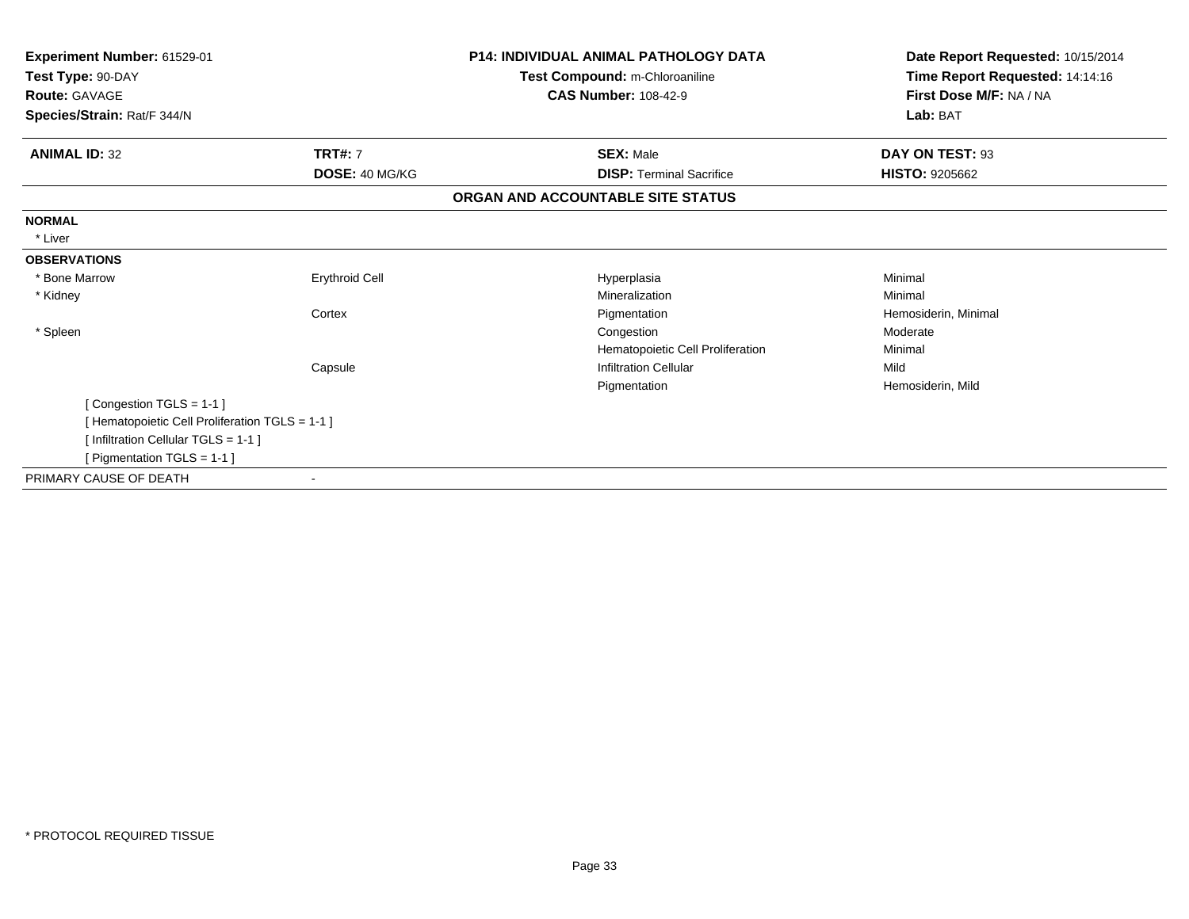**Experiment Number:** 61529-01
**Test Type:** 90-DAY
**Route:** GAVAGE
**Species/Strain:** Rat/F 344/N

**P14: INDIVIDUAL ANIMAL PATHOLOGY DATA**
**Test Compound:** m-Chloroaniline
**CAS Number:** 108-42-9

**Date Report Requested:** 10/15/2014
**Time Report Requested:** 14:14:16
**First Dose M/F:** NA / NA
**Lab:** BAT

| **ANIMAL ID:** 32 | **TRT#:** 7 | **SEX:** Male | **DAY ON TEST:** 93 |
|---|---|---|---|
| | **DOSE:** 40 MG/KG | **DISP:** Terminal Sacrifice | **HISTO:** 9205662 |

**ORGAN AND ACCOUNTABLE SITE STATUS**

**NORMAL**

* Liver

**OBSERVATIONS**

| | | | |
|---|---|---|---|
| * Bone Marrow | Erythroid Cell | Hyperplasia | Minimal |
| * Kidney | | Mineralization | Minimal |
| | Cortex | Pigmentation | Hemosiderin, Minimal |
| * Spleen | | Congestion | Moderate |
| | | Hematopoietic Cell Proliferation | Minimal |
| | Capsule | Infiltration Cellular | Mild |
| | | Pigmentation | Hemosiderin, Mild |

[ Congestion TGLS = 1-1 ]
[ Hematopoietic Cell Proliferation TGLS = 1-1 ]
[ Infiltration Cellular TGLS = 1-1 ]
[ Pigmentation TGLS = 1-1 ]

PRIMARY CAUSE OF DEATH -

* PROTOCOL REQUIRED TISSUE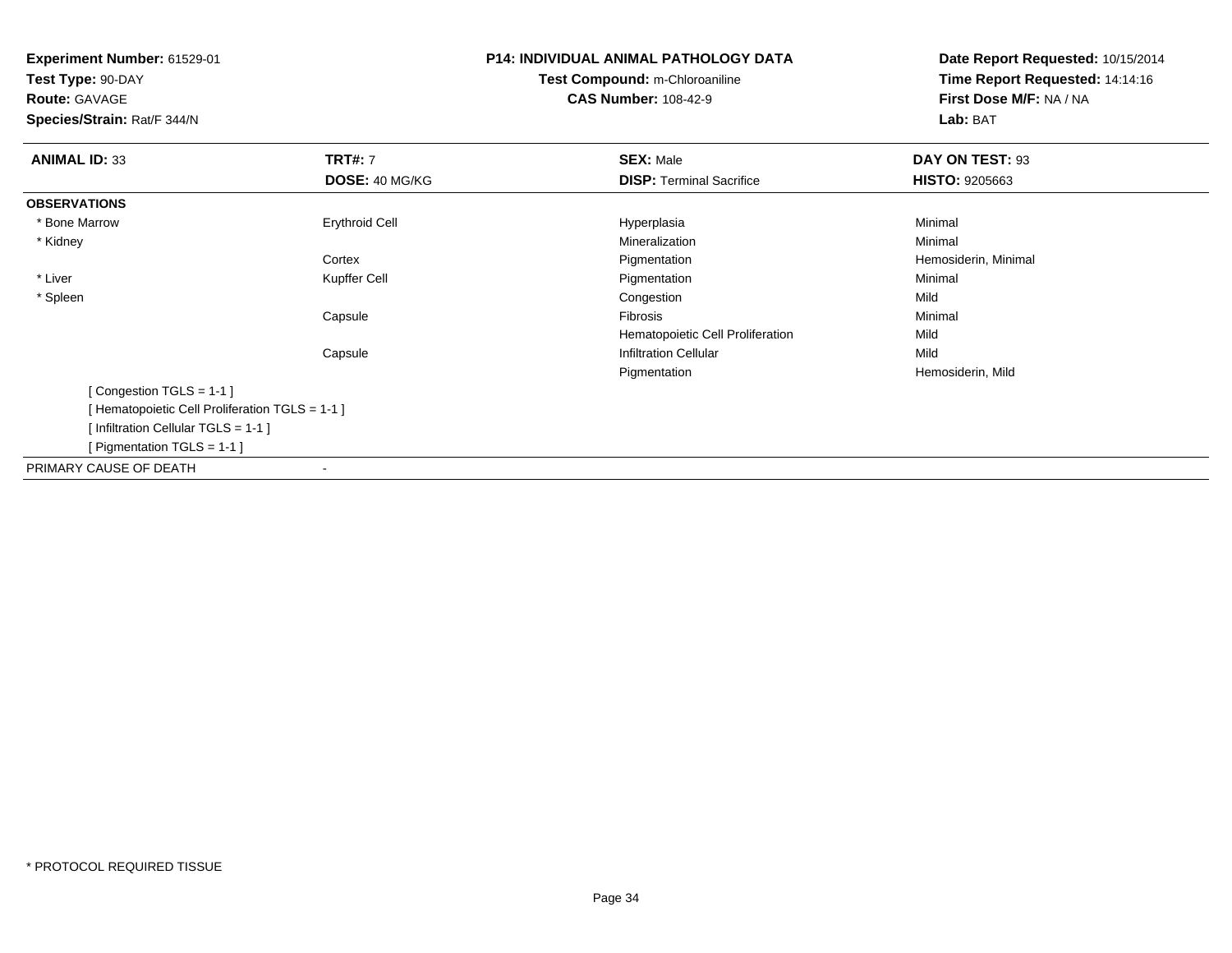**Experiment Number:** 61529-01
**Test Type:** 90-DAY
**Route:** GAVAGE
**Species/Strain:** Rat/F 344/N

**P14: INDIVIDUAL ANIMAL PATHOLOGY DATA**
**Test Compound:** m-Chloroaniline
**CAS Number:** 108-42-9

**Date Report Requested:** 10/15/2014
**Time Report Requested:** 14:14:16
**First Dose M/F:** NA / NA
**Lab:** BAT

| **ANIMAL ID:** 33 | **TRT#:** 7 | **SEX:** Male | **DAY ON TEST:** 93 |
|---|---|---|---|
| | **DOSE:** 40 MG/KG | **DISP:** Terminal Sacrifice | **HISTO:** 9205663 |
| **OBSERVATIONS** | | | |
| * Bone Marrow | Erythroid Cell | Hyperplasia | Minimal |
| * Kidney | | Mineralization | Minimal |
| | Cortex | Pigmentation | Hemosiderin, Minimal |
| * Liver | Kupffer Cell | Pigmentation | Minimal |
| * Spleen | | Congestion | Mild |
| | Capsule | Fibrosis | Minimal |
| | | Hematopoietic Cell Proliferation | Mild |
| | Capsule | Infiltration Cellular | Mild |
| | | Pigmentation | Hemosiderin, Mild |
| [ Congestion TGLS = 1-1 ] | | | |
| [ Hematopoietic Cell Proliferation TGLS = 1-1 ] | | | |
| [ Infiltration Cellular TGLS = 1-1 ] | | | |
| [ Pigmentation TGLS = 1-1 ] | | | |
| PRIMARY CAUSE OF DEATH | - | | |

* PROTOCOL REQUIRED TISSUE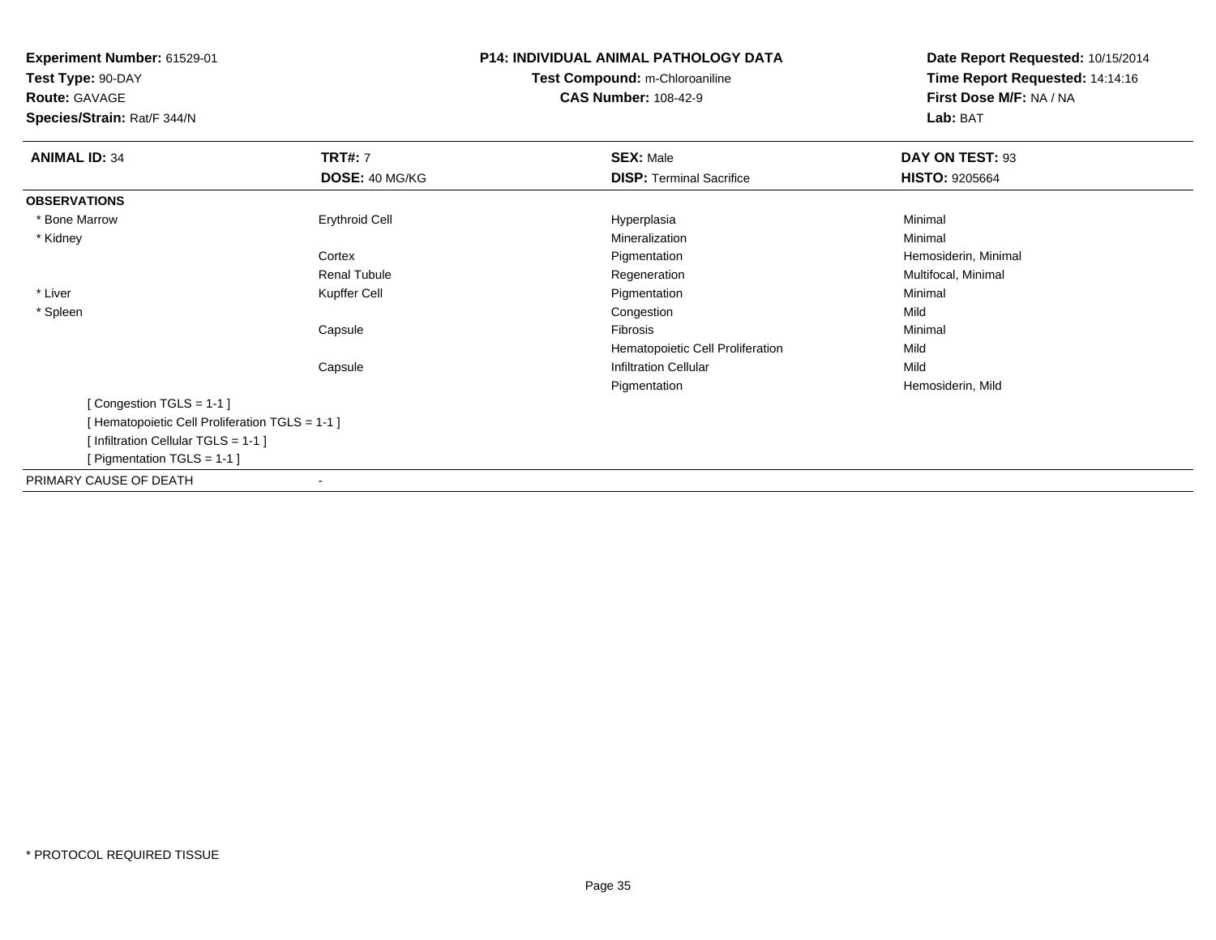**Experiment Number:** 61529-01
**Test Type:** 90-DAY
**Route:** GAVAGE
**Species/Strain:** Rat/F 344/N

**P14: INDIVIDUAL ANIMAL PATHOLOGY DATA**
**Test Compound:** m-Chloroaniline
**CAS Number:** 108-42-9

**Date Report Requested:** 10/15/2014
**Time Report Requested:** 14:14:16
**First Dose M/F:** NA / NA
**Lab:** BAT

| **ANIMAL ID:** 34 | **TRT#:** 7 | **SEX:** Male | **DAY ON TEST:** 93 |
|---|---|---|---|
| | **DOSE:** 40 MG/KG | **DISP:** Terminal Sacrifice | **HISTO:** 9205664 |
| **OBSERVATIONS** | | | |
| * Bone Marrow | Erythroid Cell | Hyperplasia | Minimal |
| * Kidney | | Mineralization | Minimal |
| | Cortex | Pigmentation | Hemosiderin, Minimal |
| | Renal Tubule | Regeneration | Multifocal, Minimal |
| * Liver | Kupffer Cell | Pigmentation | Minimal |
| * Spleen | | Congestion | Mild |
| | Capsule | Fibrosis | Minimal |
| | | Hematopoietic Cell Proliferation | Mild |
| | Capsule | Infiltration Cellular | Mild |
| | | Pigmentation | Hemosiderin, Mild |

[ Congestion TGLS = 1-1 ]
[ Hematopoietic Cell Proliferation TGLS = 1-1 ]
[ Infiltration Cellular TGLS = 1-1 ]
[ Pigmentation TGLS = 1-1 ]

PRIMARY CAUSE OF DEATH -

* PROTOCOL REQUIRED TISSUE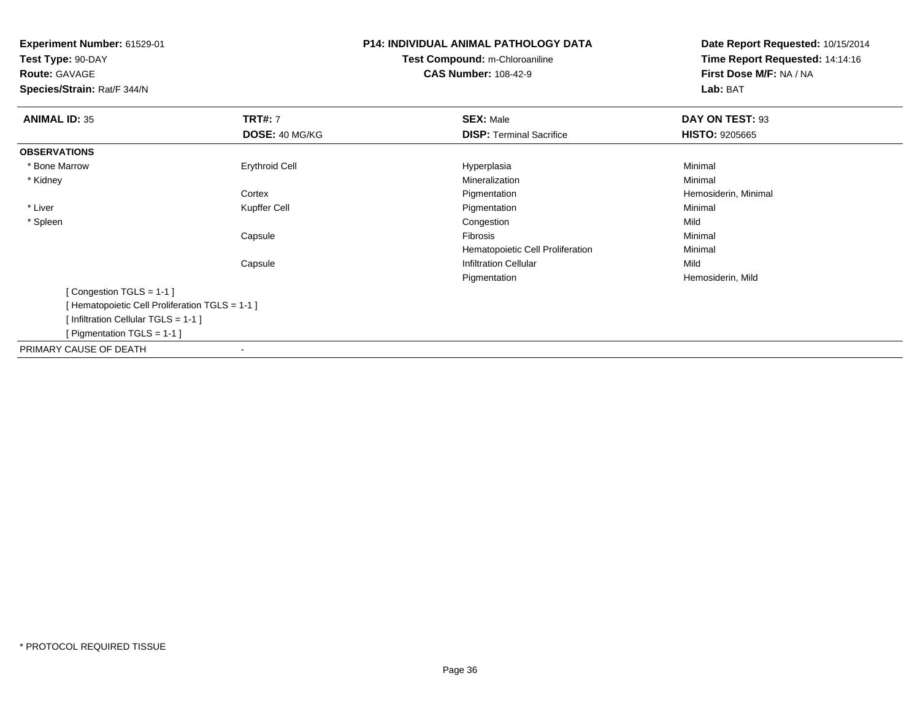**Experiment Number:** 61529-01
**Test Type:** 90-DAY
**Route:** GAVAGE
**Species/Strain:** Rat/F 344/N

**P14: INDIVIDUAL ANIMAL PATHOLOGY DATA**
**Test Compound:** m-Chloroaniline
**CAS Number:** 108-42-9

**Date Report Requested:** 10/15/2014
**Time Report Requested:** 14:14:16
**First Dose M/F:** NA / NA
**Lab:** BAT

| **ANIMAL ID:** 35 | **TRT#:** 7 | **SEX:** Male | **DAY ON TEST:** 93 |
|---|---|---|---|
| | **DOSE:** 40 MG/KG | **DISP:** Terminal Sacrifice | **HISTO:** 9205665 |
| **OBSERVATIONS** | | | |
| * Bone Marrow | Erythroid Cell | Hyperplasia | Minimal |
| * Kidney | | Mineralization | Minimal |
| | Cortex | Pigmentation | Hemosiderin, Minimal |
| * Liver | Kupffer Cell | Pigmentation | Minimal |
| * Spleen | | Congestion | Mild |
| | Capsule | Fibrosis | Minimal |
| | | Hematopoietic Cell Proliferation | Minimal |
| | Capsule | Infiltration Cellular | Mild |
| | | Pigmentation | Hemosiderin, Mild |

[ Congestion TGLS = 1-1 ]
[ Hematopoietic Cell Proliferation TGLS = 1-1 ]
[ Infiltration Cellular TGLS = 1-1 ]
[ Pigmentation TGLS = 1-1 ]

PRIMARY CAUSE OF DEATH -

* PROTOCOL REQUIRED TISSUE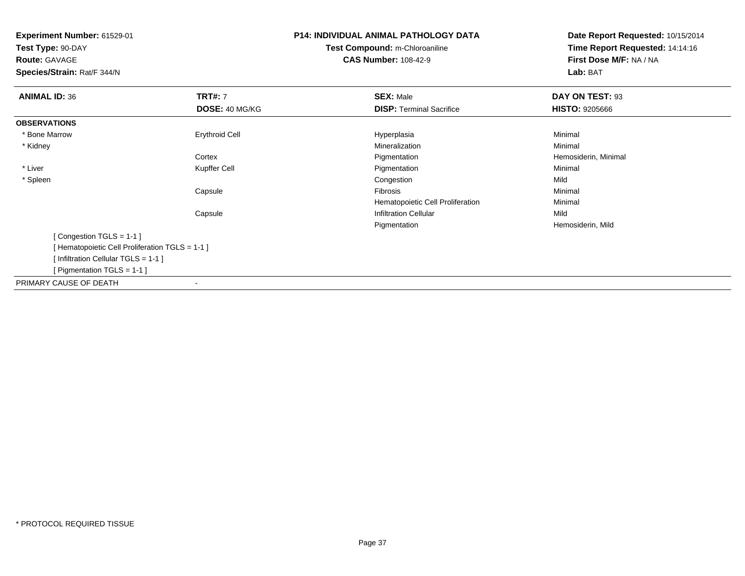**Experiment Number:** 61529-01
**Test Type:** 90-DAY
**Route:** GAVAGE
**Species/Strain:** Rat/F 344/N

**P14: INDIVIDUAL ANIMAL PATHOLOGY DATA**
**Test Compound:** m-Chloroaniline
**CAS Number:** 108-42-9

**Date Report Requested:** 10/15/2014
**Time Report Requested:** 14:14:16
**First Dose M/F:** NA / NA
**Lab:** BAT

| **ANIMAL ID:** 36 | **TRT#:** 7 | **SEX:** Male | **DAY ON TEST:** 93 |
|---|---|---|---|
| | **DOSE:** 40 MG/KG | **DISP:** Terminal Sacrifice | **HISTO:** 9205666 |
| **OBSERVATIONS** | | | |
| * Bone Marrow | Erythroid Cell | Hyperplasia | Minimal |
| * Kidney | | Mineralization | Minimal |
| | Cortex | Pigmentation | Hemosiderin, Minimal |
| * Liver | Kupffer Cell | Pigmentation | Minimal |
| * Spleen | | Congestion | Mild |
| | Capsule | Fibrosis | Minimal |
| | | Hematopoietic Cell Proliferation | Minimal |
| | Capsule | Infiltration Cellular | Mild |
| | | Pigmentation | Hemosiderin, Mild |

[ Congestion TGLS = 1-1 ]
[ Hematopoietic Cell Proliferation TGLS = 1-1 ]
[ Infiltration Cellular TGLS = 1-1 ]
[ Pigmentation TGLS = 1-1 ]

PRIMARY CAUSE OF DEATH -

* PROTOCOL REQUIRED TISSUE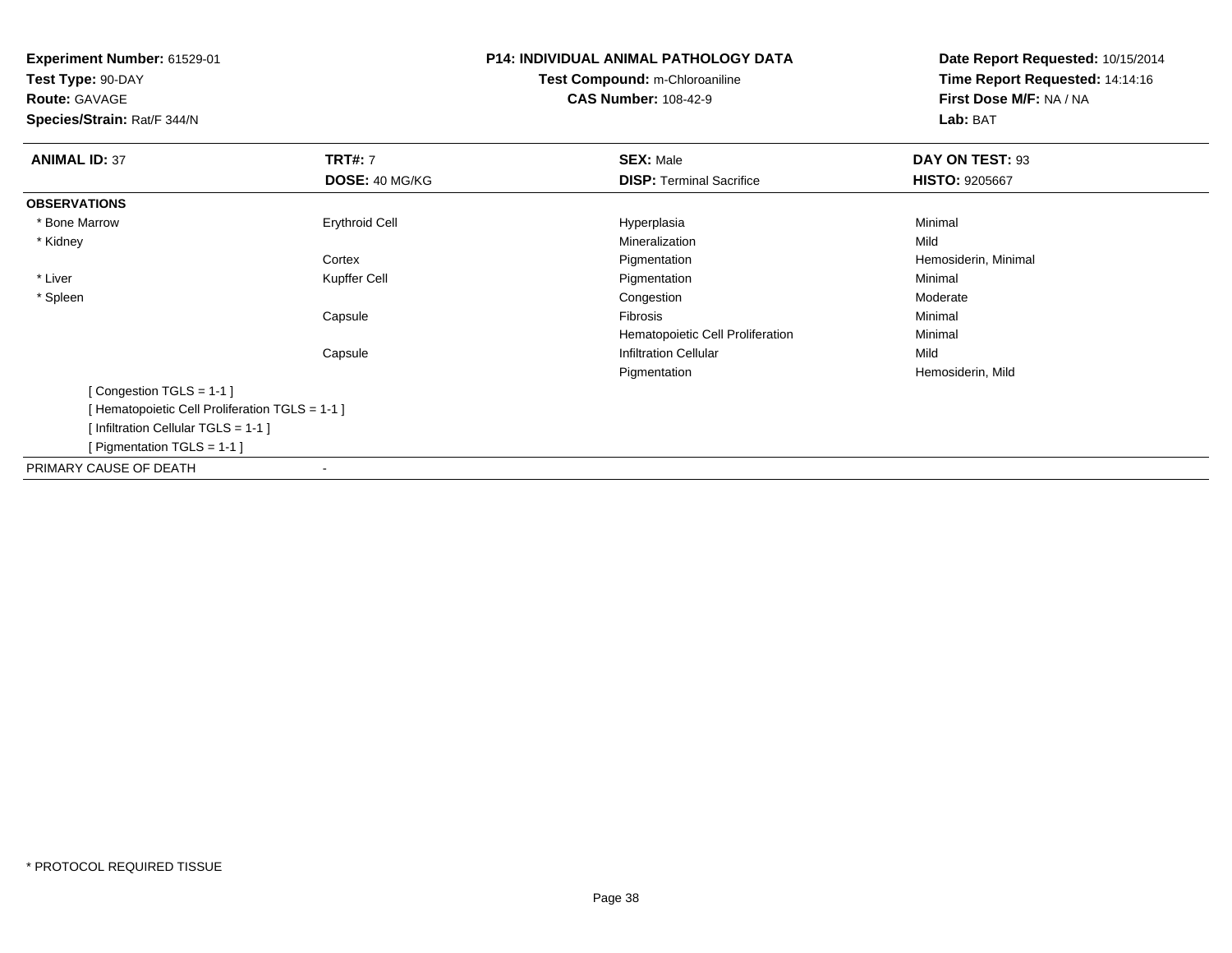**Experiment Number:** 61529-01
**Test Type:** 90-DAY
**Route:** GAVAGE
**Species/Strain:** Rat/F 344/N

**P14: INDIVIDUAL ANIMAL PATHOLOGY DATA**
**Test Compound:** m-Chloroaniline
**CAS Number:** 108-42-9

**Date Report Requested:** 10/15/2014
**Time Report Requested:** 14:14:16
**First Dose M/F:** NA / NA
**Lab:** BAT

| **ANIMAL ID:** 37 | **TRT#:** 7 | **SEX:** Male | **DAY ON TEST:** 93 |
|---|---|---|---|
| | **DOSE:** 40 MG/KG | **DISP:** Terminal Sacrifice | **HISTO:** 9205667 |
| **OBSERVATIONS** | | | |
| * Bone Marrow | Erythroid Cell | Hyperplasia | Minimal |
| * Kidney | | Mineralization | Mild |
| | Cortex | Pigmentation | Hemosiderin, Minimal |
| * Liver | Kupffer Cell | Pigmentation | Minimal |
| * Spleen | | Congestion | Moderate |
| | Capsule | Fibrosis | Minimal |
| | | Hematopoietic Cell Proliferation | Minimal |
| | Capsule | Infiltration Cellular | Mild |
| | | Pigmentation | Hemosiderin, Mild |

[ Congestion TGLS = 1-1 ]
[ Hematopoietic Cell Proliferation TGLS = 1-1 ]
[ Infiltration Cellular TGLS = 1-1 ]
[ Pigmentation TGLS = 1-1 ]

PRIMARY CAUSE OF DEATH -

* PROTOCOL REQUIRED TISSUE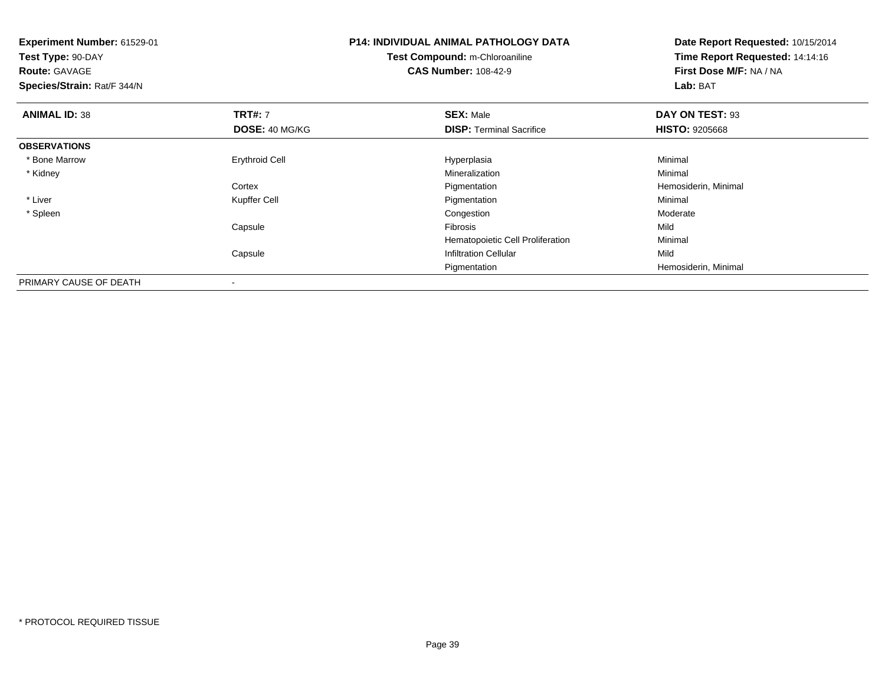**Experiment Number:** 61529-01
**Test Type:** 90-DAY
**Route:** GAVAGE
**Species/Strain:** Rat/F 344/N

**P14: INDIVIDUAL ANIMAL PATHOLOGY DATA**
**Test Compound:** m-Chloroaniline
**CAS Number:** 108-42-9

**Date Report Requested:** 10/15/2014
**Time Report Requested:** 14:14:16
**First Dose M/F:** NA / NA
**Lab:** BAT

| **ANIMAL ID:** 38 | **TRT#:** 7 | **SEX:** Male | **DAY ON TEST:** 93 |
|---|---|---|---|
| | **DOSE:** 40 MG/KG | **DISP:** Terminal Sacrifice | **HISTO:** 9205668 |
| **OBSERVATIONS** | | | |
| * Bone Marrow | Erythroid Cell | Hyperplasia | Minimal |
| * Kidney | | Mineralization | Minimal |
| | Cortex | Pigmentation | Hemosiderin, Minimal |
| * Liver | Kupffer Cell | Pigmentation | Minimal |
| * Spleen | | Congestion | Moderate |
| | Capsule | Fibrosis | Mild |
| | | Hematopoietic Cell Proliferation | Minimal |
| | Capsule | Infiltration Cellular | Mild |
| | | Pigmentation | Hemosiderin, Minimal |
| PRIMARY CAUSE OF DEATH | - | | |

* PROTOCOL REQUIRED TISSUE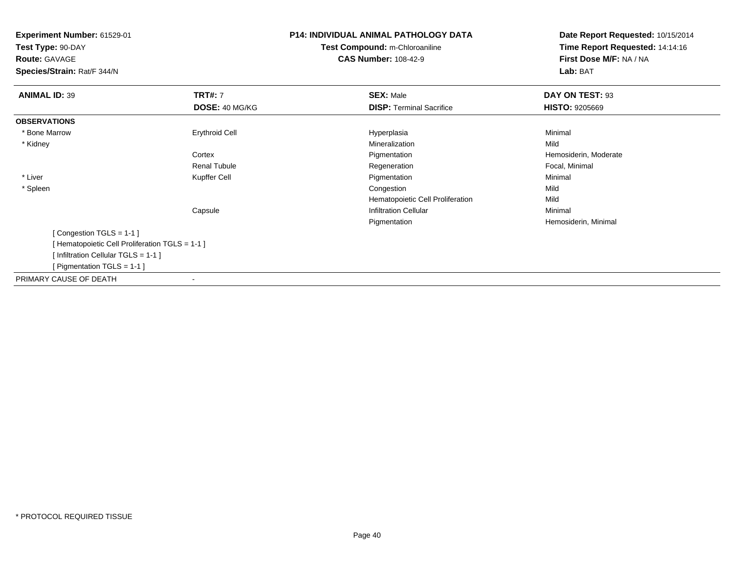**Experiment Number:** 61529-01
**Test Type:** 90-DAY
**Route:** GAVAGE
**Species/Strain:** Rat/F 344/N

**P14: INDIVIDUAL ANIMAL PATHOLOGY DATA**
**Test Compound:** m-Chloroaniline
**CAS Number:** 108-42-9

**Date Report Requested:** 10/15/2014
**Time Report Requested:** 14:14:16
**First Dose M/F:** NA / NA
**Lab:** BAT

| **ANIMAL ID:** 39 | **TRT#:** 7 | **SEX:** Male | **DAY ON TEST:** 93 |
|---|---|---|---|
| | **DOSE:** 40 MG/KG | **DISP:** Terminal Sacrifice | **HISTO:** 9205669 |
| **OBSERVATIONS** | | | |
| * Bone Marrow | Erythroid Cell | Hyperplasia | Minimal |
| * Kidney | | Mineralization | Mild |
| | Cortex | Pigmentation | Hemosiderin, Moderate |
| | Renal Tubule | Regeneration | Focal, Minimal |
| * Liver | Kupffer Cell | Pigmentation | Minimal |
| * Spleen | | Congestion | Mild |
| | | Hematopoietic Cell Proliferation | Mild |
| | Capsule | Infiltration Cellular | Minimal |
| | | Pigmentation | Hemosiderin, Minimal |

[ Congestion TGLS = 1-1 ]
[ Hematopoietic Cell Proliferation TGLS = 1-1 ]
[ Infiltration Cellular TGLS = 1-1 ]
[ Pigmentation TGLS = 1-1 ]

PRIMARY CAUSE OF DEATH -

* PROTOCOL REQUIRED TISSUE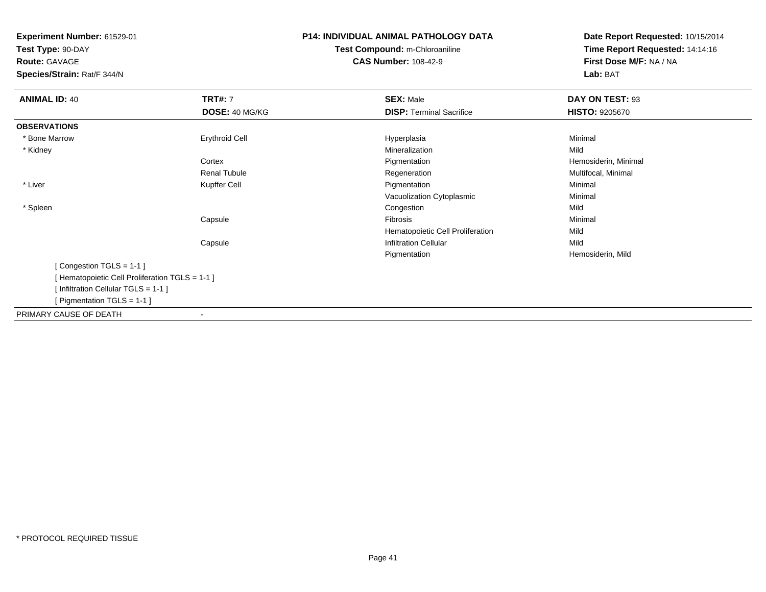**Experiment Number:** 61529-01
**Test Type:** 90-DAY
**Route:** GAVAGE
**Species/Strain:** Rat/F 344/N

**P14: INDIVIDUAL ANIMAL PATHOLOGY DATA**
**Test Compound:** m-Chloroaniline
**CAS Number:** 108-42-9

**Date Report Requested:** 10/15/2014
**Time Report Requested:** 14:14:16
**First Dose M/F:** NA / NA
**Lab:** BAT

| **ANIMAL ID:** 40 | **TRT#:** 7 | **SEX:** Male | **DAY ON TEST:** 93 |
|---|---|---|---|
| | **DOSE:** 40 MG/KG | **DISP:** Terminal Sacrifice | **HISTO:** 9205670 |
| **OBSERVATIONS** | | | |
| * Bone Marrow | Erythroid Cell | Hyperplasia | Minimal |
| * Kidney | | Mineralization | Mild |
| | Cortex | Pigmentation | Hemosiderin, Minimal |
| | Renal Tubule | Regeneration | Multifocal, Minimal |
| * Liver | Kupffer Cell | Pigmentation | Minimal |
| | | Vacuolization Cytoplasmic | Minimal |
| * Spleen | | Congestion | Mild |
| | Capsule | Fibrosis | Minimal |
| | | Hematopoietic Cell Proliferation | Mild |
| | Capsule | Infiltration Cellular | Mild |
| | | Pigmentation | Hemosiderin, Mild |
| [ Congestion TGLS = 1-1 ] | | | |
| [ Hematopoietic Cell Proliferation TGLS = 1-1 ] | | | |
| [ Infiltration Cellular TGLS = 1-1 ] | | | |
| [ Pigmentation TGLS = 1-1 ] | | | |
| PRIMARY CAUSE OF DEATH | - | | |

* PROTOCOL REQUIRED TISSUE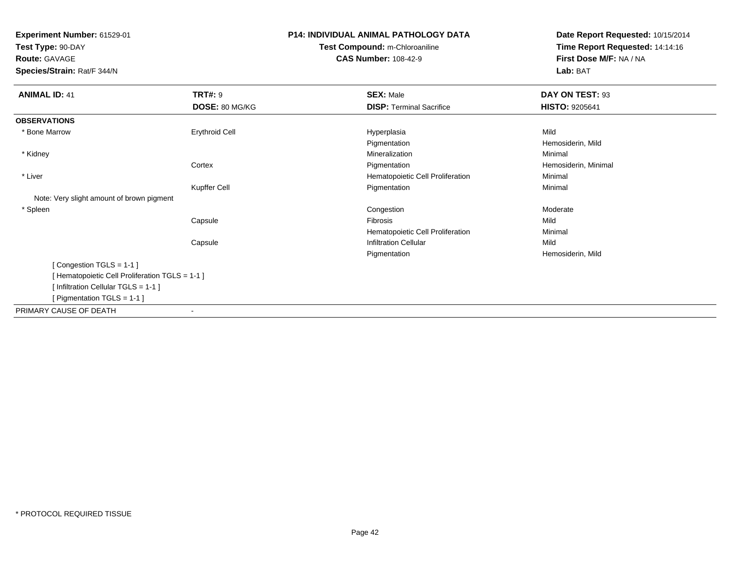**Experiment Number:** 61529-01
**Test Type:** 90-DAY
**Route:** GAVAGE
**Species/Strain:** Rat/F 344/N

**P14: INDIVIDUAL ANIMAL PATHOLOGY DATA**
**Test Compound:** m-Chloroaniline
**CAS Number:** 108-42-9

**Date Report Requested:** 10/15/2014
**Time Report Requested:** 14:14:16
**First Dose M/F:** NA / NA
**Lab:** BAT

| **ANIMAL ID:** 41 | **TRT#:** 9 | **SEX:** Male | **DAY ON TEST:** 93 |
|---|---|---|---|
| | **DOSE:** 80 MG/KG | **DISP:** Terminal Sacrifice | **HISTO:** 9205641 |
| **OBSERVATIONS** | | | |
| * Bone Marrow | Erythroid Cell | Hyperplasia | Mild |
| | | Pigmentation | Hemosiderin, Mild |
| * Kidney | | Mineralization | Minimal |
| | Cortex | Pigmentation | Hemosiderin, Minimal |
| * Liver | | Hematopoietic Cell Proliferation | Minimal |
| | Kupffer Cell | Pigmentation | Minimal |
| Note: Very slight amount of brown pigment | | | |
| * Spleen | | Congestion | Moderate |
| | Capsule | Fibrosis | Mild |
| | | Hematopoietic Cell Proliferation | Minimal |
| | Capsule | Infiltration Cellular | Mild |
| | | Pigmentation | Hemosiderin, Mild |
| [ Congestion TGLS = 1-1 ] | | | |
| [ Hematopoietic Cell Proliferation TGLS = 1-1 ] | | | |
| [ Infiltration Cellular TGLS = 1-1 ] | | | |
| [ Pigmentation TGLS = 1-1 ] | | | |
| PRIMARY CAUSE OF DEATH | - | | |

* PROTOCOL REQUIRED TISSUE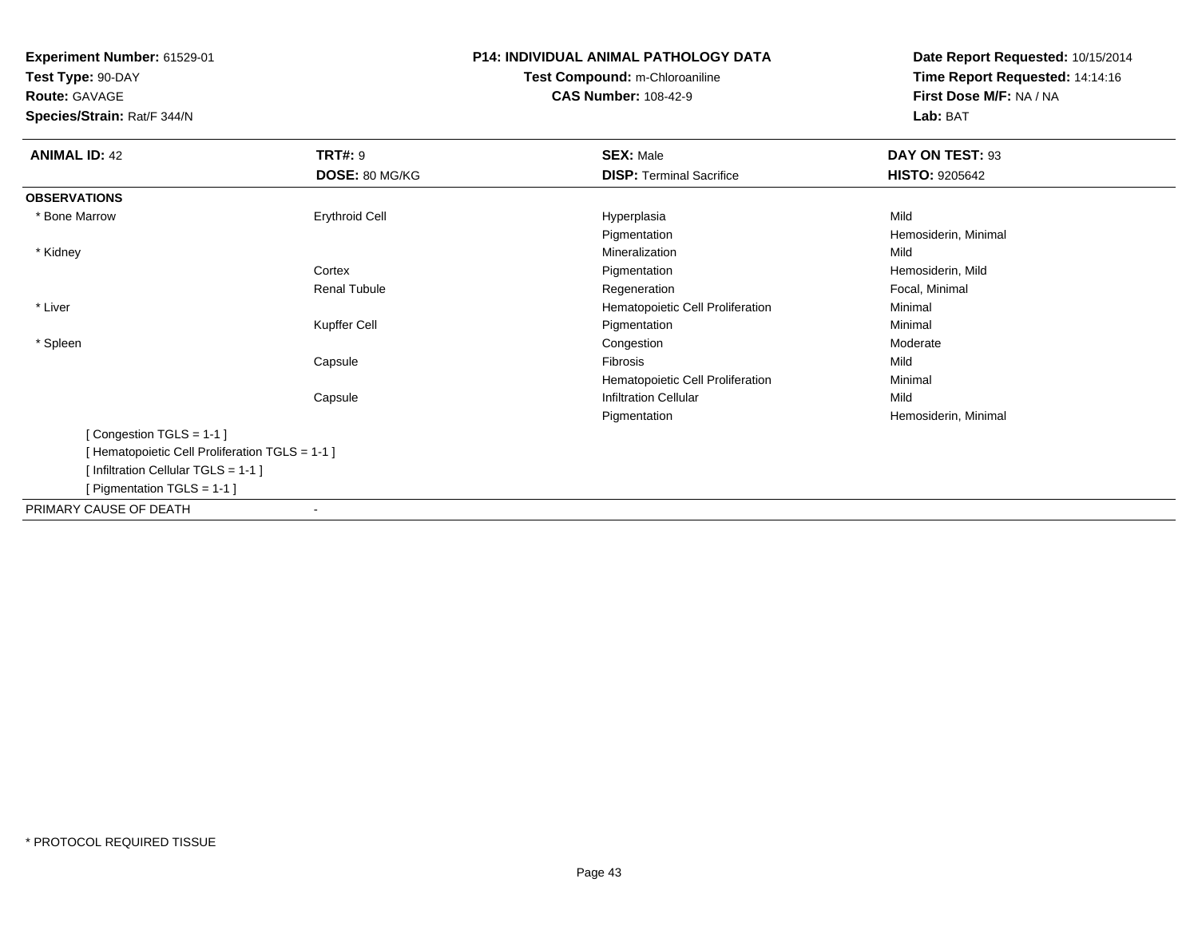**Experiment Number:** 61529-01
**Test Type:** 90-DAY
**Route:** GAVAGE
**Species/Strain:** Rat/F 344/N

**P14: INDIVIDUAL ANIMAL PATHOLOGY DATA**
**Test Compound:** m-Chloroaniline
**CAS Number:** 108-42-9

**Date Report Requested:** 10/15/2014
**Time Report Requested:** 14:14:16
**First Dose M/F:** NA / NA
**Lab:** BAT

| **ANIMAL ID:** 42 | **TRT#:** 9 | **SEX:** Male | **DAY ON TEST:** 93 |
|---|---|---|---|
| | **DOSE:** 80 MG/KG | **DISP:** Terminal Sacrifice | **HISTO:** 9205642 |
| **OBSERVATIONS** | | | |
| * Bone Marrow | Erythroid Cell | Hyperplasia | Mild |
| | | Pigmentation | Hemosiderin, Minimal |
| * Kidney | | Mineralization | Mild |
| | Cortex | Pigmentation | Hemosiderin, Mild |
| | Renal Tubule | Regeneration | Focal, Minimal |
| * Liver | | Hematopoietic Cell Proliferation | Minimal |
| | Kupffer Cell | Pigmentation | Minimal |
| * Spleen | | Congestion | Moderate |
| | Capsule | Fibrosis | Mild |
| | | Hematopoietic Cell Proliferation | Minimal |
| | Capsule | Infiltration Cellular | Mild |
| | | Pigmentation | Hemosiderin, Minimal |

[ Congestion TGLS = 1-1 ]
[ Hematopoietic Cell Proliferation TGLS = 1-1 ]
[ Infiltration Cellular TGLS = 1-1 ]
[ Pigmentation TGLS = 1-1 ]

PRIMARY CAUSE OF DEATH -

* PROTOCOL REQUIRED TISSUE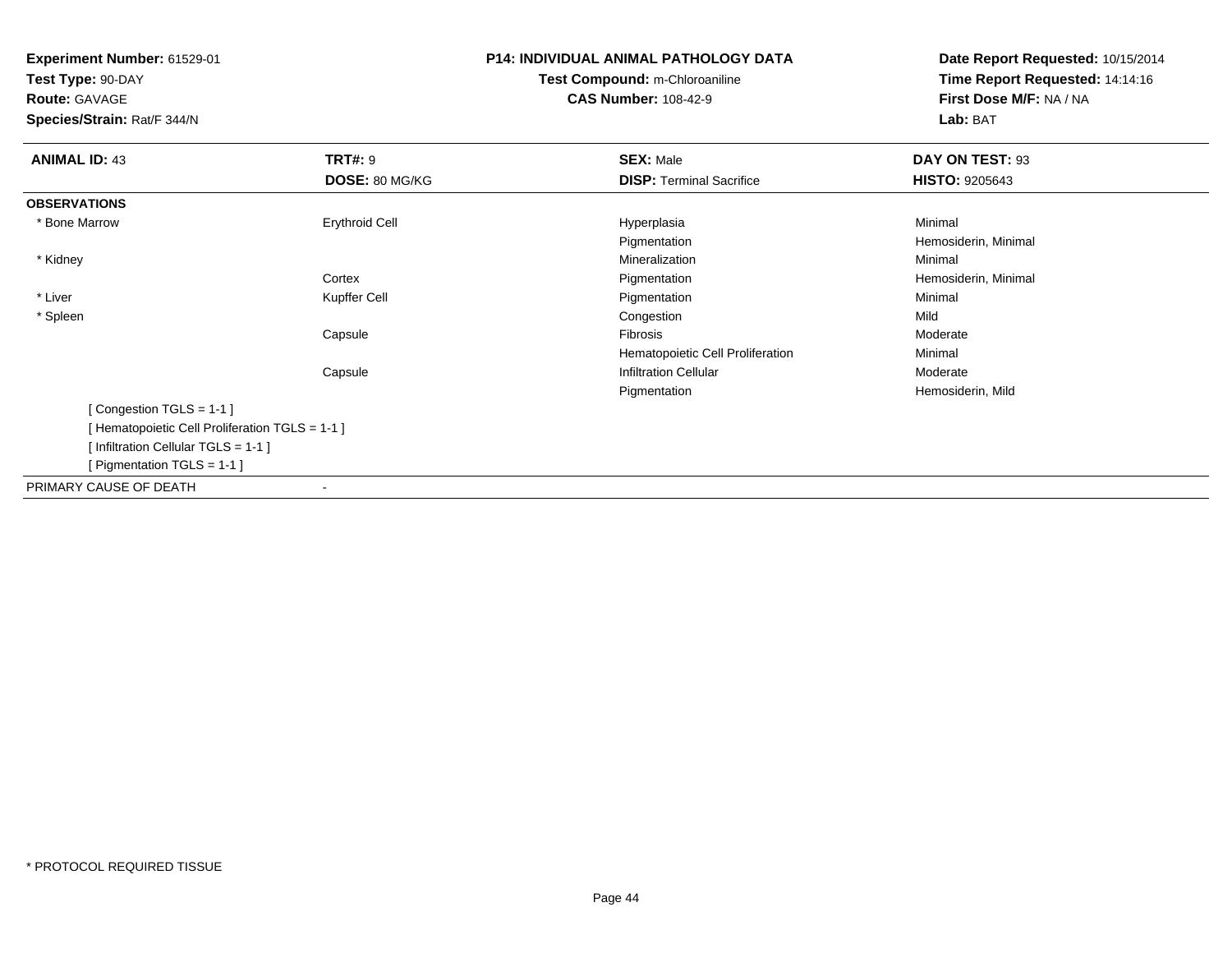**Experiment Number:** 61529-01
**Test Type:** 90-DAY
**Route:** GAVAGE
**Species/Strain:** Rat/F 344/N

**P14: INDIVIDUAL ANIMAL PATHOLOGY DATA**
**Test Compound:** m-Chloroaniline
**CAS Number:** 108-42-9

**Date Report Requested:** 10/15/2014
**Time Report Requested:** 14:14:16
**First Dose M/F:** NA / NA
**Lab:** BAT

| **ANIMAL ID:** 43 | **TRT#:** 9 | **SEX:** Male | **DAY ON TEST:** 93 |
|---|---|---|---|
| | **DOSE:** 80 MG/KG | **DISP:** Terminal Sacrifice | **HISTO:** 9205643 |
| **OBSERVATIONS** | | | |
| * Bone Marrow | Erythroid Cell | Hyperplasia | Minimal |
| | | Pigmentation | Hemosiderin, Minimal |
| * Kidney | | Mineralization | Minimal |
| | Cortex | Pigmentation | Hemosiderin, Minimal |
| * Liver | Kupffer Cell | Pigmentation | Minimal |
| * Spleen | | Congestion | Mild |
| | Capsule | Fibrosis | Moderate |
| | | Hematopoietic Cell Proliferation | Minimal |
| | Capsule | Infiltration Cellular | Moderate |
| | | Pigmentation | Hemosiderin, Mild |

[ Congestion TGLS = 1-1 ]
[ Hematopoietic Cell Proliferation TGLS = 1-1 ]
[ Infiltration Cellular TGLS = 1-1 ]
[ Pigmentation TGLS = 1-1 ]

PRIMARY CAUSE OF DEATH -

* PROTOCOL REQUIRED TISSUE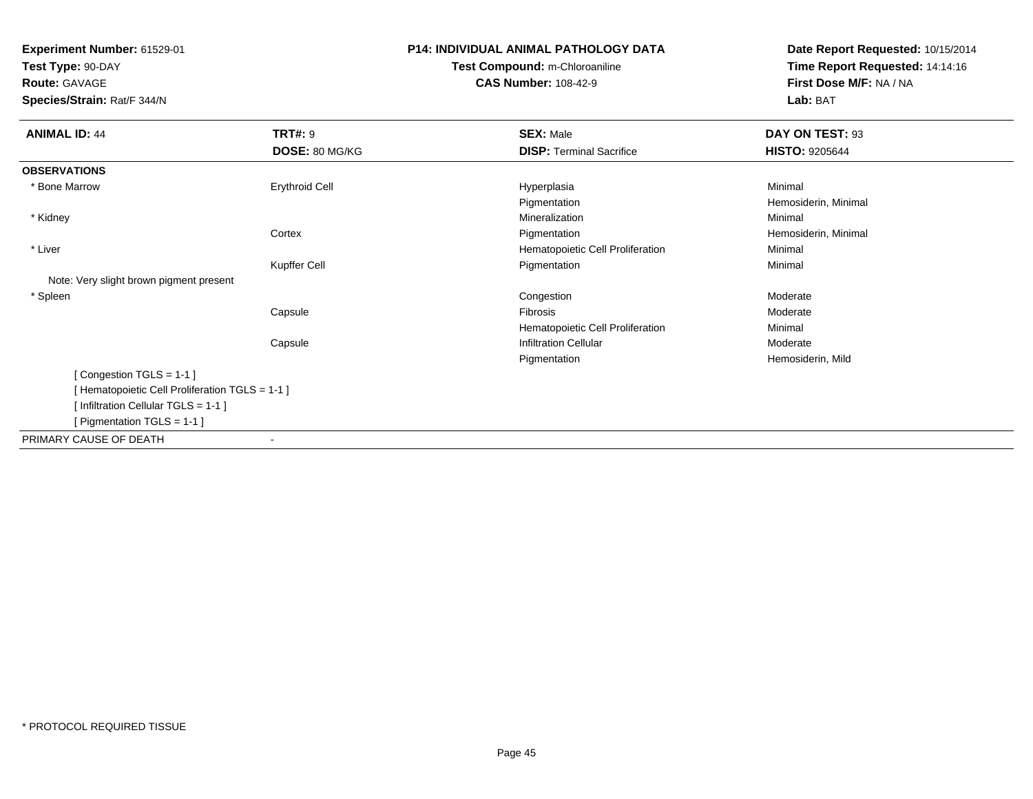**Experiment Number:** 61529-01
**Test Type:** 90-DAY
**Route:** GAVAGE
**Species/Strain:** Rat/F 344/N

**P14: INDIVIDUAL ANIMAL PATHOLOGY DATA**
**Test Compound:** m-Chloroaniline
**CAS Number:** 108-42-9

**Date Report Requested:** 10/15/2014
**Time Report Requested:** 14:14:16
**First Dose M/F:** NA / NA
**Lab:** BAT

| **ANIMAL ID:** 44 | **TRT#:** 9 | **SEX:** Male | **DAY ON TEST:** 93 |
|---|---|---|---|
| | **DOSE:** 80 MG/KG | **DISP:** Terminal Sacrifice | **HISTO:** 9205644 |
| **OBSERVATIONS** | | | |
| * Bone Marrow | Erythroid Cell | Hyperplasia | Minimal |
| | | Pigmentation | Hemosiderin, Minimal |
| * Kidney | | Mineralization | Minimal |
| | Cortex | Pigmentation | Hemosiderin, Minimal |
| * Liver | | Hematopoietic Cell Proliferation | Minimal |
| | Kupffer Cell | Pigmentation | Minimal |
| Note: Very slight brown pigment present | | | |
| * Spleen | | Congestion | Moderate |
| | Capsule | Fibrosis | Moderate |
| | | Hematopoietic Cell Proliferation | Minimal |
| | Capsule | Infiltration Cellular | Moderate |
| | | Pigmentation | Hemosiderin, Mild |
| [ Congestion TGLS = 1-1 ] | | | |
| [ Hematopoietic Cell Proliferation TGLS = 1-1 ] | | | |
| [ Infiltration Cellular TGLS = 1-1 ] | | | |
| [ Pigmentation TGLS = 1-1 ] | | | |
| PRIMARY CAUSE OF DEATH | - | | |

* PROTOCOL REQUIRED TISSUE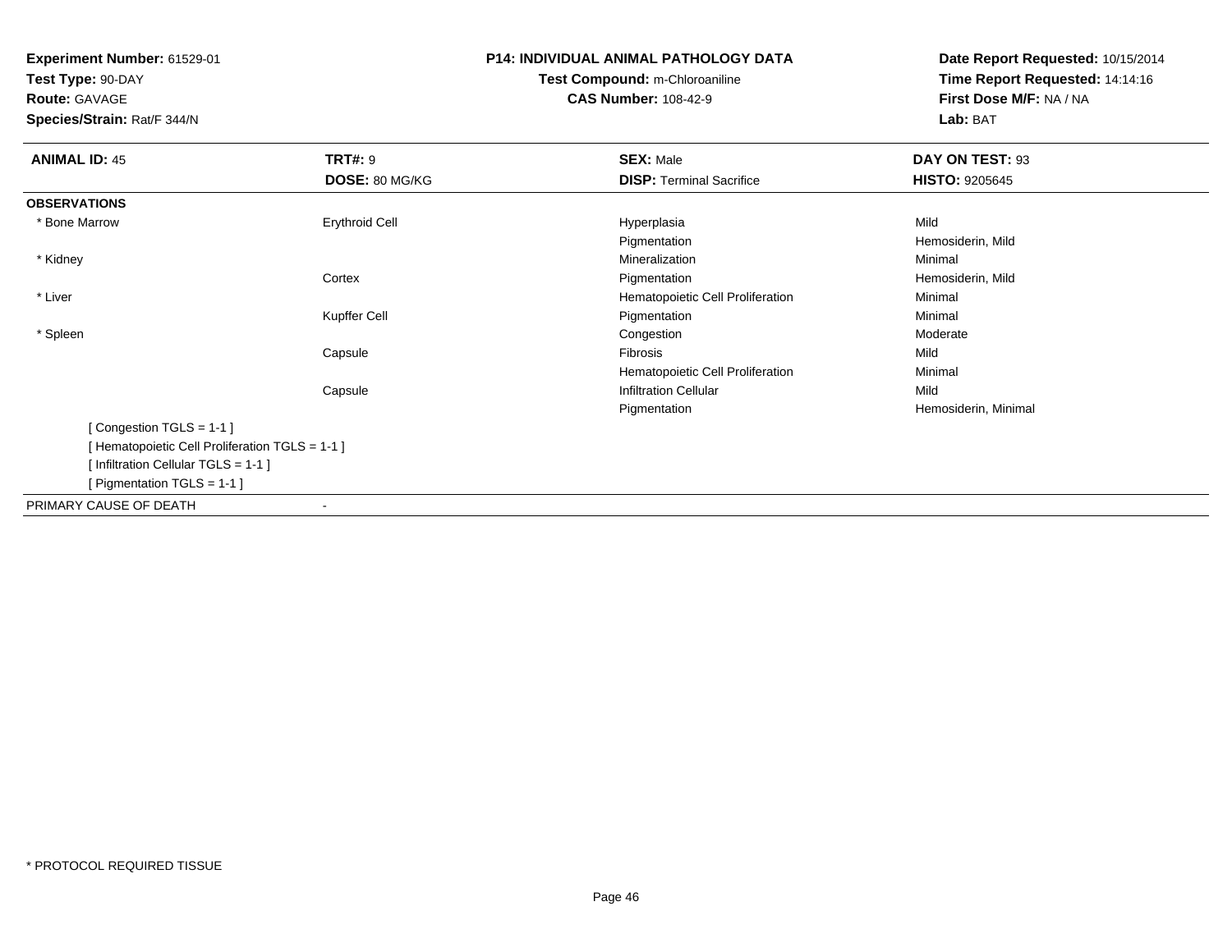**Experiment Number:** 61529-01
**Test Type:** 90-DAY
**Route:** GAVAGE
**Species/Strain:** Rat/F 344/N

**P14: INDIVIDUAL ANIMAL PATHOLOGY DATA**
**Test Compound:** m-Chloroaniline
**CAS Number:** 108-42-9

**Date Report Requested:** 10/15/2014
**Time Report Requested:** 14:14:16
**First Dose M/F:** NA / NA
**Lab:** BAT

| **ANIMAL ID:** 45 | **TRT#:** 9 | **SEX:** Male | **DAY ON TEST:** 93 |
|---|---|---|---|
| | **DOSE:** 80 MG/KG | **DISP:** Terminal Sacrifice | **HISTO:** 9205645 |
| **OBSERVATIONS** | | | |
| * Bone Marrow | Erythroid Cell | Hyperplasia | Mild |
| | | Pigmentation | Hemosiderin, Mild |
| * Kidney | | Mineralization | Minimal |
| | Cortex | Pigmentation | Hemosiderin, Mild |
| * Liver | | Hematopoietic Cell Proliferation | Minimal |
| | Kupffer Cell | Pigmentation | Minimal |
| * Spleen | | Congestion | Moderate |
| | Capsule | Fibrosis | Mild |
| | | Hematopoietic Cell Proliferation | Minimal |
| | Capsule | Infiltration Cellular | Mild |
| | | Pigmentation | Hemosiderin, Minimal |

[ Congestion TGLS = 1-1 ]
[ Hematopoietic Cell Proliferation TGLS = 1-1 ]
[ Infiltration Cellular TGLS = 1-1 ]
[ Pigmentation TGLS = 1-1 ]

PRIMARY CAUSE OF DEATH -

* PROTOCOL REQUIRED TISSUE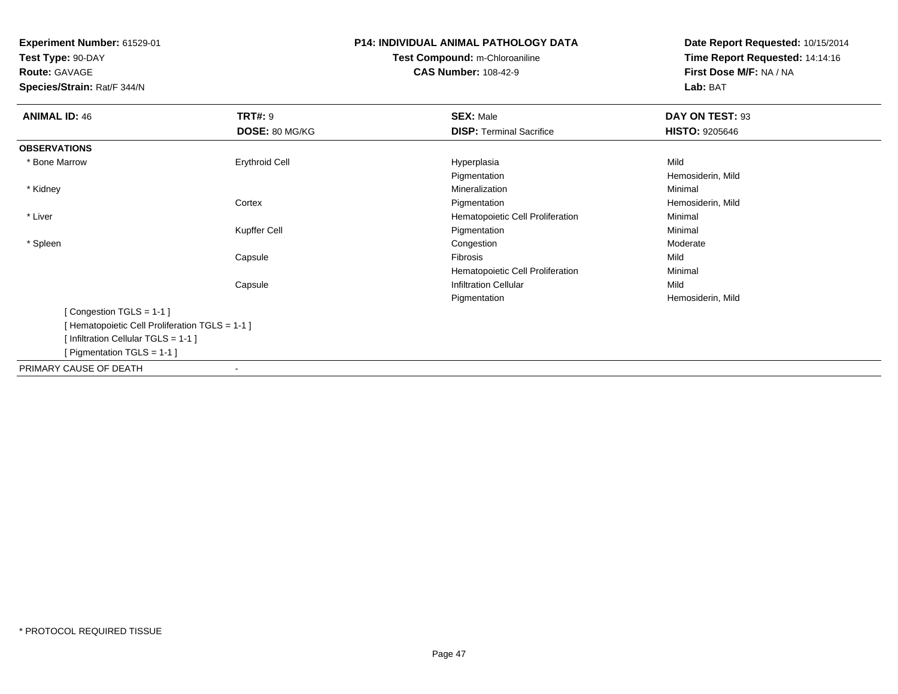**Experiment Number:** 61529-01
**Test Type:** 90-DAY
**Route:** GAVAGE
**Species/Strain:** Rat/F 344/N

**P14: INDIVIDUAL ANIMAL PATHOLOGY DATA**
**Test Compound:** m-Chloroaniline
**CAS Number:** 108-42-9

**Date Report Requested:** 10/15/2014
**Time Report Requested:** 14:14:16
**First Dose M/F:** NA / NA
**Lab:** BAT

| **ANIMAL ID:** 46 | **TRT#:** 9 | **SEX:** Male | **DAY ON TEST:** 93 |
|---|---|---|---|
| | **DOSE:** 80 MG/KG | **DISP:** Terminal Sacrifice | **HISTO:** 9205646 |
| **OBSERVATIONS** | | | |
| * Bone Marrow | Erythroid Cell | Hyperplasia | Mild |
| | | Pigmentation | Hemosiderin, Mild |
| * Kidney | | Mineralization | Minimal |
| | Cortex | Pigmentation | Hemosiderin, Mild |
| * Liver | | Hematopoietic Cell Proliferation | Minimal |
| | Kupffer Cell | Pigmentation | Minimal |
| * Spleen | | Congestion | Moderate |
| | Capsule | Fibrosis | Mild |
| | | Hematopoietic Cell Proliferation | Minimal |
| | Capsule | Infiltration Cellular | Mild |
| | | Pigmentation | Hemosiderin, Mild |

[ Congestion TGLS = 1-1 ]
[ Hematopoietic Cell Proliferation TGLS = 1-1 ]
[ Infiltration Cellular TGLS = 1-1 ]
[ Pigmentation TGLS = 1-1 ]

PRIMARY CAUSE OF DEATH -

* PROTOCOL REQUIRED TISSUE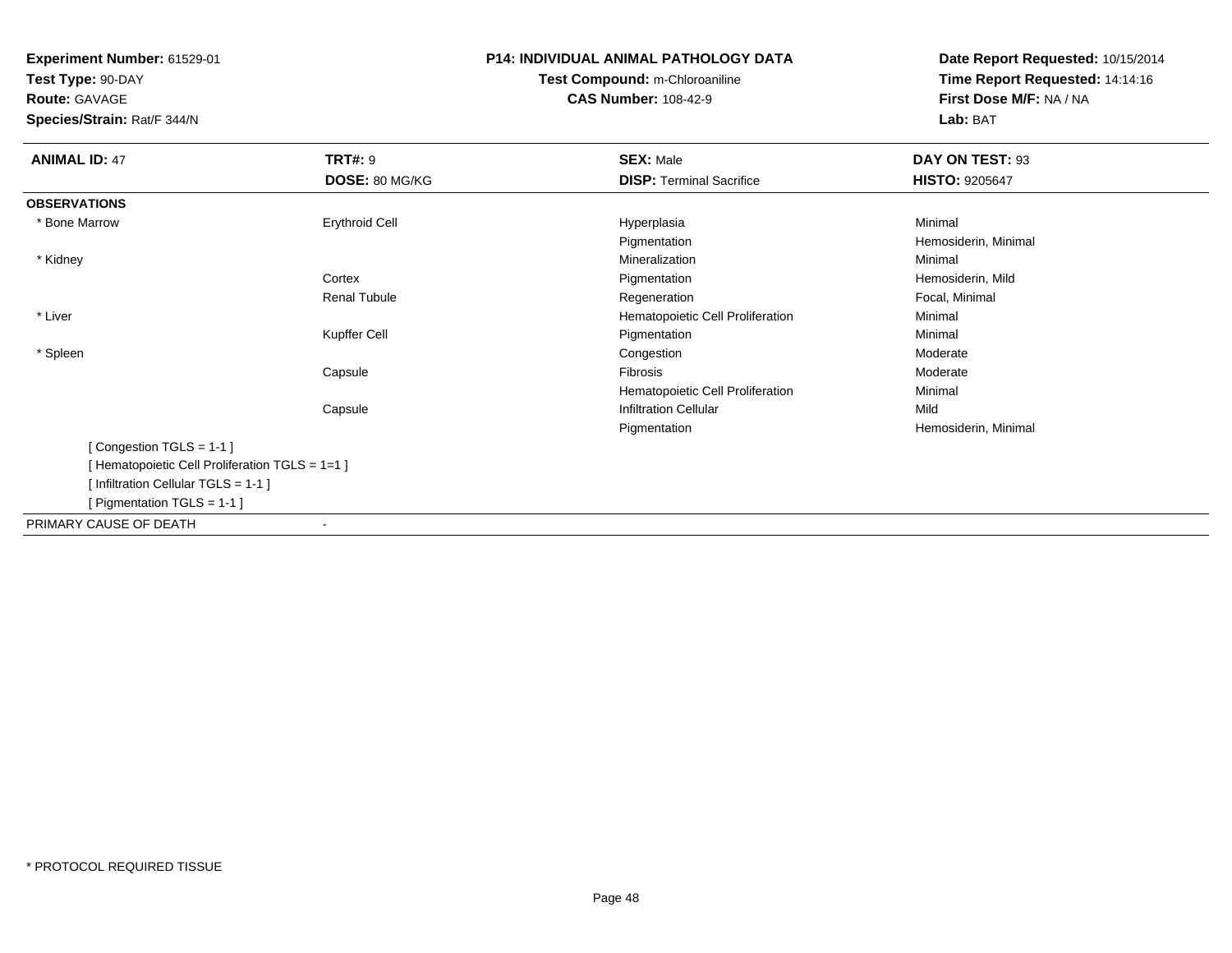**Experiment Number:** 61529-01
**Test Type:** 90-DAY
**Route:** GAVAGE
**Species/Strain:** Rat/F 344/N

**P14: INDIVIDUAL ANIMAL PATHOLOGY DATA**
**Test Compound:** m-Chloroaniline
**CAS Number:** 108-42-9

**Date Report Requested:** 10/15/2014
**Time Report Requested:** 14:14:16
**First Dose M/F:** NA / NA
**Lab:** BAT

| **ANIMAL ID:** 47 | **TRT#:** 9 | **SEX:** Male | **DAY ON TEST:** 93 |
|---|---|---|---|
| | **DOSE:** 80 MG/KG | **DISP:** Terminal Sacrifice | **HISTO:** 9205647 |
| **OBSERVATIONS** | | | |
| * Bone Marrow | Erythroid Cell | Hyperplasia | Minimal |
| | | Pigmentation | Hemosiderin, Minimal |
| * Kidney | | Mineralization | Minimal |
| | Cortex | Pigmentation | Hemosiderin, Mild |
| | Renal Tubule | Regeneration | Focal, Minimal |
| * Liver | | Hematopoietic Cell Proliferation | Minimal |
| | Kupffer Cell | Pigmentation | Minimal |
| * Spleen | | Congestion | Moderate |
| | Capsule | Fibrosis | Moderate |
| | | Hematopoietic Cell Proliferation | Minimal |
| | Capsule | Infiltration Cellular | Mild |
| | | Pigmentation | Hemosiderin, Minimal |

[ Congestion TGLS = 1-1 ]
[ Hematopoietic Cell Proliferation TGLS = 1=1 ]
[ Infiltration Cellular TGLS = 1-1 ]
[ Pigmentation TGLS = 1-1 ]

PRIMARY CAUSE OF DEATH -

* PROTOCOL REQUIRED TISSUE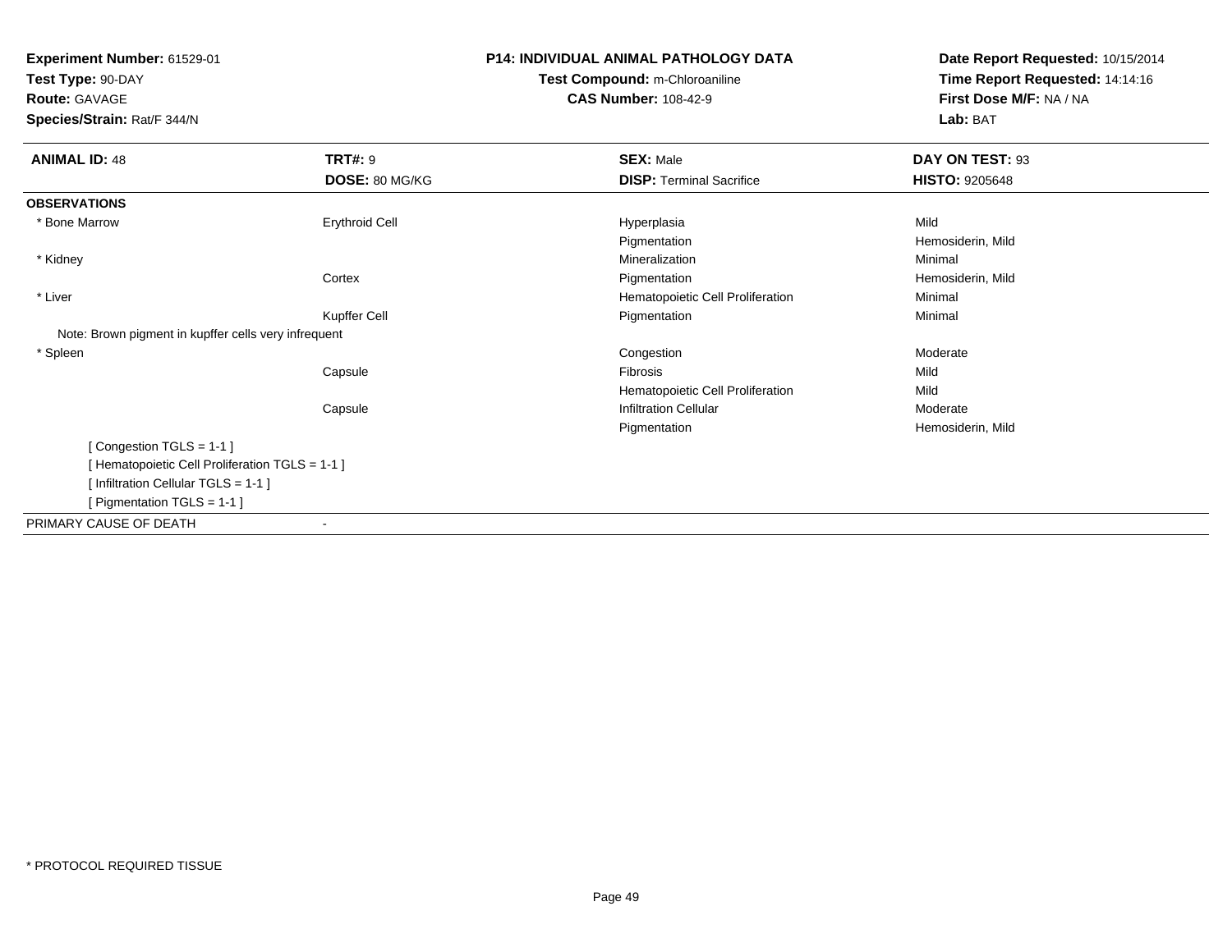**Experiment Number:** 61529-01
**Test Type:** 90-DAY
**Route:** GAVAGE
**Species/Strain:** Rat/F 344/N

**P14: INDIVIDUAL ANIMAL PATHOLOGY DATA**
**Test Compound:** m-Chloroaniline
**CAS Number:** 108-42-9

**Date Report Requested:** 10/15/2014
**Time Report Requested:** 14:14:16
**First Dose M/F:** NA / NA
**Lab:** BAT

| **ANIMAL ID:** 48 | **TRT#:** 9 | **SEX:** Male | **DAY ON TEST:** 93 |
|---|---|---|---|
| | **DOSE:** 80 MG/KG | **DISP:** Terminal Sacrifice | **HISTO:** 9205648 |
| **OBSERVATIONS** | | | |
| * Bone Marrow | Erythroid Cell | Hyperplasia | Mild |
| | | Pigmentation | Hemosiderin, Mild |
| * Kidney | | Mineralization | Minimal |
| | Cortex | Pigmentation | Hemosiderin, Mild |
| * Liver | | Hematopoietic Cell Proliferation | Minimal |
| | Kupffer Cell | Pigmentation | Minimal |
| Note: Brown pigment in kupffer cells very infrequent | | | |
| * Spleen | | Congestion | Moderate |
| | Capsule | Fibrosis | Mild |
| | | Hematopoietic Cell Proliferation | Mild |
| | Capsule | Infiltration Cellular | Moderate |
| | | Pigmentation | Hemosiderin, Mild |
| [ Congestion TGLS = 1-1 ] | | | |
| [ Hematopoietic Cell Proliferation TGLS = 1-1 ] | | | |
| [ Infiltration Cellular TGLS = 1-1 ] | | | |
| [ Pigmentation TGLS = 1-1 ] | | | |
| PRIMARY CAUSE OF DEATH | - | | |

* PROTOCOL REQUIRED TISSUE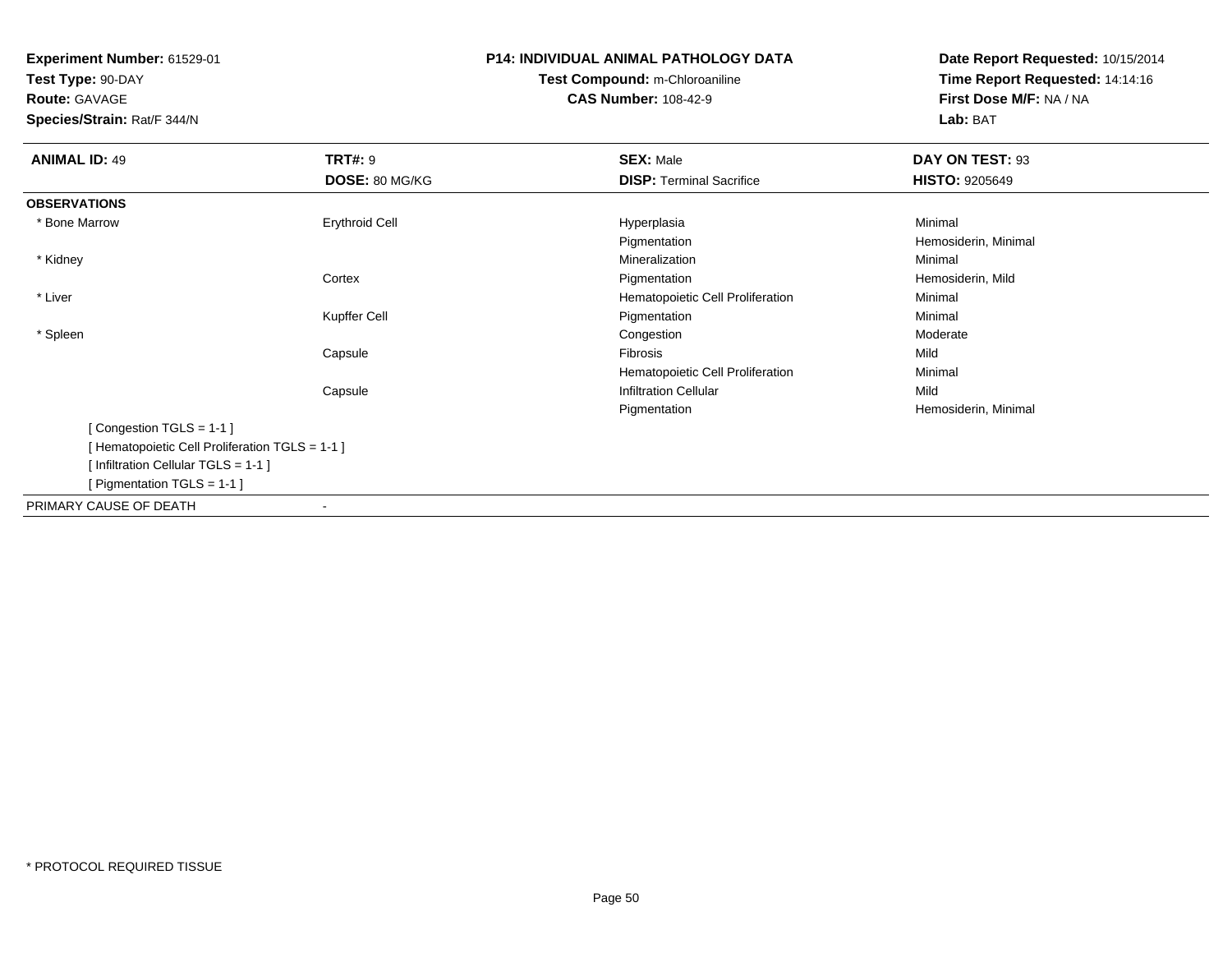**Experiment Number:** 61529-01
**Test Type:** 90-DAY
**Route:** GAVAGE
**Species/Strain:** Rat/F 344/N

**P14: INDIVIDUAL ANIMAL PATHOLOGY DATA**
**Test Compound:** m-Chloroaniline
**CAS Number:** 108-42-9

**Date Report Requested:** 10/15/2014
**Time Report Requested:** 14:14:16
**First Dose M/F:** NA / NA
**Lab:** BAT

| **ANIMAL ID:** 49 | **TRT#:** 9 | **SEX:** Male | **DAY ON TEST:** 93 |
|---|---|---|---|
| | **DOSE:** 80 MG/KG | **DISP:** Terminal Sacrifice | **HISTO:** 9205649 |
| **OBSERVATIONS** | | | |
| * Bone Marrow | Erythroid Cell | Hyperplasia | Minimal |
| | | Pigmentation | Hemosiderin, Minimal |
| * Kidney | | Mineralization | Minimal |
| | Cortex | Pigmentation | Hemosiderin, Mild |
| * Liver | | Hematopoietic Cell Proliferation | Minimal |
| | Kupffer Cell | Pigmentation | Minimal |
| * Spleen | | Congestion | Moderate |
| | Capsule | Fibrosis | Mild |
| | | Hematopoietic Cell Proliferation | Minimal |
| | Capsule | Infiltration Cellular | Mild |
| | | Pigmentation | Hemosiderin, Minimal |

[ Congestion TGLS = 1-1 ]
[ Hematopoietic Cell Proliferation TGLS = 1-1 ]
[ Infiltration Cellular TGLS = 1-1 ]
[ Pigmentation TGLS = 1-1 ]

PRIMARY CAUSE OF DEATH -

* PROTOCOL REQUIRED TISSUE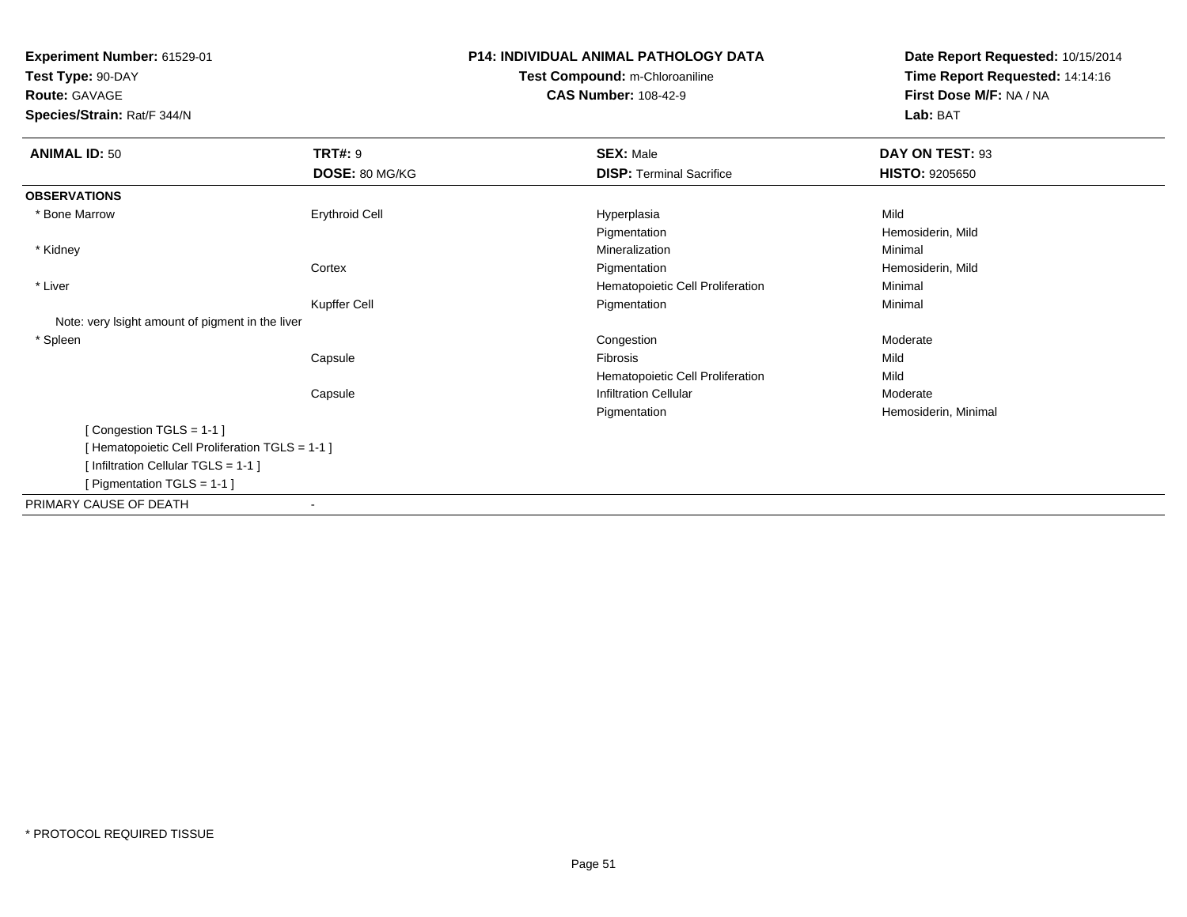**Experiment Number:** 61529-01
**Test Type:** 90-DAY
**Route:** GAVAGE
**Species/Strain:** Rat/F 344/N

**P14: INDIVIDUAL ANIMAL PATHOLOGY DATA**
**Test Compound:** m-Chloroaniline
**CAS Number:** 108-42-9

**Date Report Requested:** 10/15/2014
**Time Report Requested:** 14:14:16
**First Dose M/F:** NA / NA
**Lab:** BAT

| **ANIMAL ID:** 50 | **TRT#:** 9 | **SEX:** Male | **DAY ON TEST:** 93 |
|---|---|---|---|
| | **DOSE:** 80 MG/KG | **DISP:** Terminal Sacrifice | **HISTO:** 9205650 |
| **OBSERVATIONS** | | | |
| * Bone Marrow | Erythroid Cell | Hyperplasia | Mild |
| | | Pigmentation | Hemosiderin, Mild |
| * Kidney | | Mineralization | Minimal |
| | Cortex | Pigmentation | Hemosiderin, Mild |
| * Liver | | Hematopoietic Cell Proliferation | Minimal |
| | Kupffer Cell | Pigmentation | Minimal |
| Note: very lsight amount of pigment in the liver | | | |
| * Spleen | | Congestion | Moderate |
| | Capsule | Fibrosis | Mild |
| | | Hematopoietic Cell Proliferation | Mild |
| | Capsule | Infiltration Cellular | Moderate |
| | | Pigmentation | Hemosiderin, Minimal |
| [ Congestion TGLS = 1-1 ] | | | |
| [ Hematopoietic Cell Proliferation TGLS = 1-1 ] | | | |
| [ Infiltration Cellular TGLS = 1-1 ] | | | |
| [ Pigmentation TGLS = 1-1 ] | | | |
| PRIMARY CAUSE OF DEATH | - | | |

* PROTOCOL REQUIRED TISSUE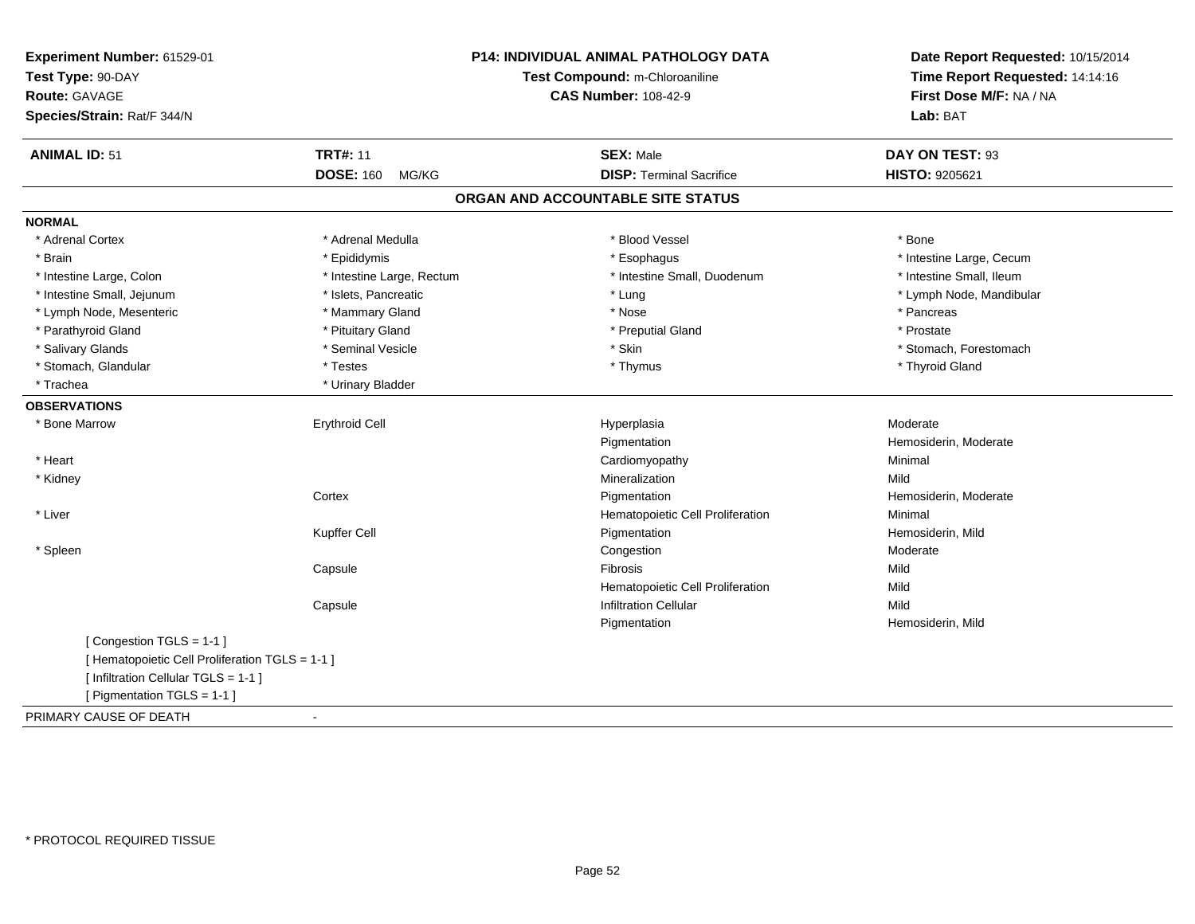**Experiment Number:** 61529-01
**Test Type:** 90-DAY
**Route:** GAVAGE
**Species/Strain:** Rat/F 344/N

**P14: INDIVIDUAL ANIMAL PATHOLOGY DATA**
**Test Compound:** m-Chloroaniline
**CAS Number:** 108-42-9

**Date Report Requested:** 10/15/2014
**Time Report Requested:** 14:14:16
**First Dose M/F:** NA / NA
**Lab:** BAT

| **ANIMAL ID:** 51 | **TRT#:** 11 | **SEX:** Male | **DAY ON TEST:** 93 |
|---|---|---|---|
| | **DOSE:** 160 MG/KG | **DISP:** Terminal Sacrifice | **HISTO:** 9205621 |

## ORGAN AND ACCOUNTABLE SITE STATUS

**NORMAL**

| | | | |
|---|---|---|---|
| * Adrenal Cortex | * Adrenal Medulla | * Blood Vessel | * Bone |
| * Brain | * Epididymis | * Esophagus | * Intestine Large, Cecum |
| * Intestine Large, Colon | * Intestine Large, Rectum | * Intestine Small, Duodenum | * Intestine Small, Ileum |
| * Intestine Small, Jejunum | * Islets, Pancreatic | * Lung | * Lymph Node, Mandibular |
| * Lymph Node, Mesenteric | * Mammary Gland | * Nose | * Pancreas |
| * Parathyroid Gland | * Pituitary Gland | * Preputial Gland | * Prostate |
| * Salivary Glands | * Seminal Vesicle | * Skin | * Stomach, Forestomach |
| * Stomach, Glandular | * Testes | * Thymus | * Thyroid Gland |
| * Trachea | * Urinary Bladder | | |

**OBSERVATIONS**

| | | | |
|---|---|---|---|
| * Bone Marrow | Erythroid Cell | Hyperplasia | Moderate |
| | | Pigmentation | Hemosiderin, Moderate |
| * Heart | | Cardiomyopathy | Minimal |
| * Kidney | | Mineralization | Mild |
| | Cortex | Pigmentation | Hemosiderin, Moderate |
| * Liver | | Hematopoietic Cell Proliferation | Minimal |
| | Kupffer Cell | Pigmentation | Hemosiderin, Mild |
| * Spleen | | Congestion | Moderate |
| | Capsule | Fibrosis | Mild |
| | | Hematopoietic Cell Proliferation | Mild |
| | Capsule | Infiltration Cellular | Mild |
| | | Pigmentation | Hemosiderin, Mild |

[ Congestion TGLS = 1-1 ]
[ Hematopoietic Cell Proliferation TGLS = 1-1 ]
[ Infiltration Cellular TGLS = 1-1 ]
[ Pigmentation TGLS = 1-1 ]

PRIMARY CAUSE OF DEATH -

* PROTOCOL REQUIRED TISSUE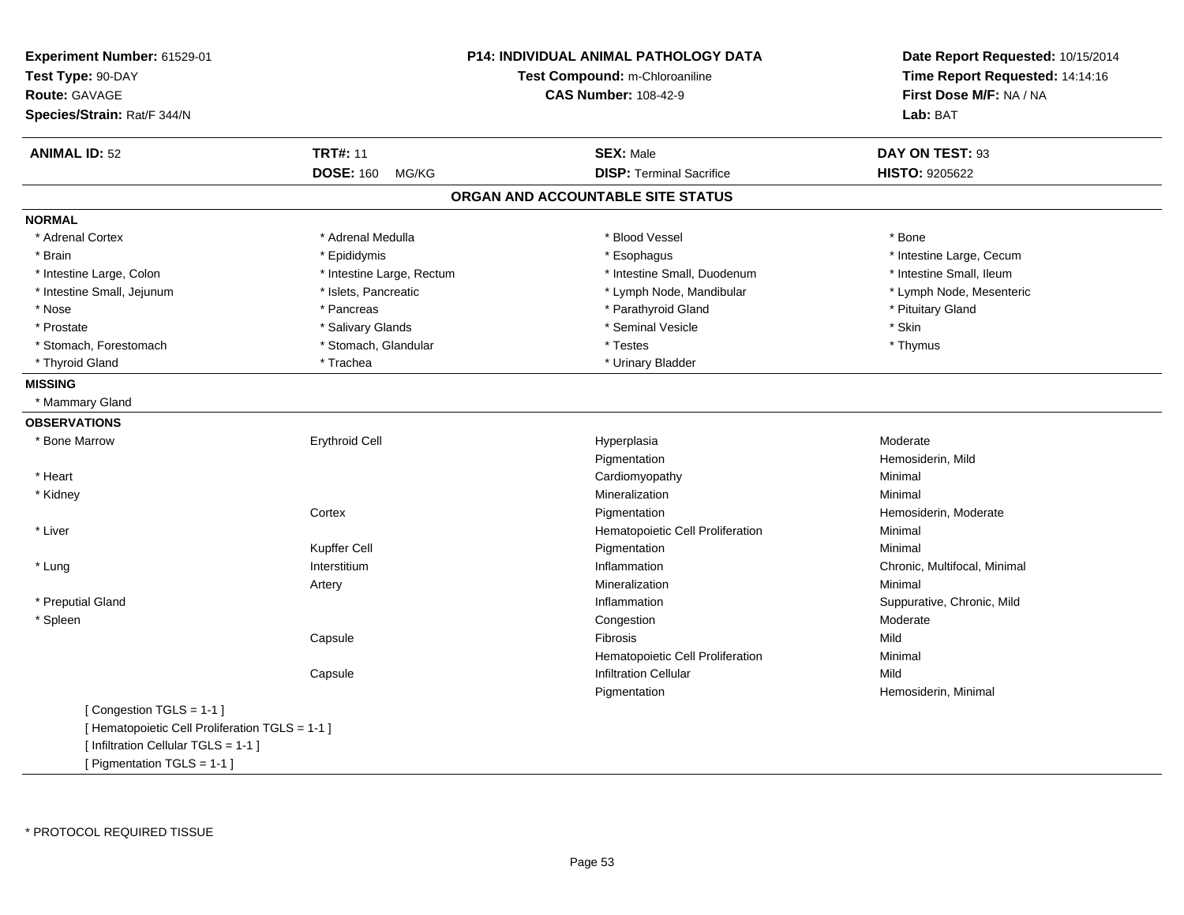**Experiment Number:** 61529-01
**Test Type:** 90-DAY
**Route:** GAVAGE
**Species/Strain:** Rat/F 344/N

**P14: INDIVIDUAL ANIMAL PATHOLOGY DATA**
**Test Compound:** m-Chloroaniline
**CAS Number:** 108-42-9

**Date Report Requested:** 10/15/2014
**Time Report Requested:** 14:14:16
**First Dose M/F:** NA / NA
**Lab:** BAT

| **ANIMAL ID:** 52 | **TRT#:** 11 | **SEX:** Male | **DAY ON TEST:** 93 |
|---|---|---|---|
| | **DOSE:** 160 MG/KG | **DISP:** Terminal Sacrifice | **HISTO:** 9205622 |

## ORGAN AND ACCOUNTABLE SITE STATUS

**NORMAL**

| | | | |
|---|---|---|---|
| * Adrenal Cortex | * Adrenal Medulla | * Blood Vessel | * Bone |
| * Brain | * Epididymis | * Esophagus | * Intestine Large, Cecum |
| * Intestine Large, Colon | * Intestine Large, Rectum | * Intestine Small, Duodenum | * Intestine Small, Ileum |
| * Intestine Small, Jejunum | * Islets, Pancreatic | * Lymph Node, Mandibular | * Lymph Node, Mesenteric |
| * Nose | * Pancreas | * Parathyroid Gland | * Pituitary Gland |
| * Prostate | * Salivary Glands | * Seminal Vesicle | * Skin |
| * Stomach, Forestomach | * Stomach, Glandular | * Testes | * Thymus |
| * Thyroid Gland | * Trachea | * Urinary Bladder | |

**MISSING**

* Mammary Gland

**OBSERVATIONS**

| | | | |
|---|---|---|---|
| * Bone Marrow | Erythroid Cell | Hyperplasia | Moderate |
| | | Pigmentation | Hemosiderin, Mild |
| * Heart | | Cardiomyopathy | Minimal |
| * Kidney | | Mineralization | Minimal |
| | Cortex | Pigmentation | Hemosiderin, Moderate |
| * Liver | | Hematopoietic Cell Proliferation | Minimal |
| | Kupffer Cell | Pigmentation | Minimal |
| * Lung | Interstitium | Inflammation | Chronic, Multifocal, Minimal |
| | Artery | Mineralization | Minimal |
| * Preputial Gland | | Inflammation | Suppurative, Chronic, Mild |
| * Spleen | | Congestion | Moderate |
| | Capsule | Fibrosis | Mild |
| | | Hematopoietic Cell Proliferation | Minimal |
| | Capsule | Infiltration Cellular | Mild |
| | | Pigmentation | Hemosiderin, Minimal |

[ Congestion TGLS = 1-1 ]
[ Hematopoietic Cell Proliferation TGLS = 1-1 ]
[ Infiltration Cellular TGLS = 1-1 ]
[ Pigmentation TGLS = 1-1 ]

* PROTOCOL REQUIRED TISSUE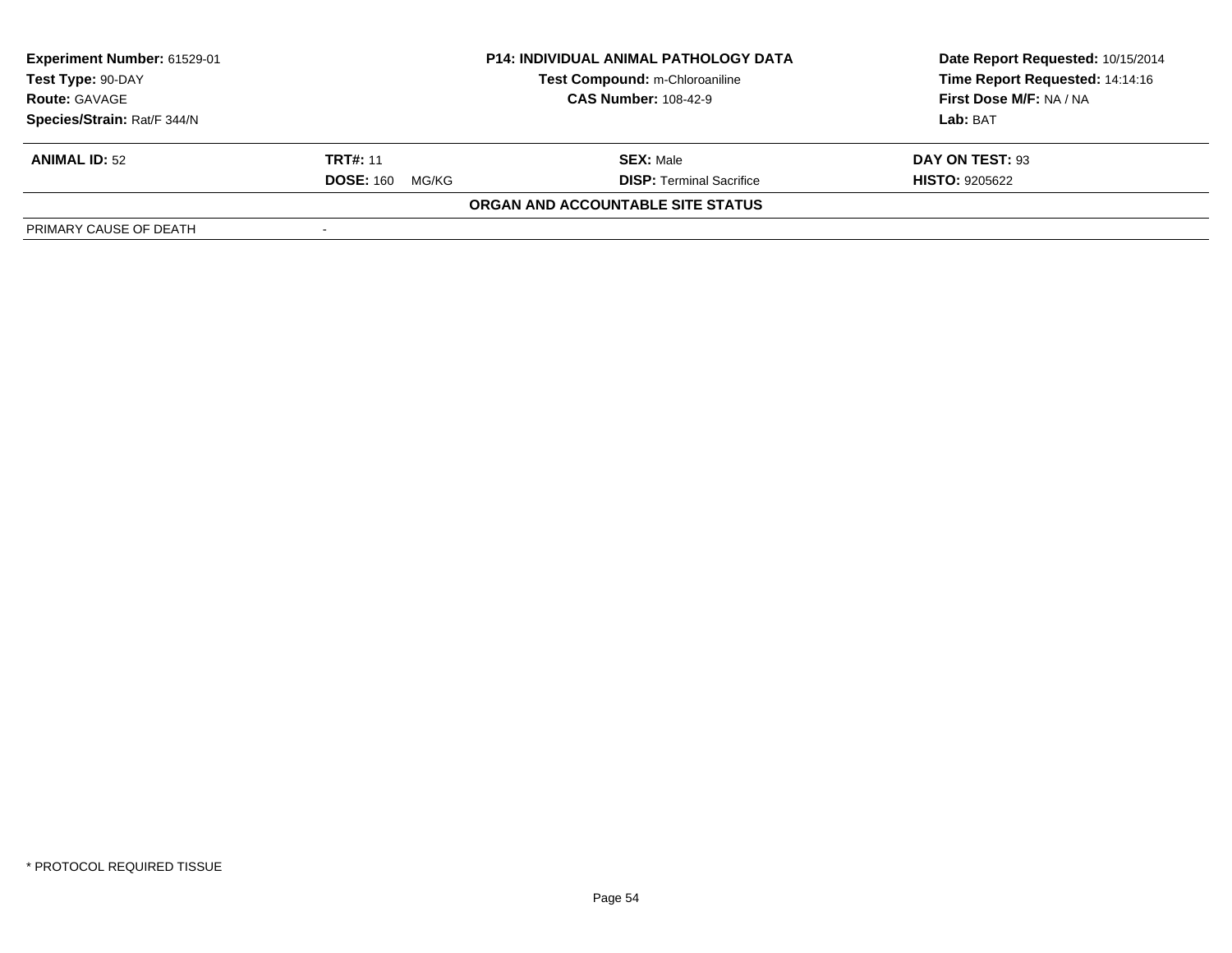| **Experiment Number:** 61529-01 | **P14: INDIVIDUAL ANIMAL PATHOLOGY DATA** | **Date Report Requested:** 10/15/2014 |
|---|---|---|
| **Test Type:** 90-DAY | **Test Compound:** m-Chloroaniline | **Time Report Requested:** 14:14:16 |
| **Route:** GAVAGE | **CAS Number:** 108-42-9 | **First Dose M/F:** NA / NA |
| **Species/Strain:** Rat/F 344/N | | **Lab:** BAT |

| **ANIMAL ID:** 52 | **TRT#:** 11 | **SEX:** Male | **DAY ON TEST:** 93 |
|---|---|---|---|
| | **DOSE:** 160 MG/KG | **DISP:** Terminal Sacrifice | **HISTO:** 9205622 |

**ORGAN AND ACCOUNTABLE SITE STATUS**

| PRIMARY CAUSE OF DEATH | - |
|---|---|

* PROTOCOL REQUIRED TISSUE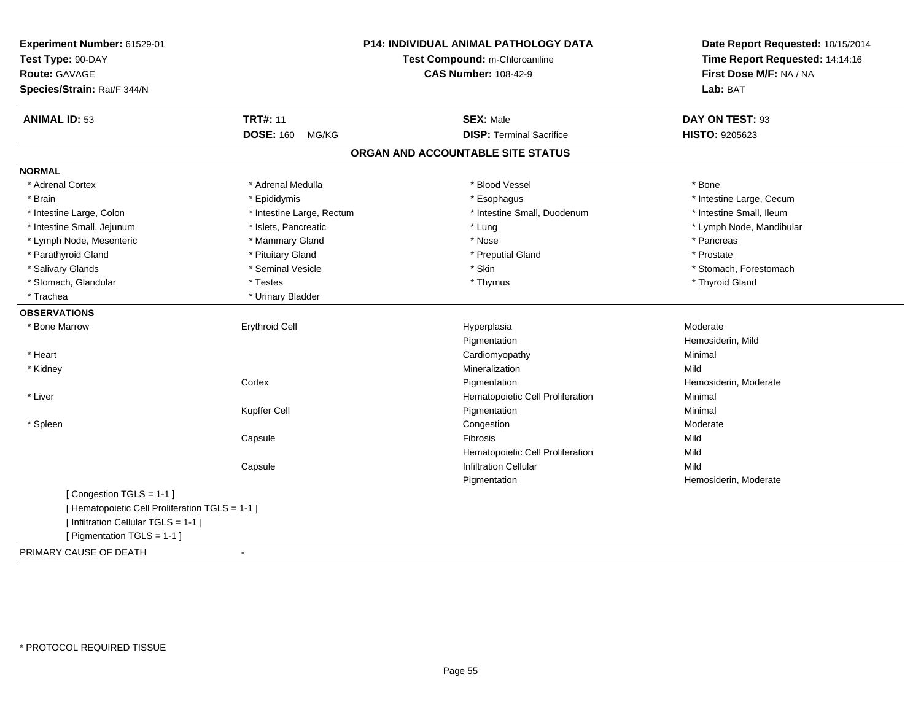**Experiment Number:** 61529-01
**Test Type:** 90-DAY
**Route:** GAVAGE
**Species/Strain:** Rat/F 344/N

**P14: INDIVIDUAL ANIMAL PATHOLOGY DATA**
**Test Compound:** m-Chloroaniline
**CAS Number:** 108-42-9

**Date Report Requested:** 10/15/2014
**Time Report Requested:** 14:14:16
**First Dose M/F:** NA / NA
**Lab:** BAT

| **ANIMAL ID:** 53 | **TRT#:** 11 | **SEX:** Male | **DAY ON TEST:** 93 |
|---|---|---|---|
| | **DOSE:** 160 MG/KG | **DISP:** Terminal Sacrifice | **HISTO:** 9205623 |

## ORGAN AND ACCOUNTABLE SITE STATUS

**NORMAL**

| | | | |
|---|---|---|---|
| * Adrenal Cortex | * Adrenal Medulla | * Blood Vessel | * Bone |
| * Brain | * Epididymis | * Esophagus | * Intestine Large, Cecum |
| * Intestine Large, Colon | * Intestine Large, Rectum | * Intestine Small, Duodenum | * Intestine Small, Ileum |
| * Intestine Small, Jejunum | * Islets, Pancreatic | * Lung | * Lymph Node, Mandibular |
| * Lymph Node, Mesenteric | * Mammary Gland | * Nose | * Pancreas |
| * Parathyroid Gland | * Pituitary Gland | * Preputial Gland | * Prostate |
| * Salivary Glands | * Seminal Vesicle | * Skin | * Stomach, Forestomach |
| * Stomach, Glandular | * Testes | * Thymus | * Thyroid Gland |
| * Trachea | * Urinary Bladder | | |

**OBSERVATIONS**

| | | | |
|---|---|---|---|
| * Bone Marrow | Erythroid Cell | Hyperplasia | Moderate |
| | | Pigmentation | Hemosiderin, Mild |
| * Heart | | Cardiomyopathy | Minimal |
| * Kidney | | Mineralization | Mild |
| | Cortex | Pigmentation | Hemosiderin, Moderate |
| * Liver | | Hematopoietic Cell Proliferation | Minimal |
| | Kupffer Cell | Pigmentation | Minimal |
| * Spleen | | Congestion | Moderate |
| | Capsule | Fibrosis | Mild |
| | | Hematopoietic Cell Proliferation | Mild |
| | Capsule | Infiltration Cellular | Mild |
| | | Pigmentation | Hemosiderin, Moderate |

[ Congestion TGLS = 1-1 ]
[ Hematopoietic Cell Proliferation TGLS = 1-1 ]
[ Infiltration Cellular TGLS = 1-1 ]
[ Pigmentation TGLS = 1-1 ]

PRIMARY CAUSE OF DEATH -

* PROTOCOL REQUIRED TISSUE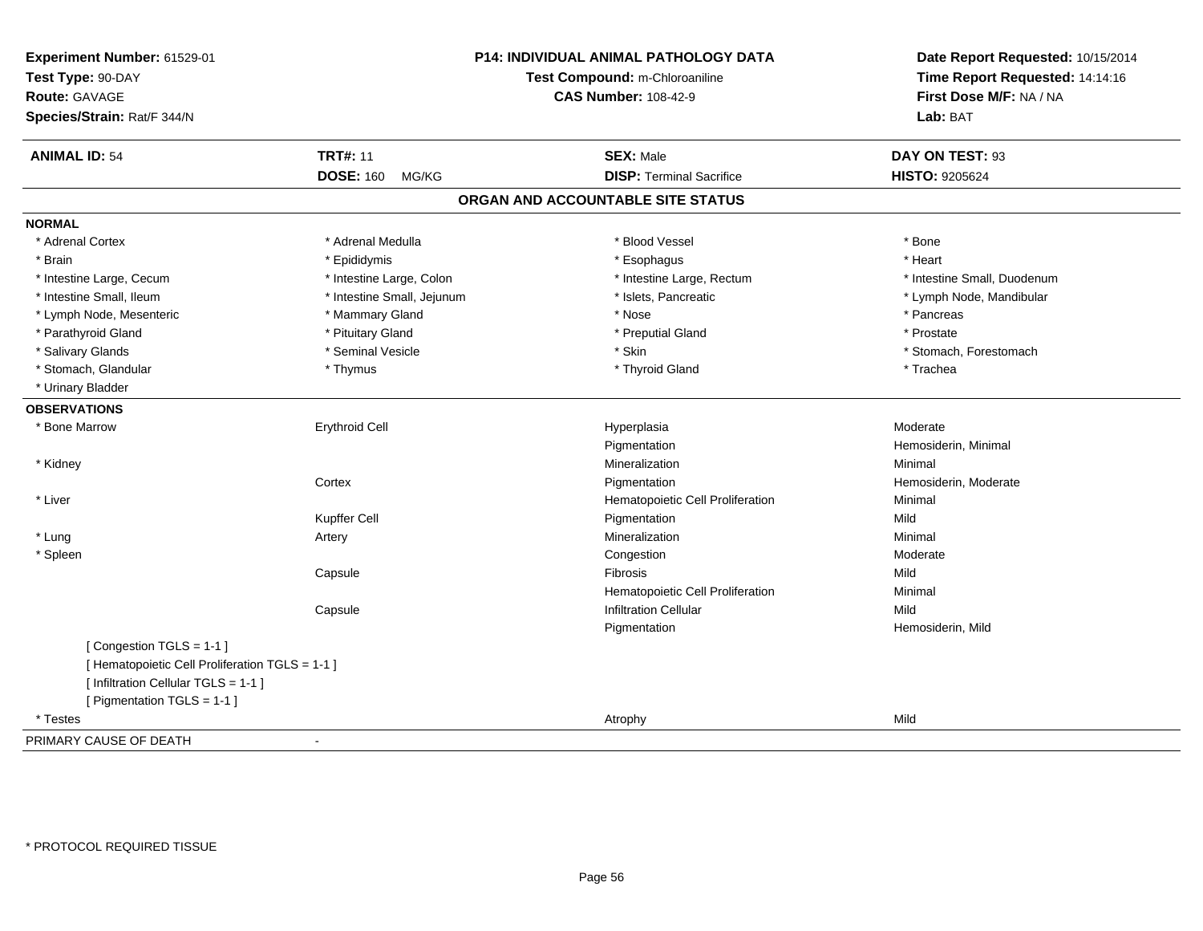**Experiment Number:** 61529-01
**Test Type:** 90-DAY
**Route:** GAVAGE
**Species/Strain:** Rat/F 344/N

**P14: INDIVIDUAL ANIMAL PATHOLOGY DATA**
**Test Compound:** m-Chloroaniline
**CAS Number:** 108-42-9

**Date Report Requested:** 10/15/2014
**Time Report Requested:** 14:14:16
**First Dose M/F:** NA / NA
**Lab:** BAT

| **ANIMAL ID:** 54 | **TRT#:** 11 | **SEX:** Male | **DAY ON TEST:** 93 |
|---|---|---|---|
| | **DOSE:** 160 MG/KG | **DISP:** Terminal Sacrifice | **HISTO:** 9205624 |

## ORGAN AND ACCOUNTABLE SITE STATUS

**NORMAL**

| | | | |
|---|---|---|---|
| * Adrenal Cortex | * Adrenal Medulla | * Blood Vessel | * Bone |
| * Brain | * Epididymis | * Esophagus | * Heart |
| * Intestine Large, Cecum | * Intestine Large, Colon | * Intestine Large, Rectum | * Intestine Small, Duodenum |
| * Intestine Small, Ileum | * Intestine Small, Jejunum | * Islets, Pancreatic | * Lymph Node, Mandibular |
| * Lymph Node, Mesenteric | * Mammary Gland | * Nose | * Pancreas |
| * Parathyroid Gland | * Pituitary Gland | * Preputial Gland | * Prostate |
| * Salivary Glands | * Seminal Vesicle | * Skin | * Stomach, Forestomach |
| * Stomach, Glandular | * Thymus | * Thyroid Gland | * Trachea |
| * Urinary Bladder | | | |

**OBSERVATIONS**

| | | | |
|---|---|---|---|
| * Bone Marrow | Erythroid Cell | Hyperplasia | Moderate |
| | | Pigmentation | Hemosiderin, Minimal |
| * Kidney | | Mineralization | Minimal |
| | Cortex | Pigmentation | Hemosiderin, Moderate |
| * Liver | | Hematopoietic Cell Proliferation | Minimal |
| | Kupffer Cell | Pigmentation | Mild |
| * Lung | Artery | Mineralization | Minimal |
| * Spleen | | Congestion | Moderate |
| | Capsule | Fibrosis | Mild |
| | | Hematopoietic Cell Proliferation | Minimal |
| | Capsule | Infiltration Cellular | Mild |
| | | Pigmentation | Hemosiderin, Mild |

[ Congestion TGLS = 1-1 ]
[ Hematopoietic Cell Proliferation TGLS = 1-1 ]
[ Infiltration Cellular TGLS = 1-1 ]
[ Pigmentation TGLS = 1-1 ]

| | | | |
|---|---|---|---|
| * Testes | | Atrophy | Mild |

PRIMARY CAUSE OF DEATH -

* PROTOCOL REQUIRED TISSUE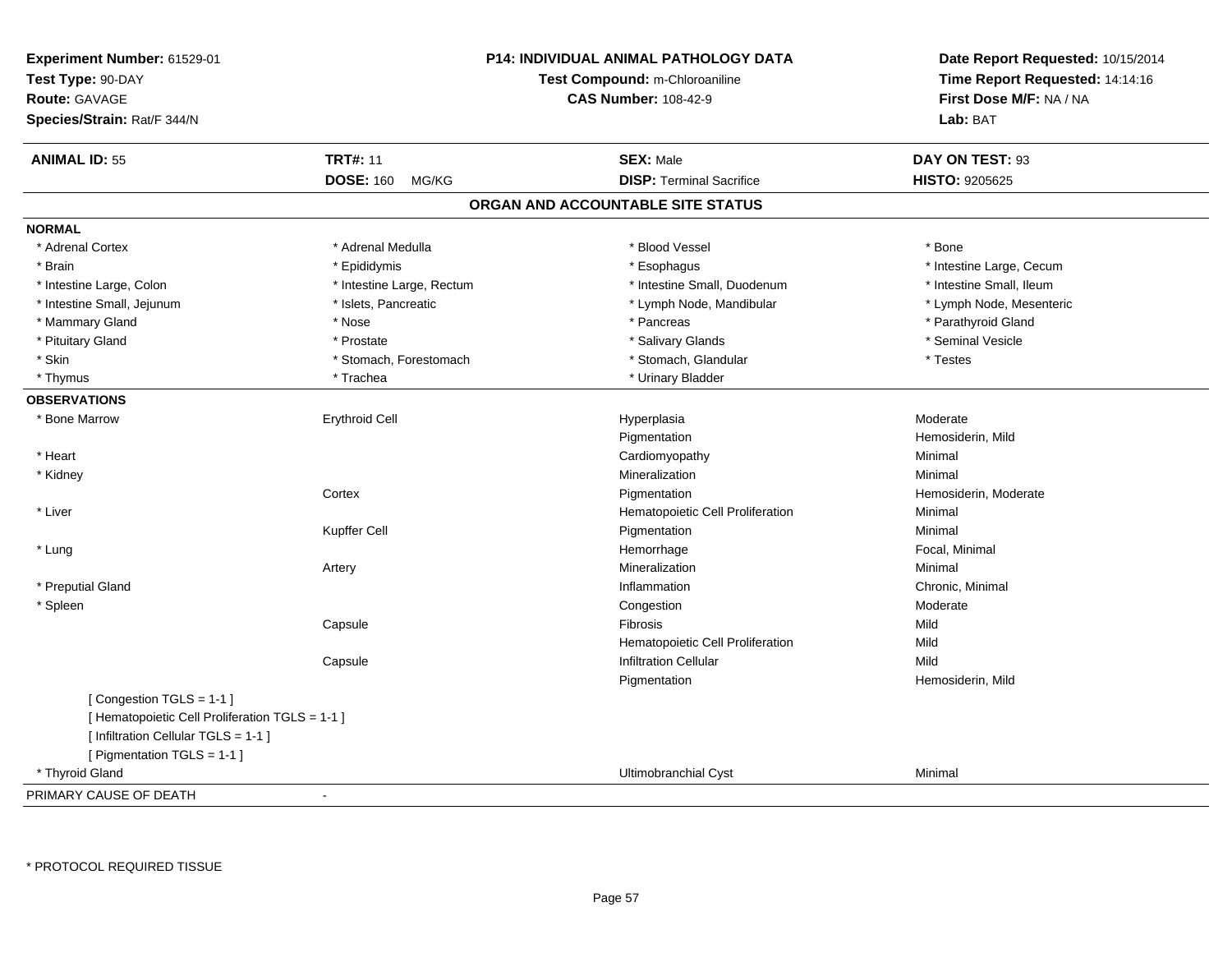**Experiment Number:** 61529-01
**Test Type:** 90-DAY
**Route:** GAVAGE
**Species/Strain:** Rat/F 344/N

**P14: INDIVIDUAL ANIMAL PATHOLOGY DATA**
**Test Compound:** m-Chloroaniline
**CAS Number:** 108-42-9

**Date Report Requested:** 10/15/2014
**Time Report Requested:** 14:14:16
**First Dose M/F:** NA / NA
**Lab:** BAT

| **ANIMAL ID:** 55 | **TRT#:** 11 | **SEX:** Male | **DAY ON TEST:** 93 |
|---|---|---|---|
| | **DOSE:** 160 MG/KG | **DISP:** Terminal Sacrifice | **HISTO:** 9205625 |

## ORGAN AND ACCOUNTABLE SITE STATUS

**NORMAL**

| | | | |
|---|---|---|---|
| * Adrenal Cortex | * Adrenal Medulla | * Blood Vessel | * Bone |
| * Brain | * Epididymis | * Esophagus | * Intestine Large, Cecum |
| * Intestine Large, Colon | * Intestine Large, Rectum | * Intestine Small, Duodenum | * Intestine Small, Ileum |
| * Intestine Small, Jejunum | * Islets, Pancreatic | * Lymph Node, Mandibular | * Lymph Node, Mesenteric |
| * Mammary Gland | * Nose | * Pancreas | * Parathyroid Gland |
| * Pituitary Gland | * Prostate | * Salivary Glands | * Seminal Vesicle |
| * Skin | * Stomach, Forestomach | * Stomach, Glandular | * Testes |
| * Thymus | * Trachea | * Urinary Bladder | |

**OBSERVATIONS**

| | | | |
|---|---|---|---|
| * Bone Marrow | Erythroid Cell | Hyperplasia | Moderate |
| | | Pigmentation | Hemosiderin, Mild |
| * Heart | | Cardiomyopathy | Minimal |
| * Kidney | | Mineralization | Minimal |
| | Cortex | Pigmentation | Hemosiderin, Moderate |
| * Liver | | Hematopoietic Cell Proliferation | Minimal |
| | Kupffer Cell | Pigmentation | Minimal |
| * Lung | | Hemorrhage | Focal, Minimal |
| | Artery | Mineralization | Minimal |
| * Preputial Gland | | Inflammation | Chronic, Minimal |
| * Spleen | | Congestion | Moderate |
| | Capsule | Fibrosis | Mild |
| | | Hematopoietic Cell Proliferation | Mild |
| | Capsule | Infiltration Cellular | Mild |
| | | Pigmentation | Hemosiderin, Mild |
| [ Congestion TGLS = 1-1 ] | | | |
| [ Hematopoietic Cell Proliferation TGLS = 1-1 ] | | | |
| [ Infiltration Cellular TGLS = 1-1 ] | | | |
| [ Pigmentation TGLS = 1-1 ] | | | |
| * Thyroid Gland | | Ultimobranchial Cyst | Minimal |

PRIMARY CAUSE OF DEATH -

* PROTOCOL REQUIRED TISSUE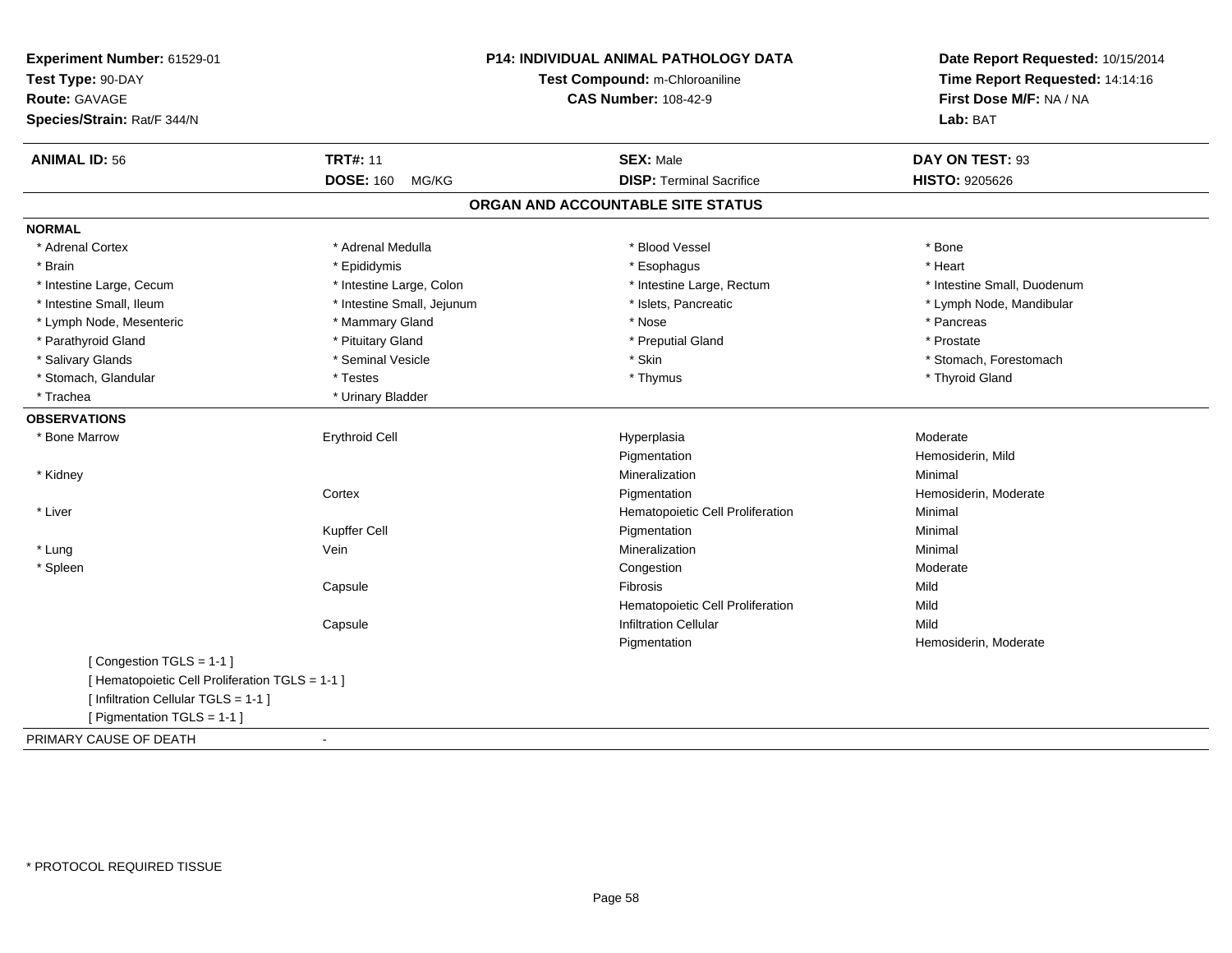**Experiment Number:** 61529-01
**Test Type:** 90-DAY
**Route:** GAVAGE
**Species/Strain:** Rat/F 344/N

**P14: INDIVIDUAL ANIMAL PATHOLOGY DATA**
**Test Compound:** m-Chloroaniline
**CAS Number:** 108-42-9

**Date Report Requested:** 10/15/2014
**Time Report Requested:** 14:14:16
**First Dose M/F:** NA / NA
**Lab:** BAT

| **ANIMAL ID:** 56 | **TRT#:** 11 | **SEX:** Male | **DAY ON TEST:** 93 |
|---|---|---|---|
| | **DOSE:** 160 MG/KG | **DISP:** Terminal Sacrifice | **HISTO:** 9205626 |

## ORGAN AND ACCOUNTABLE SITE STATUS

**NORMAL**

| | | | |
|---|---|---|---|
| * Adrenal Cortex | * Adrenal Medulla | * Blood Vessel | * Bone |
| * Brain | * Epididymis | * Esophagus | * Heart |
| * Intestine Large, Cecum | * Intestine Large, Colon | * Intestine Large, Rectum | * Intestine Small, Duodenum |
| * Intestine Small, Ileum | * Intestine Small, Jejunum | * Islets, Pancreatic | * Lymph Node, Mandibular |
| * Lymph Node, Mesenteric | * Mammary Gland | * Nose | * Pancreas |
| * Parathyroid Gland | * Pituitary Gland | * Preputial Gland | * Prostate |
| * Salivary Glands | * Seminal Vesicle | * Skin | * Stomach, Forestomach |
| * Stomach, Glandular | * Testes | * Thymus | * Thyroid Gland |
| * Trachea | * Urinary Bladder | | |

**OBSERVATIONS**

| | | | |
|---|---|---|---|
| * Bone Marrow | Erythroid Cell | Hyperplasia | Moderate |
| | | Pigmentation | Hemosiderin, Mild |
| * Kidney | | Mineralization | Minimal |
| | Cortex | Pigmentation | Hemosiderin, Moderate |
| * Liver | | Hematopoietic Cell Proliferation | Minimal |
| | Kupffer Cell | Pigmentation | Minimal |
| * Lung | Vein | Mineralization | Minimal |
| * Spleen | | Congestion | Moderate |
| | Capsule | Fibrosis | Mild |
| | | Hematopoietic Cell Proliferation | Mild |
| | Capsule | Infiltration Cellular | Mild |
| | | Pigmentation | Hemosiderin, Moderate |

[ Congestion TGLS = 1-1 ]
[ Hematopoietic Cell Proliferation TGLS = 1-1 ]
[ Infiltration Cellular TGLS = 1-1 ]
[ Pigmentation TGLS = 1-1 ]

PRIMARY CAUSE OF DEATH -

* PROTOCOL REQUIRED TISSUE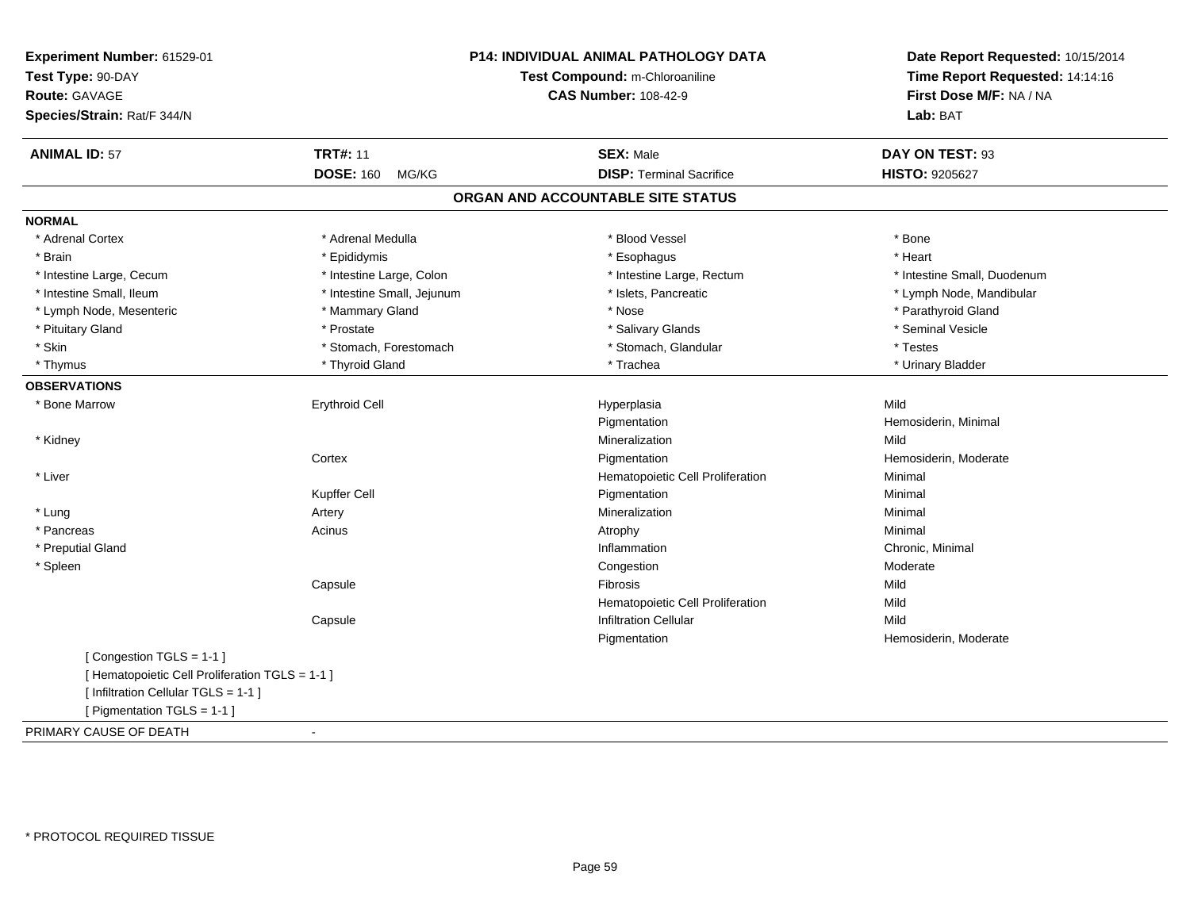**Experiment Number:** 61529-01
**Test Type:** 90-DAY
**Route:** GAVAGE
**Species/Strain:** Rat/F 344/N

**P14: INDIVIDUAL ANIMAL PATHOLOGY DATA**
**Test Compound:** m-Chloroaniline
**CAS Number:** 108-42-9

**Date Report Requested:** 10/15/2014
**Time Report Requested:** 14:14:16
**First Dose M/F:** NA / NA
**Lab:** BAT

| **ANIMAL ID:** 57 | **TRT#:** 11 | **SEX:** Male | **DAY ON TEST:** 93 |
|---|---|---|---|
| | **DOSE:** 160 MG/KG | **DISP:** Terminal Sacrifice | **HISTO:** 9205627 |

## ORGAN AND ACCOUNTABLE SITE STATUS

**NORMAL**

| | | | |
|---|---|---|---|
| * Adrenal Cortex | * Adrenal Medulla | * Blood Vessel | * Bone |
| * Brain | * Epididymis | * Esophagus | * Heart |
| * Intestine Large, Cecum | * Intestine Large, Colon | * Intestine Large, Rectum | * Intestine Small, Duodenum |
| * Intestine Small, Ileum | * Intestine Small, Jejunum | * Islets, Pancreatic | * Lymph Node, Mandibular |
| * Lymph Node, Mesenteric | * Mammary Gland | * Nose | * Parathyroid Gland |
| * Pituitary Gland | * Prostate | * Salivary Glands | * Seminal Vesicle |
| * Skin | * Stomach, Forestomach | * Stomach, Glandular | * Testes |
| * Thymus | * Thyroid Gland | * Trachea | * Urinary Bladder |

**OBSERVATIONS**

| | | | |
|---|---|---|---|
| * Bone Marrow | Erythroid Cell | Hyperplasia | Mild |
| | | Pigmentation | Hemosiderin, Minimal |
| * Kidney | | Mineralization | Mild |
| | Cortex | Pigmentation | Hemosiderin, Moderate |
| * Liver | | Hematopoietic Cell Proliferation | Minimal |
| | Kupffer Cell | Pigmentation | Minimal |
| * Lung | Artery | Mineralization | Minimal |
| * Pancreas | Acinus | Atrophy | Minimal |
| * Preputial Gland | | Inflammation | Chronic, Minimal |
| * Spleen | | Congestion | Moderate |
| | Capsule | Fibrosis | Mild |
| | | Hematopoietic Cell Proliferation | Mild |
| | Capsule | Infiltration Cellular | Mild |
| | | Pigmentation | Hemosiderin, Moderate |

[ Congestion TGLS = 1-1 ]
[ Hematopoietic Cell Proliferation TGLS = 1-1 ]
[ Infiltration Cellular TGLS = 1-1 ]
[ Pigmentation TGLS = 1-1 ]

PRIMARY CAUSE OF DEATH -

* PROTOCOL REQUIRED TISSUE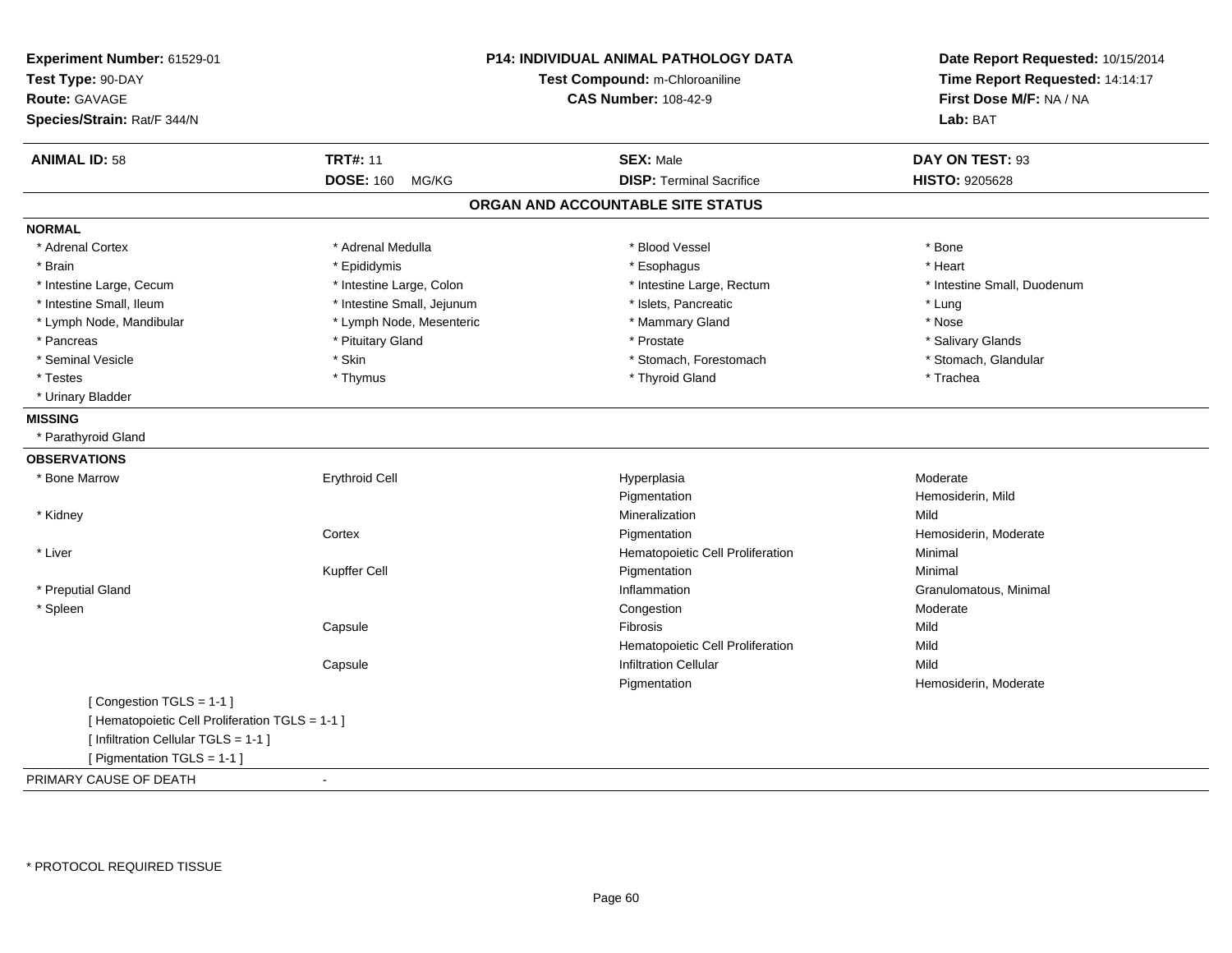**Experiment Number:** 61529-01
**Test Type:** 90-DAY
**Route:** GAVAGE
**Species/Strain:** Rat/F 344/N

**P14: INDIVIDUAL ANIMAL PATHOLOGY DATA**
**Test Compound:** m-Chloroaniline
**CAS Number:** 108-42-9

**Date Report Requested:** 10/15/2014
**Time Report Requested:** 14:14:17
**First Dose M/F:** NA / NA
**Lab:** BAT

| **ANIMAL ID:** 58 | **TRT#:** 11 | **SEX:** Male | **DAY ON TEST:** 93 |
|---|---|---|---|
| | **DOSE:** 160 MG/KG | **DISP:** Terminal Sacrifice | **HISTO:** 9205628 |

## ORGAN AND ACCOUNTABLE SITE STATUS

**NORMAL**

| | | | |
|---|---|---|---|
| * Adrenal Cortex | * Adrenal Medulla | * Blood Vessel | * Bone |
| * Brain | * Epididymis | * Esophagus | * Heart |
| * Intestine Large, Cecum | * Intestine Large, Colon | * Intestine Large, Rectum | * Intestine Small, Duodenum |
| * Intestine Small, Ileum | * Intestine Small, Jejunum | * Islets, Pancreatic | * Lung |
| * Lymph Node, Mandibular | * Lymph Node, Mesenteric | * Mammary Gland | * Nose |
| * Pancreas | * Pituitary Gland | * Prostate | * Salivary Glands |
| * Seminal Vesicle | * Skin | * Stomach, Forestomach | * Stomach, Glandular |
| * Testes | * Thymus | * Thyroid Gland | * Trachea |
| * Urinary Bladder | | | |

**MISSING**

* Parathyroid Gland

**OBSERVATIONS**

| | | | |
|---|---|---|---|
| * Bone Marrow | Erythroid Cell | Hyperplasia | Moderate |
| | | Pigmentation | Hemosiderin, Mild |
| * Kidney | | Mineralization | Mild |
| | Cortex | Pigmentation | Hemosiderin, Moderate |
| * Liver | | Hematopoietic Cell Proliferation | Minimal |
| | Kupffer Cell | Pigmentation | Minimal |
| * Preputial Gland | | Inflammation | Granulomatous, Minimal |
| * Spleen | | Congestion | Moderate |
| | Capsule | Fibrosis | Mild |
| | | Hematopoietic Cell Proliferation | Mild |
| | Capsule | Infiltration Cellular | Mild |
| | | Pigmentation | Hemosiderin, Moderate |

[ Congestion TGLS = 1-1 ]
[ Hematopoietic Cell Proliferation TGLS = 1-1 ]
[ Infiltration Cellular TGLS = 1-1 ]
[ Pigmentation TGLS = 1-1 ]

PRIMARY CAUSE OF DEATH -

* PROTOCOL REQUIRED TISSUE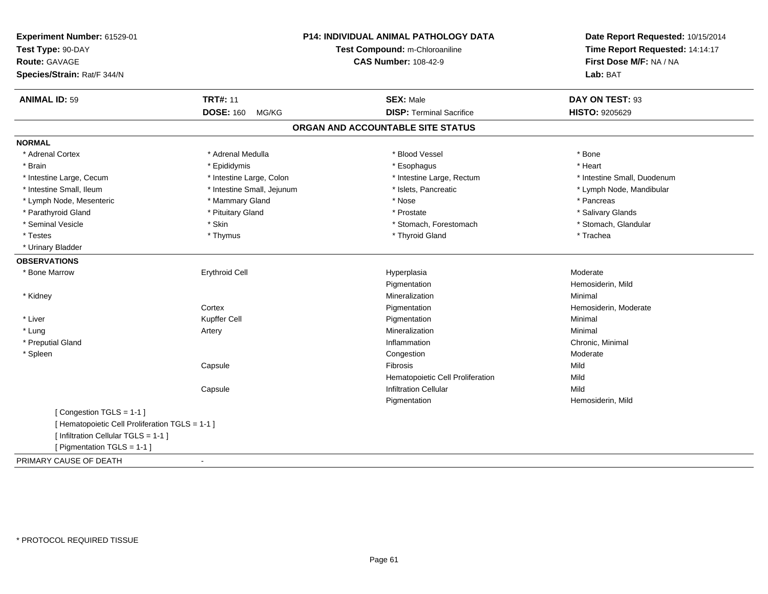**Experiment Number:** 61529-01
**Test Type:** 90-DAY
**Route:** GAVAGE
**Species/Strain:** Rat/F 344/N

**P14: INDIVIDUAL ANIMAL PATHOLOGY DATA**
**Test Compound:** m-Chloroaniline
**CAS Number:** 108-42-9

**Date Report Requested:** 10/15/2014
**Time Report Requested:** 14:14:17
**First Dose M/F:** NA / NA
**Lab:** BAT

| **ANIMAL ID:** 59 | **TRT#:** 11 | **SEX:** Male | **DAY ON TEST:** 93 |
|---|---|---|---|
| | **DOSE:** 160 MG/KG | **DISP:** Terminal Sacrifice | **HISTO:** 9205629 |

## ORGAN AND ACCOUNTABLE SITE STATUS

**NORMAL**

| | | | |
|---|---|---|---|
| * Adrenal Cortex | * Adrenal Medulla | * Blood Vessel | * Bone |
| * Brain | * Epididymis | * Esophagus | * Heart |
| * Intestine Large, Cecum | * Intestine Large, Colon | * Intestine Large, Rectum | * Intestine Small, Duodenum |
| * Intestine Small, Ileum | * Intestine Small, Jejunum | * Islets, Pancreatic | * Lymph Node, Mandibular |
| * Lymph Node, Mesenteric | * Mammary Gland | * Nose | * Pancreas |
| * Parathyroid Gland | * Pituitary Gland | * Prostate | * Salivary Glands |
| * Seminal Vesicle | * Skin | * Stomach, Forestomach | * Stomach, Glandular |
| * Testes | * Thymus | * Thyroid Gland | * Trachea |
| * Urinary Bladder | | | |

**OBSERVATIONS**

| | | | |
|---|---|---|---|
| * Bone Marrow | Erythroid Cell | Hyperplasia | Moderate |
| | | Pigmentation | Hemosiderin, Mild |
| * Kidney | | Mineralization | Minimal |
| | Cortex | Pigmentation | Hemosiderin, Moderate |
| * Liver | Kupffer Cell | Pigmentation | Minimal |
| * Lung | Artery | Mineralization | Minimal |
| * Preputial Gland | | Inflammation | Chronic, Minimal |
| * Spleen | | Congestion | Moderate |
| | Capsule | Fibrosis | Mild |
| | | Hematopoietic Cell Proliferation | Mild |
| | Capsule | Infiltration Cellular | Mild |
| | | Pigmentation | Hemosiderin, Mild |

[ Congestion TGLS = 1-1 ]
[ Hematopoietic Cell Proliferation TGLS = 1-1 ]
[ Infiltration Cellular TGLS = 1-1 ]
[ Pigmentation TGLS = 1-1 ]

PRIMARY CAUSE OF DEATH -

* PROTOCOL REQUIRED TISSUE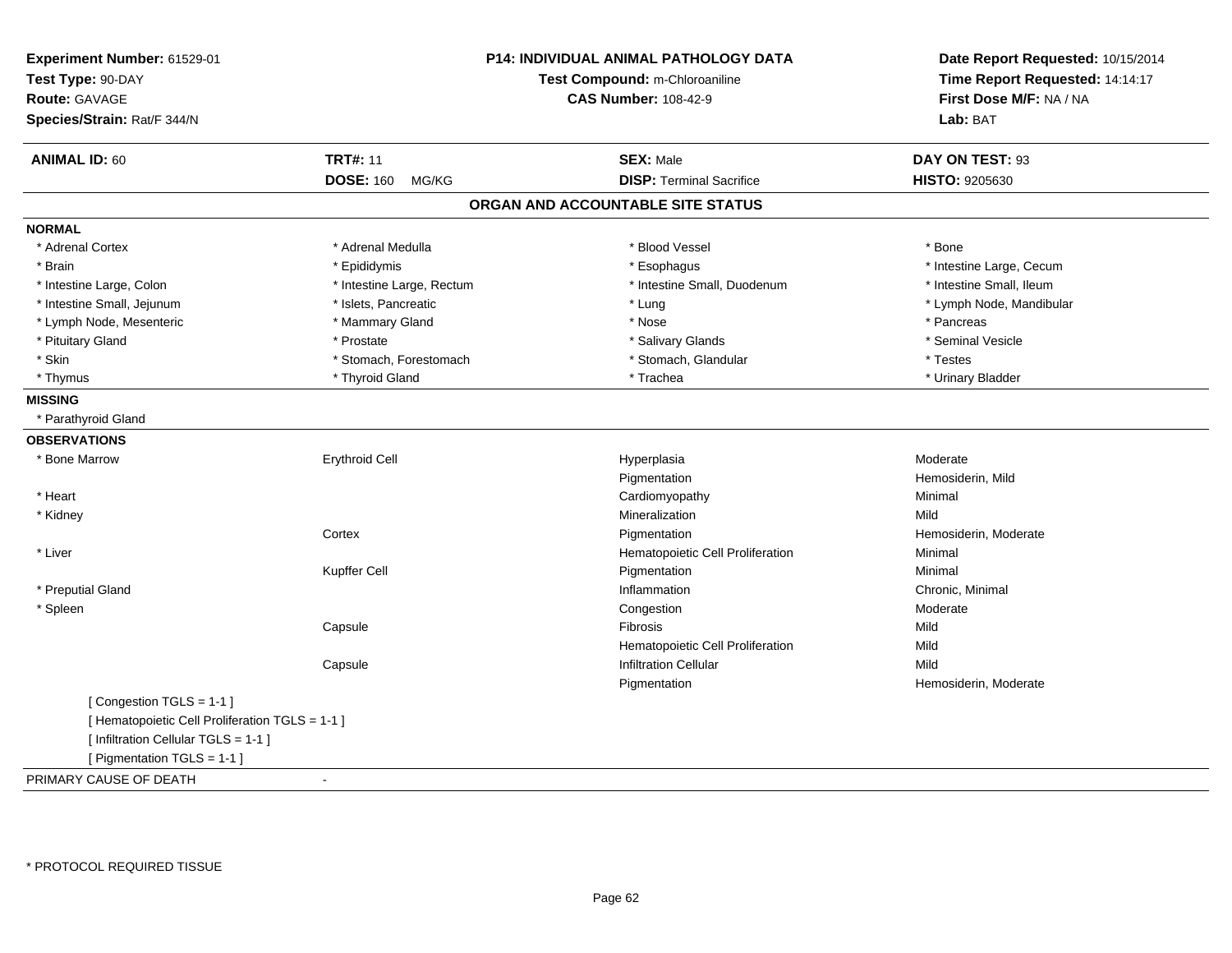**Experiment Number:** 61529-01
**Test Type:** 90-DAY
**Route:** GAVAGE
**Species/Strain:** Rat/F 344/N

**P14: INDIVIDUAL ANIMAL PATHOLOGY DATA**
**Test Compound:** m-Chloroaniline
**CAS Number:** 108-42-9

**Date Report Requested:** 10/15/2014
**Time Report Requested:** 14:14:17
**First Dose M/F:** NA / NA
**Lab:** BAT

| **ANIMAL ID:** 60 | **TRT#:** 11 | **SEX:** Male | **DAY ON TEST:** 93 |
|---|---|---|---|
| | **DOSE:** 160 MG/KG | **DISP:** Terminal Sacrifice | **HISTO:** 9205630 |

## ORGAN AND ACCOUNTABLE SITE STATUS

**NORMAL**

| | | | |
|---|---|---|---|
| * Adrenal Cortex | * Adrenal Medulla | * Blood Vessel | * Bone |
| * Brain | * Epididymis | * Esophagus | * Intestine Large, Cecum |
| * Intestine Large, Colon | * Intestine Large, Rectum | * Intestine Small, Duodenum | * Intestine Small, Ileum |
| * Intestine Small, Jejunum | * Islets, Pancreatic | * Lung | * Lymph Node, Mandibular |
| * Lymph Node, Mesenteric | * Mammary Gland | * Nose | * Pancreas |
| * Pituitary Gland | * Prostate | * Salivary Glands | * Seminal Vesicle |
| * Skin | * Stomach, Forestomach | * Stomach, Glandular | * Testes |
| * Thymus | * Thyroid Gland | * Trachea | * Urinary Bladder |

**MISSING**

* Parathyroid Gland

**OBSERVATIONS**

| | | | |
|---|---|---|---|
| * Bone Marrow | Erythroid Cell | Hyperplasia | Moderate |
| | | Pigmentation | Hemosiderin, Mild |
| * Heart | | Cardiomyopathy | Minimal |
| * Kidney | | Mineralization | Mild |
| | Cortex | Pigmentation | Hemosiderin, Moderate |
| * Liver | | Hematopoietic Cell Proliferation | Minimal |
| | Kupffer Cell | Pigmentation | Minimal |
| * Preputial Gland | | Inflammation | Chronic, Minimal |
| * Spleen | | Congestion | Moderate |
| | Capsule | Fibrosis | Mild |
| | | Hematopoietic Cell Proliferation | Mild |
| | Capsule | Infiltration Cellular | Mild |
| | | Pigmentation | Hemosiderin, Moderate |

[ Congestion TGLS = 1-1 ]
[ Hematopoietic Cell Proliferation TGLS = 1-1 ]
[ Infiltration Cellular TGLS = 1-1 ]
[ Pigmentation TGLS = 1-1 ]

PRIMARY CAUSE OF DEATH -

* PROTOCOL REQUIRED TISSUE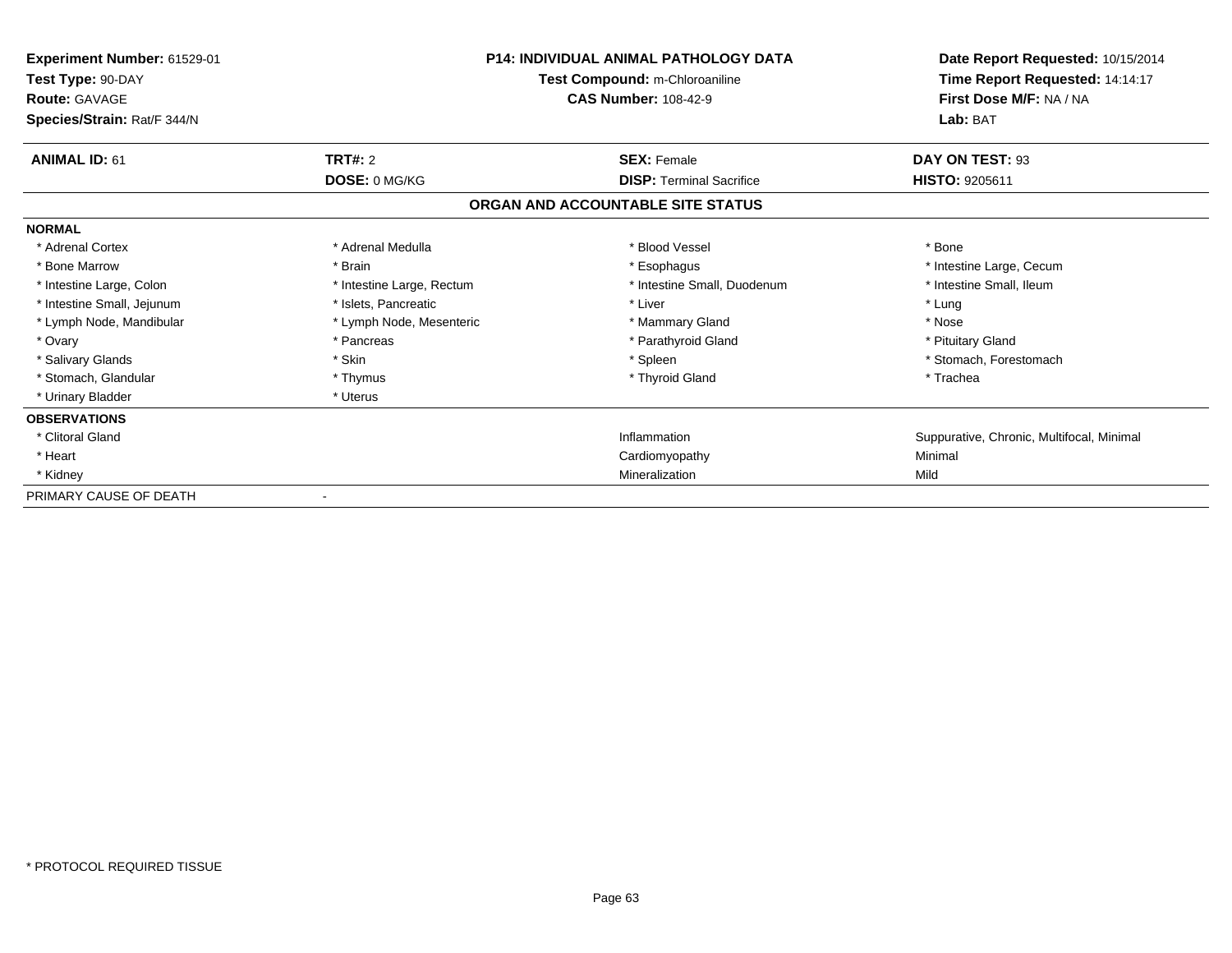**Experiment Number:** 61529-01
**Test Type:** 90-DAY
**Route:** GAVAGE
**Species/Strain:** Rat/F 344/N

**P14: INDIVIDUAL ANIMAL PATHOLOGY DATA**
**Test Compound:** m-Chloroaniline
**CAS Number:** 108-42-9

**Date Report Requested:** 10/15/2014
**Time Report Requested:** 14:14:17
**First Dose M/F:** NA / NA
**Lab:** BAT

| **ANIMAL ID:** 61 | **TRT#:** 2 | **SEX:** Female | **DAY ON TEST:** 93 |
|---|---|---|---|
| | **DOSE:** 0 MG/KG | **DISP:** Terminal Sacrifice | **HISTO:** 9205611 |

## ORGAN AND ACCOUNTABLE SITE STATUS

| | | | |
|---|---|---|---|
| **NORMAL** | | | |
| * Adrenal Cortex | * Adrenal Medulla | * Blood Vessel | * Bone |
| * Bone Marrow | * Brain | * Esophagus | * Intestine Large, Cecum |
| * Intestine Large, Colon | * Intestine Large, Rectum | * Intestine Small, Duodenum | * Intestine Small, Ileum |
| * Intestine Small, Jejunum | * Islets, Pancreatic | * Liver | * Lung |
| * Lymph Node, Mandibular | * Lymph Node, Mesenteric | * Mammary Gland | * Nose |
| * Ovary | * Pancreas | * Parathyroid Gland | * Pituitary Gland |
| * Salivary Glands | * Skin | * Spleen | * Stomach, Forestomach |
| * Stomach, Glandular | * Thymus | * Thyroid Gland | * Trachea |
| * Urinary Bladder | * Uterus | | |
| **OBSERVATIONS** | | | |
| * Clitoral Gland | | Inflammation | Suppurative, Chronic, Multifocal, Minimal |
| * Heart | | Cardiomyopathy | Minimal |
| * Kidney | | Mineralization | Mild |
| PRIMARY CAUSE OF DEATH | - | | |

\* PROTOCOL REQUIRED TISSUE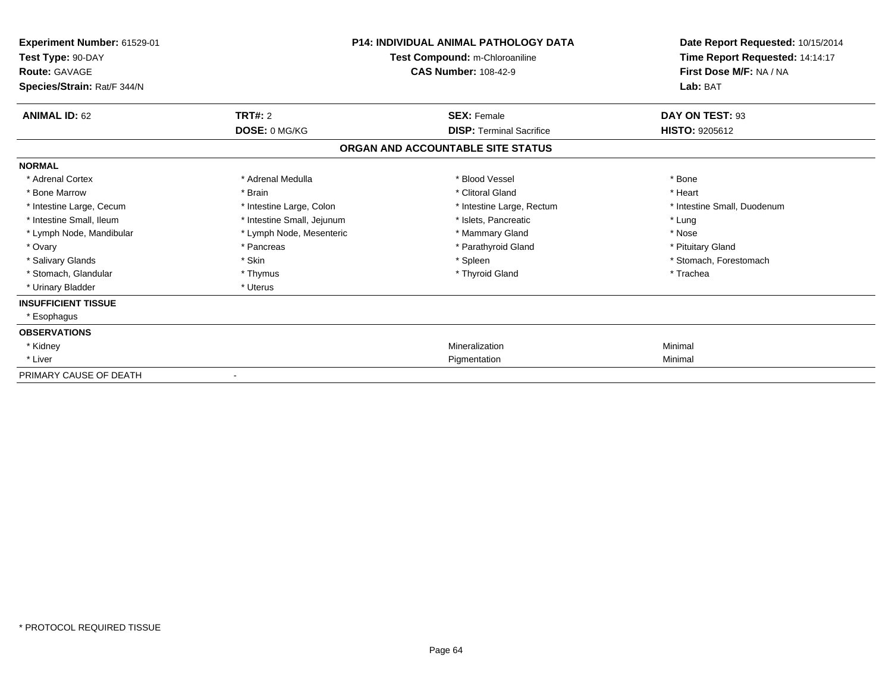**Experiment Number:** 61529-01
**Test Type:** 90-DAY
**Route:** GAVAGE
**Species/Strain:** Rat/F 344/N

**P14: INDIVIDUAL ANIMAL PATHOLOGY DATA**
**Test Compound:** m-Chloroaniline
**CAS Number:** 108-42-9

**Date Report Requested:** 10/15/2014
**Time Report Requested:** 14:14:17
**First Dose M/F:** NA / NA
**Lab:** BAT

| **ANIMAL ID:** 62 | **TRT#:** 2 | **SEX:** Female | **DAY ON TEST:** 93 |
|---|---|---|---|
| | **DOSE:** 0 MG/KG | **DISP:** Terminal Sacrifice | **HISTO:** 9205612 |

## ORGAN AND ACCOUNTABLE SITE STATUS

**NORMAL**

| | | | |
|---|---|---|---|
| * Adrenal Cortex | * Adrenal Medulla | * Blood Vessel | * Bone |
| * Bone Marrow | * Brain | * Clitoral Gland | * Heart |
| * Intestine Large, Cecum | * Intestine Large, Colon | * Intestine Large, Rectum | * Intestine Small, Duodenum |
| * Intestine Small, Ileum | * Intestine Small, Jejunum | * Islets, Pancreatic | * Lung |
| * Lymph Node, Mandibular | * Lymph Node, Mesenteric | * Mammary Gland | * Nose |
| * Ovary | * Pancreas | * Parathyroid Gland | * Pituitary Gland |
| * Salivary Glands | * Skin | * Spleen | * Stomach, Forestomach |
| * Stomach, Glandular | * Thymus | * Thyroid Gland | * Trachea |
| * Urinary Bladder | * Uterus | | |

**INSUFFICIENT TISSUE**

* Esophagus

**OBSERVATIONS**

| | | |
|---|---|---|
| * Kidney | Mineralization | Minimal |
| * Liver | Pigmentation | Minimal |

PRIMARY CAUSE OF DEATH -

* PROTOCOL REQUIRED TISSUE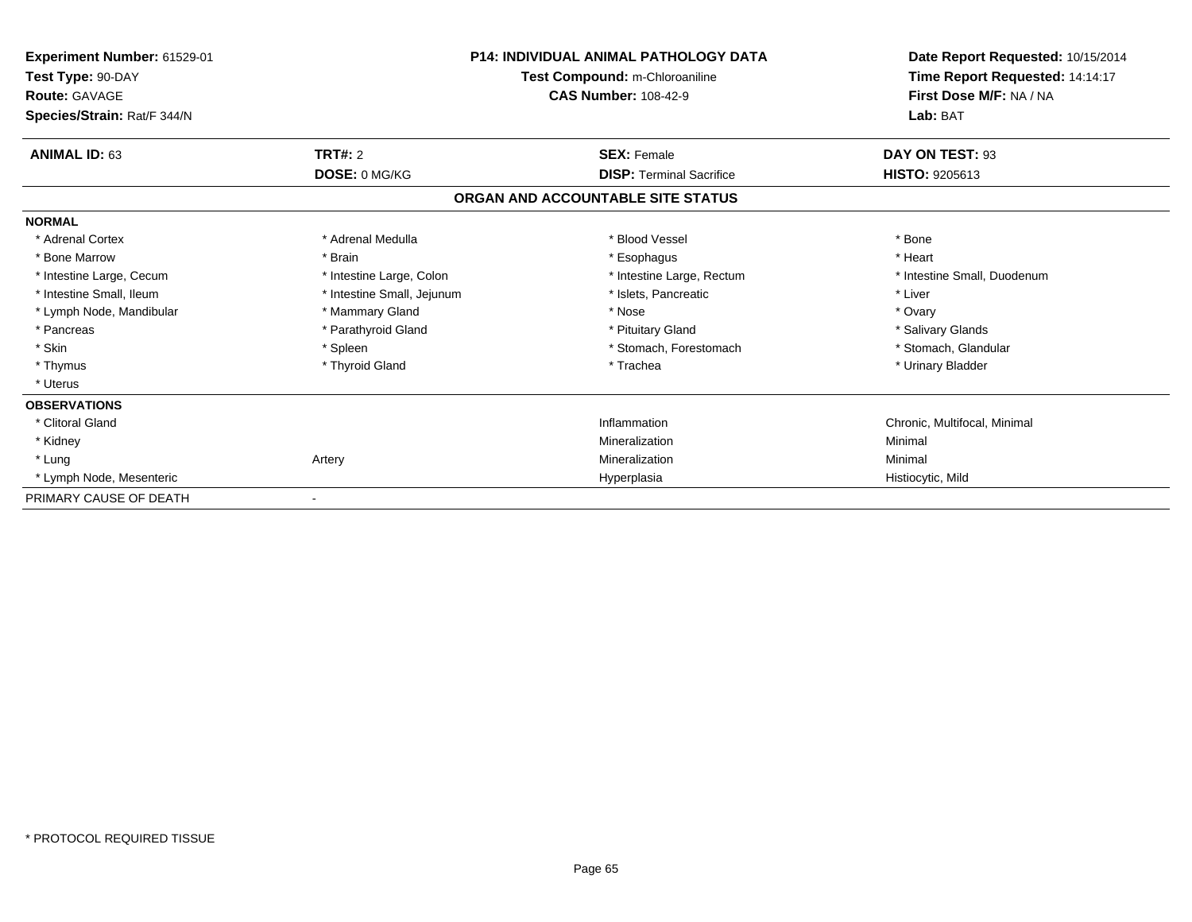**Experiment Number:** 61529-01
**Test Type:** 90-DAY
**Route:** GAVAGE
**Species/Strain:** Rat/F 344/N

**P14: INDIVIDUAL ANIMAL PATHOLOGY DATA**
**Test Compound:** m-Chloroaniline
**CAS Number:** 108-42-9

**Date Report Requested:** 10/15/2014
**Time Report Requested:** 14:14:17
**First Dose M/F:** NA / NA
**Lab:** BAT

| **ANIMAL ID:** 63 | **TRT#:** 2 | **SEX:** Female | **DAY ON TEST:** 93 |
|---|---|---|---|
| | **DOSE:** 0 MG/KG | **DISP:** Terminal Sacrifice | **HISTO:** 9205613 |

**ORGAN AND ACCOUNTABLE SITE STATUS**

**NORMAL**

| | | | |
|---|---|---|---|
| * Adrenal Cortex | * Adrenal Medulla | * Blood Vessel | * Bone |
| * Bone Marrow | * Brain | * Esophagus | * Heart |
| * Intestine Large, Cecum | * Intestine Large, Colon | * Intestine Large, Rectum | * Intestine Small, Duodenum |
| * Intestine Small, Ileum | * Intestine Small, Jejunum | * Islets, Pancreatic | * Liver |
| * Lymph Node, Mandibular | * Mammary Gland | * Nose | * Ovary |
| * Pancreas | * Parathyroid Gland | * Pituitary Gland | * Salivary Glands |
| * Skin | * Spleen | * Stomach, Forestomach | * Stomach, Glandular |
| * Thymus | * Thyroid Gland | * Trachea | * Urinary Bladder |
| * Uterus | | | |

**OBSERVATIONS**

| | | | |
|---|---|---|---|
| * Clitoral Gland | | Inflammation | Chronic, Multifocal, Minimal |
| * Kidney | | Mineralization | Minimal |
| * Lung | Artery | Mineralization | Minimal |
| * Lymph Node, Mesenteric | | Hyperplasia | Histiocytic, Mild |

PRIMARY CAUSE OF DEATH -

* PROTOCOL REQUIRED TISSUE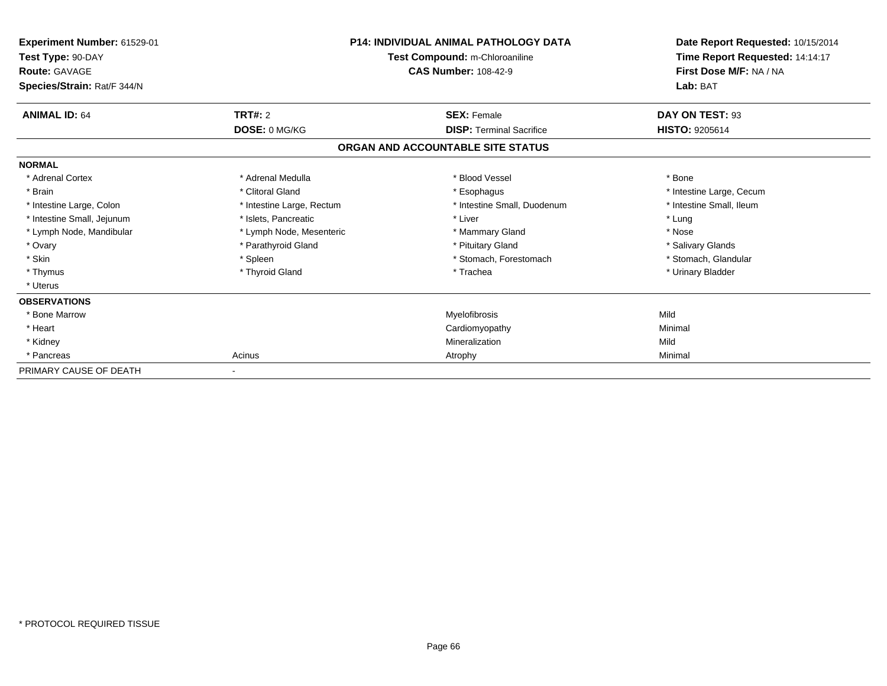**Experiment Number:** 61529-01
**Test Type:** 90-DAY
**Route:** GAVAGE
**Species/Strain:** Rat/F 344/N

**P14: INDIVIDUAL ANIMAL PATHOLOGY DATA**
**Test Compound:** m-Chloroaniline
**CAS Number:** 108-42-9

**Date Report Requested:** 10/15/2014
**Time Report Requested:** 14:14:17
**First Dose M/F:** NA / NA
**Lab:** BAT

| **ANIMAL ID:** 64 | **TRT#:** 2 | **SEX:** Female | **DAY ON TEST:** 93 |
|---|---|---|---|
| | **DOSE:** 0 MG/KG | **DISP:** Terminal Sacrifice | **HISTO:** 9205614 |

## ORGAN AND ACCOUNTABLE SITE STATUS

**NORMAL**

| | | | |
|---|---|---|---|
| * Adrenal Cortex | * Adrenal Medulla | * Blood Vessel | * Bone |
| * Brain | * Clitoral Gland | * Esophagus | * Intestine Large, Cecum |
| * Intestine Large, Colon | * Intestine Large, Rectum | * Intestine Small, Duodenum | * Intestine Small, Ileum |
| * Intestine Small, Jejunum | * Islets, Pancreatic | * Liver | * Lung |
| * Lymph Node, Mandibular | * Lymph Node, Mesenteric | * Mammary Gland | * Nose |
| * Ovary | * Parathyroid Gland | * Pituitary Gland | * Salivary Glands |
| * Skin | * Spleen | * Stomach, Forestomach | * Stomach, Glandular |
| * Thymus | * Thyroid Gland | * Trachea | * Urinary Bladder |
| * Uterus | | | |

**OBSERVATIONS**

| | | | |
|---|---|---|---|
| * Bone Marrow | | Myelofibrosis | Mild |
| * Heart | | Cardiomyopathy | Minimal |
| * Kidney | | Mineralization | Mild |
| * Pancreas | Acinus | Atrophy | Minimal |

PRIMARY CAUSE OF DEATH -

* PROTOCOL REQUIRED TISSUE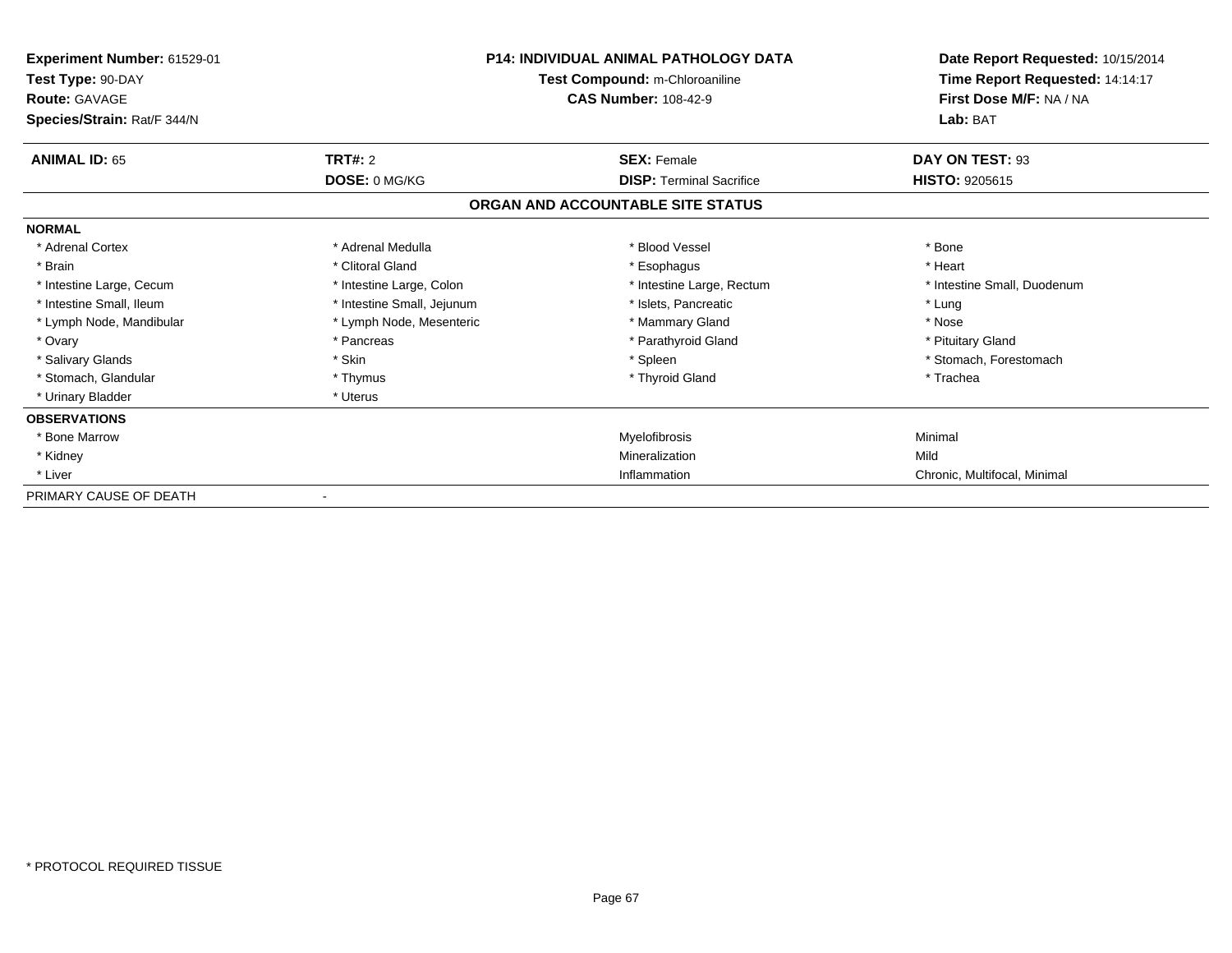**Experiment Number:** 61529-01
**Test Type:** 90-DAY
**Route:** GAVAGE
**Species/Strain:** Rat/F 344/N

**P14: INDIVIDUAL ANIMAL PATHOLOGY DATA**
**Test Compound:** m-Chloroaniline
**CAS Number:** 108-42-9

**Date Report Requested:** 10/15/2014
**Time Report Requested:** 14:14:17
**First Dose M/F:** NA / NA
**Lab:** BAT

| **ANIMAL ID:** 65 | **TRT#:** 2 | **SEX:** Female | **DAY ON TEST:** 93 |
|---|---|---|---|
| | **DOSE:** 0 MG/KG | **DISP:** Terminal Sacrifice | **HISTO:** 9205615 |

**ORGAN AND ACCOUNTABLE SITE STATUS**

**NORMAL**

| | | | |
|---|---|---|---|
| * Adrenal Cortex | * Adrenal Medulla | * Blood Vessel | * Bone |
| * Brain | * Clitoral Gland | * Esophagus | * Heart |
| * Intestine Large, Cecum | * Intestine Large, Colon | * Intestine Large, Rectum | * Intestine Small, Duodenum |
| * Intestine Small, Ileum | * Intestine Small, Jejunum | * Islets, Pancreatic | * Lung |
| * Lymph Node, Mandibular | * Lymph Node, Mesenteric | * Mammary Gland | * Nose |
| * Ovary | * Pancreas | * Parathyroid Gland | * Pituitary Gland |
| * Salivary Glands | * Skin | * Spleen | * Stomach, Forestomach |
| * Stomach, Glandular | * Thymus | * Thyroid Gland | * Trachea |
| * Urinary Bladder | * Uterus | | |

**OBSERVATIONS**

| | | |
|---|---|---|
| * Bone Marrow | Myelofibrosis | Minimal |
| * Kidney | Mineralization | Mild |
| * Liver | Inflammation | Chronic, Multifocal, Minimal |

PRIMARY CAUSE OF DEATH -

* PROTOCOL REQUIRED TISSUE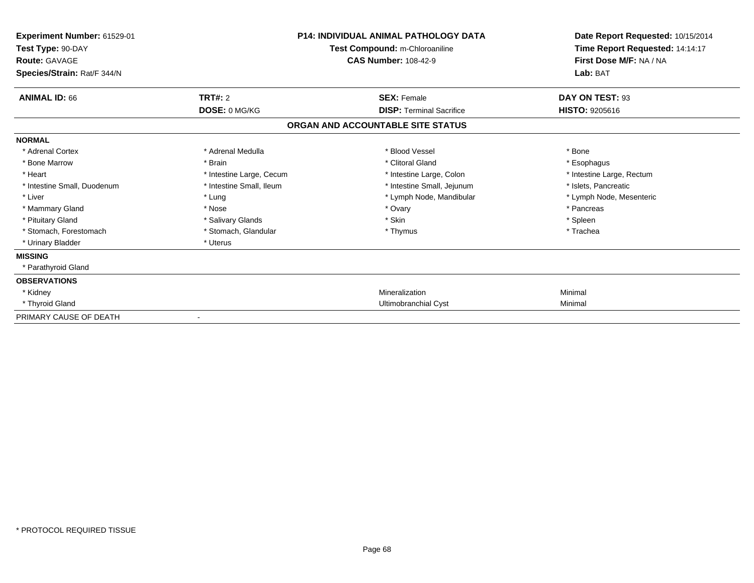**Experiment Number:** 61529-01
**Test Type:** 90-DAY
**Route:** GAVAGE
**Species/Strain:** Rat/F 344/N

**P14: INDIVIDUAL ANIMAL PATHOLOGY DATA**
**Test Compound:** m-Chloroaniline
**CAS Number:** 108-42-9

**Date Report Requested:** 10/15/2014
**Time Report Requested:** 14:14:17
**First Dose M/F:** NA / NA
**Lab:** BAT

| **ANIMAL ID:** 66 | **TRT#:** 2 | **SEX:** Female | **DAY ON TEST:** 93 |
|---|---|---|---|
| | **DOSE:** 0 MG/KG | **DISP:** Terminal Sacrifice | **HISTO:** 9205616 |

## ORGAN AND ACCOUNTABLE SITE STATUS

| | | | |
|---|---|---|---|
| **NORMAL** | | | |
| * Adrenal Cortex | * Adrenal Medulla | * Blood Vessel | * Bone |
| * Bone Marrow | * Brain | * Clitoral Gland | * Esophagus |
| * Heart | * Intestine Large, Cecum | * Intestine Large, Colon | * Intestine Large, Rectum |
| * Intestine Small, Duodenum | * Intestine Small, Ileum | * Intestine Small, Jejunum | * Islets, Pancreatic |
| * Liver | * Lung | * Lymph Node, Mandibular | * Lymph Node, Mesenteric |
| * Mammary Gland | * Nose | * Ovary | * Pancreas |
| * Pituitary Gland | * Salivary Glands | * Skin | * Spleen |
| * Stomach, Forestomach | * Stomach, Glandular | * Thymus | * Trachea |
| * Urinary Bladder | * Uterus | | |
| **MISSING** | | | |
| * Parathyroid Gland | | | |
| **OBSERVATIONS** | | | |
| * Kidney | | Mineralization | Minimal |
| * Thyroid Gland | | Ultimobranchial Cyst | Minimal |
| PRIMARY CAUSE OF DEATH | - | | |

\* PROTOCOL REQUIRED TISSUE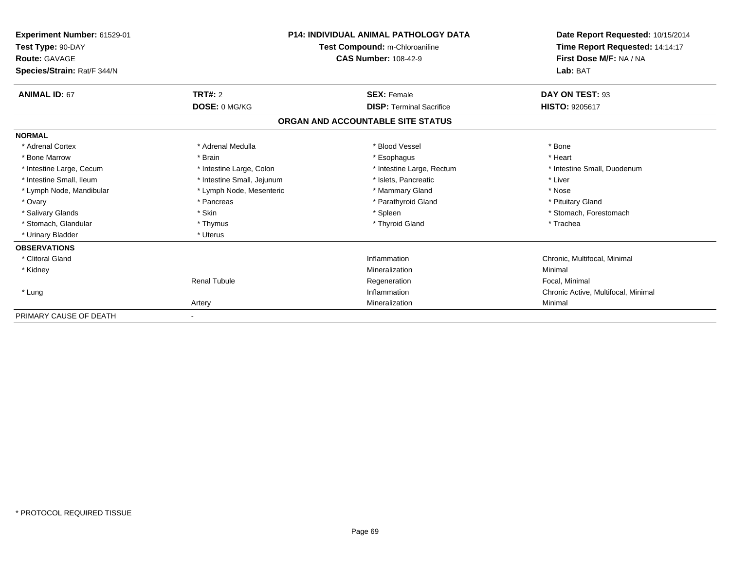**Experiment Number:** 61529-01
**Test Type:** 90-DAY
**Route:** GAVAGE
**Species/Strain:** Rat/F 344/N

**P14: INDIVIDUAL ANIMAL PATHOLOGY DATA**
**Test Compound:** m-Chloroaniline
**CAS Number:** 108-42-9

**Date Report Requested:** 10/15/2014
**Time Report Requested:** 14:14:17
**First Dose M/F:** NA / NA
**Lab:** BAT

| **ANIMAL ID:** 67 | **TRT#:** 2 | **SEX:** Female | **DAY ON TEST:** 93 |
|---|---|---|---|
| | **DOSE:** 0 MG/KG | **DISP:** Terminal Sacrifice | **HISTO:** 9205617 |

**ORGAN AND ACCOUNTABLE SITE STATUS**

| | | | |
|---|---|---|---|
| **NORMAL** | | | |
| * Adrenal Cortex | * Adrenal Medulla | * Blood Vessel | * Bone |
| * Bone Marrow | * Brain | * Esophagus | * Heart |
| * Intestine Large, Cecum | * Intestine Large, Colon | * Intestine Large, Rectum | * Intestine Small, Duodenum |
| * Intestine Small, Ileum | * Intestine Small, Jejunum | * Islets, Pancreatic | * Liver |
| * Lymph Node, Mandibular | * Lymph Node, Mesenteric | * Mammary Gland | * Nose |
| * Ovary | * Pancreas | * Parathyroid Gland | * Pituitary Gland |
| * Salivary Glands | * Skin | * Spleen | * Stomach, Forestomach |
| * Stomach, Glandular | * Thymus | * Thyroid Gland | * Trachea |
| * Urinary Bladder | * Uterus | | |
| **OBSERVATIONS** | | | |
| * Clitoral Gland | | Inflammation | Chronic, Multifocal, Minimal |
| * Kidney | | Mineralization | Minimal |
| | Renal Tubule | Regeneration | Focal, Minimal |
| * Lung | | Inflammation | Chronic Active, Multifocal, Minimal |
| | Artery | Mineralization | Minimal |
| PRIMARY CAUSE OF DEATH | - | | |

\* PROTOCOL REQUIRED TISSUE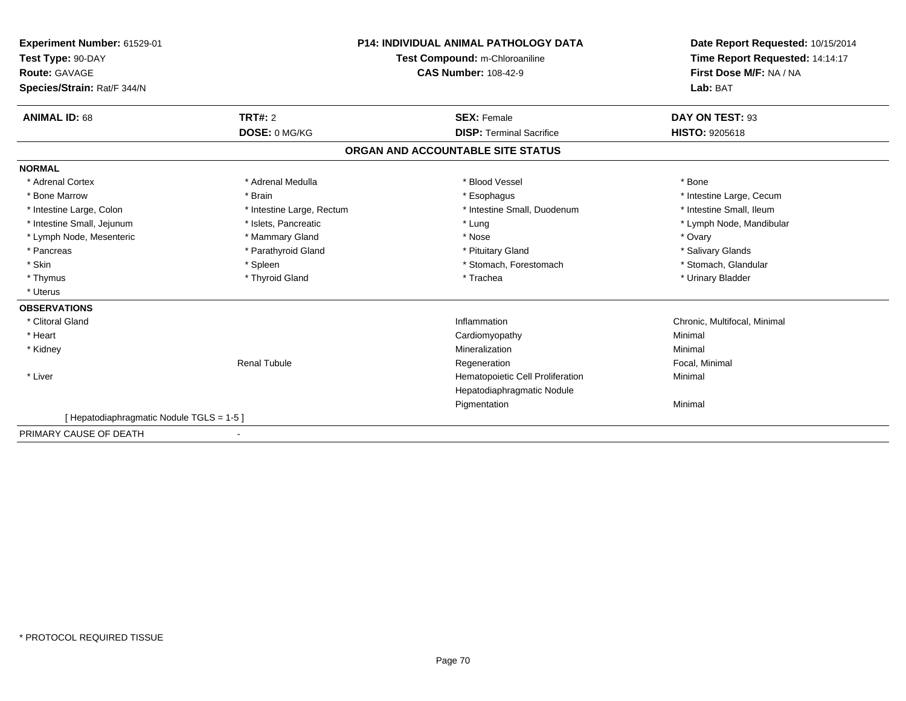**Experiment Number:** 61529-01
**Test Type:** 90-DAY
**Route:** GAVAGE
**Species/Strain:** Rat/F 344/N

**P14: INDIVIDUAL ANIMAL PATHOLOGY DATA**
**Test Compound:** m-Chloroaniline
**CAS Number:** 108-42-9

**Date Report Requested:** 10/15/2014
**Time Report Requested:** 14:14:17
**First Dose M/F:** NA / NA
**Lab:** BAT

| **ANIMAL ID:** 68 | **TRT#:** 2 | **SEX:** Female | **DAY ON TEST:** 93 |
|---|---|---|---|
| | **DOSE:** 0 MG/KG | **DISP:** Terminal Sacrifice | **HISTO:** 9205618 |

## ORGAN AND ACCOUNTABLE SITE STATUS

**NORMAL**

| | | | |
|---|---|---|---|
| * Adrenal Cortex | * Adrenal Medulla | * Blood Vessel | * Bone |
| * Bone Marrow | * Brain | * Esophagus | * Intestine Large, Cecum |
| * Intestine Large, Colon | * Intestine Large, Rectum | * Intestine Small, Duodenum | * Intestine Small, Ileum |
| * Intestine Small, Jejunum | * Islets, Pancreatic | * Lung | * Lymph Node, Mandibular |
| * Lymph Node, Mesenteric | * Mammary Gland | * Nose | * Ovary |
| * Pancreas | * Parathyroid Gland | * Pituitary Gland | * Salivary Glands |
| * Skin | * Spleen | * Stomach, Forestomach | * Stomach, Glandular |
| * Thymus | * Thyroid Gland | * Trachea | * Urinary Bladder |
| * Uterus | | | |

**OBSERVATIONS**

| | | | |
|---|---|---|---|
| * Clitoral Gland | | Inflammation | Chronic, Multifocal, Minimal |
| * Heart | | Cardiomyopathy | Minimal |
| * Kidney | | Mineralization | Minimal |
| | Renal Tubule | Regeneration | Focal, Minimal |
| * Liver | | Hematopoietic Cell Proliferation | Minimal |
| | | Hepatodiaphragmatic Nodule | |
| | | Pigmentation | Minimal |
| [ Hepatodiaphragmatic Nodule TGLS = 1-5 ] | | | |

PRIMARY CAUSE OF DEATH -

* PROTOCOL REQUIRED TISSUE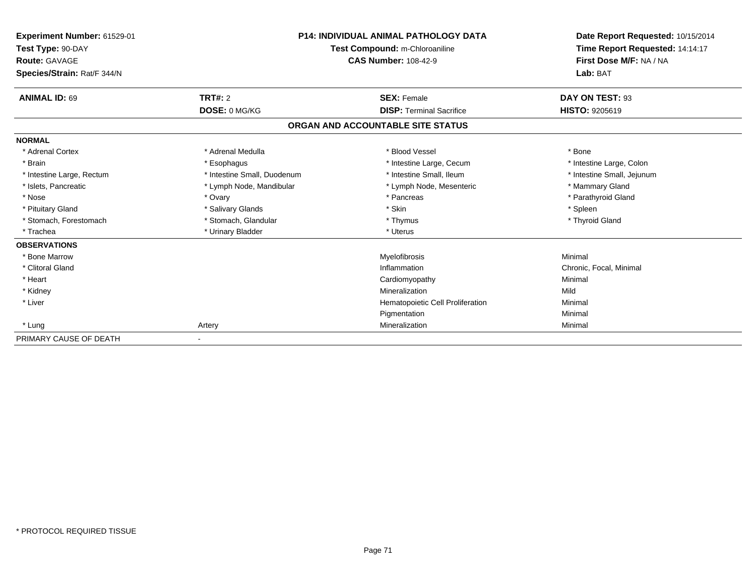| **Experiment Number:** 61529-01 | **P14: INDIVIDUAL ANIMAL PATHOLOGY DATA** | **Date Report Requested:** 10/15/2014 |
|---|---|---|
| **Test Type:** 90-DAY | **Test Compound:** m-Chloroaniline | **Time Report Requested:** 14:14:17 |
| **Route:** GAVAGE | **CAS Number:** 108-42-9 | **First Dose M/F:** NA / NA |
| **Species/Strain:** Rat/F 344/N | | **Lab:** BAT |

| **ANIMAL ID:** 69 | **TRT#:** 2 | **SEX:** Female | **DAY ON TEST:** 93 |
|---|---|---|---|
| | **DOSE:** 0 MG/KG | **DISP:** Terminal Sacrifice | **HISTO:** 9205619 |

**ORGAN AND ACCOUNTABLE SITE STATUS**

| | | | |
|---|---|---|---|
| **NORMAL** | | | |
| * Adrenal Cortex | * Adrenal Medulla | * Blood Vessel | * Bone |
| * Brain | * Esophagus | * Intestine Large, Cecum | * Intestine Large, Colon |
| * Intestine Large, Rectum | * Intestine Small, Duodenum | * Intestine Small, Ileum | * Intestine Small, Jejunum |
| * Islets, Pancreatic | * Lymph Node, Mandibular | * Lymph Node, Mesenteric | * Mammary Gland |
| * Nose | * Ovary | * Pancreas | * Parathyroid Gland |
| * Pituitary Gland | * Salivary Glands | * Skin | * Spleen |
| * Stomach, Forestomach | * Stomach, Glandular | * Thymus | * Thyroid Gland |
| * Trachea | * Urinary Bladder | * Uterus | |
| **OBSERVATIONS** | | | |
| * Bone Marrow | | Myelofibrosis | Minimal |
| * Clitoral Gland | | Inflammation | Chronic, Focal, Minimal |
| * Heart | | Cardiomyopathy | Minimal |
| * Kidney | | Mineralization | Mild |
| * Liver | | Hematopoietic Cell Proliferation | Minimal |
| | | Pigmentation | Minimal |
| * Lung | Artery | Mineralization | Minimal |
| PRIMARY CAUSE OF DEATH | - | | |

* PROTOCOL REQUIRED TISSUE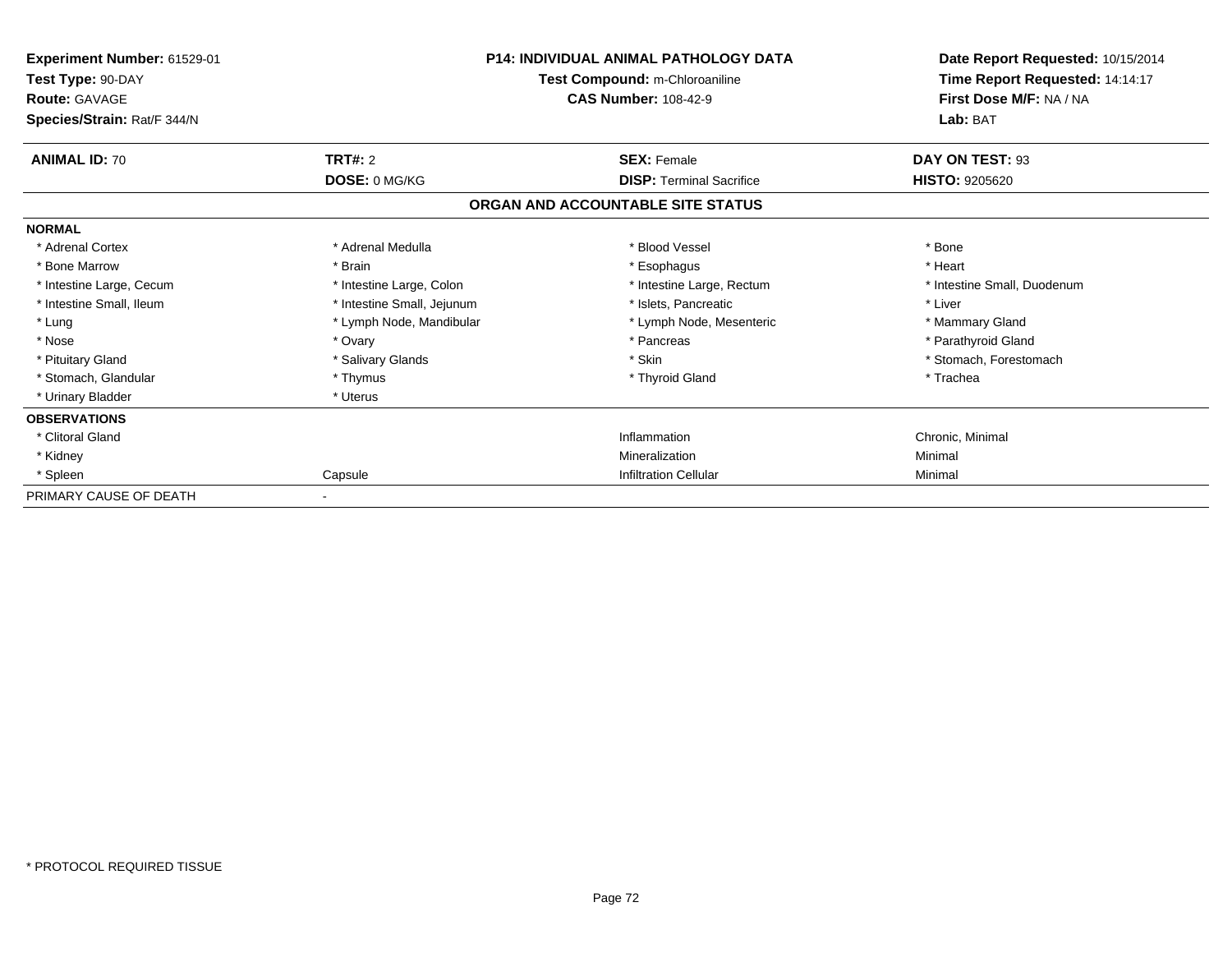**Experiment Number:** 61529-01
**Test Type:** 90-DAY
**Route:** GAVAGE
**Species/Strain:** Rat/F 344/N

**P14: INDIVIDUAL ANIMAL PATHOLOGY DATA**
**Test Compound:** m-Chloroaniline
**CAS Number:** 108-42-9

**Date Report Requested:** 10/15/2014
**Time Report Requested:** 14:14:17
**First Dose M/F:** NA / NA
**Lab:** BAT

| **ANIMAL ID:** 70 | **TRT#:** 2 | **SEX:** Female | **DAY ON TEST:** 93 |
|---|---|---|---|
| | **DOSE:** 0 MG/KG | **DISP:** Terminal Sacrifice | **HISTO:** 9205620 |

**ORGAN AND ACCOUNTABLE SITE STATUS**

**NORMAL**

| | | | |
|---|---|---|---|
| * Adrenal Cortex | * Adrenal Medulla | * Blood Vessel | * Bone |
| * Bone Marrow | * Brain | * Esophagus | * Heart |
| * Intestine Large, Cecum | * Intestine Large, Colon | * Intestine Large, Rectum | * Intestine Small, Duodenum |
| * Intestine Small, Ileum | * Intestine Small, Jejunum | * Islets, Pancreatic | * Liver |
| * Lung | * Lymph Node, Mandibular | * Lymph Node, Mesenteric | * Mammary Gland |
| * Nose | * Ovary | * Pancreas | * Parathyroid Gland |
| * Pituitary Gland | * Salivary Glands | * Skin | * Stomach, Forestomach |
| * Stomach, Glandular | * Thymus | * Thyroid Gland | * Trachea |
| * Urinary Bladder | * Uterus | | |

**OBSERVATIONS**

| | | | |
|---|---|---|---|
| * Clitoral Gland | | Inflammation | Chronic, Minimal |
| * Kidney | | Mineralization | Minimal |
| * Spleen | Capsule | Infiltration Cellular | Minimal |

PRIMARY CAUSE OF DEATH -

* PROTOCOL REQUIRED TISSUE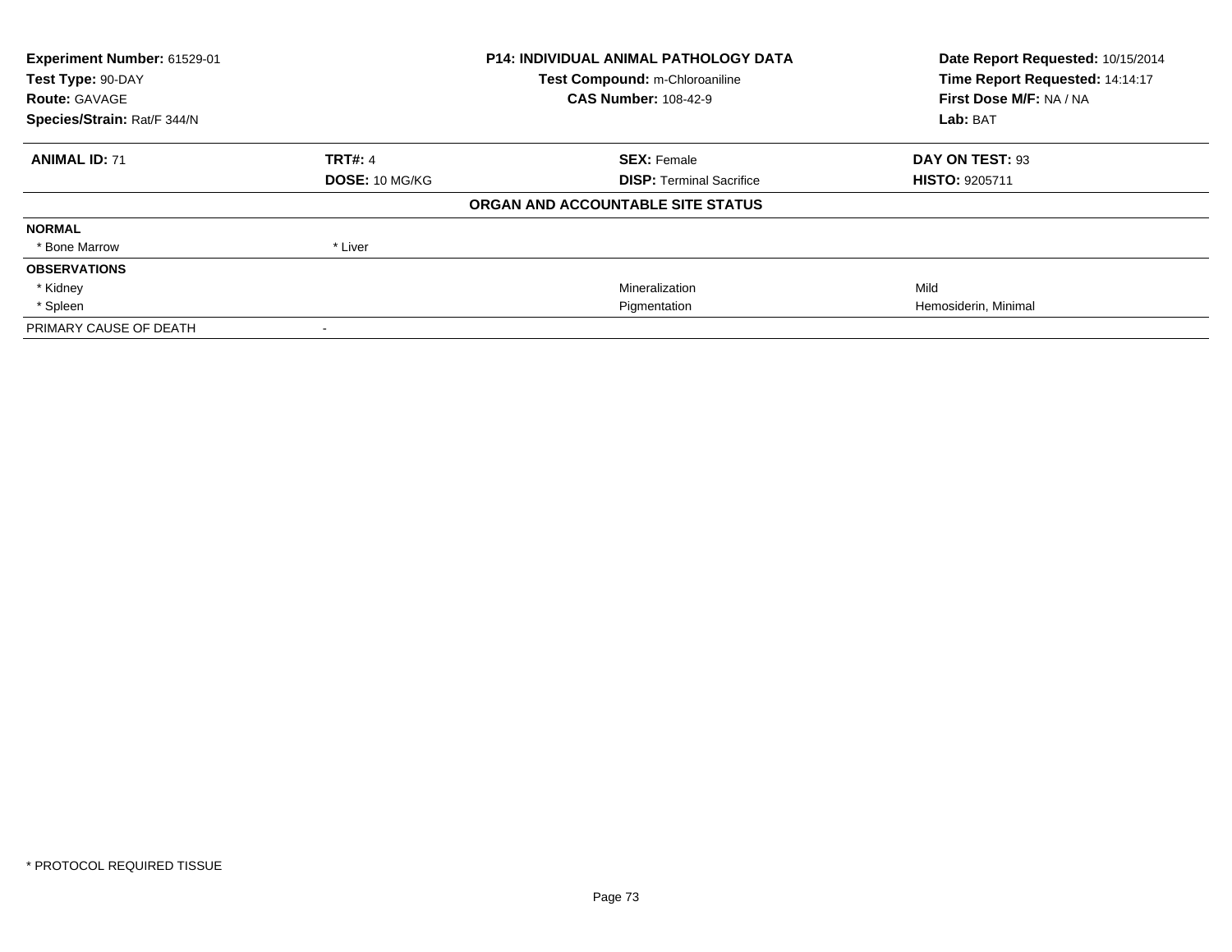**Experiment Number:** 61529-01
**Test Type:** 90-DAY
**Route:** GAVAGE
**Species/Strain:** Rat/F 344/N

**P14: INDIVIDUAL ANIMAL PATHOLOGY DATA**
**Test Compound:** m-Chloroaniline
**CAS Number:** 108-42-9

**Date Report Requested:** 10/15/2014
**Time Report Requested:** 14:14:17
**First Dose M/F:** NA / NA
**Lab:** BAT

| **ANIMAL ID:** 71 | **TRT#:** 4 | **SEX:** Female | **DAY ON TEST:** 93 |
|---|---|---|---|
| | **DOSE:** 10 MG/KG | **DISP:** Terminal Sacrifice | **HISTO:** 9205711 |

**ORGAN AND ACCOUNTABLE SITE STATUS**

| | | | |
|---|---|---|---|
| **NORMAL** | | | |
| * Bone Marrow | * Liver | | |
| **OBSERVATIONS** | | | |
| * Kidney | | Mineralization | Mild |
| * Spleen | | Pigmentation | Hemosiderin, Minimal |
| PRIMARY CAUSE OF DEATH | - | | |

* PROTOCOL REQUIRED TISSUE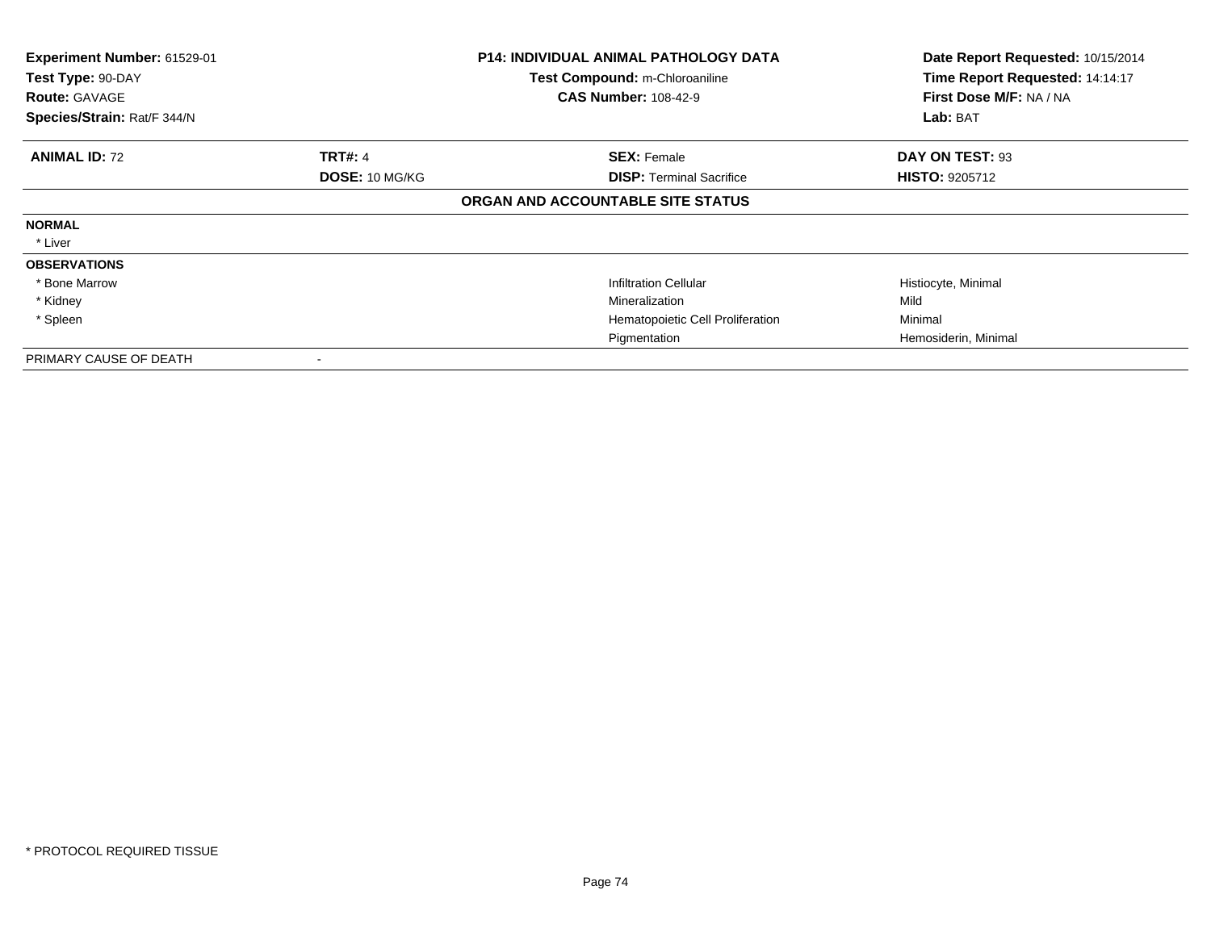| **Experiment Number:** 61529-01 | **P14: INDIVIDUAL ANIMAL PATHOLOGY DATA** | **Date Report Requested:** 10/15/2014 |
|---|---|---|
| **Test Type:** 90-DAY | **Test Compound:** m-Chloroaniline | **Time Report Requested:** 14:14:17 |
| **Route:** GAVAGE | **CAS Number:** 108-42-9 | **First Dose M/F:** NA / NA |
| **Species/Strain:** Rat/F 344/N | | **Lab:** BAT |

| **ANIMAL ID:** 72 | **TRT#:** 4 | **SEX:** Female | **DAY ON TEST:** 93 |
|---|---|---|---|
| | **DOSE:** 10 MG/KG | **DISP:** Terminal Sacrifice | **HISTO:** 9205712 |

**ORGAN AND ACCOUNTABLE SITE STATUS**

| | | | |
|---|---|---|---|
| **NORMAL** | | | |
| * Liver | | | |
| **OBSERVATIONS** | | | |
| * Bone Marrow | | Infiltration Cellular | Histiocyte, Minimal |
| * Kidney | | Mineralization | Mild |
| * Spleen | | Hematopoietic Cell Proliferation | Minimal |
| | | Pigmentation | Hemosiderin, Minimal |
| PRIMARY CAUSE OF DEATH | - | | |

* PROTOCOL REQUIRED TISSUE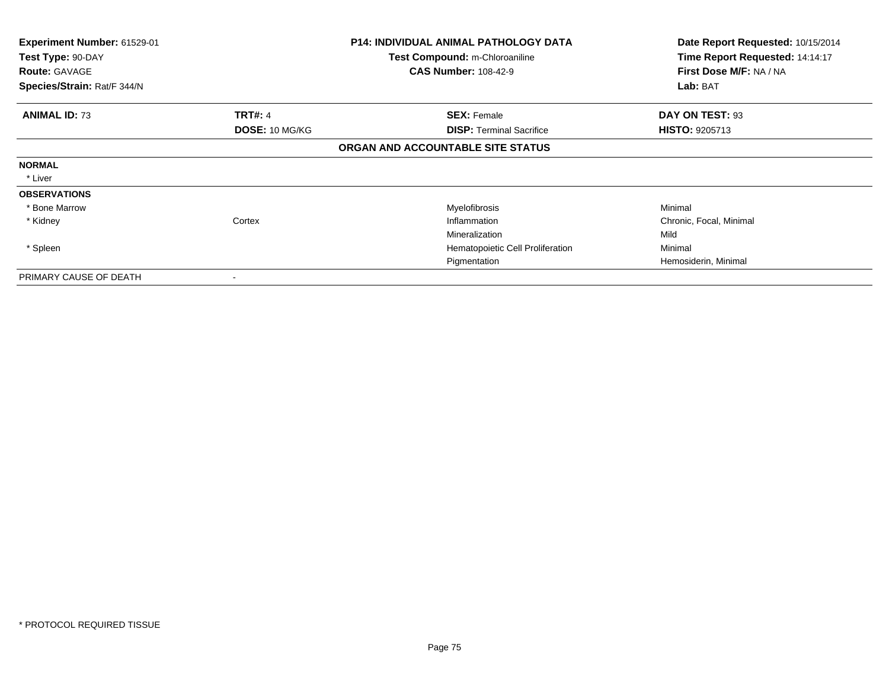**Experiment Number:** 61529-01
**Test Type:** 90-DAY
**Route:** GAVAGE
**Species/Strain:** Rat/F 344/N

**P14: INDIVIDUAL ANIMAL PATHOLOGY DATA**
**Test Compound:** m-Chloroaniline
**CAS Number:** 108-42-9

**Date Report Requested:** 10/15/2014
**Time Report Requested:** 14:14:17
**First Dose M/F:** NA / NA
**Lab:** BAT

| **ANIMAL ID:** 73 | **TRT#:** 4 | **SEX:** Female | **DAY ON TEST:** 93 |
|---|---|---|---|
| | **DOSE:** 10 MG/KG | **DISP:** Terminal Sacrifice | **HISTO:** 9205713 |

**ORGAN AND ACCOUNTABLE SITE STATUS**

| | | | |
|---|---|---|---|
| **NORMAL** | | | |
| * Liver | | | |
| **OBSERVATIONS** | | | |
| * Bone Marrow | | Myelofibrosis | Minimal |
| * Kidney | Cortex | Inflammation | Chronic, Focal, Minimal |
| | | Mineralization | Mild |
| * Spleen | | Hematopoietic Cell Proliferation | Minimal |
| | | Pigmentation | Hemosiderin, Minimal |
| PRIMARY CAUSE OF DEATH | - | | |

\* PROTOCOL REQUIRED TISSUE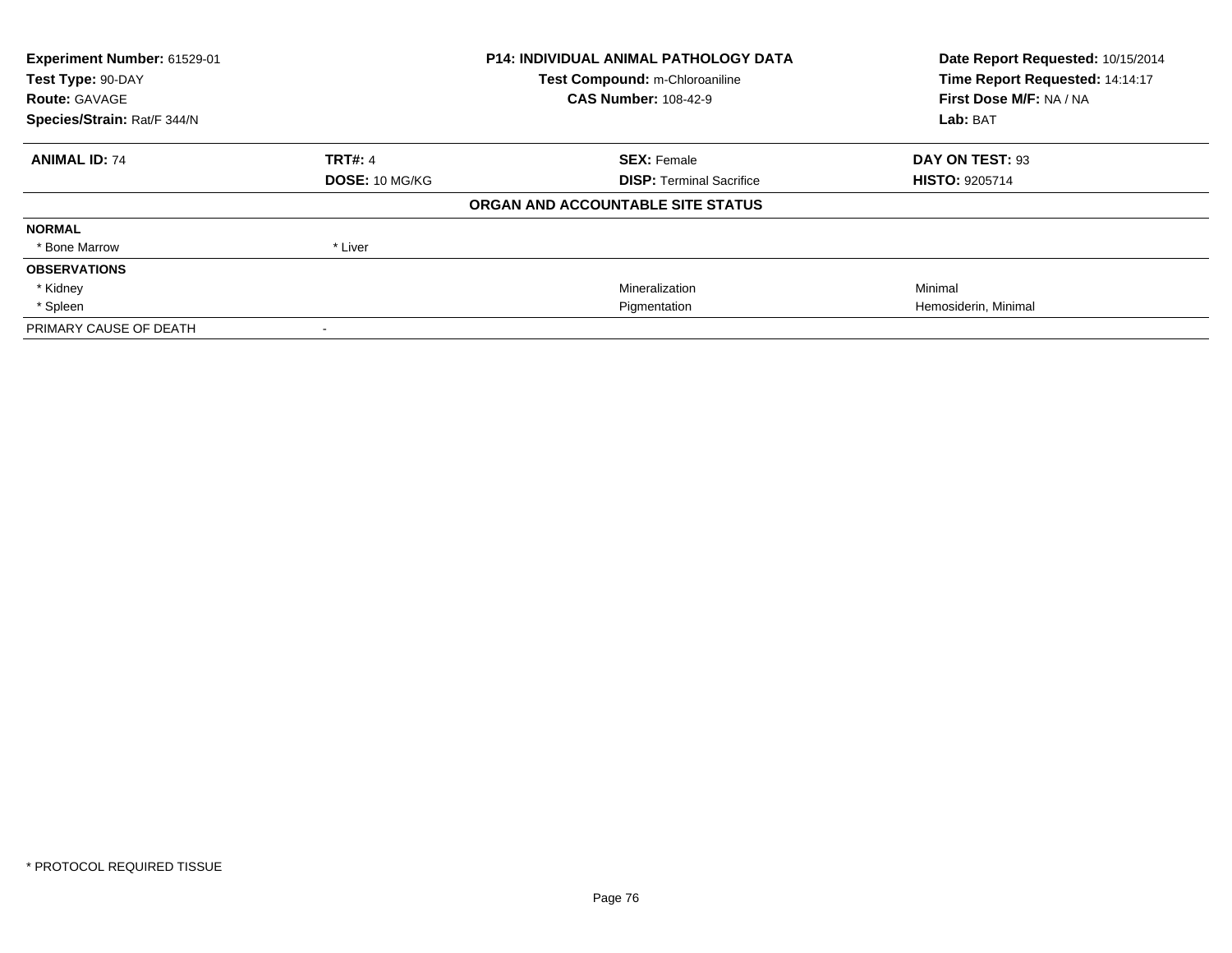**Experiment Number:** 61529-01
**Test Type:** 90-DAY
**Route:** GAVAGE
**Species/Strain:** Rat/F 344/N

**P14: INDIVIDUAL ANIMAL PATHOLOGY DATA**
**Test Compound:** m-Chloroaniline
**CAS Number:** 108-42-9

**Date Report Requested:** 10/15/2014
**Time Report Requested:** 14:14:17
**First Dose M/F:** NA / NA
**Lab:** BAT

| **ANIMAL ID:** 74 | **TRT#:** 4 | **SEX:** Female | **DAY ON TEST:** 93 |
|---|---|---|---|
| | **DOSE:** 10 MG/KG | **DISP:** Terminal Sacrifice | **HISTO:** 9205714 |

**ORGAN AND ACCOUNTABLE SITE STATUS**

| | | | |
|---|---|---|---|
| **NORMAL** | | | |
| * Bone Marrow | * Liver | | |
| **OBSERVATIONS** | | | |
| * Kidney | | Mineralization | Minimal |
| * Spleen | | Pigmentation | Hemosiderin, Minimal |
| PRIMARY CAUSE OF DEATH | - | | |

* PROTOCOL REQUIRED TISSUE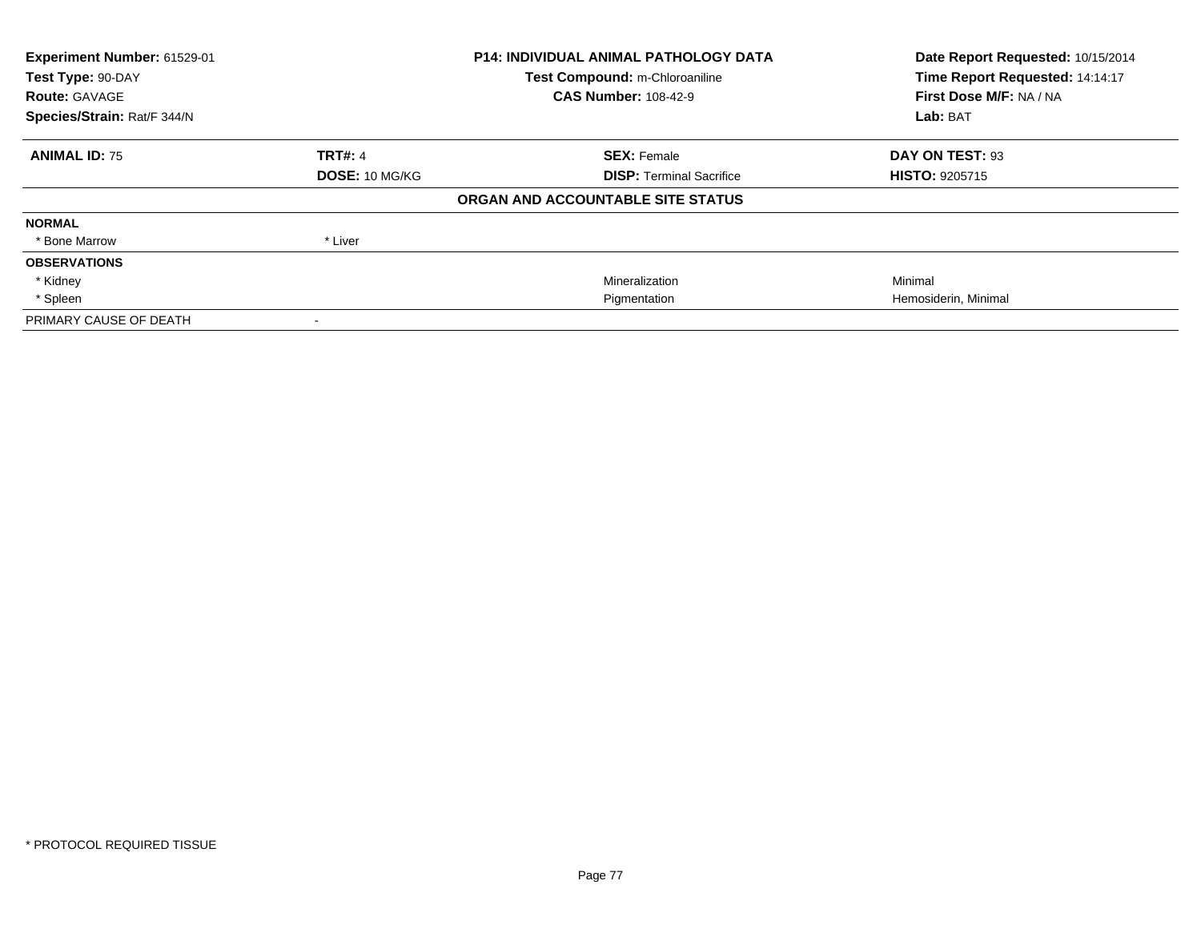**Experiment Number:** 61529-01
**Test Type:** 90-DAY
**Route:** GAVAGE
**Species/Strain:** Rat/F 344/N

**P14: INDIVIDUAL ANIMAL PATHOLOGY DATA**
**Test Compound:** m-Chloroaniline
**CAS Number:** 108-42-9

**Date Report Requested:** 10/15/2014
**Time Report Requested:** 14:14:17
**First Dose M/F:** NA / NA
**Lab:** BAT

| **ANIMAL ID:** 75 | **TRT#:** 4 | **SEX:** Female | **DAY ON TEST:** 93 |
|---|---|---|---|
| | **DOSE:** 10 MG/KG | **DISP:** Terminal Sacrifice | **HISTO:** 9205715 |

**ORGAN AND ACCOUNTABLE SITE STATUS**

| | | | |
|---|---|---|---|
| **NORMAL** | | | |
| * Bone Marrow | * Liver | | |
| **OBSERVATIONS** | | | |
| * Kidney | | Mineralization | Minimal |
| * Spleen | | Pigmentation | Hemosiderin, Minimal |
| PRIMARY CAUSE OF DEATH | - | | |

* PROTOCOL REQUIRED TISSUE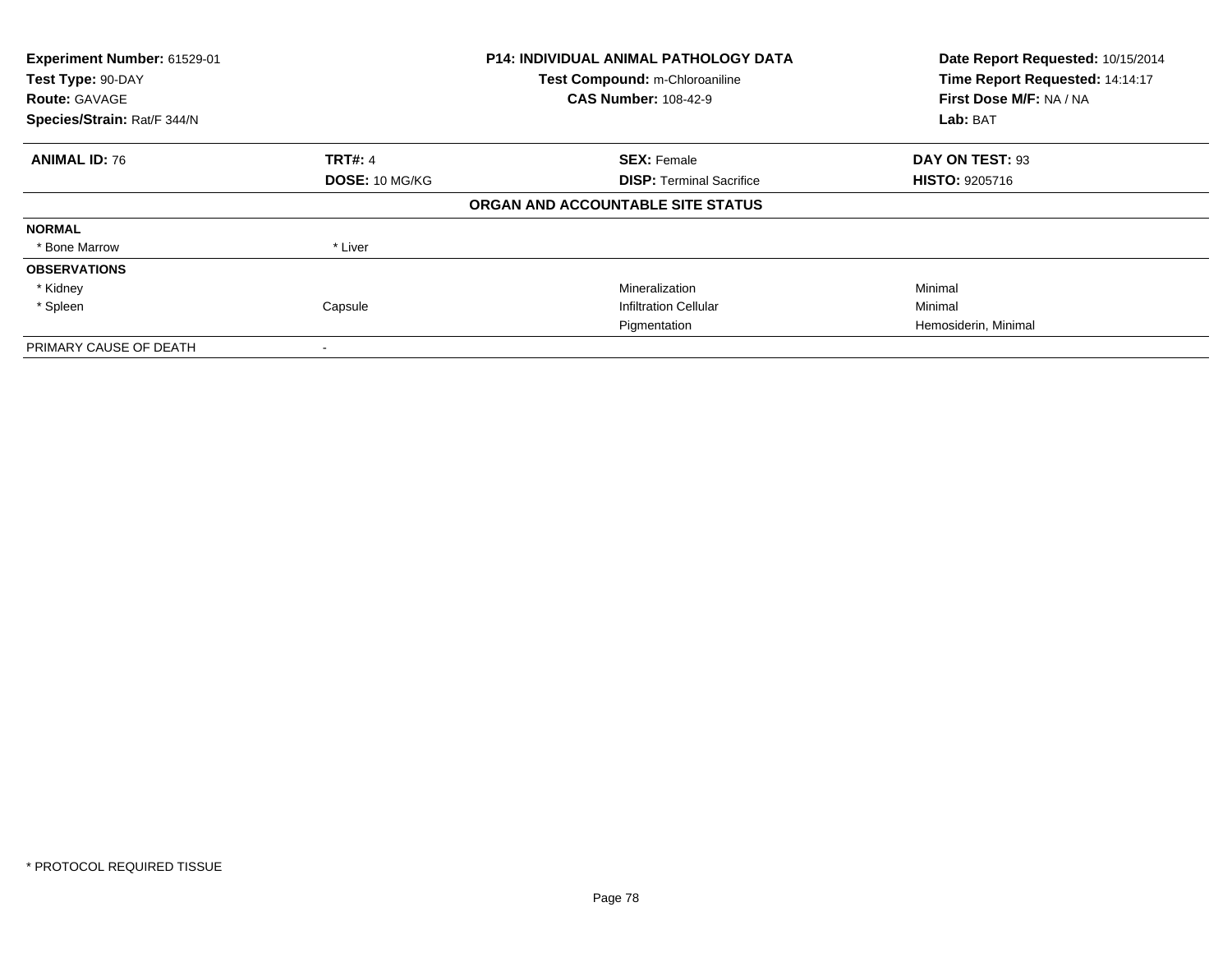**Experiment Number:** 61529-01
**Test Type:** 90-DAY
**Route:** GAVAGE
**Species/Strain:** Rat/F 344/N

**P14: INDIVIDUAL ANIMAL PATHOLOGY DATA**
**Test Compound:** m-Chloroaniline
**CAS Number:** 108-42-9

**Date Report Requested:** 10/15/2014
**Time Report Requested:** 14:14:17
**First Dose M/F:** NA / NA
**Lab:** BAT

| **ANIMAL ID:** 76 | **TRT#:** 4 | **SEX:** Female | **DAY ON TEST:** 93 |
|---|---|---|---|
| | **DOSE:** 10 MG/KG | **DISP:** Terminal Sacrifice | **HISTO:** 9205716 |

**ORGAN AND ACCOUNTABLE SITE STATUS**

| | | | |
|---|---|---|---|
| **NORMAL** | | | |
| * Bone Marrow | * Liver | | |
| **OBSERVATIONS** | | | |
| * Kidney | | Mineralization | Minimal |
| * Spleen | Capsule | Infiltration Cellular | Minimal |
| | | Pigmentation | Hemosiderin, Minimal |
| PRIMARY CAUSE OF DEATH | - | | |

* PROTOCOL REQUIRED TISSUE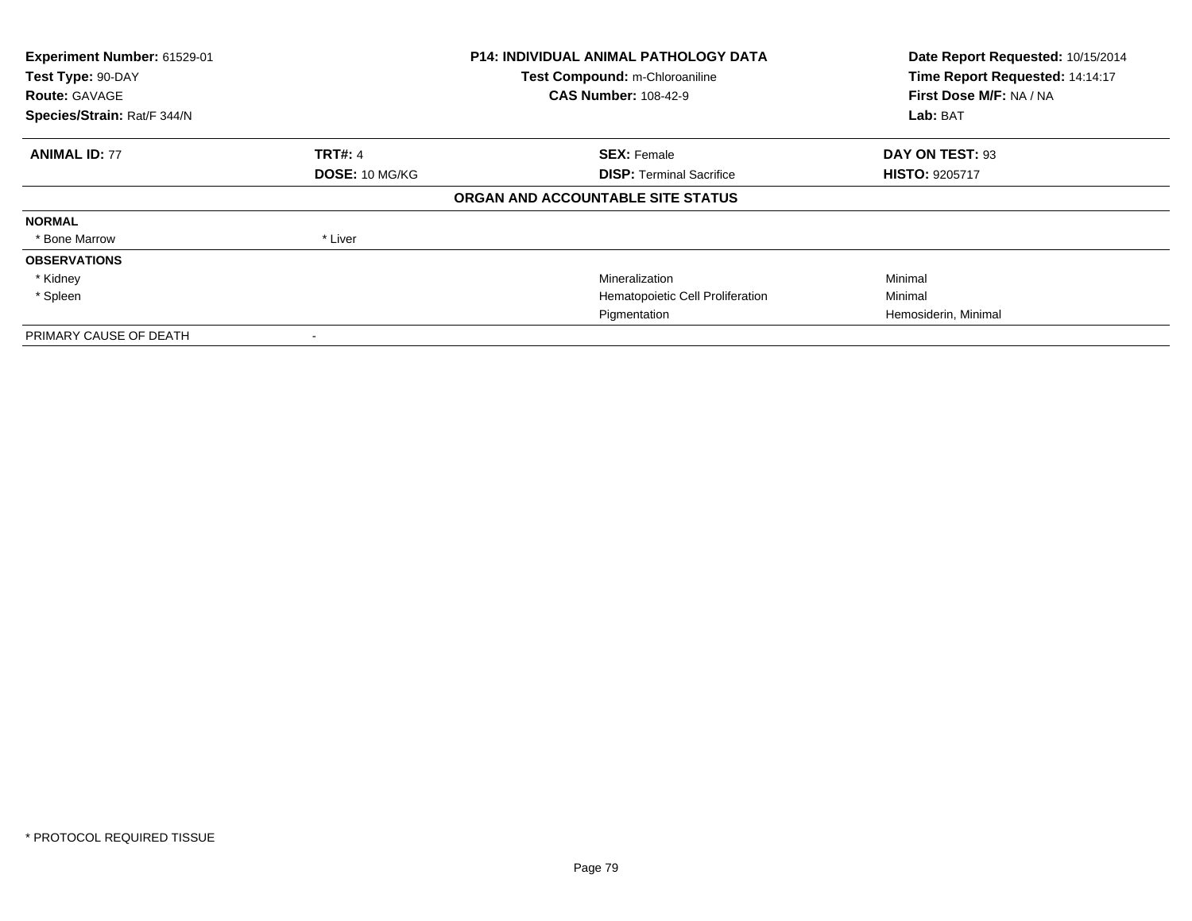**Experiment Number:** 61529-01
**Test Type:** 90-DAY
**Route:** GAVAGE
**Species/Strain:** Rat/F 344/N

**P14: INDIVIDUAL ANIMAL PATHOLOGY DATA**
**Test Compound:** m-Chloroaniline
**CAS Number:** 108-42-9

**Date Report Requested:** 10/15/2014
**Time Report Requested:** 14:14:17
**First Dose M/F:** NA / NA
**Lab:** BAT

| **ANIMAL ID:** 77 | **TRT#:** 4 | **SEX:** Female | **DAY ON TEST:** 93 |
|---|---|---|---|
| | **DOSE:** 10 MG/KG | **DISP:** Terminal Sacrifice | **HISTO:** 9205717 |

**ORGAN AND ACCOUNTABLE SITE STATUS**

| | | | |
|---|---|---|---|
| **NORMAL** | | | |
| * Bone Marrow | * Liver | | |
| **OBSERVATIONS** | | | |
| * Kidney | | Mineralization | Minimal |
| * Spleen | | Hematopoietic Cell Proliferation | Minimal |
| | | Pigmentation | Hemosiderin, Minimal |
| PRIMARY CAUSE OF DEATH | - | | |

* PROTOCOL REQUIRED TISSUE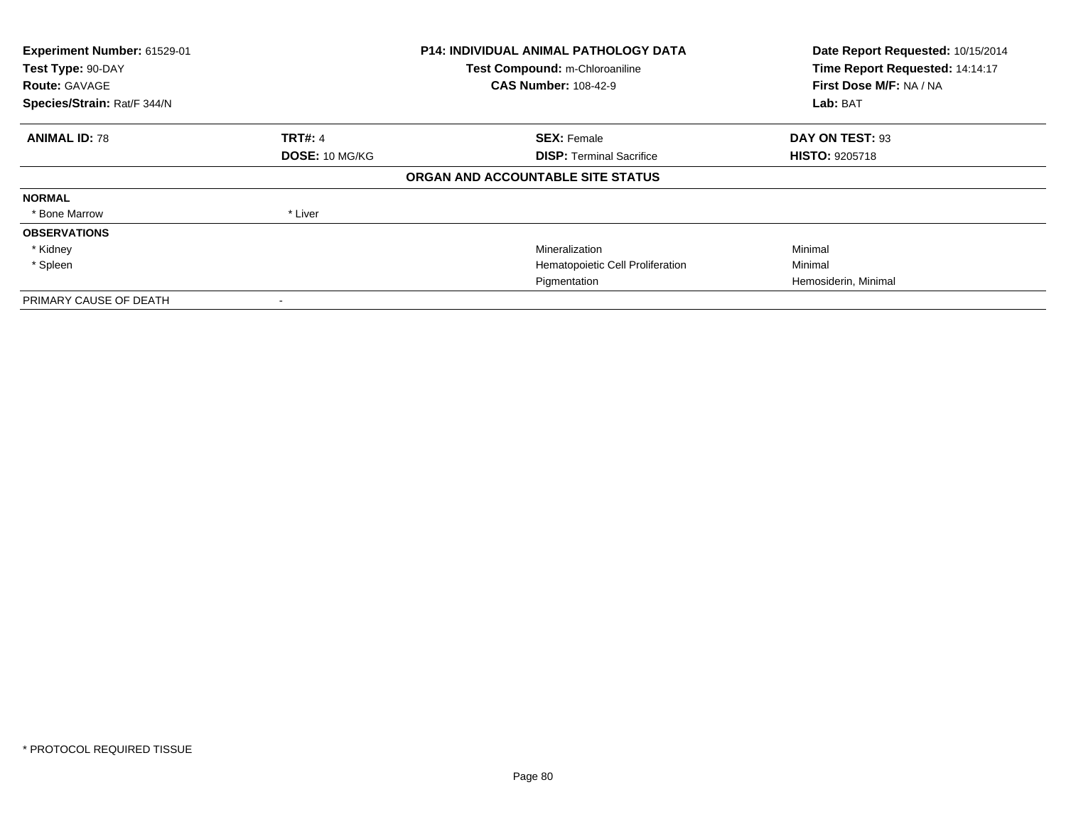**Experiment Number:** 61529-01
**Test Type:** 90-DAY
**Route:** GAVAGE
**Species/Strain:** Rat/F 344/N

**P14: INDIVIDUAL ANIMAL PATHOLOGY DATA**
**Test Compound:** m-Chloroaniline
**CAS Number:** 108-42-9

**Date Report Requested:** 10/15/2014
**Time Report Requested:** 14:14:17
**First Dose M/F:** NA / NA
**Lab:** BAT

| **ANIMAL ID:** 78 | **TRT#:** 4 | **SEX:** Female | **DAY ON TEST:** 93 |
|---|---|---|---|
| | **DOSE:** 10 MG/KG | **DISP:** Terminal Sacrifice | **HISTO:** 9205718 |

**ORGAN AND ACCOUNTABLE SITE STATUS**

| | | | |
|---|---|---|---|
| **NORMAL** | | | |
| * Bone Marrow | * Liver | | |
| **OBSERVATIONS** | | | |
| * Kidney | | Mineralization | Minimal |
| * Spleen | | Hematopoietic Cell Proliferation | Minimal |
| | | Pigmentation | Hemosiderin, Minimal |
| PRIMARY CAUSE OF DEATH | - | | |

* PROTOCOL REQUIRED TISSUE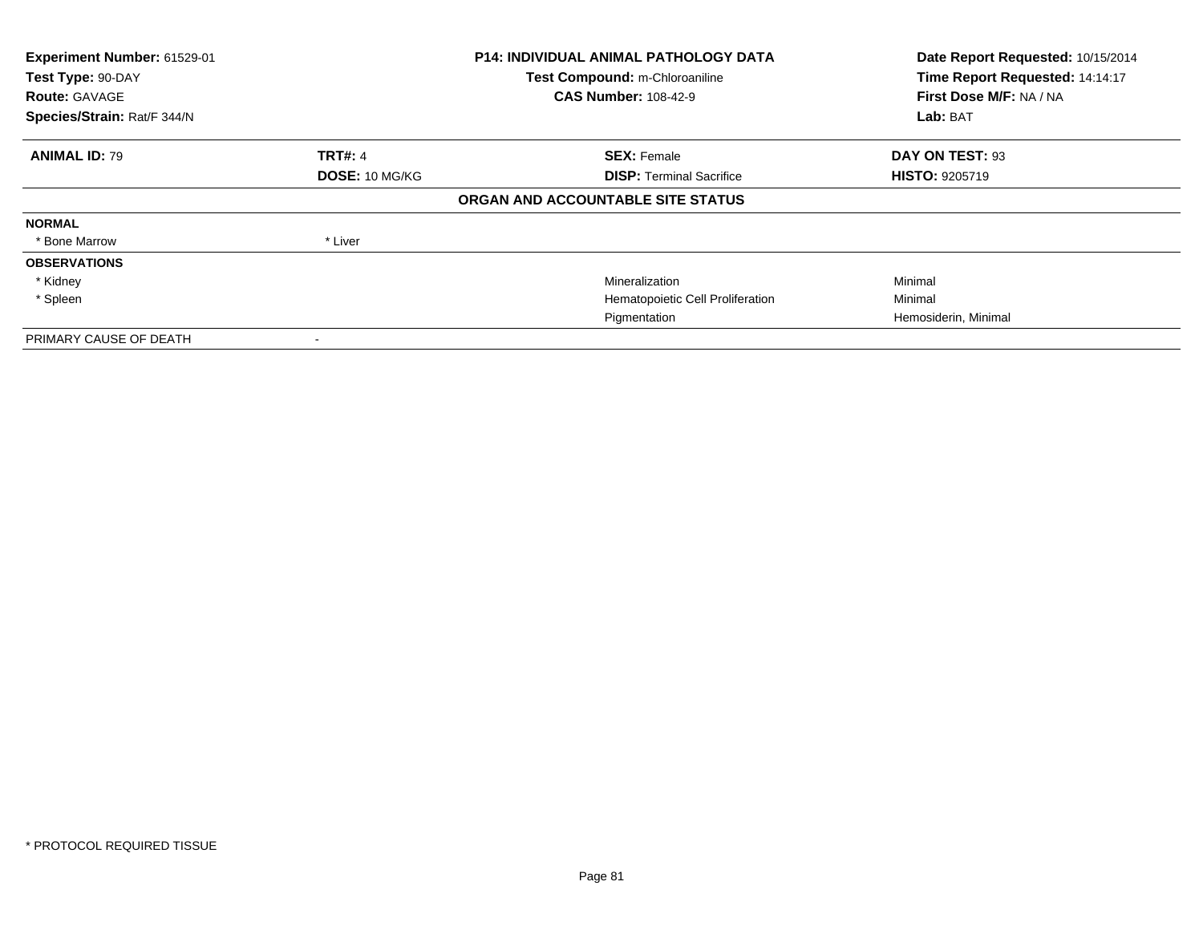**Experiment Number:** 61529-01
**Test Type:** 90-DAY
**Route:** GAVAGE
**Species/Strain:** Rat/F 344/N

**P14: INDIVIDUAL ANIMAL PATHOLOGY DATA**
**Test Compound:** m-Chloroaniline
**CAS Number:** 108-42-9

**Date Report Requested:** 10/15/2014
**Time Report Requested:** 14:14:17
**First Dose M/F:** NA / NA
**Lab:** BAT

| **ANIMAL ID:** 79 | **TRT#:** 4 | **SEX:** Female | **DAY ON TEST:** 93 |
|---|---|---|---|
| | **DOSE:** 10 MG/KG | **DISP:** Terminal Sacrifice | **HISTO:** 9205719 |

**ORGAN AND ACCOUNTABLE SITE STATUS**

| | | | |
|---|---|---|---|
| **NORMAL** | | | |
| * Bone Marrow | * Liver | | |
| **OBSERVATIONS** | | | |
| * Kidney | | Mineralization | Minimal |
| * Spleen | | Hematopoietic Cell Proliferation | Minimal |
| | | Pigmentation | Hemosiderin, Minimal |
| PRIMARY CAUSE OF DEATH | - | | |

* PROTOCOL REQUIRED TISSUE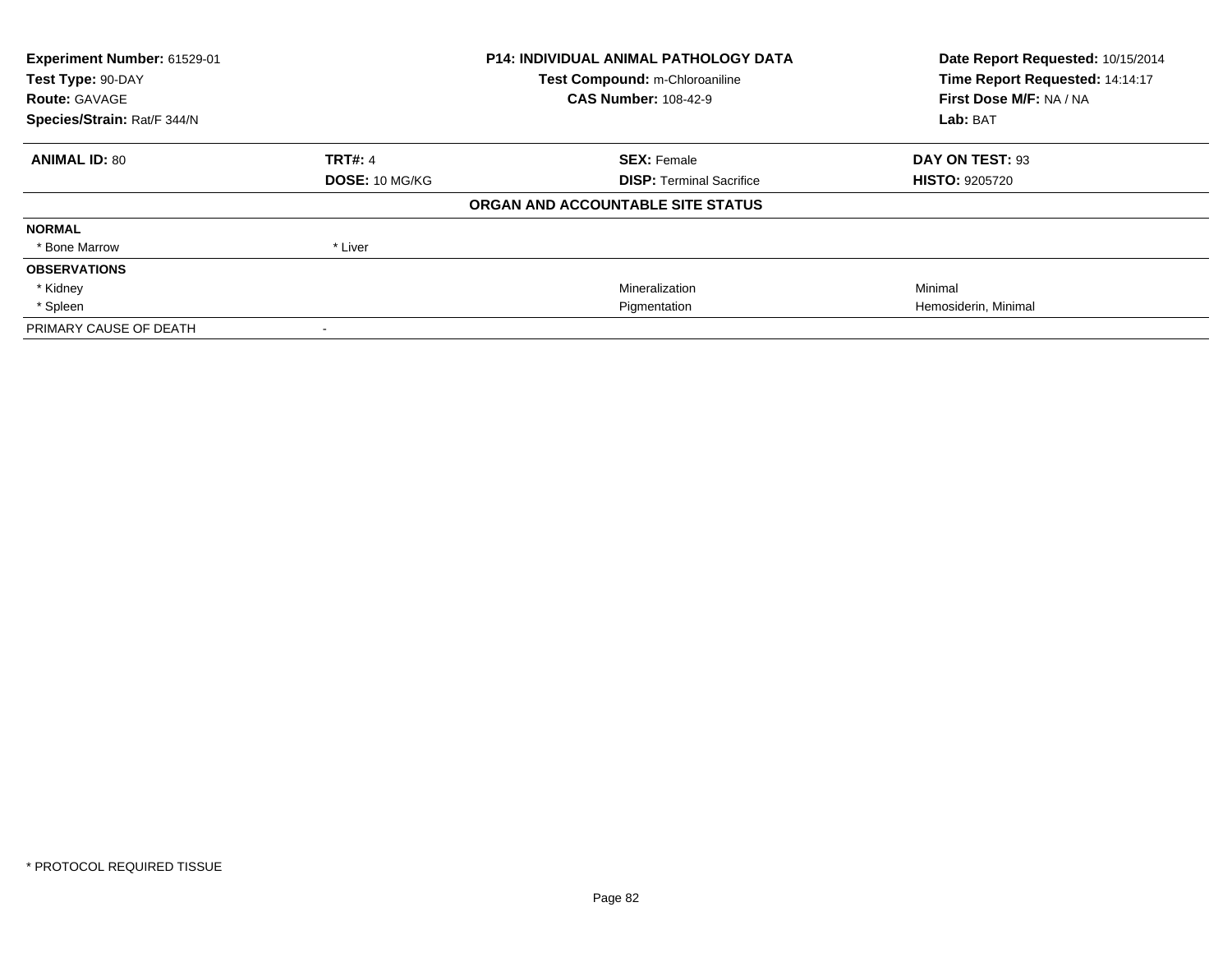| **Experiment Number:** 61529-01 | **P14: INDIVIDUAL ANIMAL PATHOLOGY DATA** | **Date Report Requested:** 10/15/2014 |
|---|---|---|
| **Test Type:** 90-DAY | **Test Compound:** m-Chloroaniline | **Time Report Requested:** 14:14:17 |
| **Route:** GAVAGE | **CAS Number:** 108-42-9 | **First Dose M/F:** NA / NA |
| **Species/Strain:** Rat/F 344/N | | **Lab:** BAT |

| **ANIMAL ID:** 80 | **TRT#:** 4 | **SEX:** Female | **DAY ON TEST:** 93 |
|---|---|---|---|
| | **DOSE:** 10 MG/KG | **DISP:** Terminal Sacrifice | **HISTO:** 9205720 |

**ORGAN AND ACCOUNTABLE SITE STATUS**

| | | | |
|---|---|---|---|
| **NORMAL** | | | |
| * Bone Marrow | * Liver | | |
| **OBSERVATIONS** | | | |
| * Kidney | | Mineralization | Minimal |
| * Spleen | | Pigmentation | Hemosiderin, Minimal |
| PRIMARY CAUSE OF DEATH | - | | |

* PROTOCOL REQUIRED TISSUE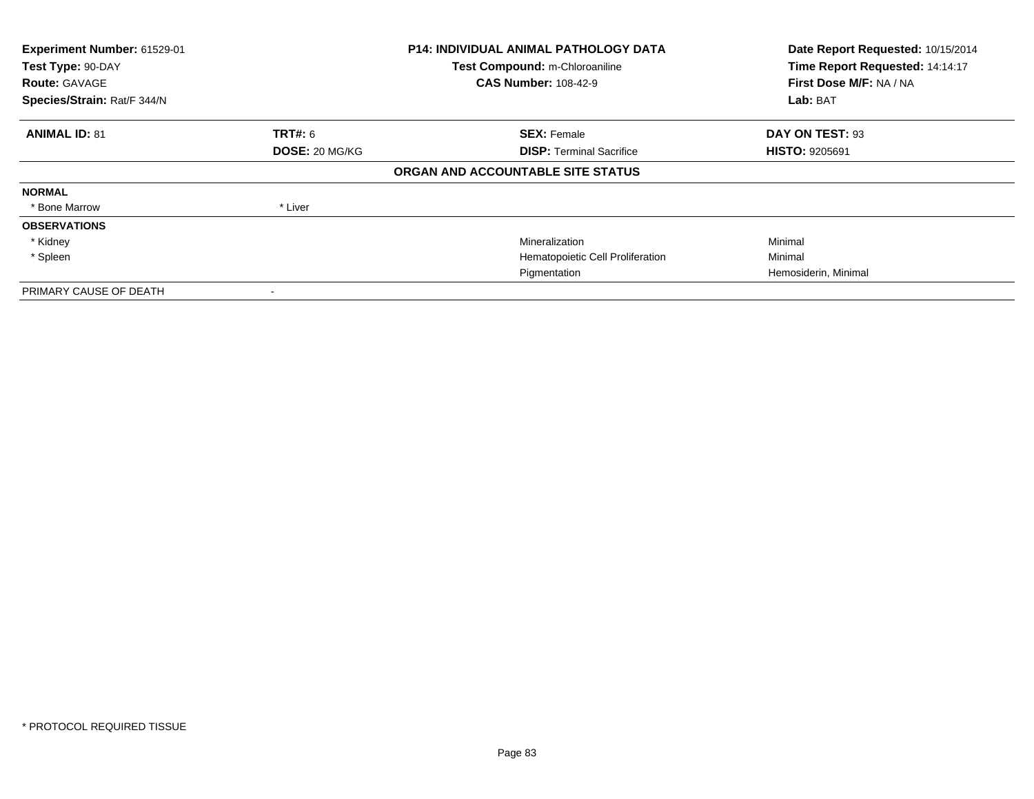| **Experiment Number:** 61529-01 | **P14: INDIVIDUAL ANIMAL PATHOLOGY DATA** | **Date Report Requested:** 10/15/2014 |
|---|---|---|
| **Test Type:** 90-DAY | **Test Compound:** m-Chloroaniline | **Time Report Requested:** 14:14:17 |
| **Route:** GAVAGE | **CAS Number:** 108-42-9 | **First Dose M/F:** NA / NA |
| **Species/Strain:** Rat/F 344/N | | **Lab:** BAT |

| **ANIMAL ID:** 81 | **TRT#:** 6 | **SEX:** Female | **DAY ON TEST:** 93 |
|---|---|---|---|
| | **DOSE:** 20 MG/KG | **DISP:** Terminal Sacrifice | **HISTO:** 9205691 |

**ORGAN AND ACCOUNTABLE SITE STATUS**

| | | | |
|---|---|---|---|
| **NORMAL** | | | |
| * Bone Marrow | * Liver | | |
| **OBSERVATIONS** | | | |
| * Kidney | | Mineralization | Minimal |
| * Spleen | | Hematopoietic Cell Proliferation | Minimal |
| | | Pigmentation | Hemosiderin, Minimal |
| PRIMARY CAUSE OF DEATH | - | | |

* PROTOCOL REQUIRED TISSUE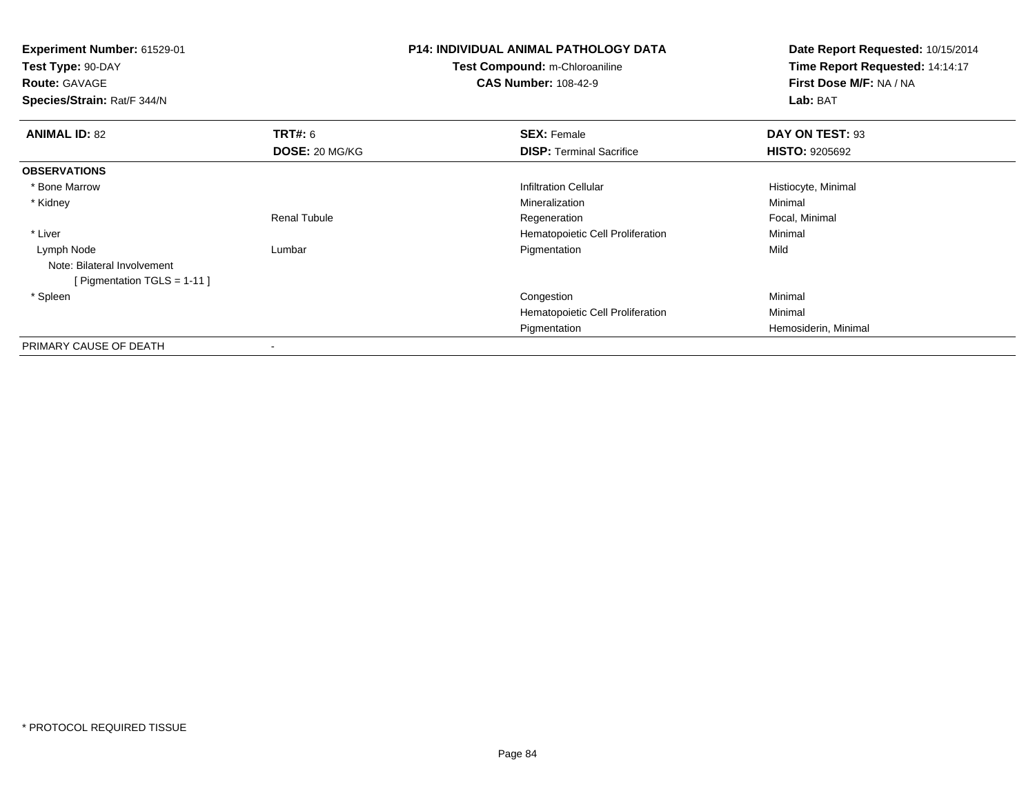**Experiment Number:** 61529-01
**Test Type:** 90-DAY
**Route:** GAVAGE
**Species/Strain:** Rat/F 344/N

**P14: INDIVIDUAL ANIMAL PATHOLOGY DATA**
**Test Compound:** m-Chloroaniline
**CAS Number:** 108-42-9

**Date Report Requested:** 10/15/2014
**Time Report Requested:** 14:14:17
**First Dose M/F:** NA / NA
**Lab:** BAT

| **ANIMAL ID:** 82 | **TRT#:** 6 | **SEX:** Female | **DAY ON TEST:** 93 |
|---|---|---|---|
| | **DOSE:** 20 MG/KG | **DISP:** Terminal Sacrifice | **HISTO:** 9205692 |
| **OBSERVATIONS** | | | |
| * Bone Marrow | | Infiltration Cellular | Histiocyte, Minimal |
| * Kidney | | Mineralization | Minimal |
| | Renal Tubule | Regeneration | Focal, Minimal |
| * Liver | | Hematopoietic Cell Proliferation | Minimal |
| Lymph Node | Lumbar | Pigmentation | Mild |
| Note: Bilateral Involvement | | | |
| [ Pigmentation TGLS = 1-11 ] | | | |
| * Spleen | | Congestion | Minimal |
| | | Hematopoietic Cell Proliferation | Minimal |
| | | Pigmentation | Hemosiderin, Minimal |
| PRIMARY CAUSE OF DEATH | - | | |

* PROTOCOL REQUIRED TISSUE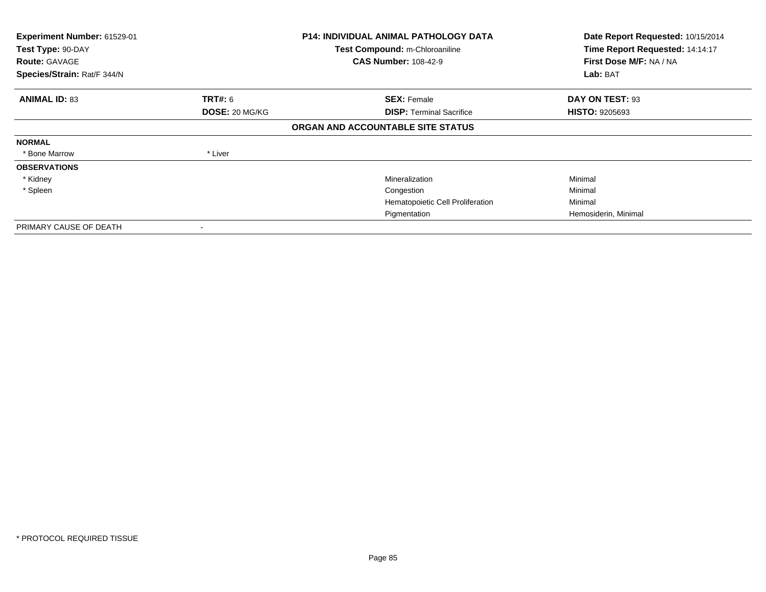**Experiment Number:** 61529-01
**Test Type:** 90-DAY
**Route:** GAVAGE
**Species/Strain:** Rat/F 344/N

**P14: INDIVIDUAL ANIMAL PATHOLOGY DATA**
**Test Compound:** m-Chloroaniline
**CAS Number:** 108-42-9

**Date Report Requested:** 10/15/2014
**Time Report Requested:** 14:14:17
**First Dose M/F:** NA / NA
**Lab:** BAT

| **ANIMAL ID:** 83 | **TRT#:** 6 | **SEX:** Female | **DAY ON TEST:** 93 |
|---|---|---|---|
| | **DOSE:** 20 MG/KG | **DISP:** Terminal Sacrifice | **HISTO:** 9205693 |

**ORGAN AND ACCOUNTABLE SITE STATUS**

| | | | |
|---|---|---|---|
| **NORMAL** | | | |
| * Bone Marrow | * Liver | | |
| **OBSERVATIONS** | | | |
| * Kidney | | Mineralization | Minimal |
| * Spleen | | Congestion | Minimal |
| | | Hematopoietic Cell Proliferation | Minimal |
| | | Pigmentation | Hemosiderin, Minimal |
| PRIMARY CAUSE OF DEATH | - | | |

* PROTOCOL REQUIRED TISSUE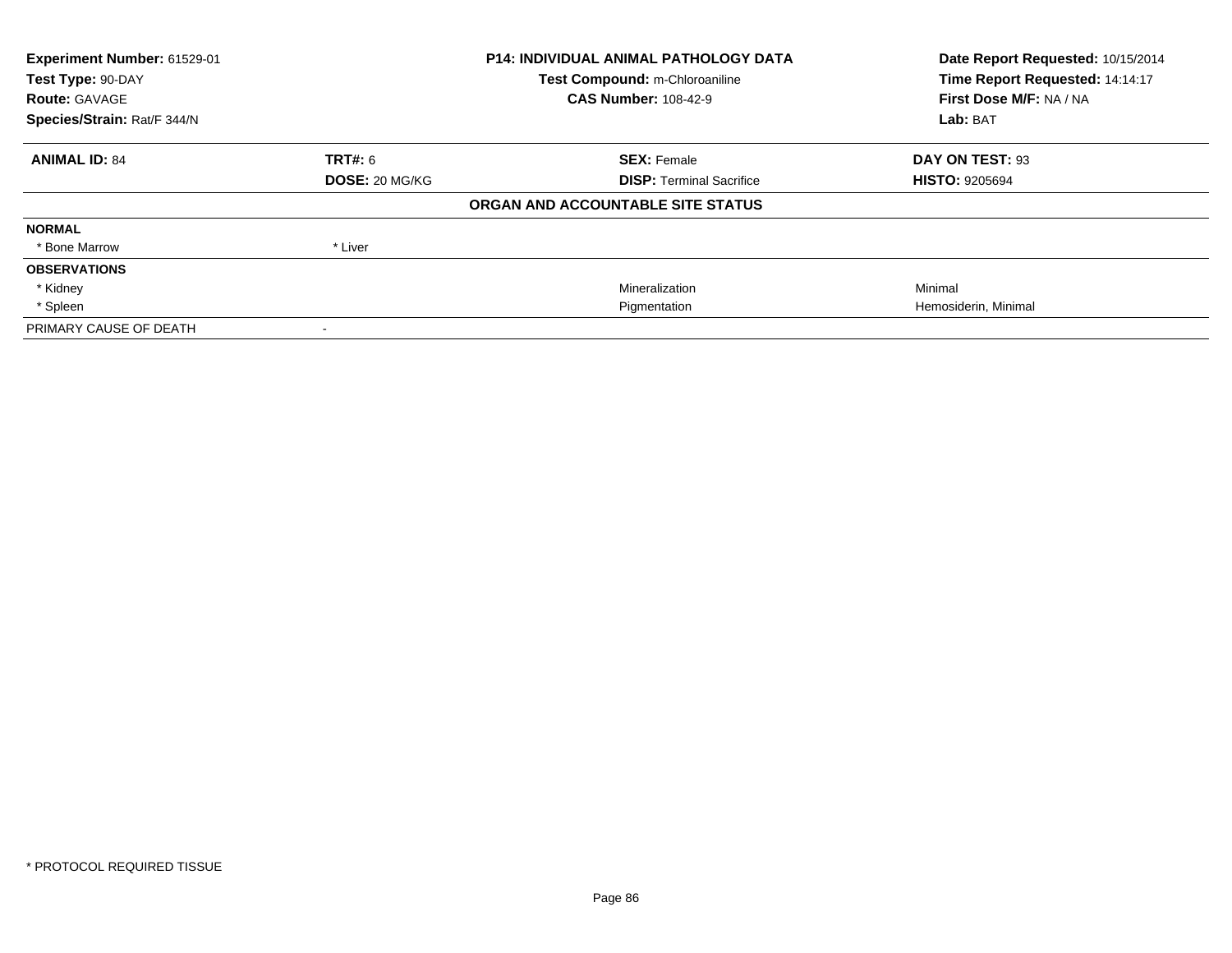**Experiment Number:** 61529-01
**Test Type:** 90-DAY
**Route:** GAVAGE
**Species/Strain:** Rat/F 344/N

**P14: INDIVIDUAL ANIMAL PATHOLOGY DATA**
**Test Compound:** m-Chloroaniline
**CAS Number:** 108-42-9

**Date Report Requested:** 10/15/2014
**Time Report Requested:** 14:14:17
**First Dose M/F:** NA / NA
**Lab:** BAT

| **ANIMAL ID:** 84 | **TRT#:** 6 | **SEX:** Female | **DAY ON TEST:** 93 |
|---|---|---|---|
| | **DOSE:** 20 MG/KG | **DISP:** Terminal Sacrifice | **HISTO:** 9205694 |

**ORGAN AND ACCOUNTABLE SITE STATUS**

| | | | |
|---|---|---|---|
| **NORMAL** | | | |
| * Bone Marrow | * Liver | | |
| **OBSERVATIONS** | | | |
| * Kidney | | Mineralization | Minimal |
| * Spleen | | Pigmentation | Hemosiderin, Minimal |
| PRIMARY CAUSE OF DEATH | - | | |

* PROTOCOL REQUIRED TISSUE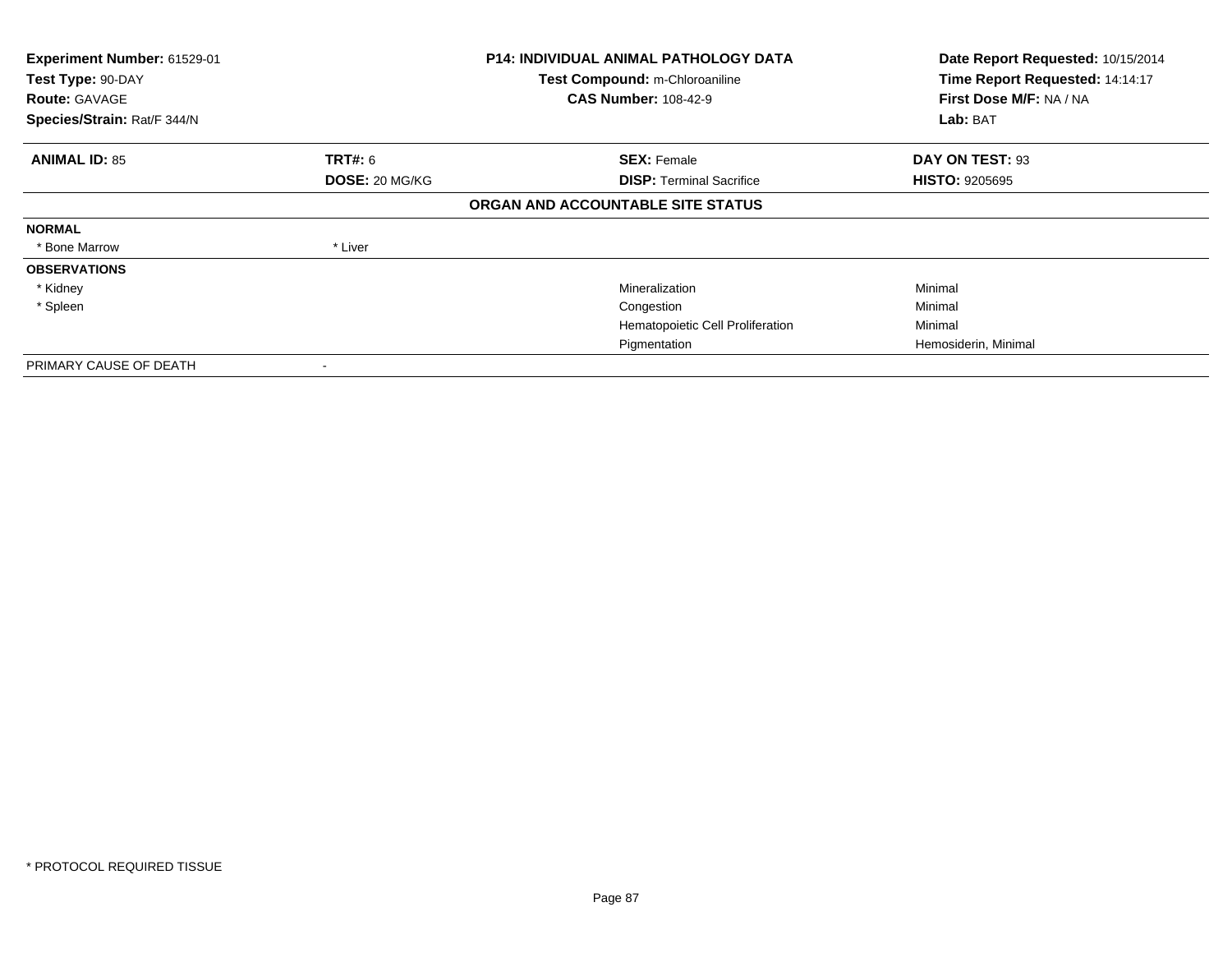**Experiment Number:** 61529-01
**Test Type:** 90-DAY
**Route:** GAVAGE
**Species/Strain:** Rat/F 344/N

**P14: INDIVIDUAL ANIMAL PATHOLOGY DATA**
**Test Compound:** m-Chloroaniline
**CAS Number:** 108-42-9

**Date Report Requested:** 10/15/2014
**Time Report Requested:** 14:14:17
**First Dose M/F:** NA / NA
**Lab:** BAT

| **ANIMAL ID:** 85 | **TRT#:** 6 | **SEX:** Female | **DAY ON TEST:** 93 |
|---|---|---|---|
| | **DOSE:** 20 MG/KG | **DISP:** Terminal Sacrifice | **HISTO:** 9205695 |

**ORGAN AND ACCOUNTABLE SITE STATUS**

| | | | |
|---|---|---|---|
| **NORMAL** | | | |
| * Bone Marrow | * Liver | | |
| **OBSERVATIONS** | | | |
| * Kidney | | Mineralization | Minimal |
| * Spleen | | Congestion | Minimal |
| | | Hematopoietic Cell Proliferation | Minimal |
| | | Pigmentation | Hemosiderin, Minimal |
| PRIMARY CAUSE OF DEATH | - | | |

* PROTOCOL REQUIRED TISSUE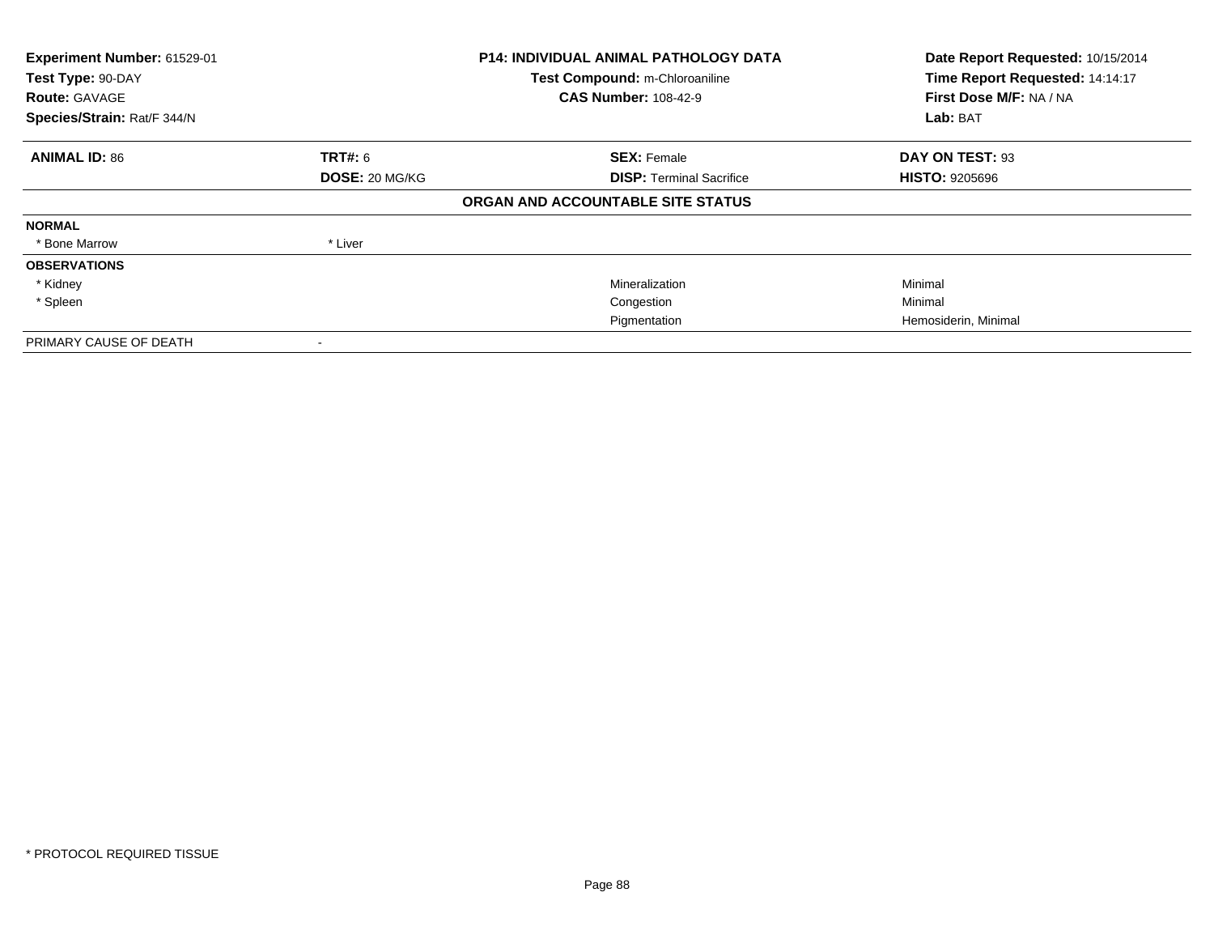| **Experiment Number:** 61529-01 | **P14: INDIVIDUAL ANIMAL PATHOLOGY DATA** | **Date Report Requested:** 10/15/2014 |
|---|---|---|
| **Test Type:** 90-DAY | **Test Compound:** m-Chloroaniline | **Time Report Requested:** 14:14:17 |
| **Route:** GAVAGE | **CAS Number:** 108-42-9 | **First Dose M/F:** NA / NA |
| **Species/Strain:** Rat/F 344/N | | **Lab:** BAT |

| **ANIMAL ID:** 86 | **TRT#:** 6 | **SEX:** Female | **DAY ON TEST:** 93 |
|---|---|---|---|
| | **DOSE:** 20 MG/KG | **DISP:** Terminal Sacrifice | **HISTO:** 9205696 |

**ORGAN AND ACCOUNTABLE SITE STATUS**

| | | | |
|---|---|---|---|
| **NORMAL** | | | |
| * Bone Marrow | * Liver | | |
| **OBSERVATIONS** | | | |
| * Kidney | | Mineralization | Minimal |
| * Spleen | | Congestion | Minimal |
| | | Pigmentation | Hemosiderin, Minimal |
| PRIMARY CAUSE OF DEATH | - | | |

* PROTOCOL REQUIRED TISSUE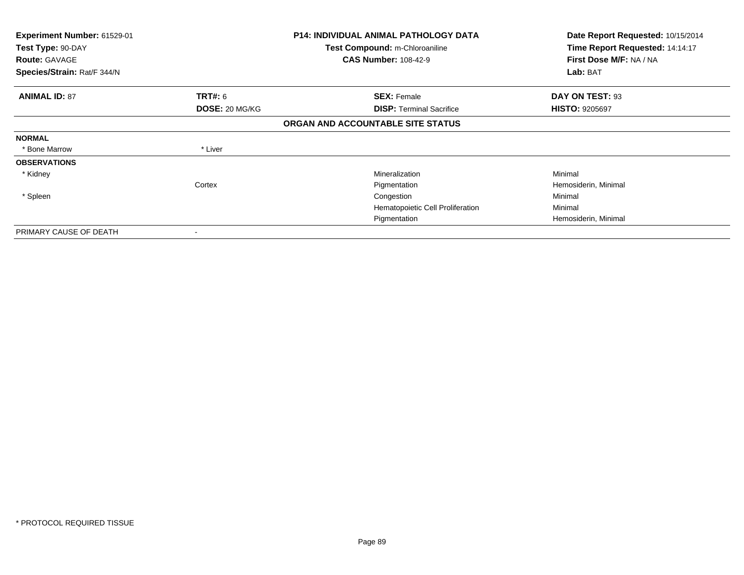**Experiment Number:** 61529-01
**Test Type:** 90-DAY
**Route:** GAVAGE
**Species/Strain:** Rat/F 344/N

**P14: INDIVIDUAL ANIMAL PATHOLOGY DATA**
**Test Compound:** m-Chloroaniline
**CAS Number:** 108-42-9

**Date Report Requested:** 10/15/2014
**Time Report Requested:** 14:14:17
**First Dose M/F:** NA / NA
**Lab:** BAT

| **ANIMAL ID:** 87 | **TRT#:** 6 | **SEX:** Female | **DAY ON TEST:** 93 |
|---|---|---|---|
| | **DOSE:** 20 MG/KG | **DISP:** Terminal Sacrifice | **HISTO:** 9205697 |

**ORGAN AND ACCOUNTABLE SITE STATUS**

| | | | |
|---|---|---|---|
| **NORMAL** | | | |
| * Bone Marrow | * Liver | | |
| **OBSERVATIONS** | | | |
| * Kidney | | Mineralization | Minimal |
| | Cortex | Pigmentation | Hemosiderin, Minimal |
| * Spleen | | Congestion | Minimal |
| | | Hematopoietic Cell Proliferation | Minimal |
| | | Pigmentation | Hemosiderin, Minimal |
| PRIMARY CAUSE OF DEATH | - | | |

* PROTOCOL REQUIRED TISSUE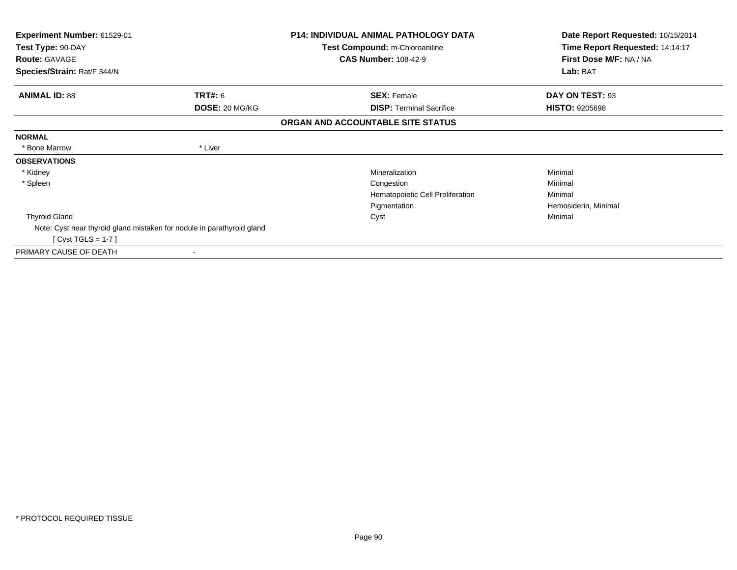**Experiment Number:** 61529-01
**Test Type:** 90-DAY
**Route:** GAVAGE
**Species/Strain:** Rat/F 344/N

**P14: INDIVIDUAL ANIMAL PATHOLOGY DATA**
**Test Compound:** m-Chloroaniline
**CAS Number:** 108-42-9

**Date Report Requested:** 10/15/2014
**Time Report Requested:** 14:14:17
**First Dose M/F:** NA / NA
**Lab:** BAT

| **ANIMAL ID:** 88 | **TRT#:** 6 | **SEX:** Female | **DAY ON TEST:** 93 |
|---|---|---|---|
| | **DOSE:** 20 MG/KG | **DISP:** Terminal Sacrifice | **HISTO:** 9205698 |

## ORGAN AND ACCOUNTABLE SITE STATUS

**NORMAL**

| | |
|---|---|
| * Bone Marrow | * Liver |

**OBSERVATIONS**

| Organ | Observation | Severity |
|---|---|---|
| * Kidney | Mineralization | Minimal |
| * Spleen | Congestion | Minimal |
| | Hematopoietic Cell Proliferation | Minimal |
| | Pigmentation | Hemosiderin, Minimal |
| Thyroid Gland | Cyst | Minimal |

Note: Cyst near thyroid gland mistaken for nodule in parathyroid gland
[ Cyst TGLS = 1-7 ]

PRIMARY CAUSE OF DEATH -

* PROTOCOL REQUIRED TISSUE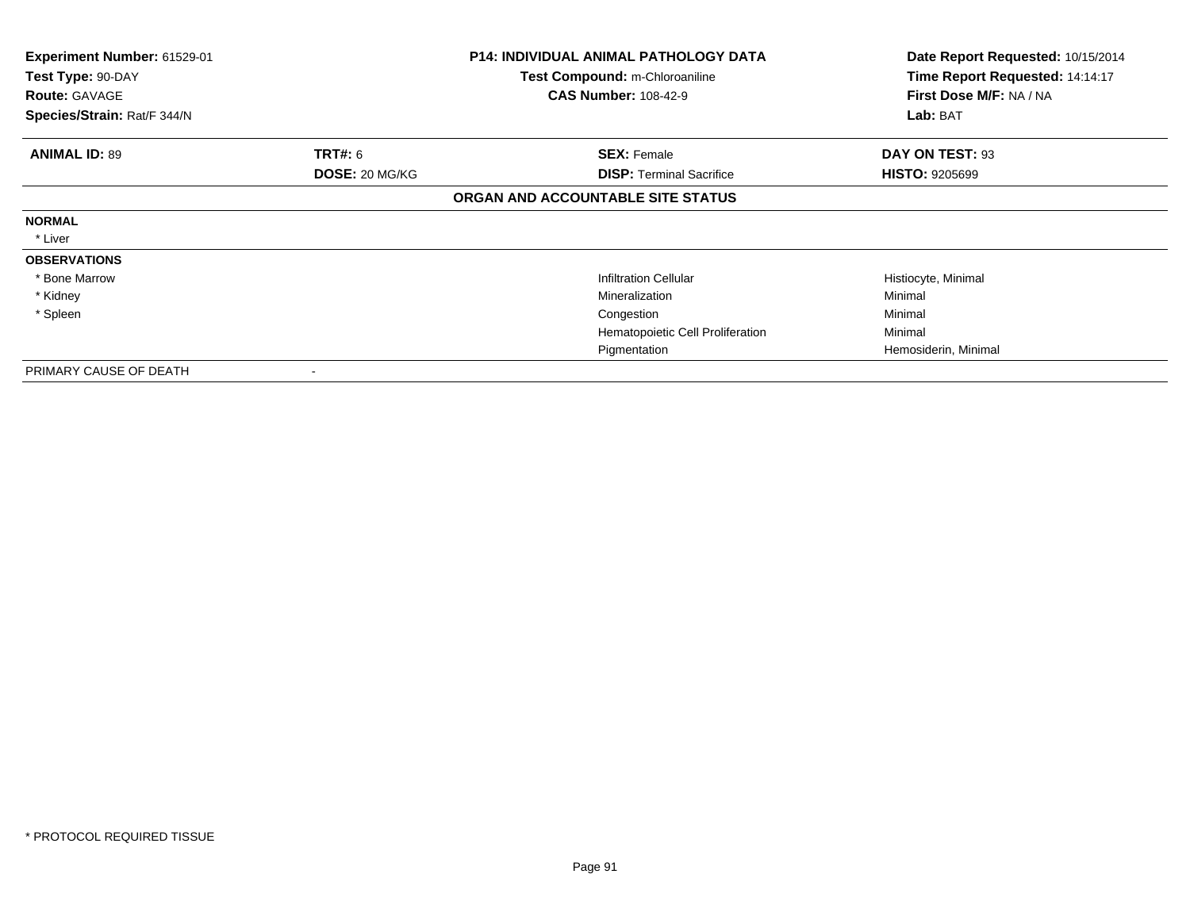**Experiment Number:** 61529-01
**Test Type:** 90-DAY
**Route:** GAVAGE
**Species/Strain:** Rat/F 344/N

**P14: INDIVIDUAL ANIMAL PATHOLOGY DATA**
**Test Compound:** m-Chloroaniline
**CAS Number:** 108-42-9

**Date Report Requested:** 10/15/2014
**Time Report Requested:** 14:14:17
**First Dose M/F:** NA / NA
**Lab:** BAT

| **ANIMAL ID:** 89 | **TRT#:** 6 | **SEX:** Female | **DAY ON TEST:** 93 |
|---|---|---|---|
| | **DOSE:** 20 MG/KG | **DISP:** Terminal Sacrifice | **HISTO:** 9205699 |

**ORGAN AND ACCOUNTABLE SITE STATUS**

| | | |
|---|---|---|
| **NORMAL** | | |
| * Liver | | |
| **OBSERVATIONS** | | |
| * Bone Marrow | Infiltration Cellular | Histiocyte, Minimal |
| * Kidney | Mineralization | Minimal |
| * Spleen | Congestion | Minimal |
| | Hematopoietic Cell Proliferation | Minimal |
| | Pigmentation | Hemosiderin, Minimal |
| PRIMARY CAUSE OF DEATH | - | |

* PROTOCOL REQUIRED TISSUE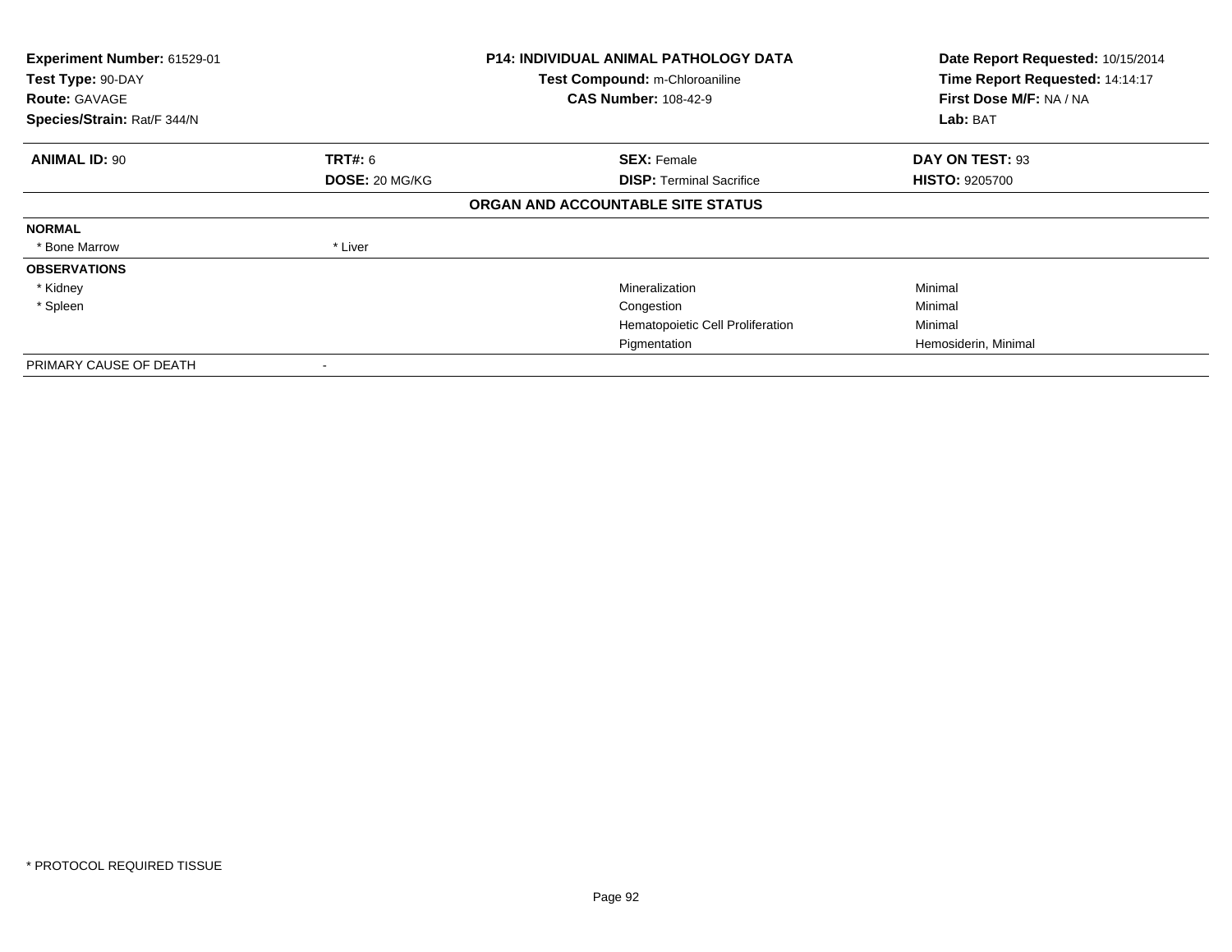**Experiment Number:** 61529-01
**Test Type:** 90-DAY
**Route:** GAVAGE
**Species/Strain:** Rat/F 344/N

**P14: INDIVIDUAL ANIMAL PATHOLOGY DATA**
**Test Compound:** m-Chloroaniline
**CAS Number:** 108-42-9

**Date Report Requested:** 10/15/2014
**Time Report Requested:** 14:14:17
**First Dose M/F:** NA / NA
**Lab:** BAT

| **ANIMAL ID:** 90 | **TRT#:** 6 | **SEX:** Female | **DAY ON TEST:** 93 |
|---|---|---|---|
| | **DOSE:** 20 MG/KG | **DISP:** Terminal Sacrifice | **HISTO:** 9205700 |

**ORGAN AND ACCOUNTABLE SITE STATUS**

| | | | |
|---|---|---|---|
| **NORMAL** | | | |
| * Bone Marrow | * Liver | | |
| **OBSERVATIONS** | | | |
| * Kidney | | Mineralization | Minimal |
| * Spleen | | Congestion | Minimal |
| | | Hematopoietic Cell Proliferation | Minimal |
| | | Pigmentation | Hemosiderin, Minimal |
| PRIMARY CAUSE OF DEATH | - | | |

* PROTOCOL REQUIRED TISSUE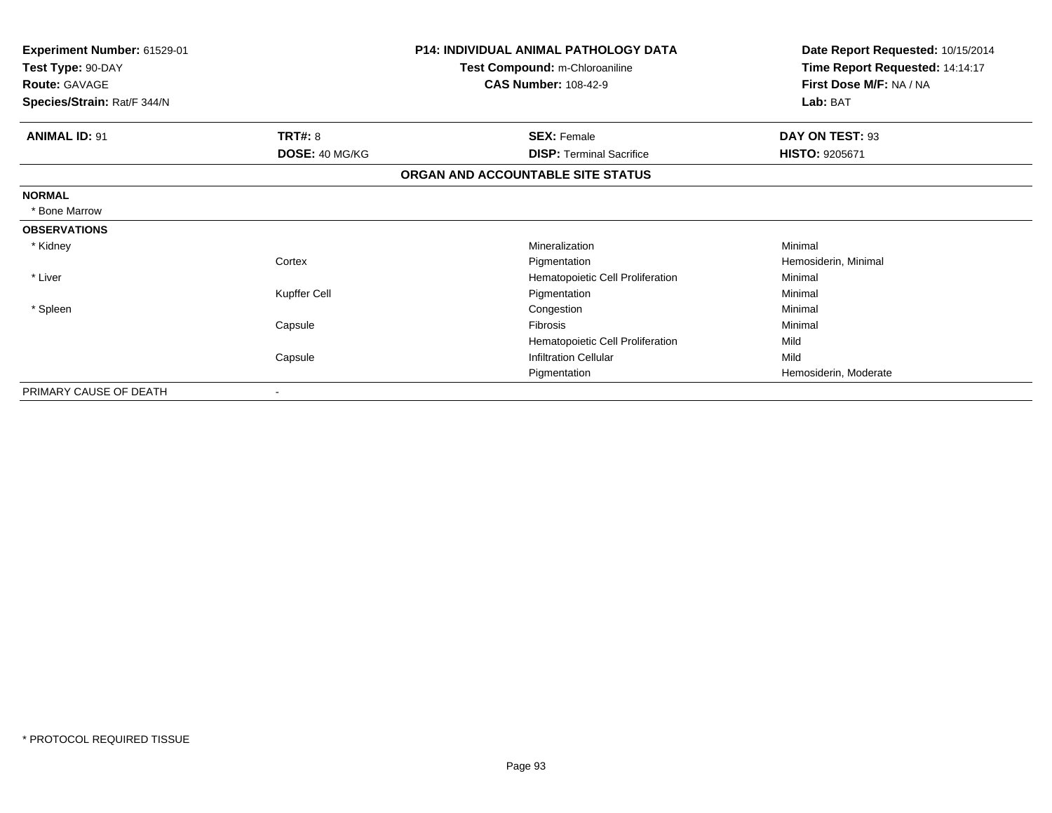**Experiment Number:** 61529-01
**Test Type:** 90-DAY
**Route:** GAVAGE
**Species/Strain:** Rat/F 344/N

**P14: INDIVIDUAL ANIMAL PATHOLOGY DATA**
**Test Compound:** m-Chloroaniline
**CAS Number:** 108-42-9

**Date Report Requested:** 10/15/2014
**Time Report Requested:** 14:14:17
**First Dose M/F:** NA / NA
**Lab:** BAT

| **ANIMAL ID:** 91 | **TRT#:** 8 | **SEX:** Female | **DAY ON TEST:** 93 |
|---|---|---|---|
| | **DOSE:** 40 MG/KG | **DISP:** Terminal Sacrifice | **HISTO:** 9205671 |

**ORGAN AND ACCOUNTABLE SITE STATUS**

| | | | |
|---|---|---|---|
| **NORMAL** | | | |
| * Bone Marrow | | | |
| **OBSERVATIONS** | | | |
| * Kidney | | Mineralization | Minimal |
| | Cortex | Pigmentation | Hemosiderin, Minimal |
| * Liver | | Hematopoietic Cell Proliferation | Minimal |
| | Kupffer Cell | Pigmentation | Minimal |
| * Spleen | | Congestion | Minimal |
| | Capsule | Fibrosis | Minimal |
| | | Hematopoietic Cell Proliferation | Mild |
| | Capsule | Infiltration Cellular | Mild |
| | | Pigmentation | Hemosiderin, Moderate |
| PRIMARY CAUSE OF DEATH | - | | |

* PROTOCOL REQUIRED TISSUE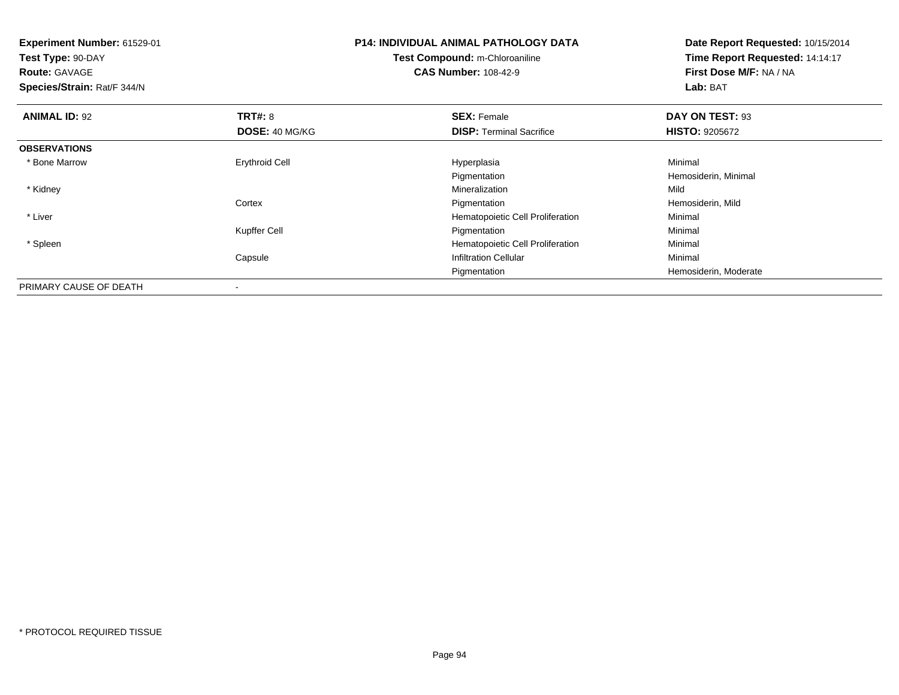**Experiment Number:** 61529-01
**Test Type:** 90-DAY
**Route:** GAVAGE
**Species/Strain:** Rat/F 344/N

**P14: INDIVIDUAL ANIMAL PATHOLOGY DATA**
**Test Compound:** m-Chloroaniline
**CAS Number:** 108-42-9

**Date Report Requested:** 10/15/2014
**Time Report Requested:** 14:14:17
**First Dose M/F:** NA / NA
**Lab:** BAT

| **ANIMAL ID:** 92 | **TRT#:** 8 | **SEX:** Female | **DAY ON TEST:** 93 |
|---|---|---|---|
| | **DOSE:** 40 MG/KG | **DISP:** Terminal Sacrifice | **HISTO:** 9205672 |
| **OBSERVATIONS** | | | |
| * Bone Marrow | Erythroid Cell | Hyperplasia | Minimal |
| | | Pigmentation | Hemosiderin, Minimal |
| * Kidney | | Mineralization | Mild |
| | Cortex | Pigmentation | Hemosiderin, Mild |
| * Liver | | Hematopoietic Cell Proliferation | Minimal |
| | Kupffer Cell | Pigmentation | Minimal |
| * Spleen | | Hematopoietic Cell Proliferation | Minimal |
| | Capsule | Infiltration Cellular | Minimal |
| | | Pigmentation | Hemosiderin, Moderate |
| PRIMARY CAUSE OF DEATH | - | | |

* PROTOCOL REQUIRED TISSUE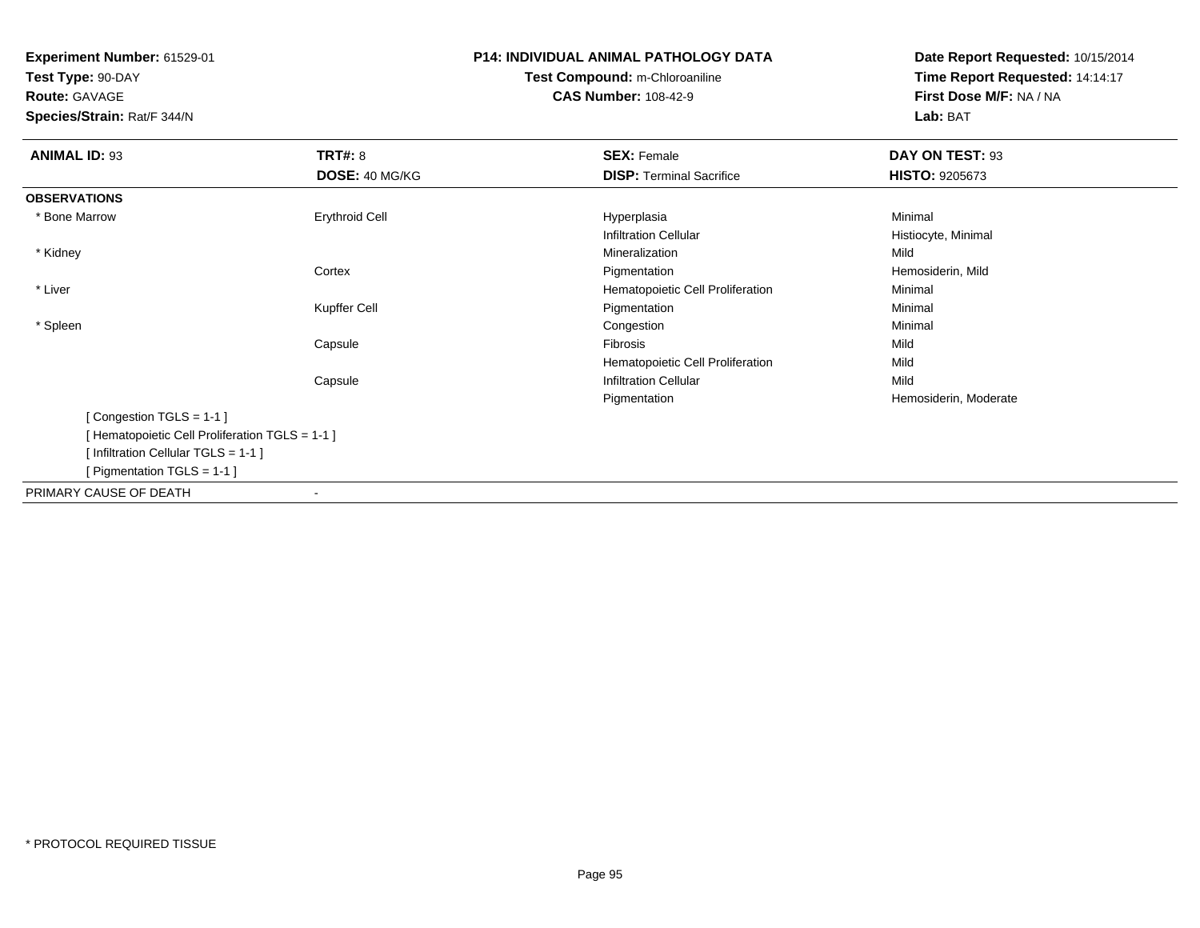**Experiment Number:** 61529-01
**Test Type:** 90-DAY
**Route:** GAVAGE
**Species/Strain:** Rat/F 344/N

**P14: INDIVIDUAL ANIMAL PATHOLOGY DATA**
**Test Compound:** m-Chloroaniline
**CAS Number:** 108-42-9

**Date Report Requested:** 10/15/2014
**Time Report Requested:** 14:14:17
**First Dose M/F:** NA / NA
**Lab:** BAT

| **ANIMAL ID:** 93 | **TRT#:** 8 | **SEX:** Female | **DAY ON TEST:** 93 |
|---|---|---|---|
| | **DOSE:** 40 MG/KG | **DISP:** Terminal Sacrifice | **HISTO:** 9205673 |
| **OBSERVATIONS** | | | |
| * Bone Marrow | Erythroid Cell | Hyperplasia | Minimal |
| | | Infiltration Cellular | Histiocyte, Minimal |
| * Kidney | | Mineralization | Mild |
| | Cortex | Pigmentation | Hemosiderin, Mild |
| * Liver | | Hematopoietic Cell Proliferation | Minimal |
| | Kupffer Cell | Pigmentation | Minimal |
| * Spleen | | Congestion | Minimal |
| | Capsule | Fibrosis | Mild |
| | | Hematopoietic Cell Proliferation | Mild |
| | Capsule | Infiltration Cellular | Mild |
| | | Pigmentation | Hemosiderin, Moderate |

[ Congestion TGLS = 1-1 ]
[ Hematopoietic Cell Proliferation TGLS = 1-1 ]
[ Infiltration Cellular TGLS = 1-1 ]
[ Pigmentation TGLS = 1-1 ]

PRIMARY CAUSE OF DEATH -

* PROTOCOL REQUIRED TISSUE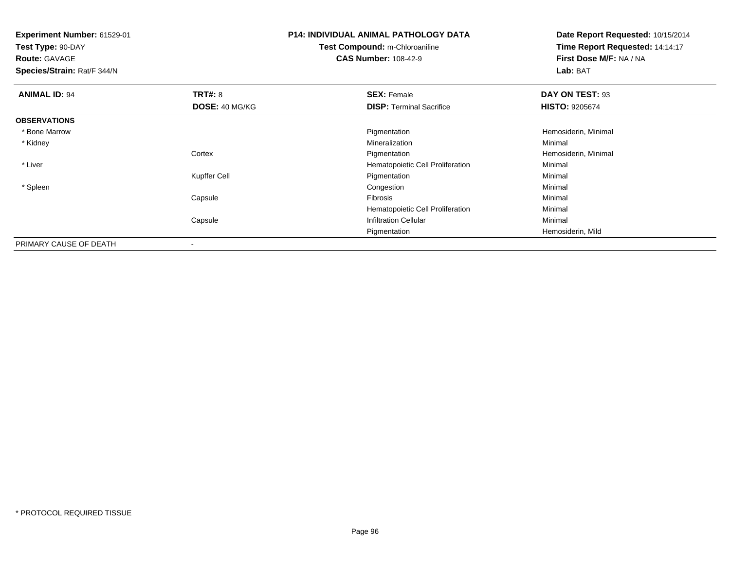**Experiment Number:** 61529-01
**Test Type:** 90-DAY
**Route:** GAVAGE
**Species/Strain:** Rat/F 344/N

**P14: INDIVIDUAL ANIMAL PATHOLOGY DATA**
**Test Compound:** m-Chloroaniline
**CAS Number:** 108-42-9

**Date Report Requested:** 10/15/2014
**Time Report Requested:** 14:14:17
**First Dose M/F:** NA / NA
**Lab:** BAT

| **ANIMAL ID:** 94 | **TRT#:** 8 | **SEX:** Female | **DAY ON TEST:** 93 |
|---|---|---|---|
| | **DOSE:** 40 MG/KG | **DISP:** Terminal Sacrifice | **HISTO:** 9205674 |
| **OBSERVATIONS** | | | |
| * Bone Marrow | | Pigmentation | Hemosiderin, Minimal |
| * Kidney | | Mineralization | Minimal |
| | Cortex | Pigmentation | Hemosiderin, Minimal |
| * Liver | | Hematopoietic Cell Proliferation | Minimal |
| | Kupffer Cell | Pigmentation | Minimal |
| * Spleen | | Congestion | Minimal |
| | Capsule | Fibrosis | Minimal |
| | | Hematopoietic Cell Proliferation | Minimal |
| | Capsule | Infiltration Cellular | Minimal |
| | | Pigmentation | Hemosiderin, Mild |
| PRIMARY CAUSE OF DEATH | - | | |

* PROTOCOL REQUIRED TISSUE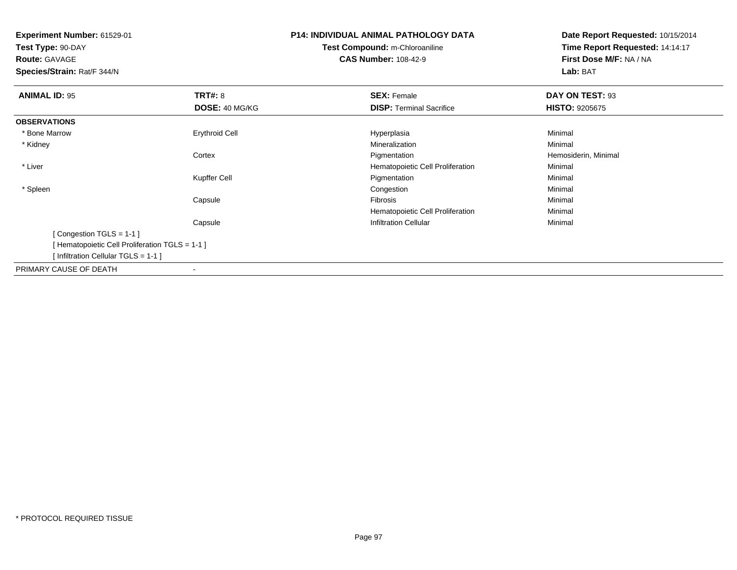**Experiment Number:** 61529-01
**Test Type:** 90-DAY
**Route:** GAVAGE
**Species/Strain:** Rat/F 344/N

**P14: INDIVIDUAL ANIMAL PATHOLOGY DATA**
**Test Compound:** m-Chloroaniline
**CAS Number:** 108-42-9

**Date Report Requested:** 10/15/2014
**Time Report Requested:** 14:14:17
**First Dose M/F:** NA / NA
**Lab:** BAT

| **ANIMAL ID:** 95 | **TRT#:** 8 | **SEX:** Female | **DAY ON TEST:** 93 |
|---|---|---|---|
| | **DOSE:** 40 MG/KG | **DISP:** Terminal Sacrifice | **HISTO:** 9205675 |
| **OBSERVATIONS** | | | |
| * Bone Marrow | Erythroid Cell | Hyperplasia | Minimal |
| * Kidney | | Mineralization | Minimal |
| | Cortex | Pigmentation | Hemosiderin, Minimal |
| * Liver | | Hematopoietic Cell Proliferation | Minimal |
| | Kupffer Cell | Pigmentation | Minimal |
| * Spleen | | Congestion | Minimal |
| | Capsule | Fibrosis | Minimal |
| | | Hematopoietic Cell Proliferation | Minimal |
| | Capsule | Infiltration Cellular | Minimal |
| [ Congestion TGLS = 1-1 ] | | | |
| [ Hematopoietic Cell Proliferation TGLS = 1-1 ] | | | |
| [ Infiltration Cellular TGLS = 1-1 ] | | | |
| PRIMARY CAUSE OF DEATH | - | | |

* PROTOCOL REQUIRED TISSUE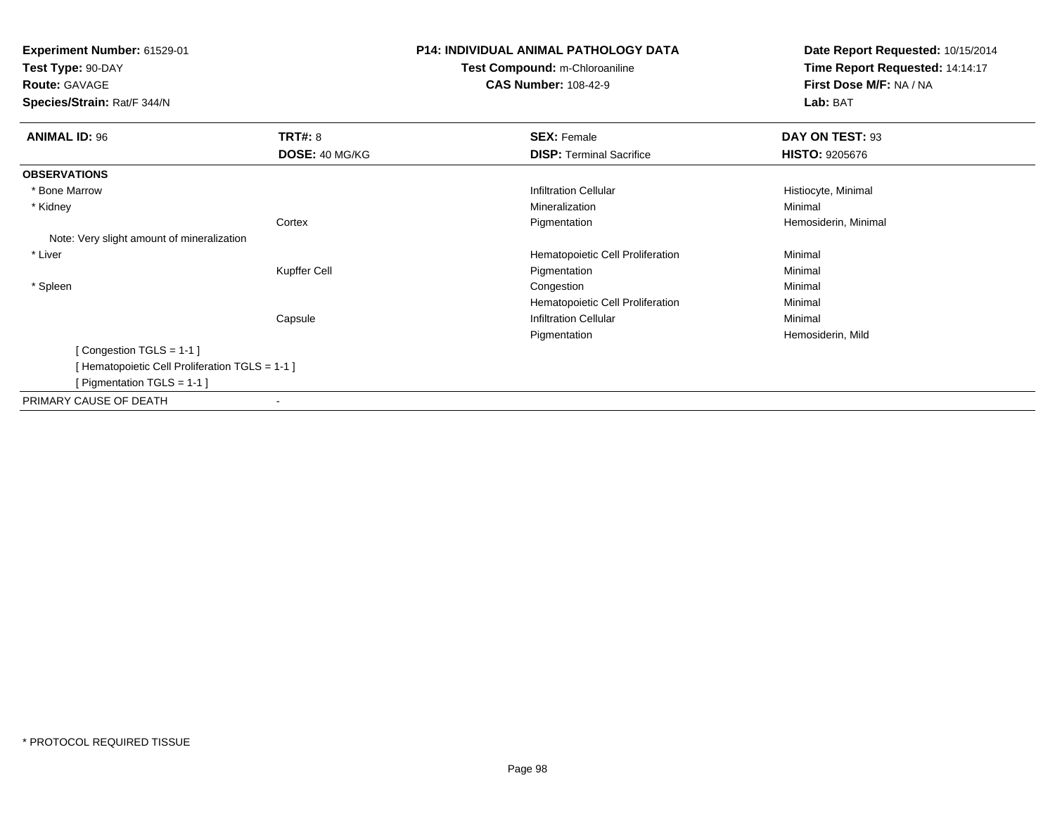**Experiment Number:** 61529-01
**Test Type:** 90-DAY
**Route:** GAVAGE
**Species/Strain:** Rat/F 344/N

**P14: INDIVIDUAL ANIMAL PATHOLOGY DATA**
**Test Compound:** m-Chloroaniline
**CAS Number:** 108-42-9

**Date Report Requested:** 10/15/2014
**Time Report Requested:** 14:14:17
**First Dose M/F:** NA / NA
**Lab:** BAT

| **ANIMAL ID:** 96 | **TRT#:** 8 | **SEX:** Female | **DAY ON TEST:** 93 |
|---|---|---|---|
| | **DOSE:** 40 MG/KG | **DISP:** Terminal Sacrifice | **HISTO:** 9205676 |
| **OBSERVATIONS** | | | |
| * Bone Marrow | | Infiltration Cellular | Histiocyte, Minimal |
| * Kidney | | Mineralization | Minimal |
| | Cortex | Pigmentation | Hemosiderin, Minimal |
| Note: Very slight amount of mineralization | | | |
| * Liver | | Hematopoietic Cell Proliferation | Minimal |
| | Kupffer Cell | Pigmentation | Minimal |
| * Spleen | | Congestion | Minimal |
| | | Hematopoietic Cell Proliferation | Minimal |
| | Capsule | Infiltration Cellular | Minimal |
| | | Pigmentation | Hemosiderin, Mild |
| [ Congestion TGLS = 1-1 ] | | | |
| [ Hematopoietic Cell Proliferation TGLS = 1-1 ] | | | |
| [ Pigmentation TGLS = 1-1 ] | | | |
| PRIMARY CAUSE OF DEATH | - | | |

* PROTOCOL REQUIRED TISSUE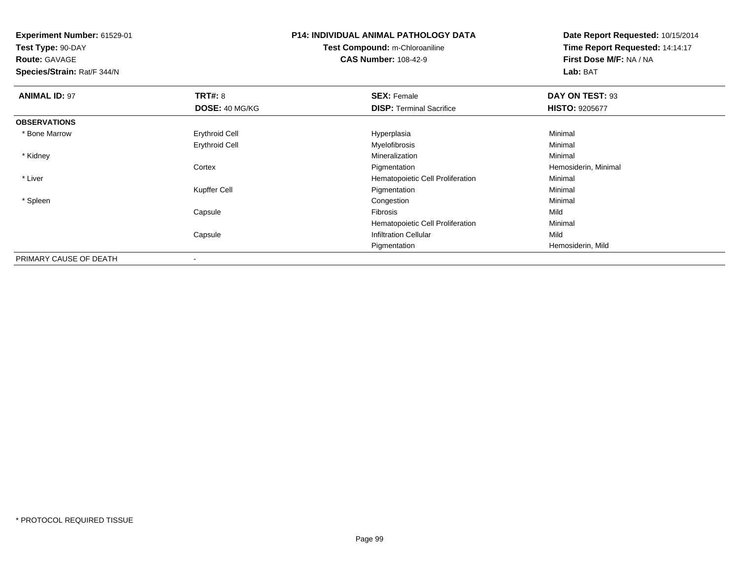**Experiment Number:** 61529-01
**Test Type:** 90-DAY
**Route:** GAVAGE
**Species/Strain:** Rat/F 344/N

**P14: INDIVIDUAL ANIMAL PATHOLOGY DATA**
**Test Compound:** m-Chloroaniline
**CAS Number:** 108-42-9

**Date Report Requested:** 10/15/2014
**Time Report Requested:** 14:14:17
**First Dose M/F:** NA / NA
**Lab:** BAT

| **ANIMAL ID:** 97 | **TRT#:** 8 | **SEX:** Female | **DAY ON TEST:** 93 |
|---|---|---|---|
| | **DOSE:** 40 MG/KG | **DISP:** Terminal Sacrifice | **HISTO:** 9205677 |
| **OBSERVATIONS** | | | |
| * Bone Marrow | Erythroid Cell | Hyperplasia | Minimal |
| | Erythroid Cell | Myelofibrosis | Minimal |
| * Kidney | | Mineralization | Minimal |
| | Cortex | Pigmentation | Hemosiderin, Minimal |
| * Liver | | Hematopoietic Cell Proliferation | Minimal |
| | Kupffer Cell | Pigmentation | Minimal |
| * Spleen | | Congestion | Minimal |
| | Capsule | Fibrosis | Mild |
| | | Hematopoietic Cell Proliferation | Minimal |
| | Capsule | Infiltration Cellular | Mild |
| | | Pigmentation | Hemosiderin, Mild |
| PRIMARY CAUSE OF DEATH | - | | |

* PROTOCOL REQUIRED TISSUE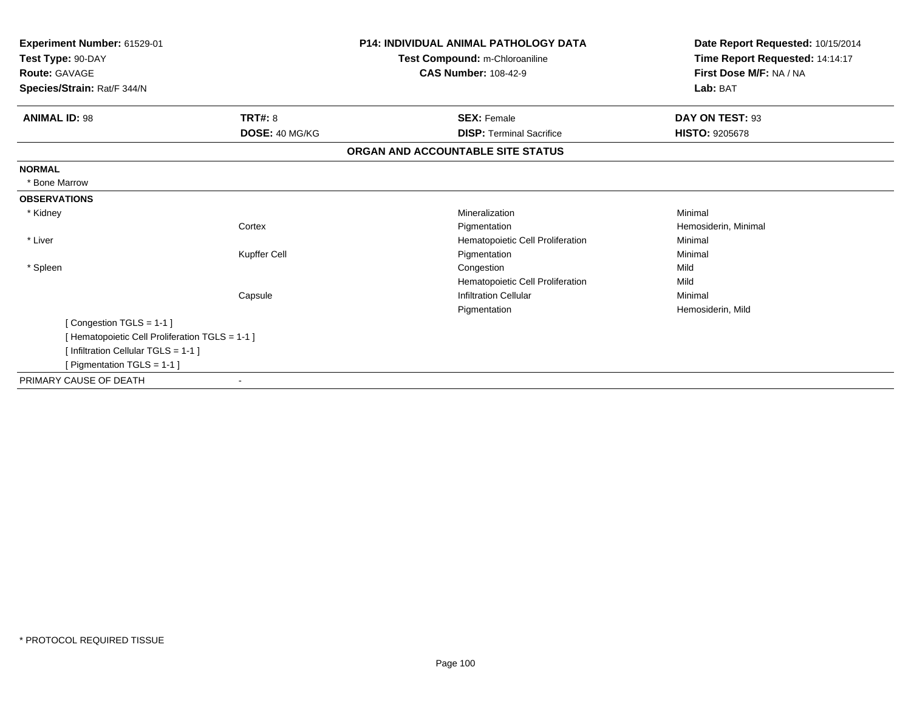**Experiment Number:** 61529-01
**Test Type:** 90-DAY
**Route:** GAVAGE
**Species/Strain:** Rat/F 344/N

**P14: INDIVIDUAL ANIMAL PATHOLOGY DATA**
**Test Compound:** m-Chloroaniline
**CAS Number:** 108-42-9

**Date Report Requested:** 10/15/2014
**Time Report Requested:** 14:14:17
**First Dose M/F:** NA / NA
**Lab:** BAT

| **ANIMAL ID:** 98 | **TRT#:** 8 | **SEX:** Female | **DAY ON TEST:** 93 |
|---|---|---|---|
| | **DOSE:** 40 MG/KG | **DISP:** Terminal Sacrifice | **HISTO:** 9205678 |

**ORGAN AND ACCOUNTABLE SITE STATUS**

| | | | |
|---|---|---|---|
| **NORMAL** | | | |
| * Bone Marrow | | | |
| **OBSERVATIONS** | | | |
| * Kidney | | Mineralization | Minimal |
| | Cortex | Pigmentation | Hemosiderin, Minimal |
| * Liver | | Hematopoietic Cell Proliferation | Minimal |
| | Kupffer Cell | Pigmentation | Minimal |
| * Spleen | | Congestion | Mild |
| | | Hematopoietic Cell Proliferation | Mild |
| | Capsule | Infiltration Cellular | Minimal |
| | | Pigmentation | Hemosiderin, Mild |
| [ Congestion TGLS = 1-1 ] | | | |
| [ Hematopoietic Cell Proliferation TGLS = 1-1 ] | | | |
| [ Infiltration Cellular TGLS = 1-1 ] | | | |
| [ Pigmentation TGLS = 1-1 ] | | | |
| PRIMARY CAUSE OF DEATH | - | | |

* PROTOCOL REQUIRED TISSUE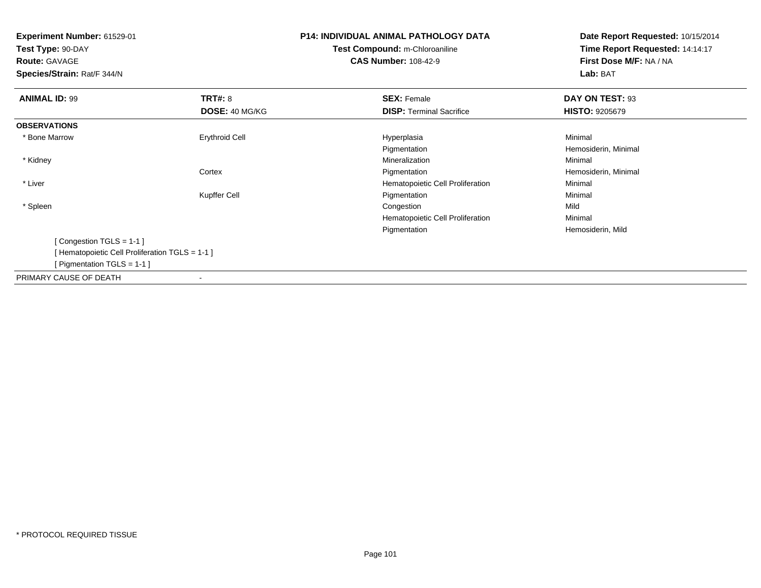**Experiment Number:** 61529-01
**Test Type:** 90-DAY
**Route:** GAVAGE
**Species/Strain:** Rat/F 344/N

**P14: INDIVIDUAL ANIMAL PATHOLOGY DATA**
**Test Compound:** m-Chloroaniline
**CAS Number:** 108-42-9

**Date Report Requested:** 10/15/2014
**Time Report Requested:** 14:14:17
**First Dose M/F:** NA / NA
**Lab:** BAT

| **ANIMAL ID:** 99 | **TRT#:** 8 | **SEX:** Female | **DAY ON TEST:** 93 |
|---|---|---|---|
| | **DOSE:** 40 MG/KG | **DISP:** Terminal Sacrifice | **HISTO:** 9205679 |
| **OBSERVATIONS** | | | |
| * Bone Marrow | Erythroid Cell | Hyperplasia | Minimal |
| | | Pigmentation | Hemosiderin, Minimal |
| * Kidney | | Mineralization | Minimal |
| | Cortex | Pigmentation | Hemosiderin, Minimal |
| * Liver | | Hematopoietic Cell Proliferation | Minimal |
| | Kupffer Cell | Pigmentation | Minimal |
| * Spleen | | Congestion | Mild |
| | | Hematopoietic Cell Proliferation | Minimal |
| | | Pigmentation | Hemosiderin, Mild |
| [ Congestion TGLS = 1-1 ] | | | |
| [ Hematopoietic Cell Proliferation TGLS = 1-1 ] | | | |
| [ Pigmentation TGLS = 1-1 ] | | | |
| PRIMARY CAUSE OF DEATH | - | | |

* PROTOCOL REQUIRED TISSUE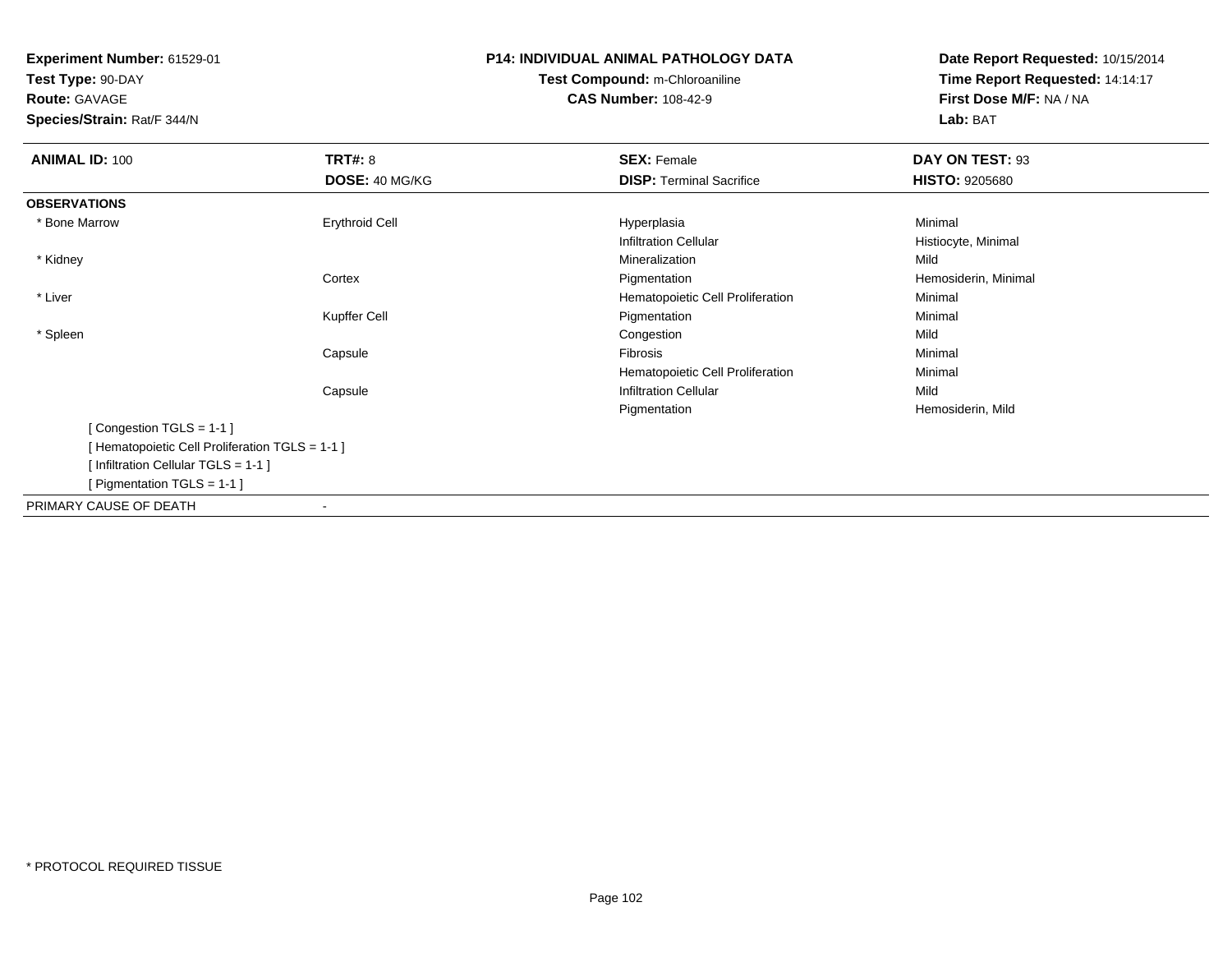**Experiment Number:** 61529-01
**Test Type:** 90-DAY
**Route:** GAVAGE
**Species/Strain:** Rat/F 344/N

**P14: INDIVIDUAL ANIMAL PATHOLOGY DATA**
**Test Compound:** m-Chloroaniline
**CAS Number:** 108-42-9

**Date Report Requested:** 10/15/2014
**Time Report Requested:** 14:14:17
**First Dose M/F:** NA / NA
**Lab:** BAT

| **ANIMAL ID:** 100 | **TRT#:** 8 | **SEX:** Female | **DAY ON TEST:** 93 |
|---|---|---|---|
| | **DOSE:** 40 MG/KG | **DISP:** Terminal Sacrifice | **HISTO:** 9205680 |
| **OBSERVATIONS** | | | |
| * Bone Marrow | Erythroid Cell | Hyperplasia | Minimal |
| | | Infiltration Cellular | Histiocyte, Minimal |
| * Kidney | | Mineralization | Mild |
| | Cortex | Pigmentation | Hemosiderin, Minimal |
| * Liver | | Hematopoietic Cell Proliferation | Minimal |
| | Kupffer Cell | Pigmentation | Minimal |
| * Spleen | | Congestion | Mild |
| | Capsule | Fibrosis | Minimal |
| | | Hematopoietic Cell Proliferation | Minimal |
| | Capsule | Infiltration Cellular | Mild |
| | | Pigmentation | Hemosiderin, Mild |

[ Congestion TGLS = 1-1 ]
[ Hematopoietic Cell Proliferation TGLS = 1-1 ]
[ Infiltration Cellular TGLS = 1-1 ]
[ Pigmentation TGLS = 1-1 ]

PRIMARY CAUSE OF DEATH -

* PROTOCOL REQUIRED TISSUE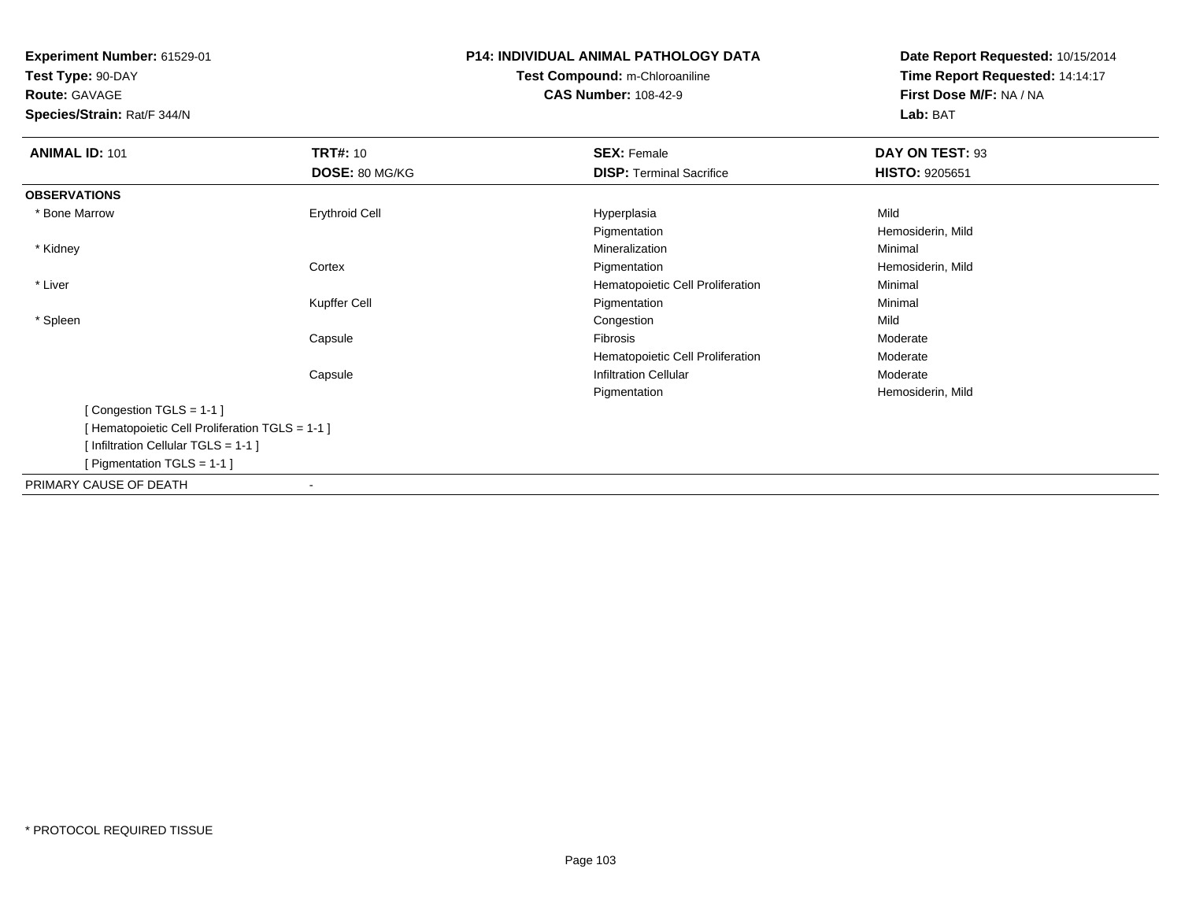**Experiment Number:** 61529-01
**Test Type:** 90-DAY
**Route:** GAVAGE
**Species/Strain:** Rat/F 344/N

**P14: INDIVIDUAL ANIMAL PATHOLOGY DATA**
**Test Compound:** m-Chloroaniline
**CAS Number:** 108-42-9

**Date Report Requested:** 10/15/2014
**Time Report Requested:** 14:14:17
**First Dose M/F:** NA / NA
**Lab:** BAT

| **ANIMAL ID:** 101 | **TRT#:** 10 | **SEX:** Female | **DAY ON TEST:** 93 |
|---|---|---|---|
| | **DOSE:** 80 MG/KG | **DISP:** Terminal Sacrifice | **HISTO:** 9205651 |
| **OBSERVATIONS** | | | |
| * Bone Marrow | Erythroid Cell | Hyperplasia | Mild |
| | | Pigmentation | Hemosiderin, Mild |
| * Kidney | | Mineralization | Minimal |
| | Cortex | Pigmentation | Hemosiderin, Mild |
| * Liver | | Hematopoietic Cell Proliferation | Minimal |
| | Kupffer Cell | Pigmentation | Minimal |
| * Spleen | | Congestion | Mild |
| | Capsule | Fibrosis | Moderate |
| | | Hematopoietic Cell Proliferation | Moderate |
| | Capsule | Infiltration Cellular | Moderate |
| | | Pigmentation | Hemosiderin, Mild |

[ Congestion TGLS = 1-1 ]
[ Hematopoietic Cell Proliferation TGLS = 1-1 ]
[ Infiltration Cellular TGLS = 1-1 ]
[ Pigmentation TGLS = 1-1 ]

PRIMARY CAUSE OF DEATH -

* PROTOCOL REQUIRED TISSUE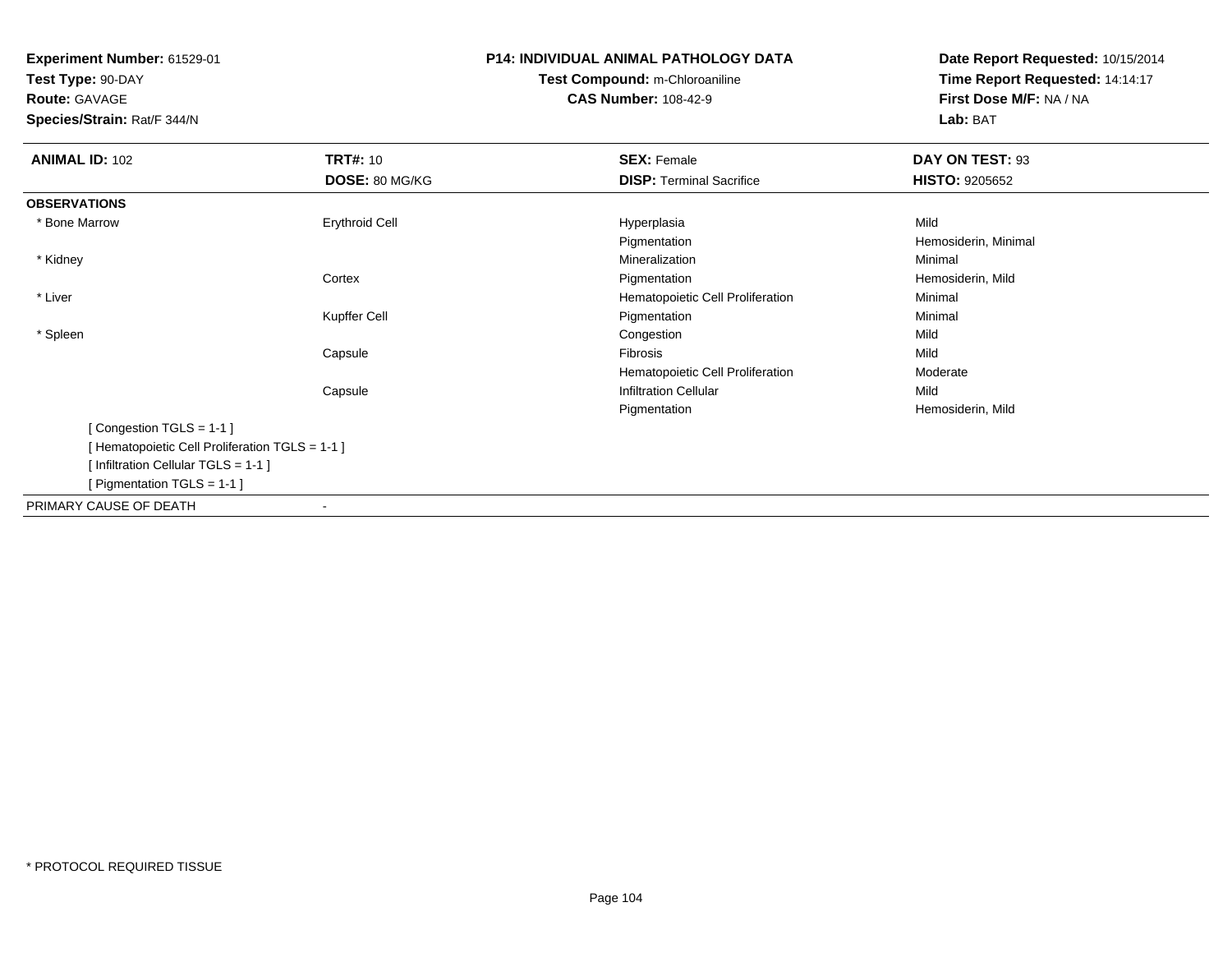**Experiment Number:** 61529-01
**Test Type:** 90-DAY
**Route:** GAVAGE
**Species/Strain:** Rat/F 344/N

**P14: INDIVIDUAL ANIMAL PATHOLOGY DATA**
**Test Compound:** m-Chloroaniline
**CAS Number:** 108-42-9

**Date Report Requested:** 10/15/2014
**Time Report Requested:** 14:14:17
**First Dose M/F:** NA / NA
**Lab:** BAT

| **ANIMAL ID:** 102 | **TRT#:** 10 | **SEX:** Female | **DAY ON TEST:** 93 |
|---|---|---|---|
| | **DOSE:** 80 MG/KG | **DISP:** Terminal Sacrifice | **HISTO:** 9205652 |
| **OBSERVATIONS** | | | |
| * Bone Marrow | Erythroid Cell | Hyperplasia | Mild |
| | | Pigmentation | Hemosiderin, Minimal |
| * Kidney | | Mineralization | Minimal |
| | Cortex | Pigmentation | Hemosiderin, Mild |
| * Liver | | Hematopoietic Cell Proliferation | Minimal |
| | Kupffer Cell | Pigmentation | Minimal |
| * Spleen | | Congestion | Mild |
| | Capsule | Fibrosis | Mild |
| | | Hematopoietic Cell Proliferation | Moderate |
| | Capsule | Infiltration Cellular | Mild |
| | | Pigmentation | Hemosiderin, Mild |

[ Congestion TGLS = 1-1 ]
[ Hematopoietic Cell Proliferation TGLS = 1-1 ]
[ Infiltration Cellular TGLS = 1-1 ]
[ Pigmentation TGLS = 1-1 ]

PRIMARY CAUSE OF DEATH -

* PROTOCOL REQUIRED TISSUE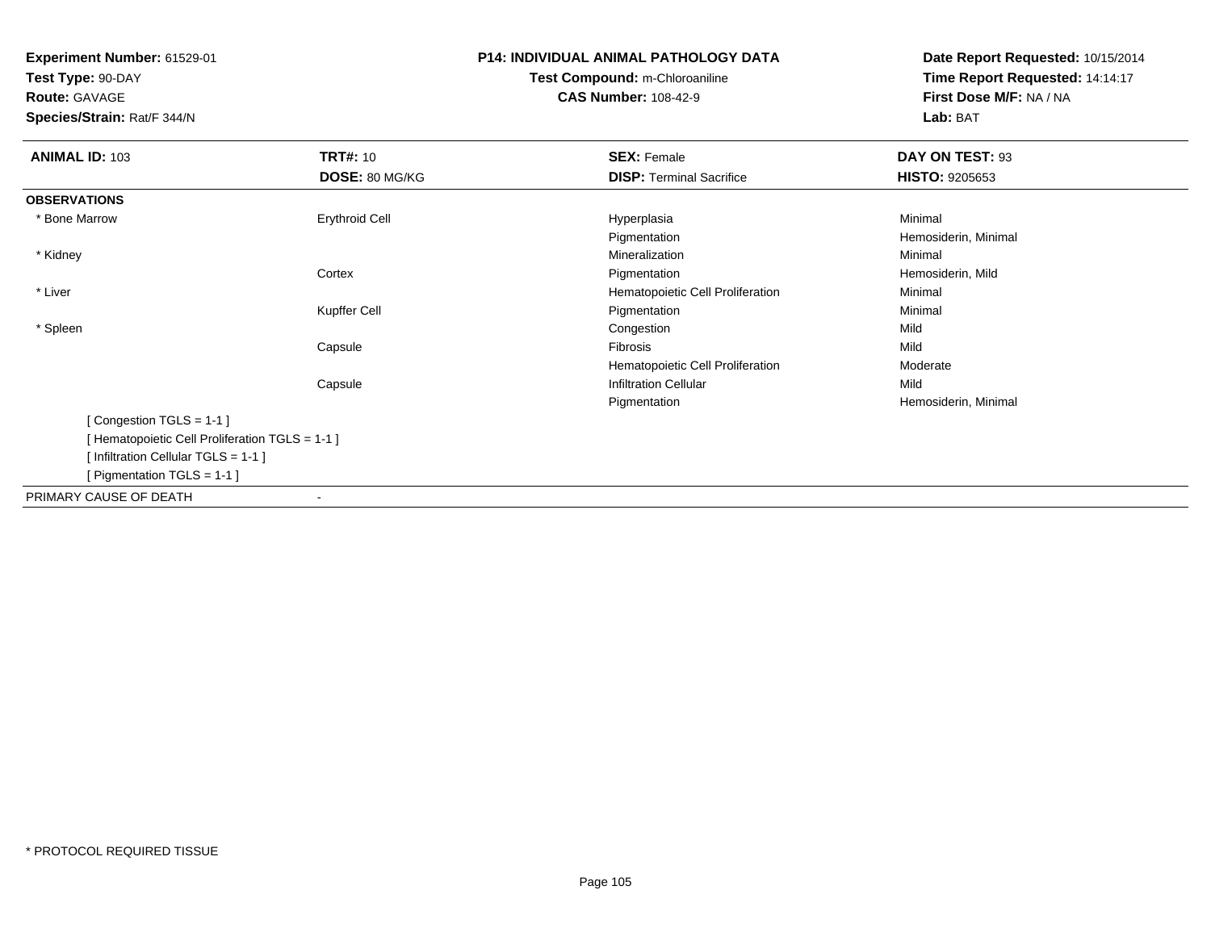**Experiment Number:** 61529-01
**Test Type:** 90-DAY
**Route:** GAVAGE
**Species/Strain:** Rat/F 344/N

**P14: INDIVIDUAL ANIMAL PATHOLOGY DATA**
**Test Compound:** m-Chloroaniline
**CAS Number:** 108-42-9

**Date Report Requested:** 10/15/2014
**Time Report Requested:** 14:14:17
**First Dose M/F:** NA / NA
**Lab:** BAT

| **ANIMAL ID:** 103 | **TRT#:** 10 | **SEX:** Female | **DAY ON TEST:** 93 |
|---|---|---|---|
| | **DOSE:** 80 MG/KG | **DISP:** Terminal Sacrifice | **HISTO:** 9205653 |
| **OBSERVATIONS** | | | |
| * Bone Marrow | Erythroid Cell | Hyperplasia | Minimal |
| | | Pigmentation | Hemosiderin, Minimal |
| * Kidney | | Mineralization | Minimal |
| | Cortex | Pigmentation | Hemosiderin, Mild |
| * Liver | | Hematopoietic Cell Proliferation | Minimal |
| | Kupffer Cell | Pigmentation | Minimal |
| * Spleen | | Congestion | Mild |
| | Capsule | Fibrosis | Mild |
| | | Hematopoietic Cell Proliferation | Moderate |
| | Capsule | Infiltration Cellular | Mild |
| | | Pigmentation | Hemosiderin, Minimal |

[ Congestion TGLS = 1-1 ]
[ Hematopoietic Cell Proliferation TGLS = 1-1 ]
[ Infiltration Cellular TGLS = 1-1 ]
[ Pigmentation TGLS = 1-1 ]

PRIMARY CAUSE OF DEATH -

* PROTOCOL REQUIRED TISSUE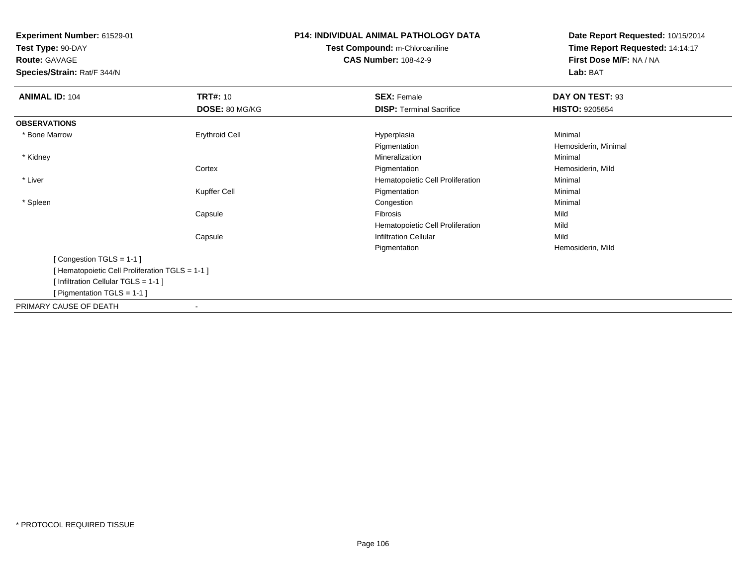**Experiment Number:** 61529-01
**Test Type:** 90-DAY
**Route:** GAVAGE
**Species/Strain:** Rat/F 344/N

**P14: INDIVIDUAL ANIMAL PATHOLOGY DATA**
**Test Compound:** m-Chloroaniline
**CAS Number:** 108-42-9

**Date Report Requested:** 10/15/2014
**Time Report Requested:** 14:14:17
**First Dose M/F:** NA / NA
**Lab:** BAT

| **ANIMAL ID:** 104 | **TRT#:** 10 | **SEX:** Female | **DAY ON TEST:** 93 |
|---|---|---|---|
| | **DOSE:** 80 MG/KG | **DISP:** Terminal Sacrifice | **HISTO:** 9205654 |
| **OBSERVATIONS** | | | |
| * Bone Marrow | Erythroid Cell | Hyperplasia | Minimal |
| | | Pigmentation | Hemosiderin, Minimal |
| * Kidney | | Mineralization | Minimal |
| | Cortex | Pigmentation | Hemosiderin, Mild |
| * Liver | | Hematopoietic Cell Proliferation | Minimal |
| | Kupffer Cell | Pigmentation | Minimal |
| * Spleen | | Congestion | Minimal |
| | Capsule | Fibrosis | Mild |
| | | Hematopoietic Cell Proliferation | Mild |
| | Capsule | Infiltration Cellular | Mild |
| | | Pigmentation | Hemosiderin, Mild |
| [ Congestion TGLS = 1-1 ] | | | |
| [ Hematopoietic Cell Proliferation TGLS = 1-1 ] | | | |
| [ Infiltration Cellular TGLS = 1-1 ] | | | |
| [ Pigmentation TGLS = 1-1 ] | | | |
| PRIMARY CAUSE OF DEATH | - | | |

* PROTOCOL REQUIRED TISSUE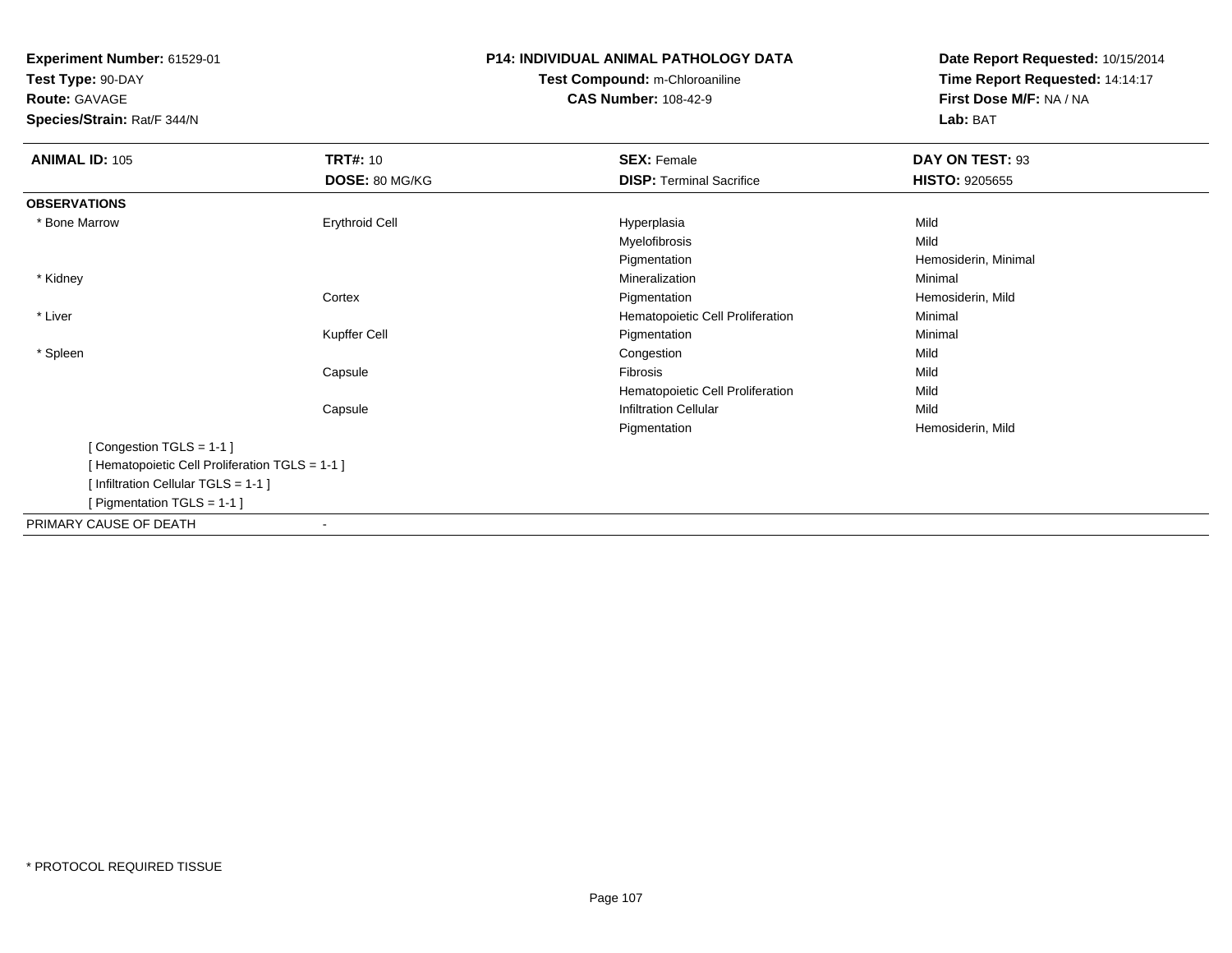**Experiment Number:** 61529-01
**Test Type:** 90-DAY
**Route:** GAVAGE
**Species/Strain:** Rat/F 344/N

**P14: INDIVIDUAL ANIMAL PATHOLOGY DATA**
**Test Compound:** m-Chloroaniline
**CAS Number:** 108-42-9

**Date Report Requested:** 10/15/2014
**Time Report Requested:** 14:14:17
**First Dose M/F:** NA / NA
**Lab:** BAT

| **ANIMAL ID:** 105 | **TRT#:** 10 | **SEX:** Female | **DAY ON TEST:** 93 |
|---|---|---|---|
| | **DOSE:** 80 MG/KG | **DISP:** Terminal Sacrifice | **HISTO:** 9205655 |
| **OBSERVATIONS** | | | |
| * Bone Marrow | Erythroid Cell | Hyperplasia | Mild |
| | | Myelofibrosis | Mild |
| | | Pigmentation | Hemosiderin, Minimal |
| * Kidney | | Mineralization | Minimal |
| | Cortex | Pigmentation | Hemosiderin, Mild |
| * Liver | | Hematopoietic Cell Proliferation | Minimal |
| | Kupffer Cell | Pigmentation | Minimal |
| * Spleen | | Congestion | Mild |
| | Capsule | Fibrosis | Mild |
| | | Hematopoietic Cell Proliferation | Mild |
| | Capsule | Infiltration Cellular | Mild |
| | | Pigmentation | Hemosiderin, Mild |

[ Congestion TGLS = 1-1 ]
[ Hematopoietic Cell Proliferation TGLS = 1-1 ]
[ Infiltration Cellular TGLS = 1-1 ]
[ Pigmentation TGLS = 1-1 ]

PRIMARY CAUSE OF DEATH -

* PROTOCOL REQUIRED TISSUE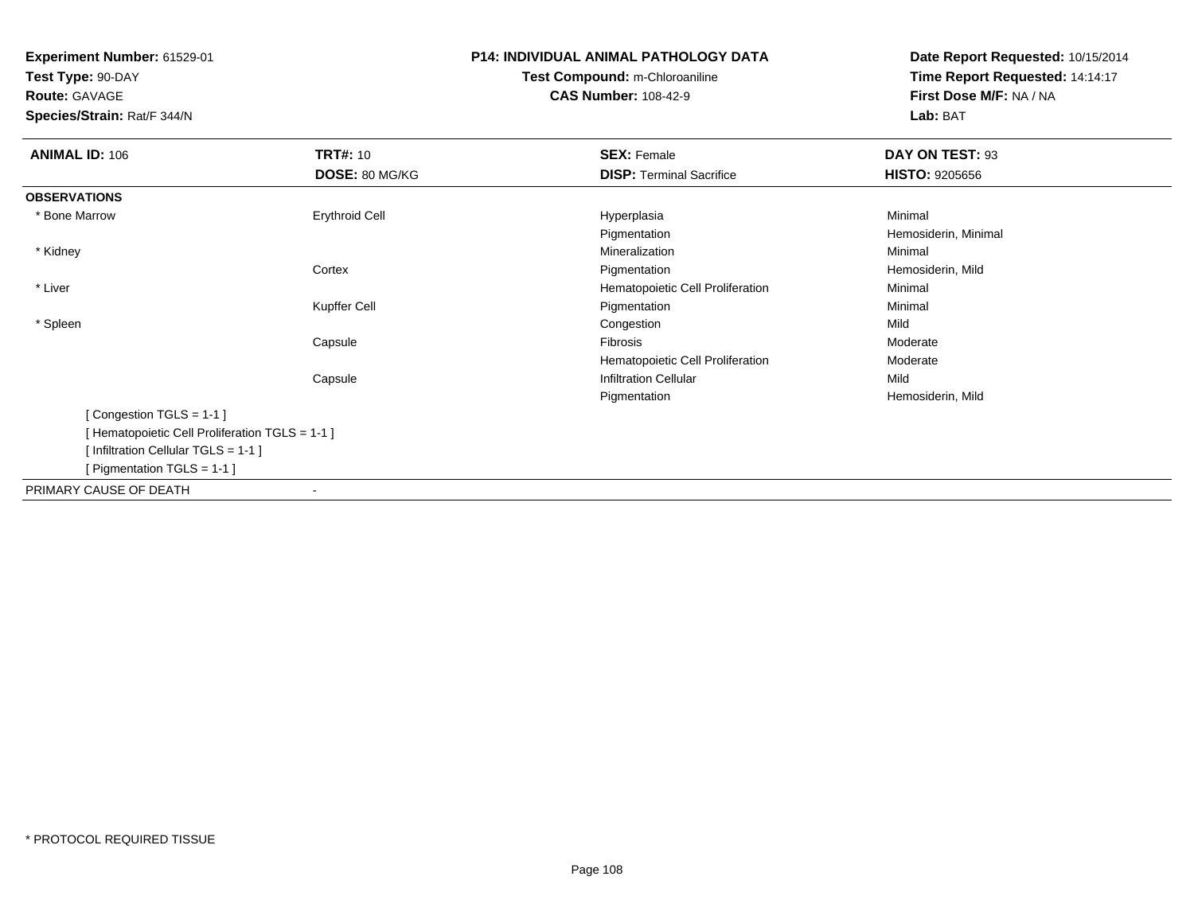**Experiment Number:** 61529-01
**Test Type:** 90-DAY
**Route:** GAVAGE
**Species/Strain:** Rat/F 344/N

**P14: INDIVIDUAL ANIMAL PATHOLOGY DATA**
**Test Compound:** m-Chloroaniline
**CAS Number:** 108-42-9

**Date Report Requested:** 10/15/2014
**Time Report Requested:** 14:14:17
**First Dose M/F:** NA / NA
**Lab:** BAT

| **ANIMAL ID:** 106 | **TRT#:** 10 | **SEX:** Female | **DAY ON TEST:** 93 |
|---|---|---|---|
| | **DOSE:** 80 MG/KG | **DISP:** Terminal Sacrifice | **HISTO:** 9205656 |
| **OBSERVATIONS** | | | |
| * Bone Marrow | Erythroid Cell | Hyperplasia | Minimal |
| | | Pigmentation | Hemosiderin, Minimal |
| * Kidney | | Mineralization | Minimal |
| | Cortex | Pigmentation | Hemosiderin, Mild |
| * Liver | | Hematopoietic Cell Proliferation | Minimal |
| | Kupffer Cell | Pigmentation | Minimal |
| * Spleen | | Congestion | Mild |
| | Capsule | Fibrosis | Moderate |
| | | Hematopoietic Cell Proliferation | Moderate |
| | Capsule | Infiltration Cellular | Mild |
| | | Pigmentation | Hemosiderin, Mild |

[ Congestion TGLS = 1-1 ]
[ Hematopoietic Cell Proliferation TGLS = 1-1 ]
[ Infiltration Cellular TGLS = 1-1 ]
[ Pigmentation TGLS = 1-1 ]

PRIMARY CAUSE OF DEATH -

* PROTOCOL REQUIRED TISSUE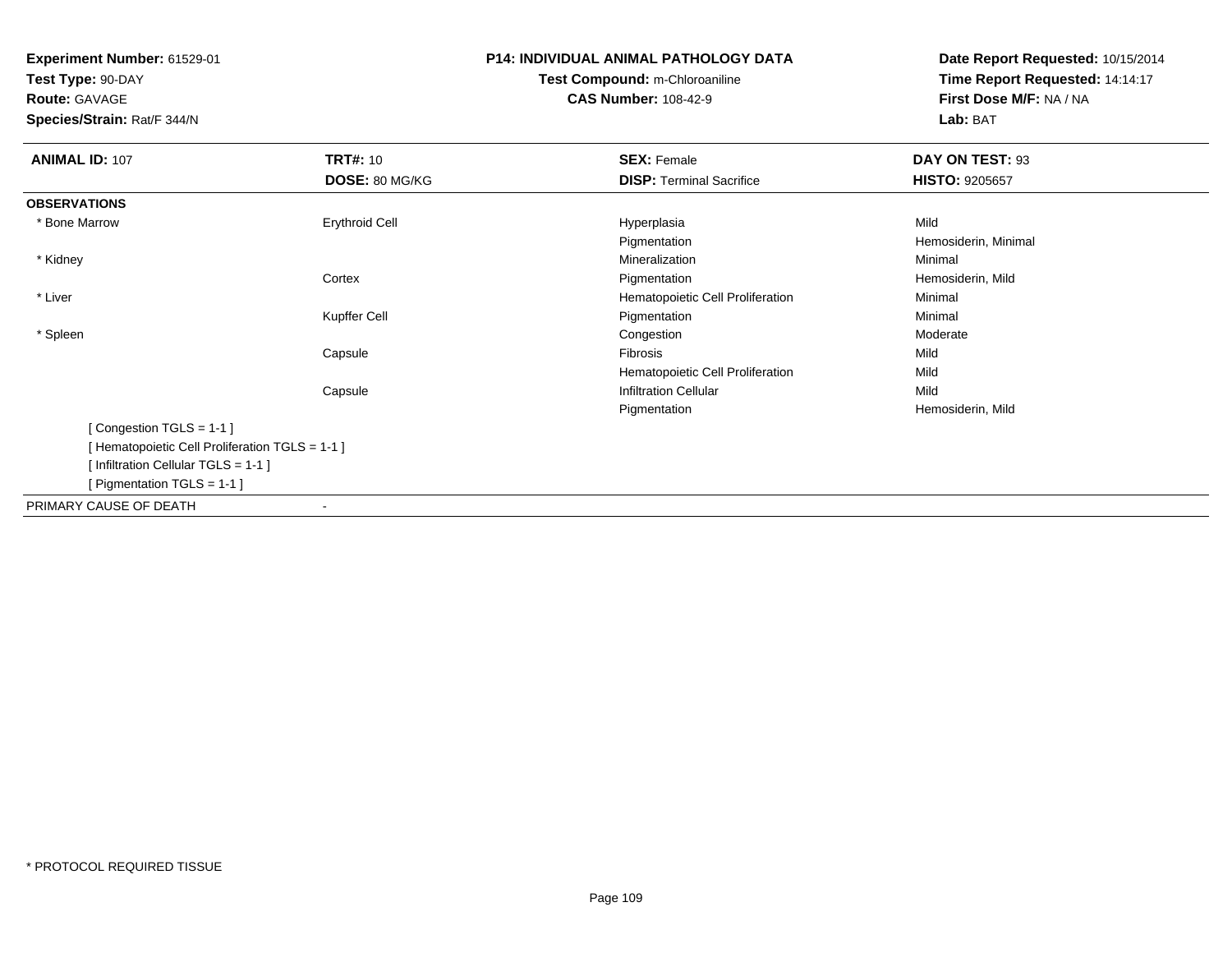**Experiment Number:** 61529-01
**Test Type:** 90-DAY
**Route:** GAVAGE
**Species/Strain:** Rat/F 344/N

**P14: INDIVIDUAL ANIMAL PATHOLOGY DATA**
**Test Compound:** m-Chloroaniline
**CAS Number:** 108-42-9

**Date Report Requested:** 10/15/2014
**Time Report Requested:** 14:14:17
**First Dose M/F:** NA / NA
**Lab:** BAT

| **ANIMAL ID:** 107 | **TRT#:** 10 | **SEX:** Female | **DAY ON TEST:** 93 |
|---|---|---|---|
| | **DOSE:** 80 MG/KG | **DISP:** Terminal Sacrifice | **HISTO:** 9205657 |
| **OBSERVATIONS** | | | |
| * Bone Marrow | Erythroid Cell | Hyperplasia | Mild |
| | | Pigmentation | Hemosiderin, Minimal |
| * Kidney | | Mineralization | Minimal |
| | Cortex | Pigmentation | Hemosiderin, Mild |
| * Liver | | Hematopoietic Cell Proliferation | Minimal |
| | Kupffer Cell | Pigmentation | Minimal |
| * Spleen | | Congestion | Moderate |
| | Capsule | Fibrosis | Mild |
| | | Hematopoietic Cell Proliferation | Mild |
| | Capsule | Infiltration Cellular | Mild |
| | | Pigmentation | Hemosiderin, Mild |

[ Congestion TGLS = 1-1 ]
[ Hematopoietic Cell Proliferation TGLS = 1-1 ]
[ Infiltration Cellular TGLS = 1-1 ]
[ Pigmentation TGLS = 1-1 ]

PRIMARY CAUSE OF DEATH -

* PROTOCOL REQUIRED TISSUE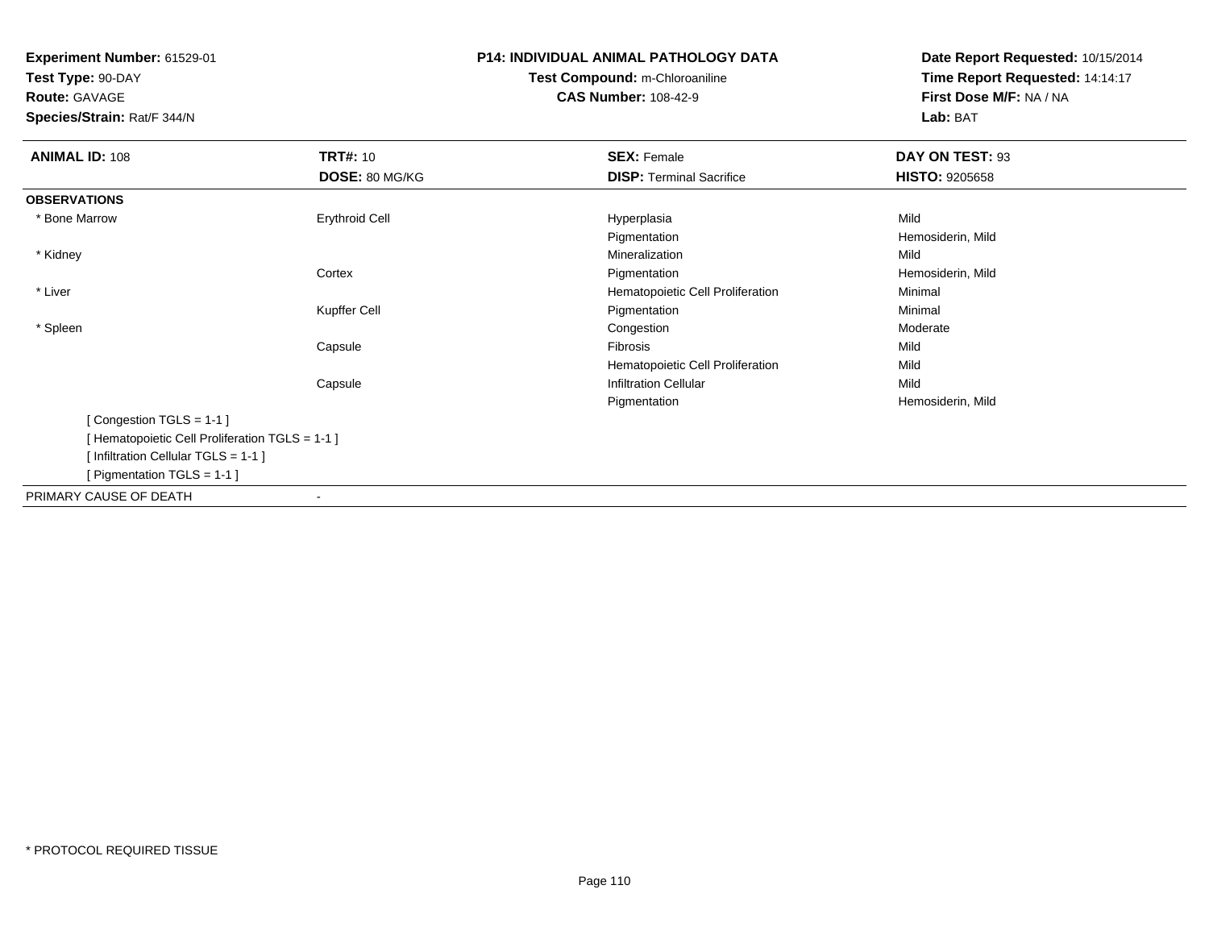**Experiment Number:** 61529-01
**Test Type:** 90-DAY
**Route:** GAVAGE
**Species/Strain:** Rat/F 344/N

**P14: INDIVIDUAL ANIMAL PATHOLOGY DATA**
**Test Compound:** m-Chloroaniline
**CAS Number:** 108-42-9

**Date Report Requested:** 10/15/2014
**Time Report Requested:** 14:14:17
**First Dose M/F:** NA / NA
**Lab:** BAT

| **ANIMAL ID:** 108 | **TRT#:** 10 | **SEX:** Female | **DAY ON TEST:** 93 |
|---|---|---|---|
| | **DOSE:** 80 MG/KG | **DISP:** Terminal Sacrifice | **HISTO:** 9205658 |
| **OBSERVATIONS** | | | |
| * Bone Marrow | Erythroid Cell | Hyperplasia | Mild |
| | | Pigmentation | Hemosiderin, Mild |
| * Kidney | | Mineralization | Mild |
| | Cortex | Pigmentation | Hemosiderin, Mild |
| * Liver | | Hematopoietic Cell Proliferation | Minimal |
| | Kupffer Cell | Pigmentation | Minimal |
| * Spleen | | Congestion | Moderate |
| | Capsule | Fibrosis | Mild |
| | | Hematopoietic Cell Proliferation | Mild |
| | Capsule | Infiltration Cellular | Mild |
| | | Pigmentation | Hemosiderin, Mild |

[ Congestion TGLS = 1-1 ]
[ Hematopoietic Cell Proliferation TGLS = 1-1 ]
[ Infiltration Cellular TGLS = 1-1 ]
[ Pigmentation TGLS = 1-1 ]

PRIMARY CAUSE OF DEATH -

* PROTOCOL REQUIRED TISSUE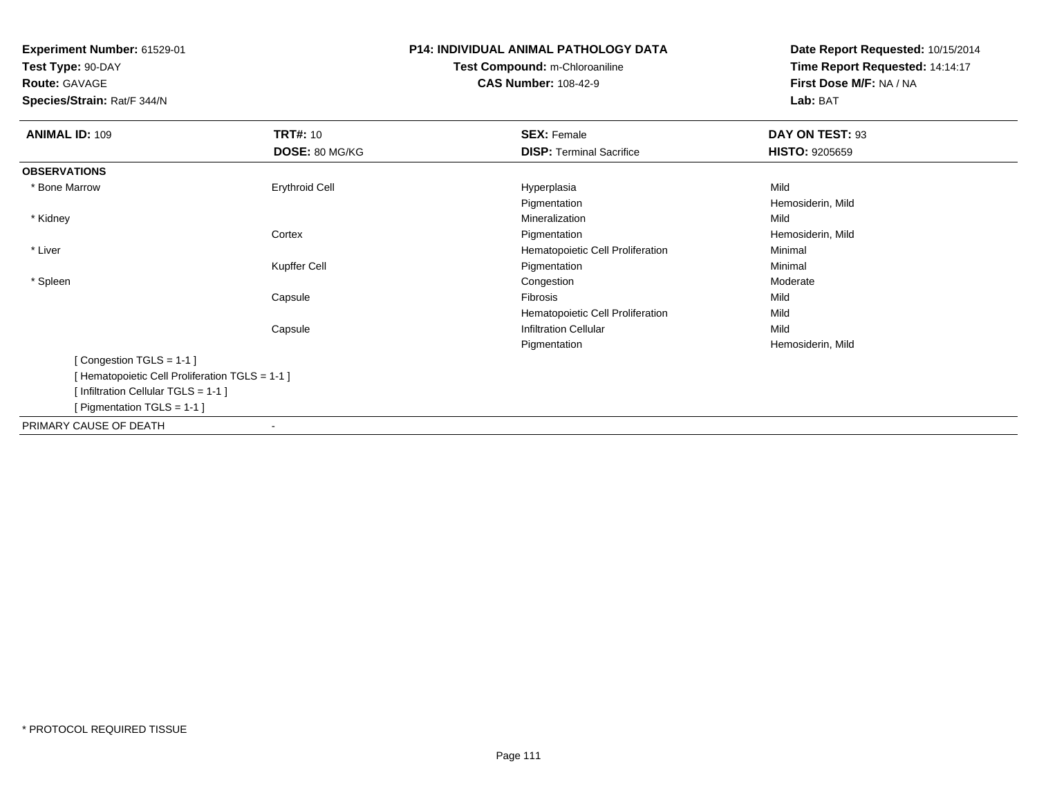**Experiment Number:** 61529-01
**Test Type:** 90-DAY
**Route:** GAVAGE
**Species/Strain:** Rat/F 344/N

**P14: INDIVIDUAL ANIMAL PATHOLOGY DATA**
**Test Compound:** m-Chloroaniline
**CAS Number:** 108-42-9

**Date Report Requested:** 10/15/2014
**Time Report Requested:** 14:14:17
**First Dose M/F:** NA / NA
**Lab:** BAT

| **ANIMAL ID:** 109 | **TRT#:** 10 | **SEX:** Female | **DAY ON TEST:** 93 |
|---|---|---|---|
| | **DOSE:** 80 MG/KG | **DISP:** Terminal Sacrifice | **HISTO:** 9205659 |
| **OBSERVATIONS** | | | |
| * Bone Marrow | Erythroid Cell | Hyperplasia | Mild |
| | | Pigmentation | Hemosiderin, Mild |
| * Kidney | | Mineralization | Mild |
| | Cortex | Pigmentation | Hemosiderin, Mild |
| * Liver | | Hematopoietic Cell Proliferation | Minimal |
| | Kupffer Cell | Pigmentation | Minimal |
| * Spleen | | Congestion | Moderate |
| | Capsule | Fibrosis | Mild |
| | | Hematopoietic Cell Proliferation | Mild |
| | Capsule | Infiltration Cellular | Mild |
| | | Pigmentation | Hemosiderin, Mild |

[ Congestion TGLS = 1-1 ]
[ Hematopoietic Cell Proliferation TGLS = 1-1 ]
[ Infiltration Cellular TGLS = 1-1 ]
[ Pigmentation TGLS = 1-1 ]

PRIMARY CAUSE OF DEATH -

* PROTOCOL REQUIRED TISSUE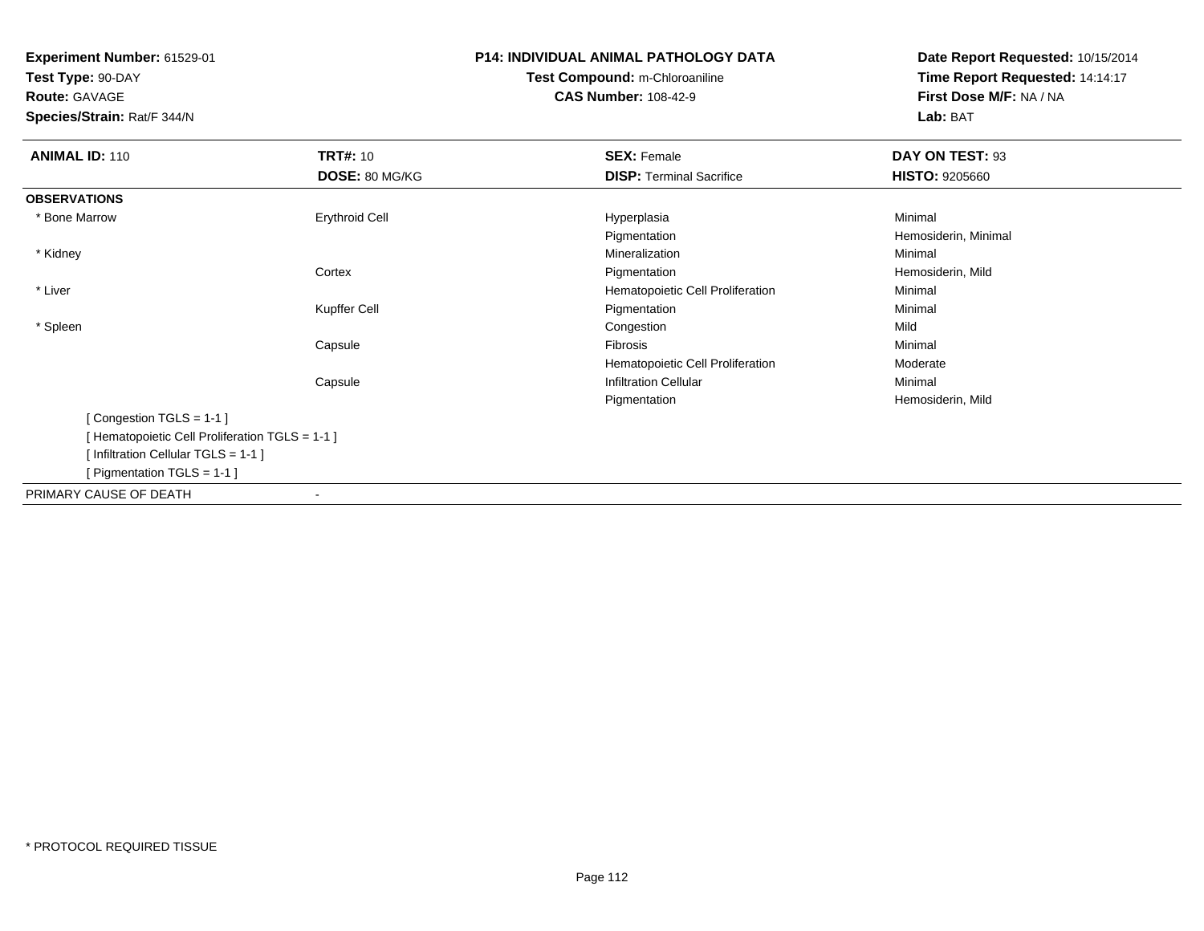**Experiment Number:** 61529-01
**Test Type:** 90-DAY
**Route:** GAVAGE
**Species/Strain:** Rat/F 344/N

**P14: INDIVIDUAL ANIMAL PATHOLOGY DATA**
**Test Compound:** m-Chloroaniline
**CAS Number:** 108-42-9

**Date Report Requested:** 10/15/2014
**Time Report Requested:** 14:14:17
**First Dose M/F:** NA / NA
**Lab:** BAT

| **ANIMAL ID:** 110 | **TRT#:** 10 | **SEX:** Female | **DAY ON TEST:** 93 |
|---|---|---|---|
| | **DOSE:** 80 MG/KG | **DISP:** Terminal Sacrifice | **HISTO:** 9205660 |
| **OBSERVATIONS** | | | |
| * Bone Marrow | Erythroid Cell | Hyperplasia | Minimal |
| | | Pigmentation | Hemosiderin, Minimal |
| * Kidney | | Mineralization | Minimal |
| | Cortex | Pigmentation | Hemosiderin, Mild |
| * Liver | | Hematopoietic Cell Proliferation | Minimal |
| | Kupffer Cell | Pigmentation | Minimal |
| * Spleen | | Congestion | Mild |
| | Capsule | Fibrosis | Minimal |
| | | Hematopoietic Cell Proliferation | Moderate |
| | Capsule | Infiltration Cellular | Minimal |
| | | Pigmentation | Hemosiderin, Mild |

[ Congestion TGLS = 1-1 ]
[ Hematopoietic Cell Proliferation TGLS = 1-1 ]
[ Infiltration Cellular TGLS = 1-1 ]
[ Pigmentation TGLS = 1-1 ]

PRIMARY CAUSE OF DEATH -

* PROTOCOL REQUIRED TISSUE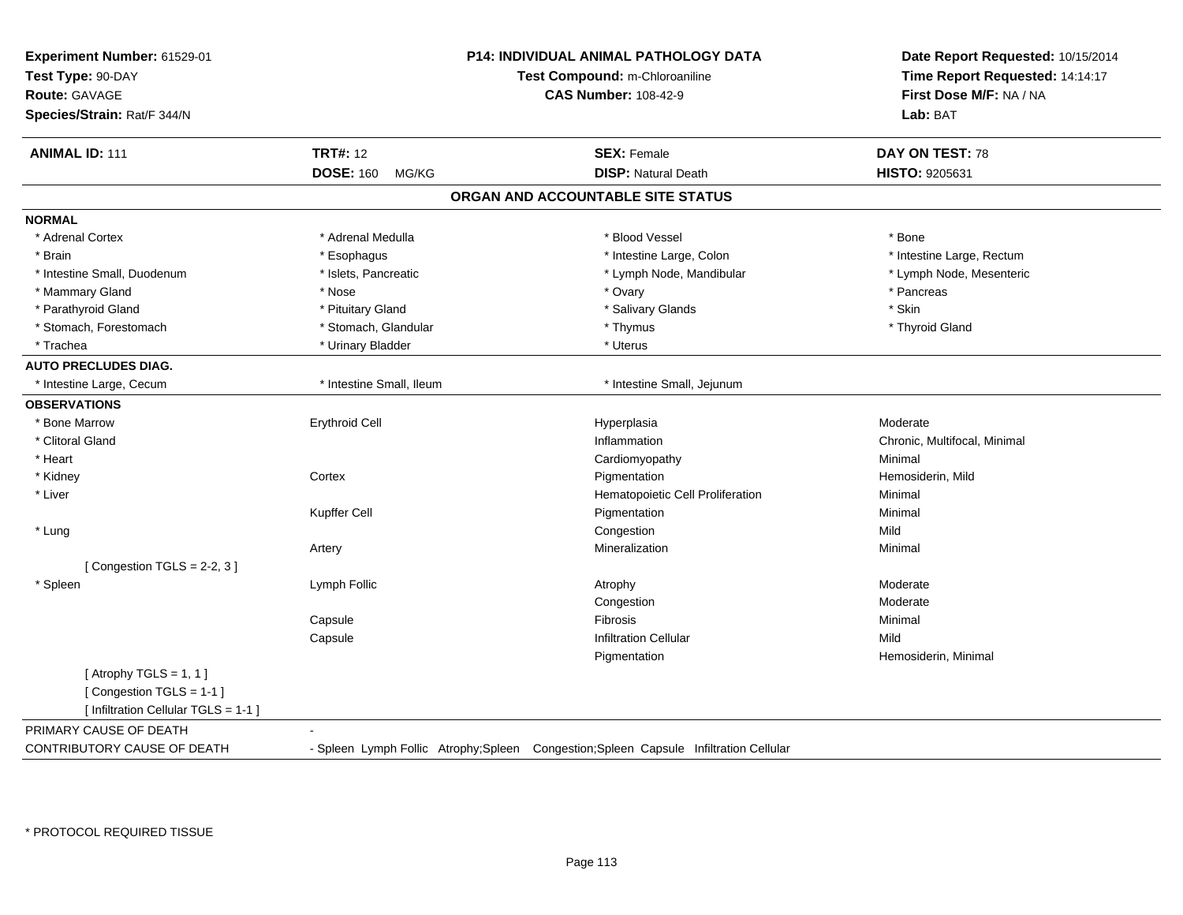**Experiment Number:** 61529-01
**Test Type:** 90-DAY
**Route:** GAVAGE
**Species/Strain:** Rat/F 344/N

**P14: INDIVIDUAL ANIMAL PATHOLOGY DATA**
**Test Compound:** m-Chloroaniline
**CAS Number:** 108-42-9

**Date Report Requested:** 10/15/2014
**Time Report Requested:** 14:14:17
**First Dose M/F:** NA / NA
**Lab:** BAT

| **ANIMAL ID:** 111 | **TRT#:** 12 | **SEX:** Female | **DAY ON TEST:** 78 |
|---|---|---|---|
| | **DOSE:** 160 MG/KG | **DISP:** Natural Death | **HISTO:** 9205631 |

## ORGAN AND ACCOUNTABLE SITE STATUS

**NORMAL**

| | | | |
|---|---|---|---|
| * Adrenal Cortex | * Adrenal Medulla | * Blood Vessel | * Bone |
| * Brain | * Esophagus | * Intestine Large, Colon | * Intestine Large, Rectum |
| * Intestine Small, Duodenum | * Islets, Pancreatic | * Lymph Node, Mandibular | * Lymph Node, Mesenteric |
| * Mammary Gland | * Nose | * Ovary | * Pancreas |
| * Parathyroid Gland | * Pituitary Gland | * Salivary Glands | * Skin |
| * Stomach, Forestomach | * Stomach, Glandular | * Thymus | * Thyroid Gland |
| * Trachea | * Urinary Bladder | * Uterus | |

**AUTO PRECLUDES DIAG.**

| | | |
|---|---|---|
| * Intestine Large, Cecum | * Intestine Small, Ileum | * Intestine Small, Jejunum |

**OBSERVATIONS**

| | | | |
|---|---|---|---|
| * Bone Marrow | Erythroid Cell | Hyperplasia | Moderate |
| * Clitoral Gland | | Inflammation | Chronic, Multifocal, Minimal |
| * Heart | | Cardiomyopathy | Minimal |
| * Kidney | Cortex | Pigmentation | Hemosiderin, Mild |
| * Liver | | Hematopoietic Cell Proliferation | Minimal |
| | Kupffer Cell | Pigmentation | Minimal |
| * Lung | | Congestion | Mild |
| | Artery | Mineralization | Minimal |
| [ Congestion TGLS = 2-2, 3 ] | | | |
| * Spleen | Lymph Follic | Atrophy | Moderate |
| | | Congestion | Moderate |
| | Capsule | Fibrosis | Minimal |
| | Capsule | Infiltration Cellular | Mild |
| | | Pigmentation | Hemosiderin, Minimal |
| [ Atrophy TGLS = 1, 1 ] | | | |
| [ Congestion TGLS = 1-1 ] | | | |
| [ Infiltration Cellular TGLS = 1-1 ] | | | |

PRIMARY CAUSE OF DEATH -

CONTRIBUTORY CAUSE OF DEATH - Spleen Lymph Follic Atrophy;Spleen Congestion;Spleen Capsule Infiltration Cellular

* PROTOCOL REQUIRED TISSUE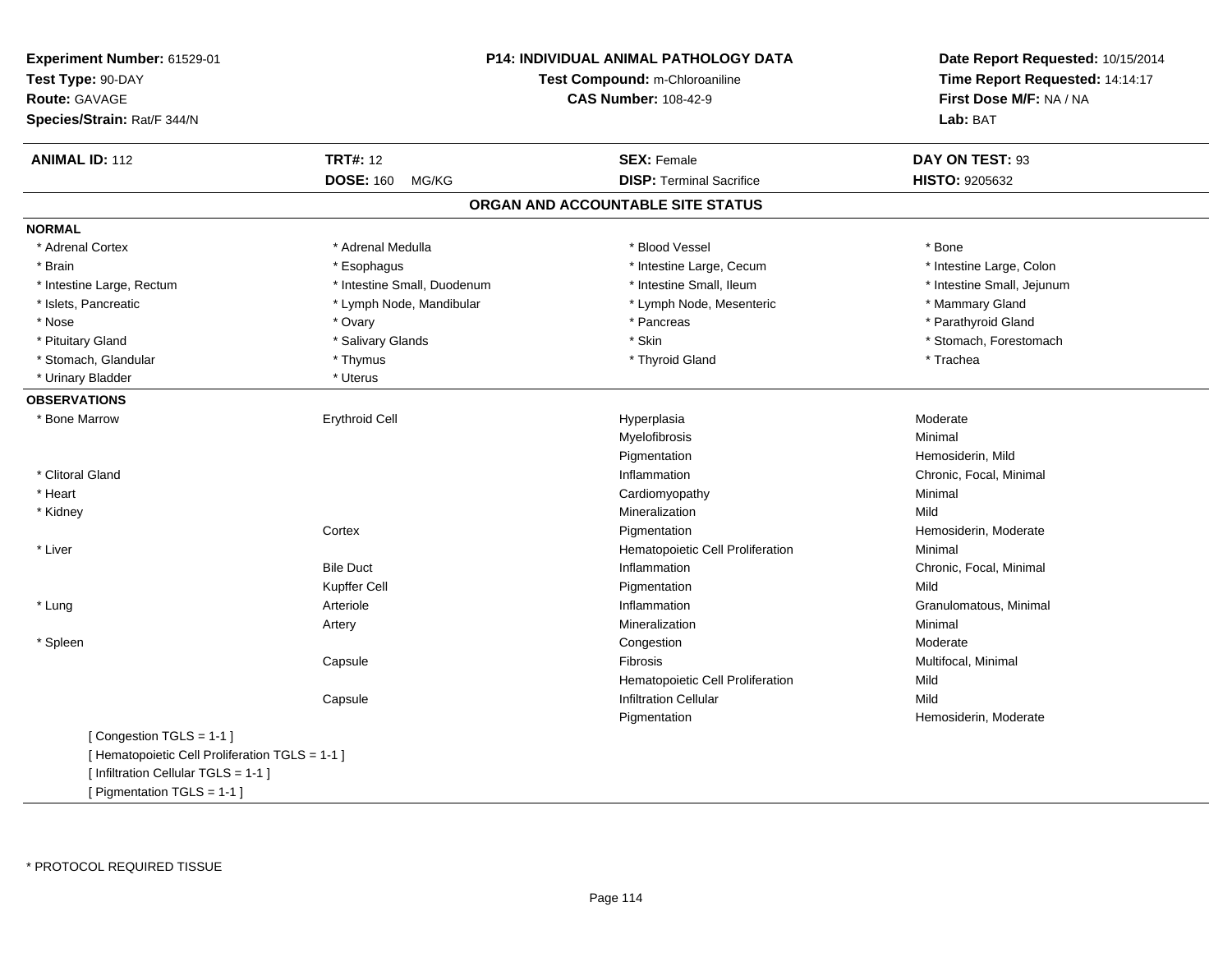**Experiment Number:** 61529-01
**Test Type:** 90-DAY
**Route:** GAVAGE
**Species/Strain:** Rat/F 344/N

**P14: INDIVIDUAL ANIMAL PATHOLOGY DATA**
**Test Compound:** m-Chloroaniline
**CAS Number:** 108-42-9

**Date Report Requested:** 10/15/2014
**Time Report Requested:** 14:14:17
**First Dose M/F:** NA / NA
**Lab:** BAT

| **ANIMAL ID:** 112 | **TRT#:** 12 | **SEX:** Female | **DAY ON TEST:** 93 |
|---|---|---|---|
| | **DOSE:** 160 MG/KG | **DISP:** Terminal Sacrifice | **HISTO:** 9205632 |

## ORGAN AND ACCOUNTABLE SITE STATUS

**NORMAL**

| | | | |
|---|---|---|---|
| * Adrenal Cortex | * Adrenal Medulla | * Blood Vessel | * Bone |
| * Brain | * Esophagus | * Intestine Large, Cecum | * Intestine Large, Colon |
| * Intestine Large, Rectum | * Intestine Small, Duodenum | * Intestine Small, Ileum | * Intestine Small, Jejunum |
| * Islets, Pancreatic | * Lymph Node, Mandibular | * Lymph Node, Mesenteric | * Mammary Gland |
| * Nose | * Ovary | * Pancreas | * Parathyroid Gland |
| * Pituitary Gland | * Salivary Glands | * Skin | * Stomach, Forestomach |
| * Stomach, Glandular | * Thymus | * Thyroid Gland | * Trachea |
| * Urinary Bladder | * Uterus | | |

**OBSERVATIONS**

| | | | |
|---|---|---|---|
| * Bone Marrow | Erythroid Cell | Hyperplasia | Moderate |
| | | Myelofibrosis | Minimal |
| | | Pigmentation | Hemosiderin, Mild |
| * Clitoral Gland | | Inflammation | Chronic, Focal, Minimal |
| * Heart | | Cardiomyopathy | Minimal |
| * Kidney | | Mineralization | Mild |
| | Cortex | Pigmentation | Hemosiderin, Moderate |
| * Liver | | Hematopoietic Cell Proliferation | Minimal |
| | Bile Duct | Inflammation | Chronic, Focal, Minimal |
| | Kupffer Cell | Pigmentation | Mild |
| * Lung | Arteriole | Inflammation | Granulomatous, Minimal |
| | Artery | Mineralization | Minimal |
| * Spleen | | Congestion | Moderate |
| | Capsule | Fibrosis | Multifocal, Minimal |
| | | Hematopoietic Cell Proliferation | Mild |
| | Capsule | Infiltration Cellular | Mild |
| | | Pigmentation | Hemosiderin, Moderate |

[ Congestion TGLS = 1-1 ]
[ Hematopoietic Cell Proliferation TGLS = 1-1 ]
[ Infiltration Cellular TGLS = 1-1 ]
[ Pigmentation TGLS = 1-1 ]

* PROTOCOL REQUIRED TISSUE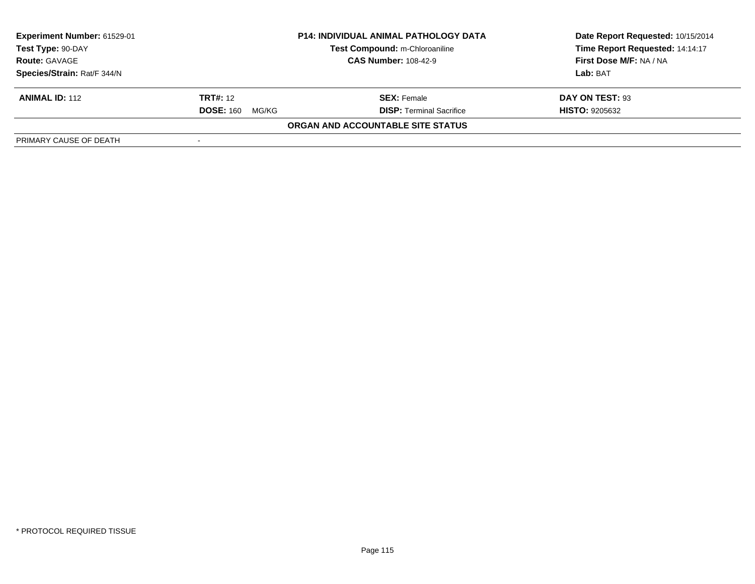| **Experiment Number:** 61529-01 | **P14: INDIVIDUAL ANIMAL PATHOLOGY DATA** | **Date Report Requested:** 10/15/2014 |
|---|---|---|
| **Test Type:** 90-DAY | **Test Compound:** m-Chloroaniline | **Time Report Requested:** 14:14:17 |
| **Route:** GAVAGE | **CAS Number:** 108-42-9 | **First Dose M/F:** NA / NA |
| **Species/Strain:** Rat/F 344/N | | **Lab:** BAT |

| **ANIMAL ID:** 112 | **TRT#:** 12 | **SEX:** Female | **DAY ON TEST:** 93 |
|---|---|---|---|
| | **DOSE:** 160 MG/KG | **DISP:** Terminal Sacrifice | **HISTO:** 9205632 |

**ORGAN AND ACCOUNTABLE SITE STATUS**

| PRIMARY CAUSE OF DEATH | - |
|---|---|

* PROTOCOL REQUIRED TISSUE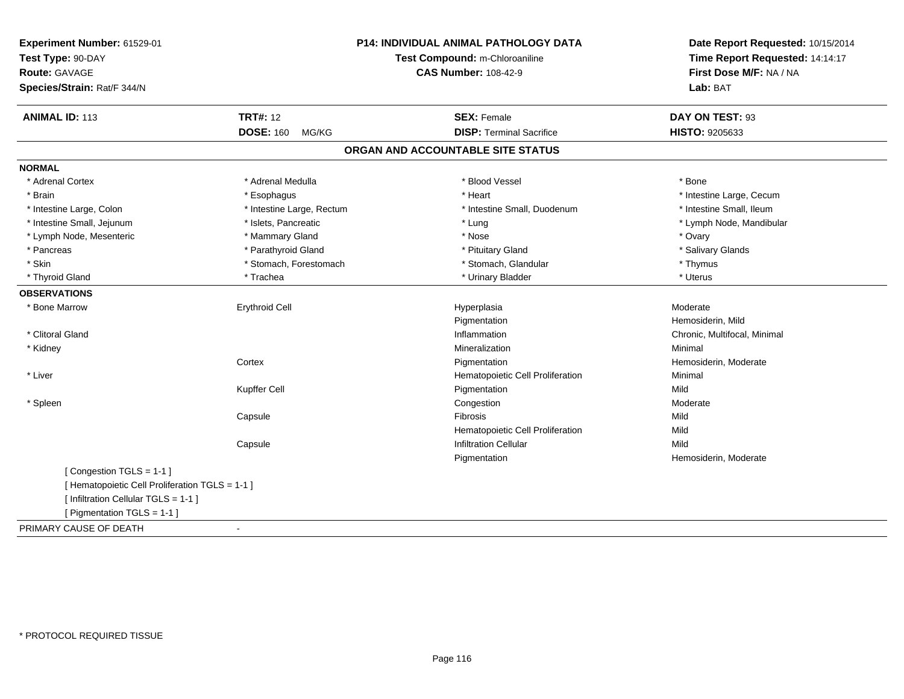**Experiment Number:** 61529-01
**Test Type:** 90-DAY
**Route:** GAVAGE
**Species/Strain:** Rat/F 344/N

**P14: INDIVIDUAL ANIMAL PATHOLOGY DATA**
**Test Compound:** m-Chloroaniline
**CAS Number:** 108-42-9

**Date Report Requested:** 10/15/2014
**Time Report Requested:** 14:14:17
**First Dose M/F:** NA / NA
**Lab:** BAT

| **ANIMAL ID:** 113 | **TRT#:** 12 | **SEX:** Female | **DAY ON TEST:** 93 |
|---|---|---|---|
| | **DOSE:** 160 MG/KG | **DISP:** Terminal Sacrifice | **HISTO:** 9205633 |

## ORGAN AND ACCOUNTABLE SITE STATUS

**NORMAL**

| | | | |
|---|---|---|---|
| * Adrenal Cortex | * Adrenal Medulla | * Blood Vessel | * Bone |
| * Brain | * Esophagus | * Heart | * Intestine Large, Cecum |
| * Intestine Large, Colon | * Intestine Large, Rectum | * Intestine Small, Duodenum | * Intestine Small, Ileum |
| * Intestine Small, Jejunum | * Islets, Pancreatic | * Lung | * Lymph Node, Mandibular |
| * Lymph Node, Mesenteric | * Mammary Gland | * Nose | * Ovary |
| * Pancreas | * Parathyroid Gland | * Pituitary Gland | * Salivary Glands |
| * Skin | * Stomach, Forestomach | * Stomach, Glandular | * Thymus |
| * Thyroid Gland | * Trachea | * Urinary Bladder | * Uterus |

**OBSERVATIONS**

| | | | |
|---|---|---|---|
| * Bone Marrow | Erythroid Cell | Hyperplasia | Moderate |
| | | Pigmentation | Hemosiderin, Mild |
| * Clitoral Gland | | Inflammation | Chronic, Multifocal, Minimal |
| * Kidney | | Mineralization | Minimal |
| | Cortex | Pigmentation | Hemosiderin, Moderate |
| * Liver | | Hematopoietic Cell Proliferation | Minimal |
| | Kupffer Cell | Pigmentation | Mild |
| * Spleen | | Congestion | Moderate |
| | Capsule | Fibrosis | Mild |
| | | Hematopoietic Cell Proliferation | Mild |
| | Capsule | Infiltration Cellular | Mild |
| | | Pigmentation | Hemosiderin, Moderate |

[ Congestion TGLS = 1-1 ]
[ Hematopoietic Cell Proliferation TGLS = 1-1 ]
[ Infiltration Cellular TGLS = 1-1 ]
[ Pigmentation TGLS = 1-1 ]

PRIMARY CAUSE OF DEATH -

* PROTOCOL REQUIRED TISSUE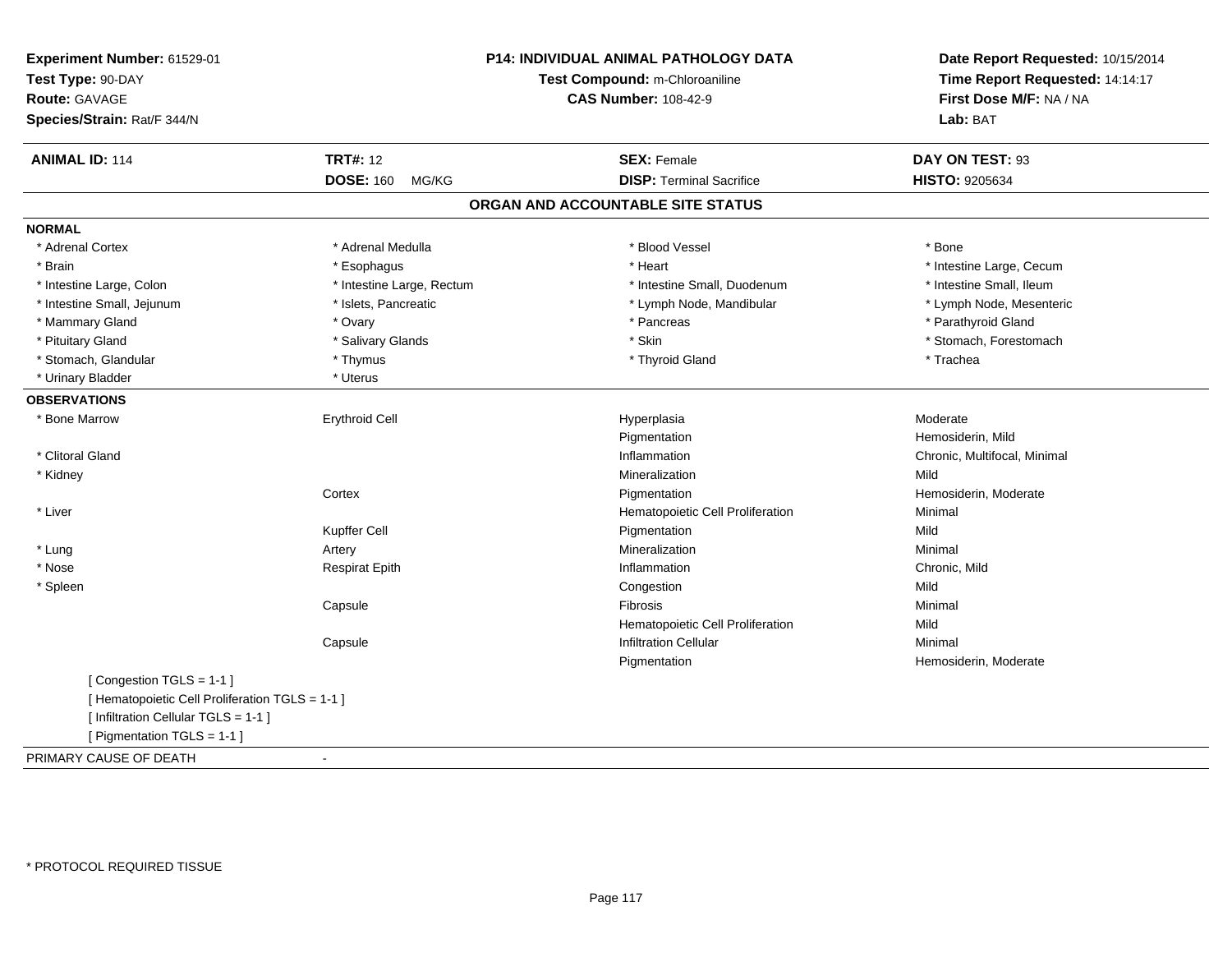**Experiment Number:** 61529-01
**Test Type:** 90-DAY
**Route:** GAVAGE
**Species/Strain:** Rat/F 344/N

**P14: INDIVIDUAL ANIMAL PATHOLOGY DATA**
**Test Compound:** m-Chloroaniline
**CAS Number:** 108-42-9

**Date Report Requested:** 10/15/2014
**Time Report Requested:** 14:14:17
**First Dose M/F:** NA / NA
**Lab:** BAT

| **ANIMAL ID:** 114 | **TRT#:** 12 | **SEX:** Female | **DAY ON TEST:** 93 |
|---|---|---|---|
| | **DOSE:** 160 MG/KG | **DISP:** Terminal Sacrifice | **HISTO:** 9205634 |

## ORGAN AND ACCOUNTABLE SITE STATUS

**NORMAL**

| | | | |
|---|---|---|---|
| * Adrenal Cortex | * Adrenal Medulla | * Blood Vessel | * Bone |
| * Brain | * Esophagus | * Heart | * Intestine Large, Cecum |
| * Intestine Large, Colon | * Intestine Large, Rectum | * Intestine Small, Duodenum | * Intestine Small, Ileum |
| * Intestine Small, Jejunum | * Islets, Pancreatic | * Lymph Node, Mandibular | * Lymph Node, Mesenteric |
| * Mammary Gland | * Ovary | * Pancreas | * Parathyroid Gland |
| * Pituitary Gland | * Salivary Glands | * Skin | * Stomach, Forestomach |
| * Stomach, Glandular | * Thymus | * Thyroid Gland | * Trachea |
| * Urinary Bladder | * Uterus | | |

**OBSERVATIONS**

| | | | |
|---|---|---|---|
| * Bone Marrow | Erythroid Cell | Hyperplasia | Moderate |
| | | Pigmentation | Hemosiderin, Mild |
| * Clitoral Gland | | Inflammation | Chronic, Multifocal, Minimal |
| * Kidney | | Mineralization | Mild |
| | Cortex | Pigmentation | Hemosiderin, Moderate |
| * Liver | | Hematopoietic Cell Proliferation | Minimal |
| | Kupffer Cell | Pigmentation | Mild |
| * Lung | Artery | Mineralization | Minimal |
| * Nose | Respirat Epith | Inflammation | Chronic, Mild |
| * Spleen | | Congestion | Mild |
| | Capsule | Fibrosis | Minimal |
| | | Hematopoietic Cell Proliferation | Mild |
| | Capsule | Infiltration Cellular | Minimal |
| | | Pigmentation | Hemosiderin, Moderate |

[ Congestion TGLS = 1-1 ]
[ Hematopoietic Cell Proliferation TGLS = 1-1 ]
[ Infiltration Cellular TGLS = 1-1 ]
[ Pigmentation TGLS = 1-1 ]

PRIMARY CAUSE OF DEATH -

* PROTOCOL REQUIRED TISSUE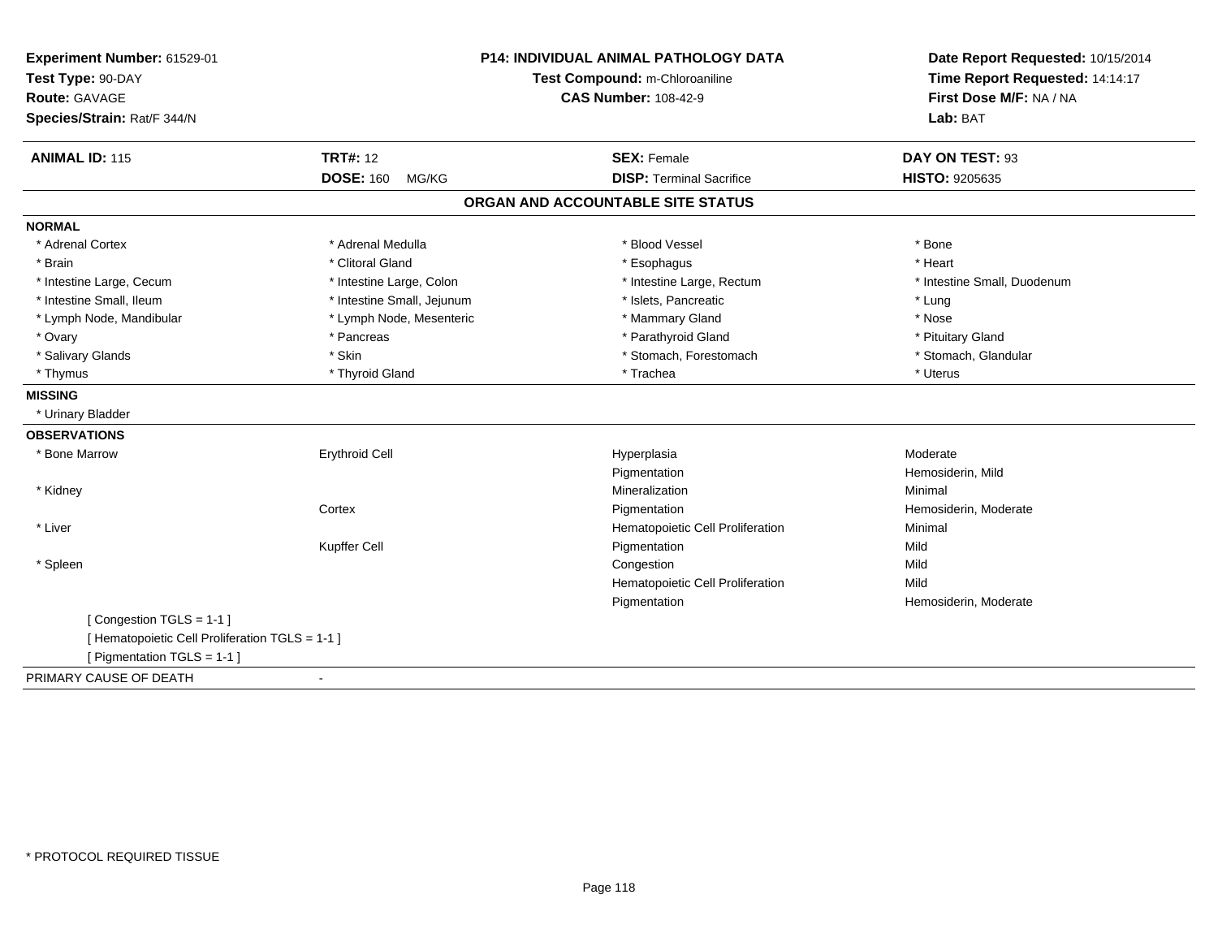**Experiment Number:** 61529-01
**Test Type:** 90-DAY
**Route:** GAVAGE
**Species/Strain:** Rat/F 344/N

**P14: INDIVIDUAL ANIMAL PATHOLOGY DATA**
**Test Compound:** m-Chloroaniline
**CAS Number:** 108-42-9

**Date Report Requested:** 10/15/2014
**Time Report Requested:** 14:14:17
**First Dose M/F:** NA / NA
**Lab:** BAT

| **ANIMAL ID:** 115 | **TRT#:** 12 | **SEX:** Female | **DAY ON TEST:** 93 |
|---|---|---|---|
| | **DOSE:** 160 MG/KG | **DISP:** Terminal Sacrifice | **HISTO:** 9205635 |

## ORGAN AND ACCOUNTABLE SITE STATUS

**NORMAL**

| | | | |
|---|---|---|---|
| * Adrenal Cortex | * Adrenal Medulla | * Blood Vessel | * Bone |
| * Brain | * Clitoral Gland | * Esophagus | * Heart |
| * Intestine Large, Cecum | * Intestine Large, Colon | * Intestine Large, Rectum | * Intestine Small, Duodenum |
| * Intestine Small, Ileum | * Intestine Small, Jejunum | * Islets, Pancreatic | * Lung |
| * Lymph Node, Mandibular | * Lymph Node, Mesenteric | * Mammary Gland | * Nose |
| * Ovary | * Pancreas | * Parathyroid Gland | * Pituitary Gland |
| * Salivary Glands | * Skin | * Stomach, Forestomach | * Stomach, Glandular |
| * Thymus | * Thyroid Gland | * Trachea | * Uterus |

**MISSING**

* Urinary Bladder

**OBSERVATIONS**

| | | | |
|---|---|---|---|
| * Bone Marrow | Erythroid Cell | Hyperplasia | Moderate |
| | | Pigmentation | Hemosiderin, Mild |
| * Kidney | | Mineralization | Minimal |
| | Cortex | Pigmentation | Hemosiderin, Moderate |
| * Liver | | Hematopoietic Cell Proliferation | Minimal |
| | Kupffer Cell | Pigmentation | Mild |
| * Spleen | | Congestion | Mild |
| | | Hematopoietic Cell Proliferation | Mild |
| | | Pigmentation | Hemosiderin, Moderate |

[ Congestion TGLS = 1-1 ]
[ Hematopoietic Cell Proliferation TGLS = 1-1 ]
[ Pigmentation TGLS = 1-1 ]

PRIMARY CAUSE OF DEATH -

* PROTOCOL REQUIRED TISSUE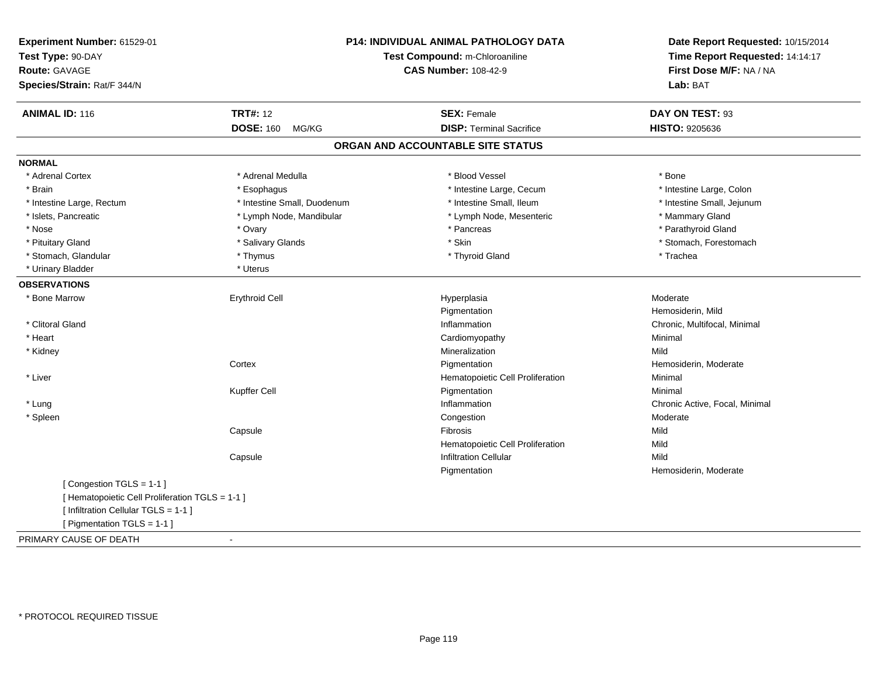**Experiment Number:** 61529-01
**Test Type:** 90-DAY
**Route:** GAVAGE
**Species/Strain:** Rat/F 344/N

**P14: INDIVIDUAL ANIMAL PATHOLOGY DATA**
**Test Compound:** m-Chloroaniline
**CAS Number:** 108-42-9

**Date Report Requested:** 10/15/2014
**Time Report Requested:** 14:14:17
**First Dose M/F:** NA / NA
**Lab:** BAT

| **ANIMAL ID:** 116 | **TRT#:** 12 | **SEX:** Female | **DAY ON TEST:** 93 |
|---|---|---|---|
| | **DOSE:** 160 MG/KG | **DISP:** Terminal Sacrifice | **HISTO:** 9205636 |

## ORGAN AND ACCOUNTABLE SITE STATUS

**NORMAL**

| | | | |
|---|---|---|---|
| * Adrenal Cortex | * Adrenal Medulla | * Blood Vessel | * Bone |
| * Brain | * Esophagus | * Intestine Large, Cecum | * Intestine Large, Colon |
| * Intestine Large, Rectum | * Intestine Small, Duodenum | * Intestine Small, Ileum | * Intestine Small, Jejunum |
| * Islets, Pancreatic | * Lymph Node, Mandibular | * Lymph Node, Mesenteric | * Mammary Gland |
| * Nose | * Ovary | * Pancreas | * Parathyroid Gland |
| * Pituitary Gland | * Salivary Glands | * Skin | * Stomach, Forestomach |
| * Stomach, Glandular | * Thymus | * Thyroid Gland | * Trachea |
| * Urinary Bladder | * Uterus | | |

**OBSERVATIONS**

| | | | |
|---|---|---|---|
| * Bone Marrow | Erythroid Cell | Hyperplasia | Moderate |
| | | Pigmentation | Hemosiderin, Mild |
| * Clitoral Gland | | Inflammation | Chronic, Multifocal, Minimal |
| * Heart | | Cardiomyopathy | Minimal |
| * Kidney | | Mineralization | Mild |
| | Cortex | Pigmentation | Hemosiderin, Moderate |
| * Liver | | Hematopoietic Cell Proliferation | Minimal |
| | Kupffer Cell | Pigmentation | Minimal |
| * Lung | | Inflammation | Chronic Active, Focal, Minimal |
| * Spleen | | Congestion | Moderate |
| | Capsule | Fibrosis | Mild |
| | | Hematopoietic Cell Proliferation | Mild |
| | Capsule | Infiltration Cellular | Mild |
| | | Pigmentation | Hemosiderin, Moderate |

[ Congestion TGLS = 1-1 ]
[ Hematopoietic Cell Proliferation TGLS = 1-1 ]
[ Infiltration Cellular TGLS = 1-1 ]
[ Pigmentation TGLS = 1-1 ]

PRIMARY CAUSE OF DEATH -

* PROTOCOL REQUIRED TISSUE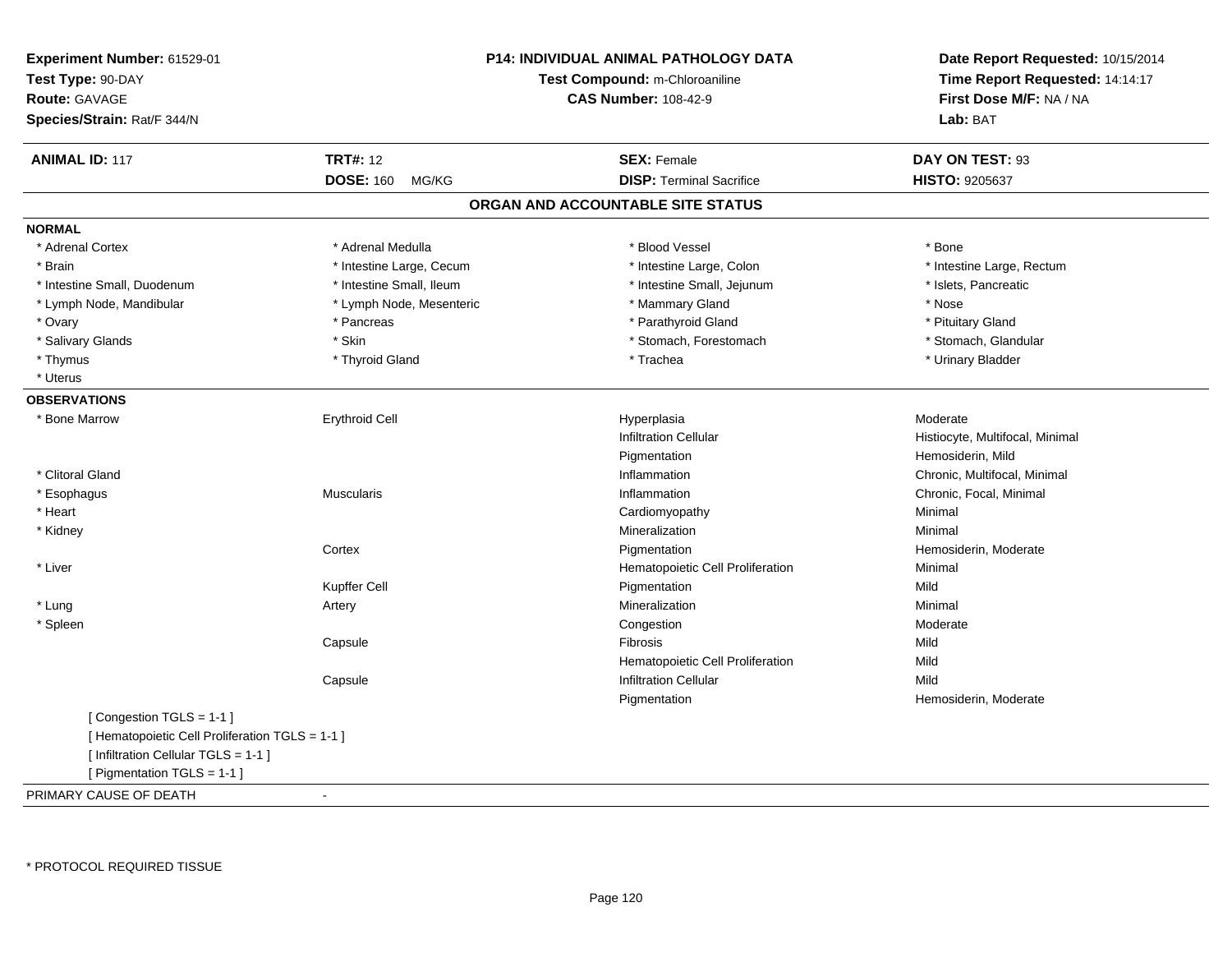**Experiment Number:** 61529-01
**Test Type:** 90-DAY
**Route:** GAVAGE
**Species/Strain:** Rat/F 344/N

**P14: INDIVIDUAL ANIMAL PATHOLOGY DATA**
**Test Compound:** m-Chloroaniline
**CAS Number:** 108-42-9

**Date Report Requested:** 10/15/2014
**Time Report Requested:** 14:14:17
**First Dose M/F:** NA / NA
**Lab:** BAT

| **ANIMAL ID:** 117 | **TRT#:** 12 | **SEX:** Female | **DAY ON TEST:** 93 |
|---|---|---|---|
| | **DOSE:** 160 MG/KG | **DISP:** Terminal Sacrifice | **HISTO:** 9205637 |

## ORGAN AND ACCOUNTABLE SITE STATUS

**NORMAL**

| | | | |
|---|---|---|---|
| * Adrenal Cortex | * Adrenal Medulla | * Blood Vessel | * Bone |
| * Brain | * Intestine Large, Cecum | * Intestine Large, Colon | * Intestine Large, Rectum |
| * Intestine Small, Duodenum | * Intestine Small, Ileum | * Intestine Small, Jejunum | * Islets, Pancreatic |
| * Lymph Node, Mandibular | * Lymph Node, Mesenteric | * Mammary Gland | * Nose |
| * Ovary | * Pancreas | * Parathyroid Gland | * Pituitary Gland |
| * Salivary Glands | * Skin | * Stomach, Forestomach | * Stomach, Glandular |
| * Thymus | * Thyroid Gland | * Trachea | * Urinary Bladder |
| * Uterus | | | |

**OBSERVATIONS**

| | | | |
|---|---|---|---|
| * Bone Marrow | Erythroid Cell | Hyperplasia | Moderate |
| | | Infiltration Cellular | Histiocyte, Multifocal, Minimal |
| | | Pigmentation | Hemosiderin, Mild |
| * Clitoral Gland | | Inflammation | Chronic, Multifocal, Minimal |
| * Esophagus | Muscularis | Inflammation | Chronic, Focal, Minimal |
| * Heart | | Cardiomyopathy | Minimal |
| * Kidney | | Mineralization | Minimal |
| | Cortex | Pigmentation | Hemosiderin, Moderate |
| * Liver | | Hematopoietic Cell Proliferation | Minimal |
| | Kupffer Cell | Pigmentation | Mild |
| * Lung | Artery | Mineralization | Minimal |
| * Spleen | | Congestion | Moderate |
| | Capsule | Fibrosis | Mild |
| | | Hematopoietic Cell Proliferation | Mild |
| | Capsule | Infiltration Cellular | Mild |
| | | Pigmentation | Hemosiderin, Moderate |

[ Congestion TGLS = 1-1 ]
[ Hematopoietic Cell Proliferation TGLS = 1-1 ]
[ Infiltration Cellular TGLS = 1-1 ]
[ Pigmentation TGLS = 1-1 ]

PRIMARY CAUSE OF DEATH -

* PROTOCOL REQUIRED TISSUE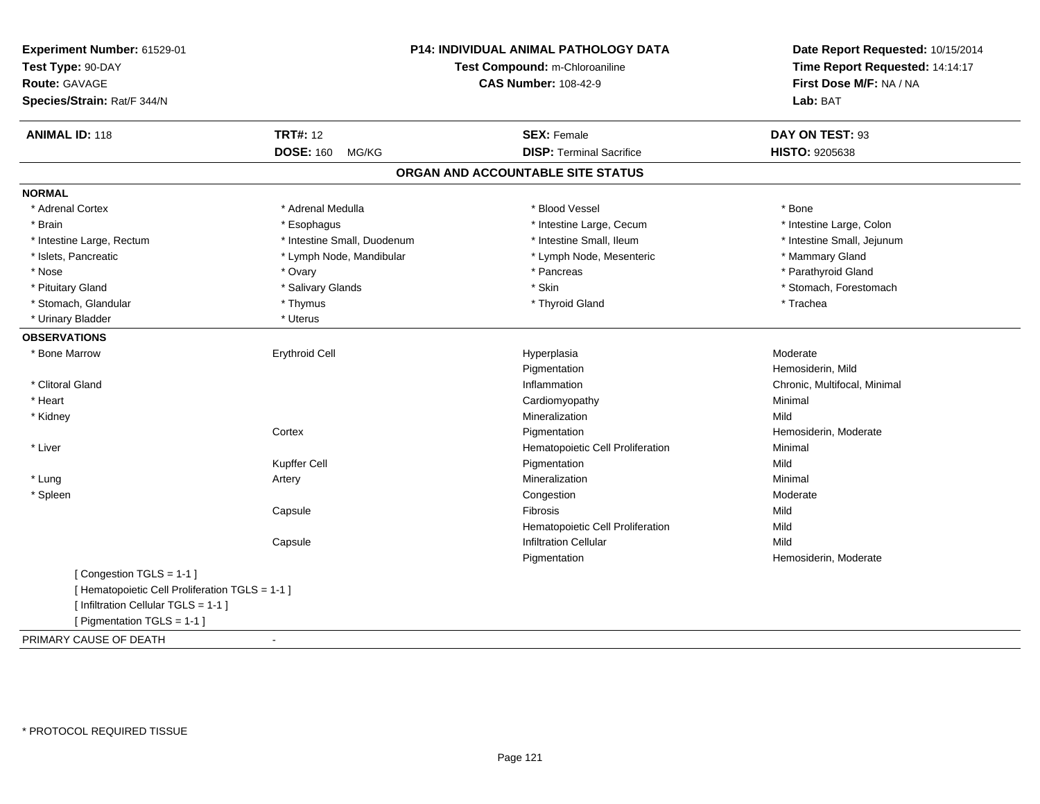**Experiment Number:** 61529-01
**Test Type:** 90-DAY
**Route:** GAVAGE
**Species/Strain:** Rat/F 344/N

**P14: INDIVIDUAL ANIMAL PATHOLOGY DATA**
**Test Compound:** m-Chloroaniline
**CAS Number:** 108-42-9

**Date Report Requested:** 10/15/2014
**Time Report Requested:** 14:14:17
**First Dose M/F:** NA / NA
**Lab:** BAT

| **ANIMAL ID:** 118 | **TRT#:** 12 | **SEX:** Female | **DAY ON TEST:** 93 |
|---|---|---|---|
| | **DOSE:** 160 MG/KG | **DISP:** Terminal Sacrifice | **HISTO:** 9205638 |

## ORGAN AND ACCOUNTABLE SITE STATUS

**NORMAL**

| | | | |
|---|---|---|---|
| * Adrenal Cortex | * Adrenal Medulla | * Blood Vessel | * Bone |
| * Brain | * Esophagus | * Intestine Large, Cecum | * Intestine Large, Colon |
| * Intestine Large, Rectum | * Intestine Small, Duodenum | * Intestine Small, Ileum | * Intestine Small, Jejunum |
| * Islets, Pancreatic | * Lymph Node, Mandibular | * Lymph Node, Mesenteric | * Mammary Gland |
| * Nose | * Ovary | * Pancreas | * Parathyroid Gland |
| * Pituitary Gland | * Salivary Glands | * Skin | * Stomach, Forestomach |
| * Stomach, Glandular | * Thymus | * Thyroid Gland | * Trachea |
| * Urinary Bladder | * Uterus | | |

**OBSERVATIONS**

| | | | |
|---|---|---|---|
| * Bone Marrow | Erythroid Cell | Hyperplasia | Moderate |
| | | Pigmentation | Hemosiderin, Mild |
| * Clitoral Gland | | Inflammation | Chronic, Multifocal, Minimal |
| * Heart | | Cardiomyopathy | Minimal |
| * Kidney | | Mineralization | Mild |
| | Cortex | Pigmentation | Hemosiderin, Moderate |
| * Liver | | Hematopoietic Cell Proliferation | Minimal |
| | Kupffer Cell | Pigmentation | Mild |
| * Lung | Artery | Mineralization | Minimal |
| * Spleen | | Congestion | Moderate |
| | Capsule | Fibrosis | Mild |
| | | Hematopoietic Cell Proliferation | Mild |
| | Capsule | Infiltration Cellular | Mild |
| | | Pigmentation | Hemosiderin, Moderate |

[ Congestion TGLS = 1-1 ]
[ Hematopoietic Cell Proliferation TGLS = 1-1 ]
[ Infiltration Cellular TGLS = 1-1 ]
[ Pigmentation TGLS = 1-1 ]

PRIMARY CAUSE OF DEATH -

* PROTOCOL REQUIRED TISSUE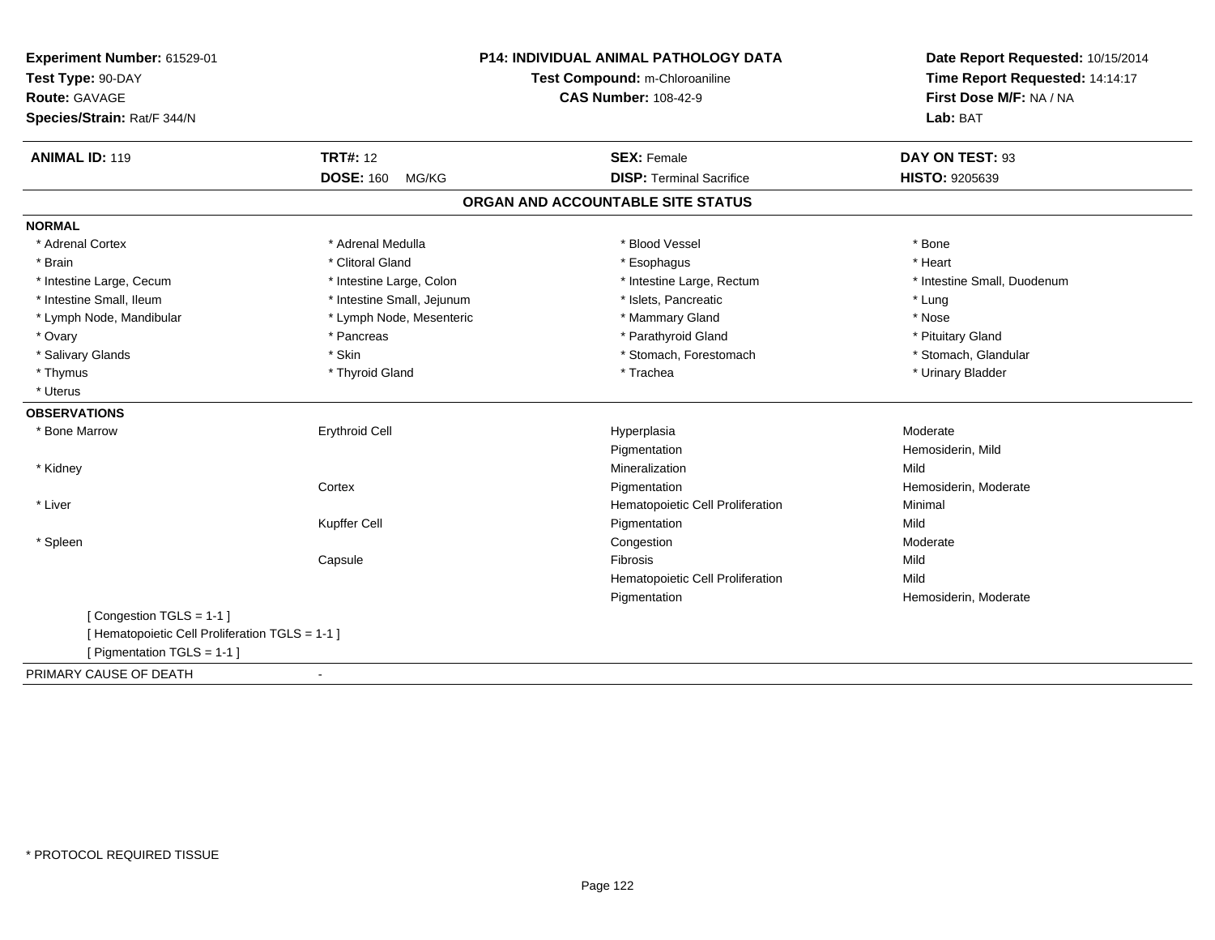**Experiment Number:** 61529-01
**Test Type:** 90-DAY
**Route:** GAVAGE
**Species/Strain:** Rat/F 344/N

**P14: INDIVIDUAL ANIMAL PATHOLOGY DATA**
**Test Compound:** m-Chloroaniline
**CAS Number:** 108-42-9

**Date Report Requested:** 10/15/2014
**Time Report Requested:** 14:14:17
**First Dose M/F:** NA / NA
**Lab:** BAT

| **ANIMAL ID:** 119 | **TRT#:** 12 | **SEX:** Female | **DAY ON TEST:** 93 |
|---|---|---|---|
| | **DOSE:** 160 MG/KG | **DISP:** Terminal Sacrifice | **HISTO:** 9205639 |

## ORGAN AND ACCOUNTABLE SITE STATUS

**NORMAL**

| | | | |
|---|---|---|---|
| * Adrenal Cortex | * Adrenal Medulla | * Blood Vessel | * Bone |
| * Brain | * Clitoral Gland | * Esophagus | * Heart |
| * Intestine Large, Cecum | * Intestine Large, Colon | * Intestine Large, Rectum | * Intestine Small, Duodenum |
| * Intestine Small, Ileum | * Intestine Small, Jejunum | * Islets, Pancreatic | * Lung |
| * Lymph Node, Mandibular | * Lymph Node, Mesenteric | * Mammary Gland | * Nose |
| * Ovary | * Pancreas | * Parathyroid Gland | * Pituitary Gland |
| * Salivary Glands | * Skin | * Stomach, Forestomach | * Stomach, Glandular |
| * Thymus | * Thyroid Gland | * Trachea | * Urinary Bladder |
| * Uterus | | | |

**OBSERVATIONS**

| | | | |
|---|---|---|---|
| * Bone Marrow | Erythroid Cell | Hyperplasia | Moderate |
| | | Pigmentation | Hemosiderin, Mild |
| * Kidney | | Mineralization | Mild |
| | Cortex | Pigmentation | Hemosiderin, Moderate |
| * Liver | | Hematopoietic Cell Proliferation | Minimal |
| | Kupffer Cell | Pigmentation | Mild |
| * Spleen | | Congestion | Moderate |
| | Capsule | Fibrosis | Mild |
| | | Hematopoietic Cell Proliferation | Mild |
| | | Pigmentation | Hemosiderin, Moderate |

[ Congestion TGLS = 1-1 ]
[ Hematopoietic Cell Proliferation TGLS = 1-1 ]
[ Pigmentation TGLS = 1-1 ]

PRIMARY CAUSE OF DEATH -

* PROTOCOL REQUIRED TISSUE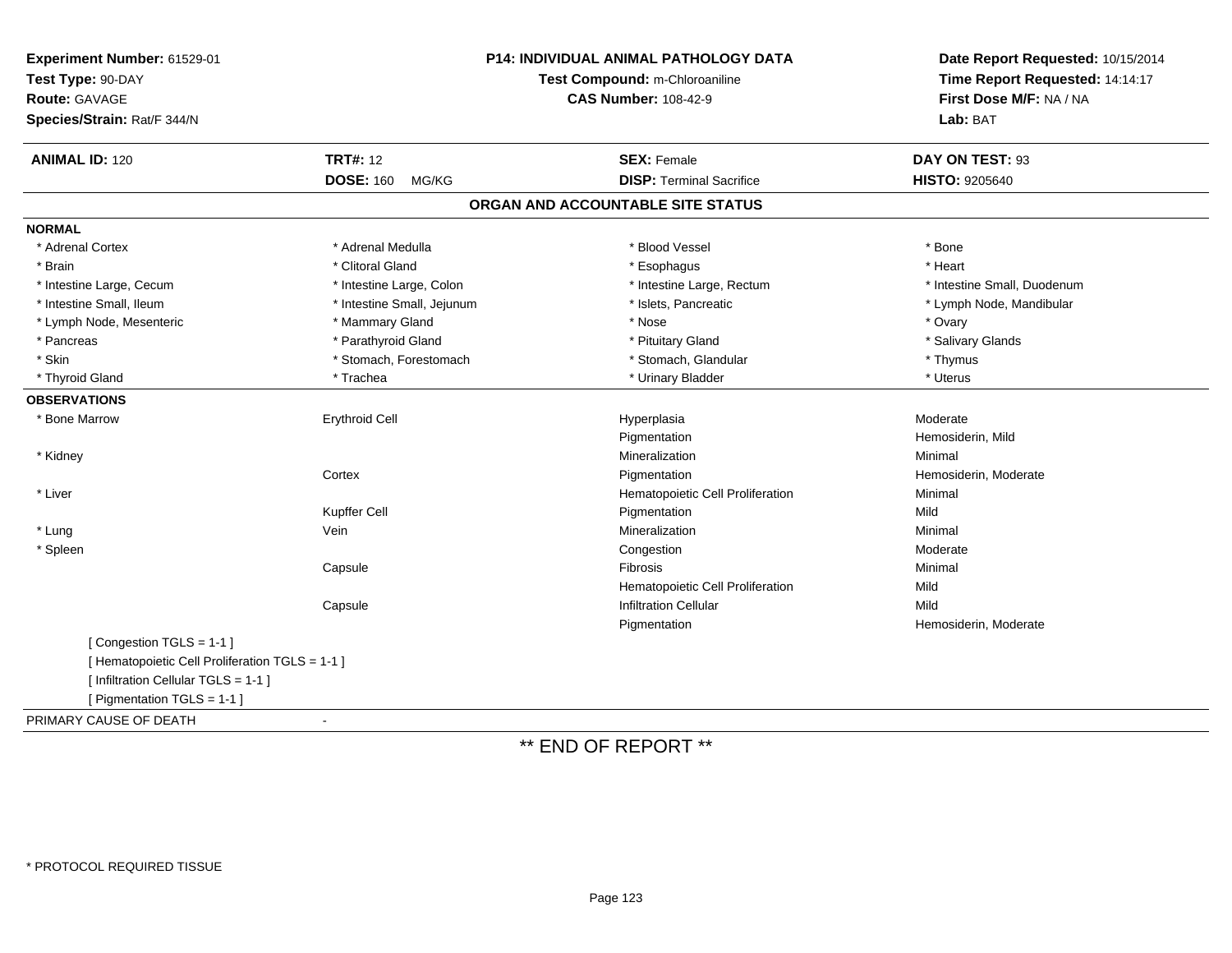**Experiment Number:** 61529-01
**Test Type:** 90-DAY
**Route:** GAVAGE
**Species/Strain:** Rat/F 344/N

**P14: INDIVIDUAL ANIMAL PATHOLOGY DATA**
**Test Compound:** m-Chloroaniline
**CAS Number:** 108-42-9

**Date Report Requested:** 10/15/2014
**Time Report Requested:** 14:14:17
**First Dose M/F:** NA / NA
**Lab:** BAT

| | | | |
|---|---|---|---|
| **ANIMAL ID:** 120 | **TRT#:** 12 | **SEX:** Female | **DAY ON TEST:** 93 |
| | **DOSE:** 160 MG/KG | **DISP:** Terminal Sacrifice | **HISTO:** 9205640 |

## ORGAN AND ACCOUNTABLE SITE STATUS

**NORMAL**

| | | | |
|---|---|---|---|
| * Adrenal Cortex | * Adrenal Medulla | * Blood Vessel | * Bone |
| * Brain | * Clitoral Gland | * Esophagus | * Heart |
| * Intestine Large, Cecum | * Intestine Large, Colon | * Intestine Large, Rectum | * Intestine Small, Duodenum |
| * Intestine Small, Ileum | * Intestine Small, Jejunum | * Islets, Pancreatic | * Lymph Node, Mandibular |
| * Lymph Node, Mesenteric | * Mammary Gland | * Nose | * Ovary |
| * Pancreas | * Parathyroid Gland | * Pituitary Gland | * Salivary Glands |
| * Skin | * Stomach, Forestomach | * Stomach, Glandular | * Thymus |
| * Thyroid Gland | * Trachea | * Urinary Bladder | * Uterus |

**OBSERVATIONS**

| | | | |
|---|---|---|---|
| * Bone Marrow | Erythroid Cell | Hyperplasia | Moderate |
| | | Pigmentation | Hemosiderin, Mild |
| * Kidney | | Mineralization | Minimal |
| | Cortex | Pigmentation | Hemosiderin, Moderate |
| * Liver | | Hematopoietic Cell Proliferation | Minimal |
| | Kupffer Cell | Pigmentation | Mild |
| * Lung | Vein | Mineralization | Minimal |
| * Spleen | | Congestion | Moderate |
| | Capsule | Fibrosis | Minimal |
| | | Hematopoietic Cell Proliferation | Mild |
| | Capsule | Infiltration Cellular | Mild |
| | | Pigmentation | Hemosiderin, Moderate |

[ Congestion TGLS = 1-1 ]
[ Hematopoietic Cell Proliferation TGLS = 1-1 ]
[ Infiltration Cellular TGLS = 1-1 ]
[ Pigmentation TGLS = 1-1 ]

PRIMARY CAUSE OF DEATH -

** END OF REPORT **

* PROTOCOL REQUIRED TISSUE